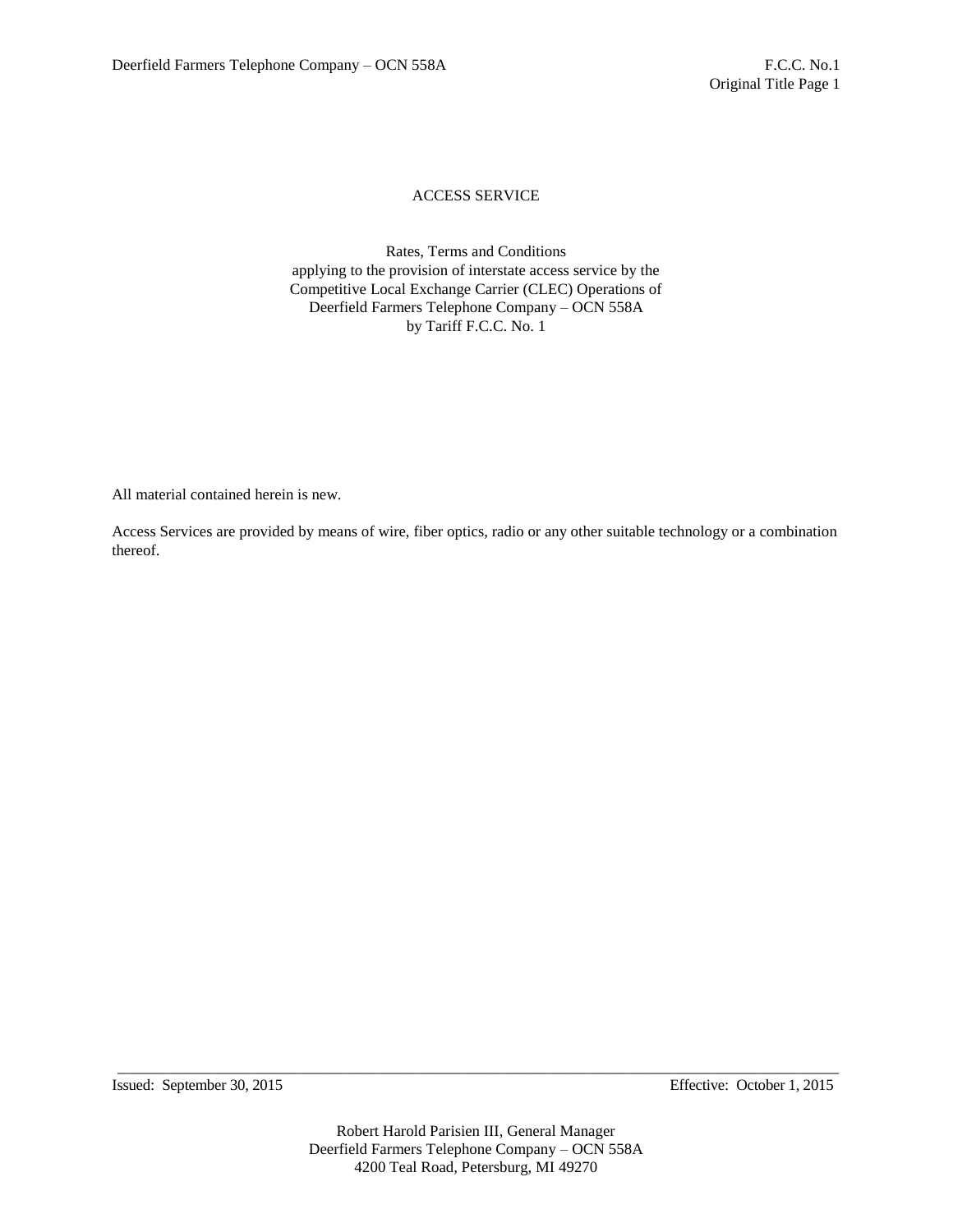# ACCESS SERVICE

Rates, Terms and Conditions
applying to the provision of interstate access service by the
Competitive Local Exchange Carrier (CLEC) Operations of
Deerfield Farmers Telephone Company – OCN 558A
by Tariff F.C.C. No. 1

All material contained herein is new.

Access Services are provided by means of wire, fiber optics, radio or any other suitable technology or a combination thereof.

Issued: September 30, 2015 Effective: October 1, 2015

Robert Harold Parisien III, General Manager
Deerfield Farmers Telephone Company – OCN 558A
4200 Teal Road, Petersburg, MI 49270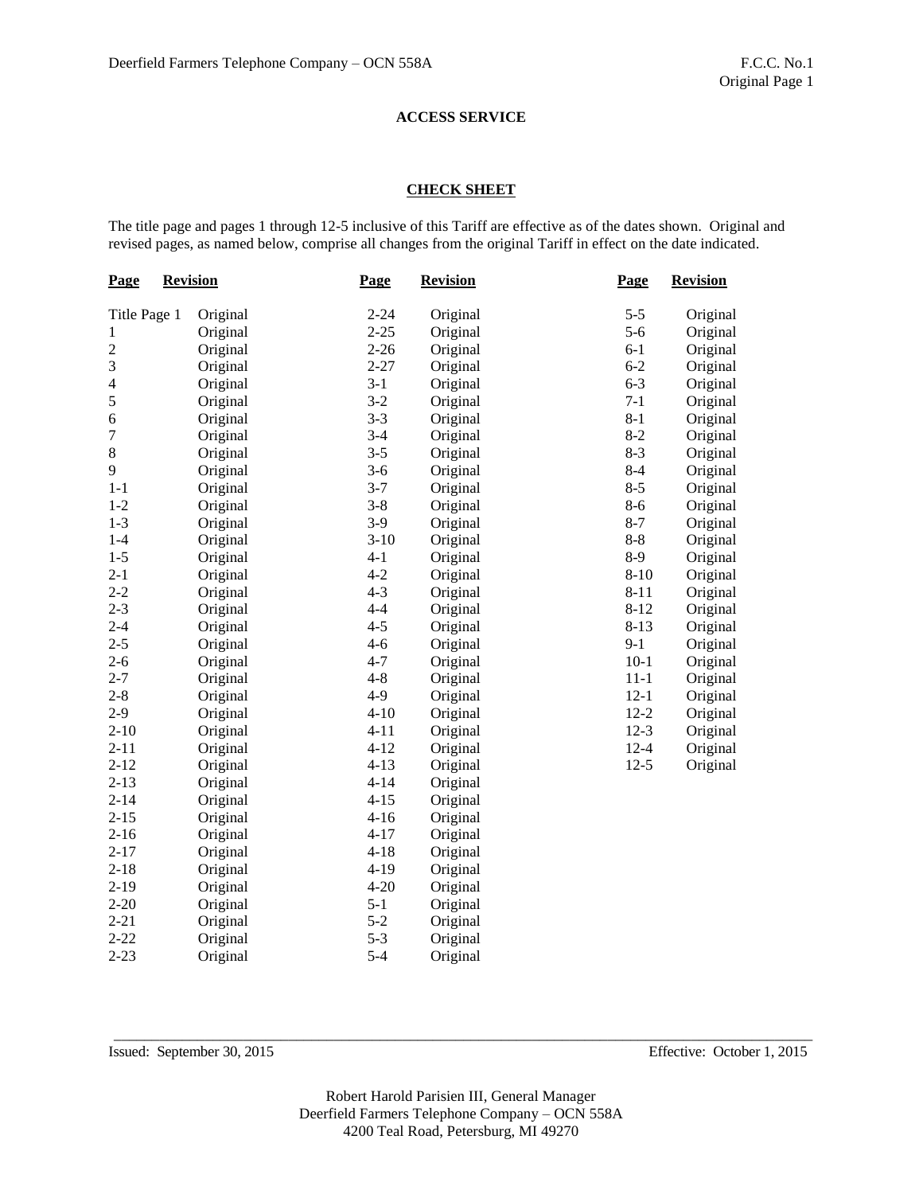**ACCESS SERVICE**

**CHECK SHEET**

The title page and pages 1 through 12-5 inclusive of this Tariff are effective as of the dates shown. Original and revised pages, as named below, comprise all changes from the original Tariff in effect on the date indicated.

| Page | Revision | Page | Revision | Page | Revision |
|---|---|---|---|---|---|
| Title Page 1 | Original | 2-24 | Original | 5-5 | Original |
| 1 | Original | 2-25 | Original | 5-6 | Original |
| 2 | Original | 2-26 | Original | 6-1 | Original |
| 3 | Original | 2-27 | Original | 6-2 | Original |
| 4 | Original | 3-1 | Original | 6-3 | Original |
| 5 | Original | 3-2 | Original | 7-1 | Original |
| 6 | Original | 3-3 | Original | 8-1 | Original |
| 7 | Original | 3-4 | Original | 8-2 | Original |
| 8 | Original | 3-5 | Original | 8-3 | Original |
| 9 | Original | 3-6 | Original | 8-4 | Original |
| 1-1 | Original | 3-7 | Original | 8-5 | Original |
| 1-2 | Original | 3-8 | Original | 8-6 | Original |
| 1-3 | Original | 3-9 | Original | 8-7 | Original |
| 1-4 | Original | 3-10 | Original | 8-8 | Original |
| 1-5 | Original | 4-1 | Original | 8-9 | Original |
| 2-1 | Original | 4-2 | Original | 8-10 | Original |
| 2-2 | Original | 4-3 | Original | 8-11 | Original |
| 2-3 | Original | 4-4 | Original | 8-12 | Original |
| 2-4 | Original | 4-5 | Original | 8-13 | Original |
| 2-5 | Original | 4-6 | Original | 9-1 | Original |
| 2-6 | Original | 4-7 | Original | 10-1 | Original |
| 2-7 | Original | 4-8 | Original | 11-1 | Original |
| 2-8 | Original | 4-9 | Original | 12-1 | Original |
| 2-9 | Original | 4-10 | Original | 12-2 | Original |
| 2-10 | Original | 4-11 | Original | 12-3 | Original |
| 2-11 | Original | 4-12 | Original | 12-4 | Original |
| 2-12 | Original | 4-13 | Original | 12-5 | Original |
| 2-13 | Original | 4-14 | Original | | |
| 2-14 | Original | 4-15 | Original | | |
| 2-15 | Original | 4-16 | Original | | |
| 2-16 | Original | 4-17 | Original | | |
| 2-17 | Original | 4-18 | Original | | |
| 2-18 | Original | 4-19 | Original | | |
| 2-19 | Original | 4-20 | Original | | |
| 2-20 | Original | 5-1 | Original | | |
| 2-21 | Original | 5-2 | Original | | |
| 2-22 | Original | 5-3 | Original | | |
| 2-23 | Original | 5-4 | Original | | |

Issued: September 30, 2015 Effective: October 1, 2015

Robert Harold Parisien III, General Manager
Deerfield Farmers Telephone Company – OCN 558A
4200 Teal Road, Petersburg, MI 49270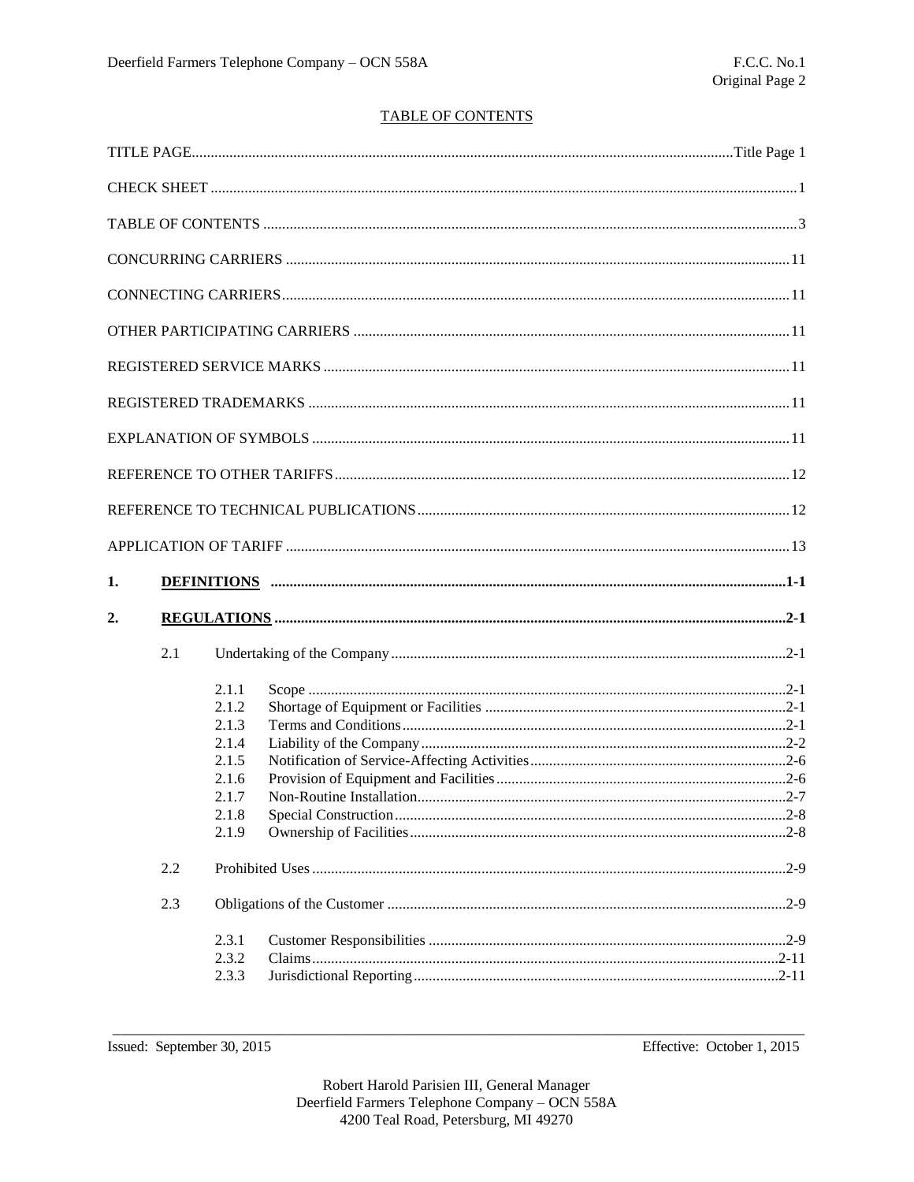TABLE OF CONTENTS

TITLE PAGE ........ Title Page 1

CHECK SHEET ........ 1

TABLE OF CONTENTS ........ 3

CONCURRING CARRIERS ........ 11

CONNECTING CARRIERS ........ 11

OTHER PARTICIPATING CARRIERS ........ 11

REGISTERED SERVICE MARKS ........ 11

REGISTERED TRADEMARKS ........ 11

EXPLANATION OF SYMBOLS ........ 11

REFERENCE TO OTHER TARIFFS ........ 12

REFERENCE TO TECHNICAL PUBLICATIONS ........ 12

APPLICATION OF TARIFF ........ 13

**1. DEFINITIONS ........ 1-1**

**2. REGULATIONS ........ 2-1**

2.1 Undertaking of the Company ........ 2-1

- 2.1.1 Scope ........ 2-1
- 2.1.2 Shortage of Equipment or Facilities ........ 2-1
- 2.1.3 Terms and Conditions ........ 2-1
- 2.1.4 Liability of the Company ........ 2-2
- 2.1.5 Notification of Service-Affecting Activities ........ 2-6
- 2.1.6 Provision of Equipment and Facilities ........ 2-6
- 2.1.7 Non-Routine Installation ........ 2-7
- 2.1.8 Special Construction ........ 2-8
- 2.1.9 Ownership of Facilities ........ 2-8

2.2 Prohibited Uses ........ 2-9

2.3 Obligations of the Customer ........ 2-9

- 2.3.1 Customer Responsibilities ........ 2-9
- 2.3.2 Claims ........ 2-11
- 2.3.3 Jurisdictional Reporting ........ 2-11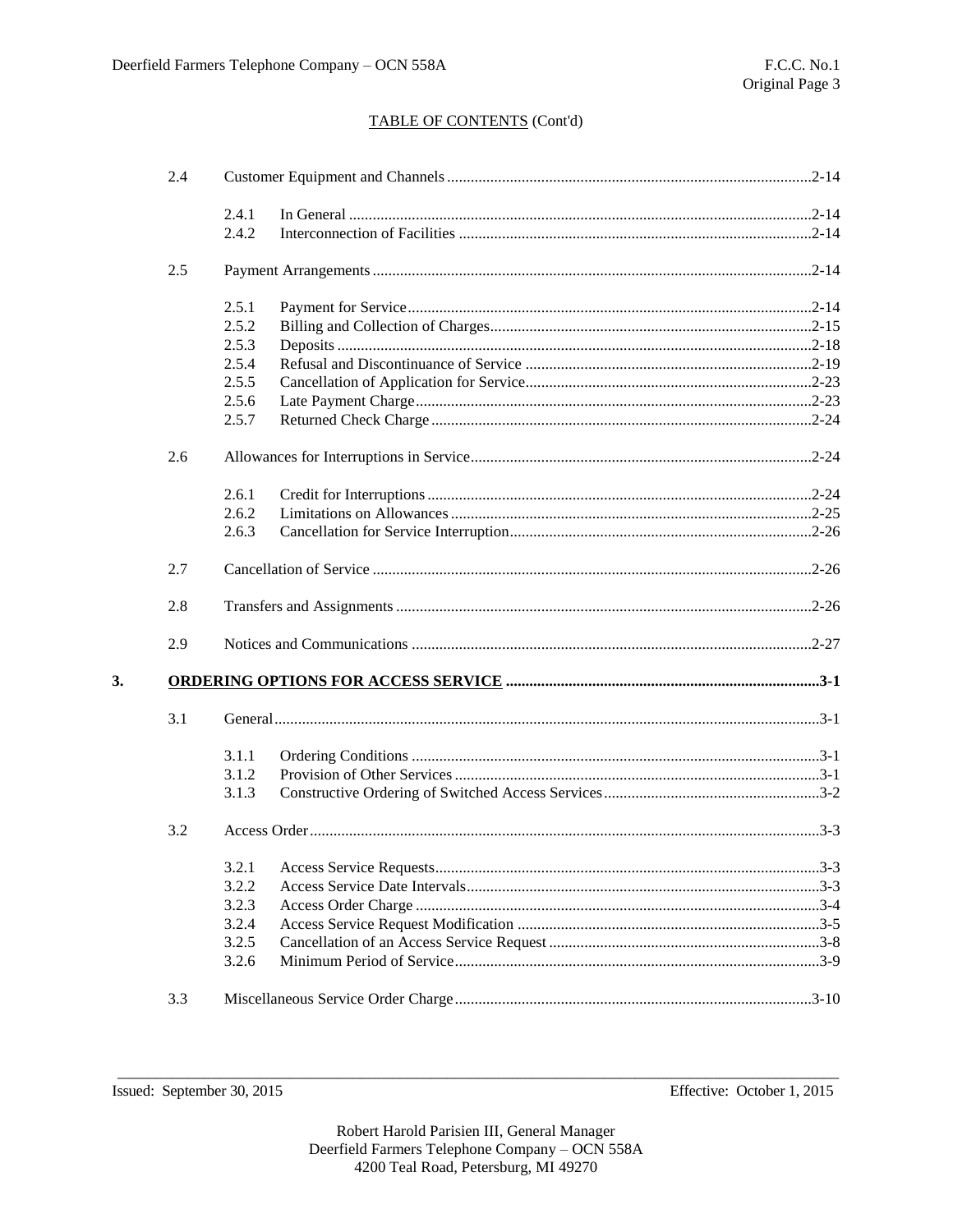TABLE OF CONTENTS (Cont'd)

| | | | |
|---|---|---|---|
| 2.4 | | Customer Equipment and Channels | 2-14 |
| | 2.4.1 | In General | 2-14 |
| | 2.4.2 | Interconnection of Facilities | 2-14 |
| 2.5 | | Payment Arrangements | 2-14 |
| | 2.5.1 | Payment for Service | 2-14 |
| | 2.5.2 | Billing and Collection of Charges | 2-15 |
| | 2.5.3 | Deposits | 2-18 |
| | 2.5.4 | Refusal and Discontinuance of Service | 2-19 |
| | 2.5.5 | Cancellation of Application for Service | 2-23 |
| | 2.5.6 | Late Payment Charge | 2-23 |
| | 2.5.7 | Returned Check Charge | 2-24 |
| 2.6 | | Allowances for Interruptions in Service | 2-24 |
| | 2.6.1 | Credit for Interruptions | 2-24 |
| | 2.6.2 | Limitations on Allowances | 2-25 |
| | 2.6.3 | Cancellation for Service Interruption | 2-26 |
| 2.7 | | Cancellation of Service | 2-26 |
| 2.8 | | Transfers and Assignments | 2-26 |
| 2.9 | | Notices and Communications | 2-27 |

**3. ORDERING OPTIONS FOR ACCESS SERVICE ................ 3-1**

| | | | |
|---|---|---|---|
| 3.1 | | General | 3-1 |
| | 3.1.1 | Ordering Conditions | 3-1 |
| | 3.1.2 | Provision of Other Services | 3-1 |
| | 3.1.3 | Constructive Ordering of Switched Access Services | 3-2 |
| 3.2 | | Access Order | 3-3 |
| | 3.2.1 | Access Service Requests | 3-3 |
| | 3.2.2 | Access Service Date Intervals | 3-3 |
| | 3.2.3 | Access Order Charge | 3-4 |
| | 3.2.4 | Access Service Request Modification | 3-5 |
| | 3.2.5 | Cancellation of an Access Service Request | 3-8 |
| | 3.2.6 | Minimum Period of Service | 3-9 |
| 3.3 | | Miscellaneous Service Order Charge | 3-10 |

Issued: September 30, 2015 Effective: October 1, 2015

Robert Harold Parisien III, General Manager
Deerfield Farmers Telephone Company – OCN 558A
4200 Teal Road, Petersburg, MI 49270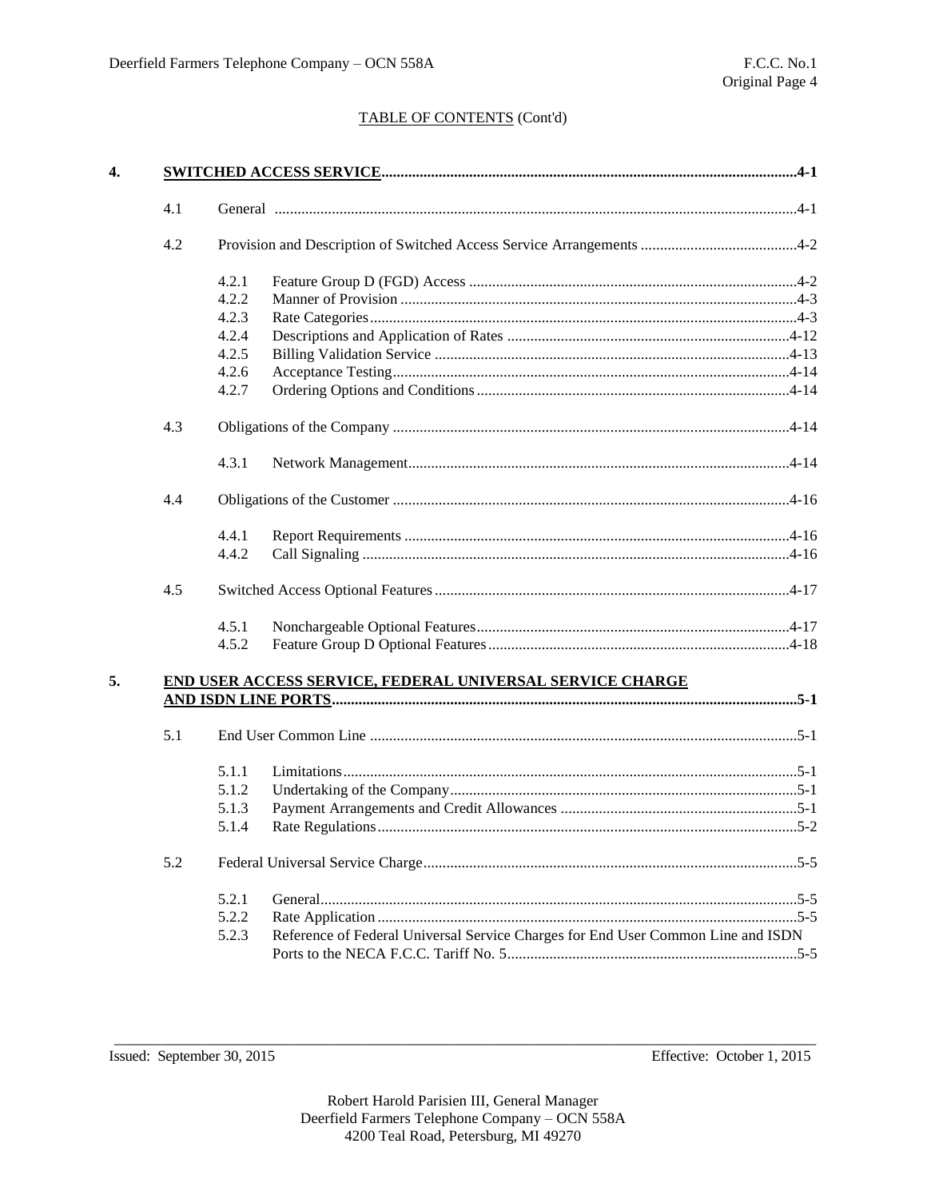TABLE OF CONTENTS (Cont'd)

**4. SWITCHED ACCESS SERVICE** ..... 4-1

- 4.1 General ..... 4-1
- 4.2 Provision and Description of Switched Access Service Arrangements ..... 4-2
  - 4.2.1 Feature Group D (FGD) Access ..... 4-2
  - 4.2.2 Manner of Provision ..... 4-3
  - 4.2.3 Rate Categories ..... 4-3
  - 4.2.4 Descriptions and Application of Rates ..... 4-12
  - 4.2.5 Billing Validation Service ..... 4-13
  - 4.2.6 Acceptance Testing ..... 4-14
  - 4.2.7 Ordering Options and Conditions ..... 4-14
- 4.3 Obligations of the Company ..... 4-14
  - 4.3.1 Network Management ..... 4-14
- 4.4 Obligations of the Customer ..... 4-16
  - 4.4.1 Report Requirements ..... 4-16
  - 4.4.2 Call Signaling ..... 4-16
- 4.5 Switched Access Optional Features ..... 4-17
  - 4.5.1 Nonchargeable Optional Features ..... 4-17
  - 4.5.2 Feature Group D Optional Features ..... 4-18

**5. END USER ACCESS SERVICE, FEDERAL UNIVERSAL SERVICE CHARGE AND ISDN LINE PORTS** ..... 5-1

- 5.1 End User Common Line ..... 5-1
  - 5.1.1 Limitations ..... 5-1
  - 5.1.2 Undertaking of the Company ..... 5-1
  - 5.1.3 Payment Arrangements and Credit Allowances ..... 5-1
  - 5.1.4 Rate Regulations ..... 5-2
- 5.2 Federal Universal Service Charge ..... 5-5
  - 5.2.1 General ..... 5-5
  - 5.2.2 Rate Application ..... 5-5
  - 5.2.3 Reference of Federal Universal Service Charges for End User Common Line and ISDN Ports to the NECA F.C.C. Tariff No. 5 ..... 5-5

Issued: September 30, 2015 Effective: October 1, 2015

Robert Harold Parisien III, General Manager
Deerfield Farmers Telephone Company – OCN 558A
4200 Teal Road, Petersburg, MI 49270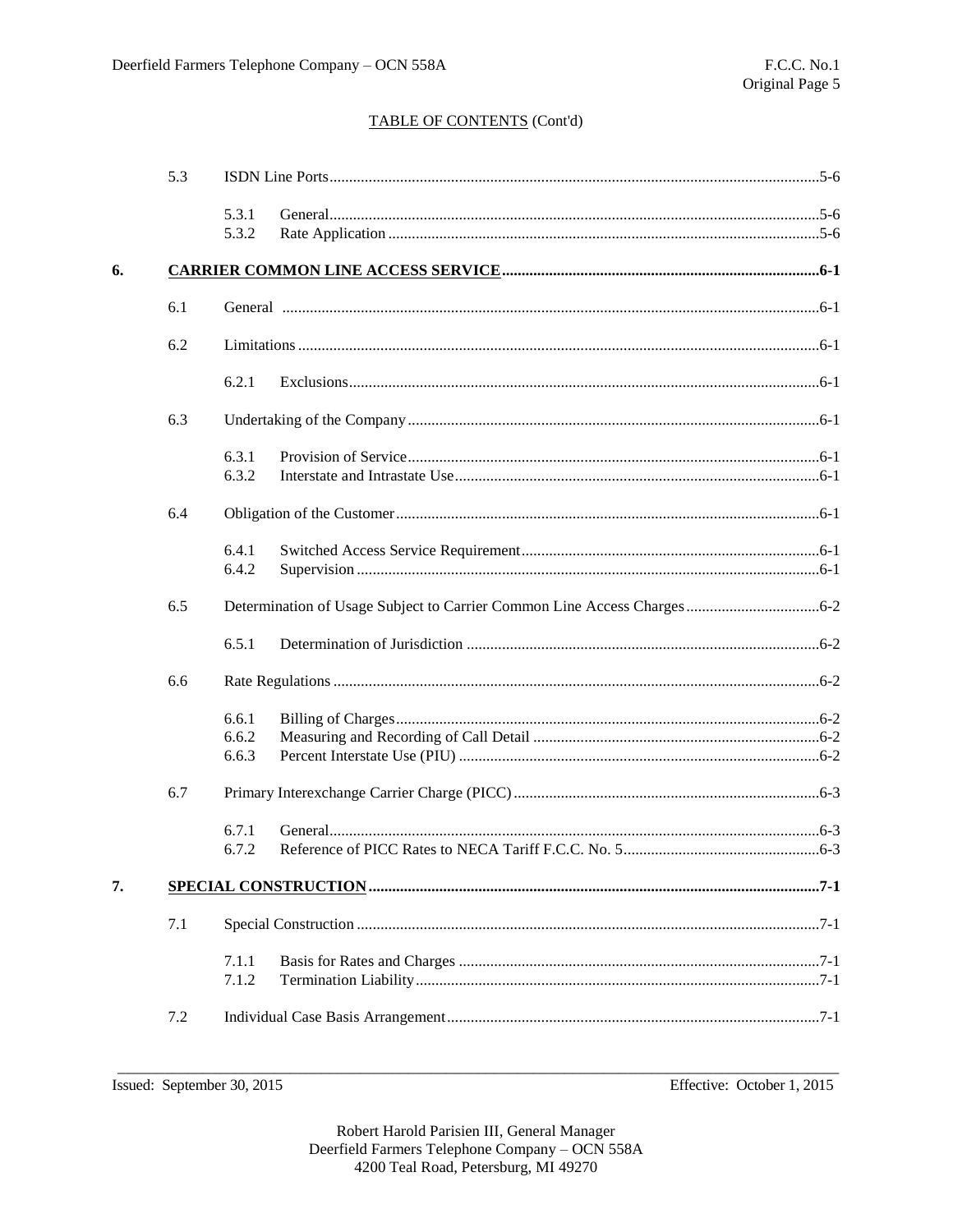TABLE OF CONTENTS (Cont'd)

| | | | |
|---|---|---|---|
| 5.3 | ISDN Line Ports | | 5-6 |
| | 5.3.1 | General | 5-6 |
| | 5.3.2 | Rate Application | 5-6 |
| **6.** | **CARRIER COMMON LINE ACCESS SERVICE** | | **6-1** |
| 6.1 | General | | 6-1 |
| 6.2 | Limitations | | 6-1 |
| | 6.2.1 | Exclusions | 6-1 |
| 6.3 | Undertaking of the Company | | 6-1 |
| | 6.3.1 | Provision of Service | 6-1 |
| | 6.3.2 | Interstate and Intrastate Use | 6-1 |
| 6.4 | Obligation of the Customer | | 6-1 |
| | 6.4.1 | Switched Access Service Requirement | 6-1 |
| | 6.4.2 | Supervision | 6-1 |
| 6.5 | Determination of Usage Subject to Carrier Common Line Access Charges | | 6-2 |
| | 6.5.1 | Determination of Jurisdiction | 6-2 |
| 6.6 | Rate Regulations | | 6-2 |
| | 6.6.1 | Billing of Charges | 6-2 |
| | 6.6.2 | Measuring and Recording of Call Detail | 6-2 |
| | 6.6.3 | Percent Interstate Use (PIU) | 6-2 |
| 6.7 | Primary Interexchange Carrier Charge (PICC) | | 6-3 |
| | 6.7.1 | General | 6-3 |
| | 6.7.2 | Reference of PICC Rates to NECA Tariff F.C.C. No. 5 | 6-3 |
| **7.** | **SPECIAL CONSTRUCTION** | | **7-1** |
| 7.1 | Special Construction | | 7-1 |
| | 7.1.1 | Basis for Rates and Charges | 7-1 |
| | 7.1.2 | Termination Liability | 7-1 |
| 7.2 | Individual Case Basis Arrangement | | 7-1 |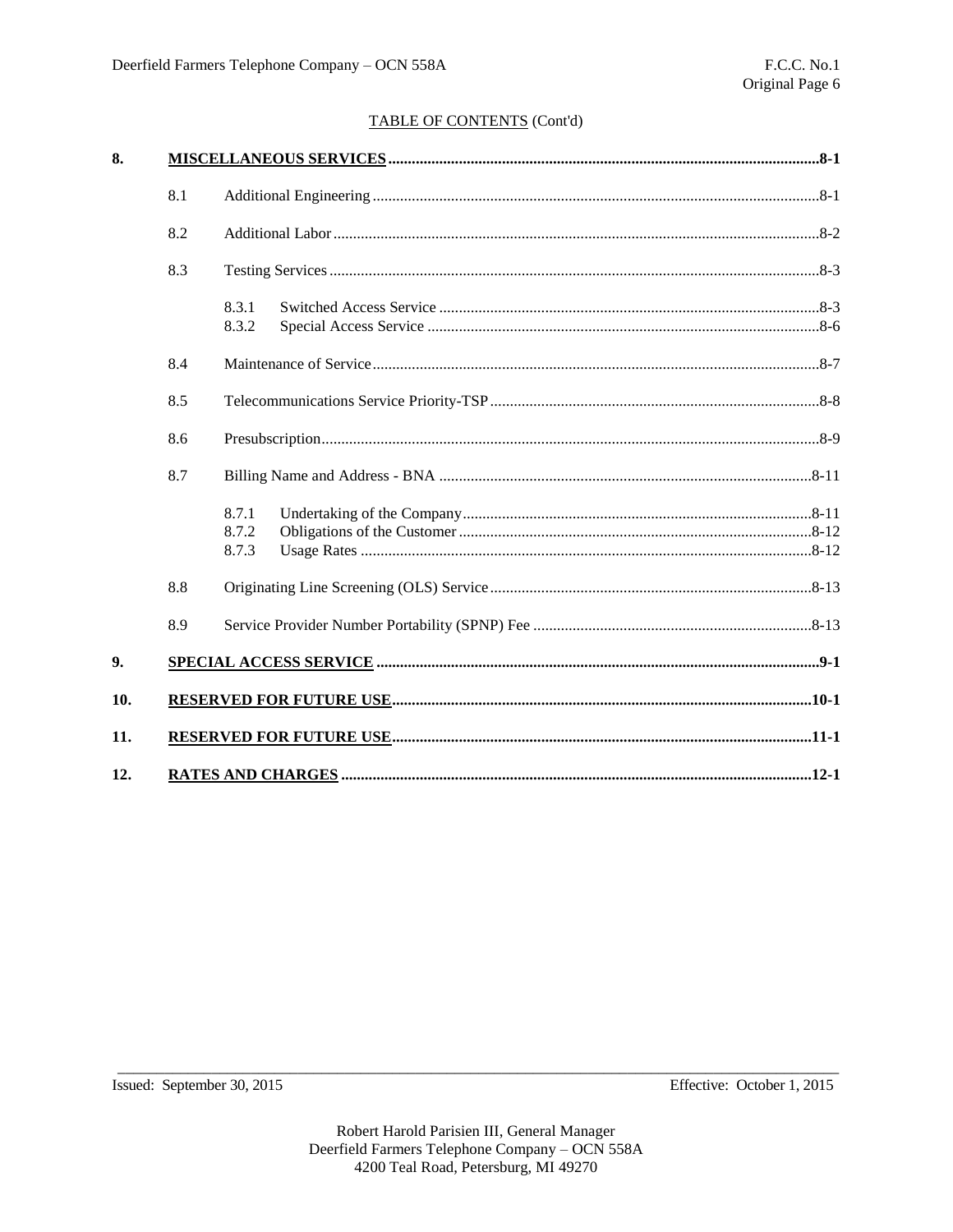TABLE OF CONTENTS (Cont'd)

| | | | |
|---|---|---|---|
| **8.** | **MISCELLANEOUS SERVICES** | | **8-1** |
| | 8.1 | Additional Engineering | 8-1 |
| | 8.2 | Additional Labor | 8-2 |
| | 8.3 | Testing Services | 8-3 |
| | | 8.3.1 Switched Access Service | 8-3 |
| | | 8.3.2 Special Access Service | 8-6 |
| | 8.4 | Maintenance of Service | 8-7 |
| | 8.5 | Telecommunications Service Priority-TSP | 8-8 |
| | 8.6 | Presubscription | 8-9 |
| | 8.7 | Billing Name and Address - BNA | 8-11 |
| | | 8.7.1 Undertaking of the Company | 8-11 |
| | | 8.7.2 Obligations of the Customer | 8-12 |
| | | 8.7.3 Usage Rates | 8-12 |
| | 8.8 | Originating Line Screening (OLS) Service | 8-13 |
| | 8.9 | Service Provider Number Portability (SPNP) Fee | 8-13 |
| **9.** | **SPECIAL ACCESS SERVICE** | | **9-1** |
| **10.** | **RESERVED FOR FUTURE USE** | | **10-1** |
| **11.** | **RESERVED FOR FUTURE USE** | | **11-1** |
| **12.** | **RATES AND CHARGES** | | **12-1** |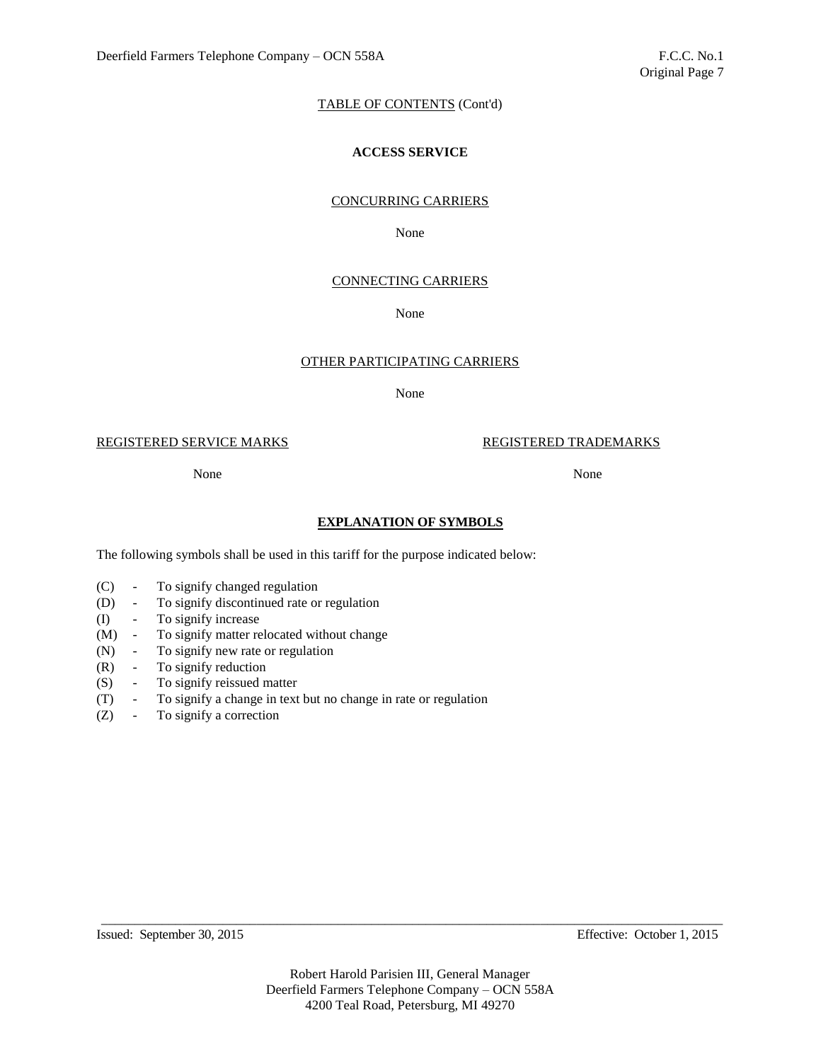TABLE OF CONTENTS (Cont'd)

**ACCESS SERVICE**

CONCURRING CARRIERS

None

CONNECTING CARRIERS

None

OTHER PARTICIPATING CARRIERS

None

REGISTERED SERVICE MARKS

None

REGISTERED TRADEMARKS

None

## EXPLANATION OF SYMBOLS

The following symbols shall be used in this tariff for the purpose indicated below:

- (C) - To signify changed regulation
- (D) - To signify discontinued rate or regulation
- (I) - To signify increase
- (M) - To signify matter relocated without change
- (N) - To signify new rate or regulation
- (R) - To signify reduction
- (S) - To signify reissued matter
- (T) - To signify a change in text but no change in rate or regulation
- (Z) - To signify a correction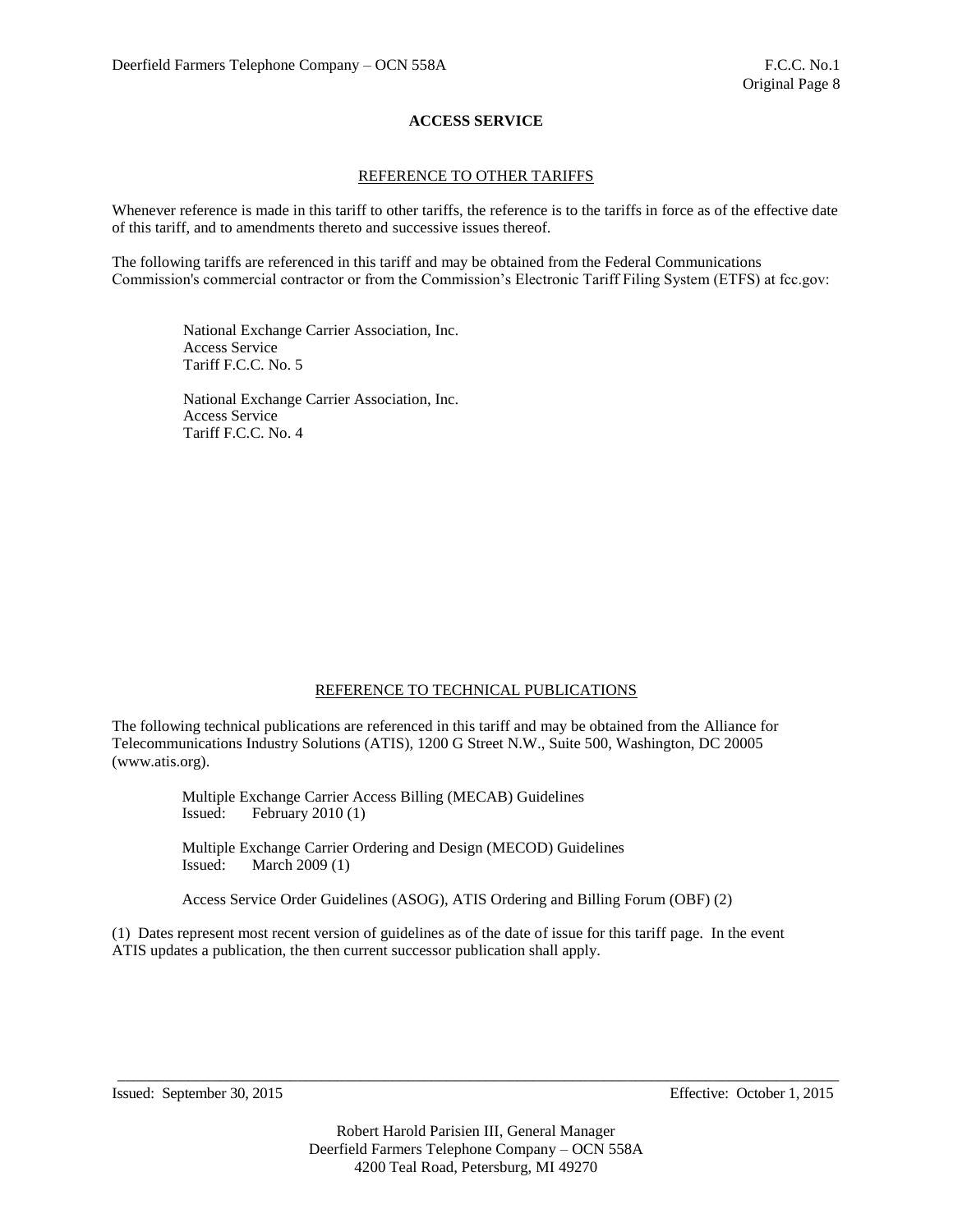## ACCESS SERVICE

### REFERENCE TO OTHER TARIFFS

Whenever reference is made in this tariff to other tariffs, the reference is to the tariffs in force as of the effective date of this tariff, and to amendments thereto and successive issues thereof.

The following tariffs are referenced in this tariff and may be obtained from the Federal Communications Commission's commercial contractor or from the Commission's Electronic Tariff Filing System (ETFS) at fcc.gov:

National Exchange Carrier Association, Inc.
Access Service
Tariff F.C.C. No. 5

National Exchange Carrier Association, Inc.
Access Service
Tariff F.C.C. No. 4

### REFERENCE TO TECHNICAL PUBLICATIONS

The following technical publications are referenced in this tariff and may be obtained from the Alliance for Telecommunications Industry Solutions (ATIS), 1200 G Street N.W., Suite 500, Washington, DC 20005 (www.atis.org).

Multiple Exchange Carrier Access Billing (MECAB) Guidelines
Issued: February 2010 (1)

Multiple Exchange Carrier Ordering and Design (MECOD) Guidelines
Issued: March 2009 (1)

Access Service Order Guidelines (ASOG), ATIS Ordering and Billing Forum (OBF) (2)

(1) Dates represent most recent version of guidelines as of the date of issue for this tariff page. In the event ATIS updates a publication, the then current successor publication shall apply.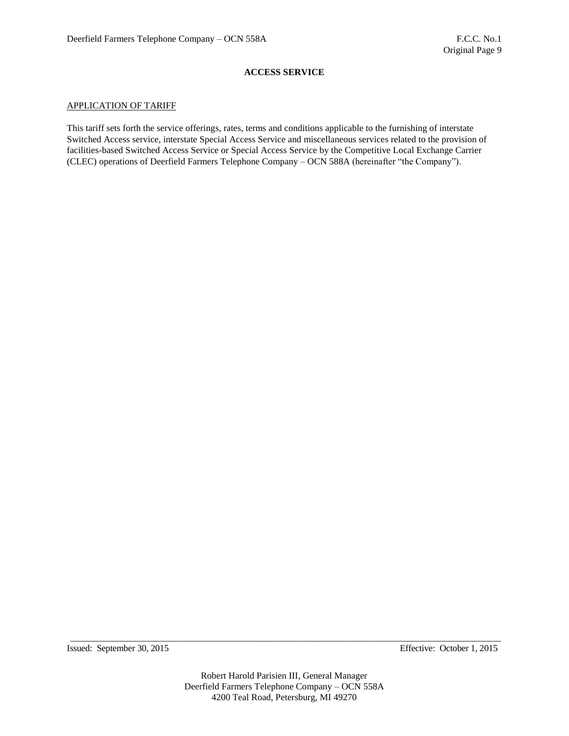**ACCESS SERVICE**

APPLICATION OF TARIFF

This tariff sets forth the service offerings, rates, terms and conditions applicable to the furnishing of interstate Switched Access service, interstate Special Access Service and miscellaneous services related to the provision of facilities-based Switched Access Service or Special Access Service by the Competitive Local Exchange Carrier (CLEC) operations of Deerfield Farmers Telephone Company – OCN 588A (hereinafter "the Company").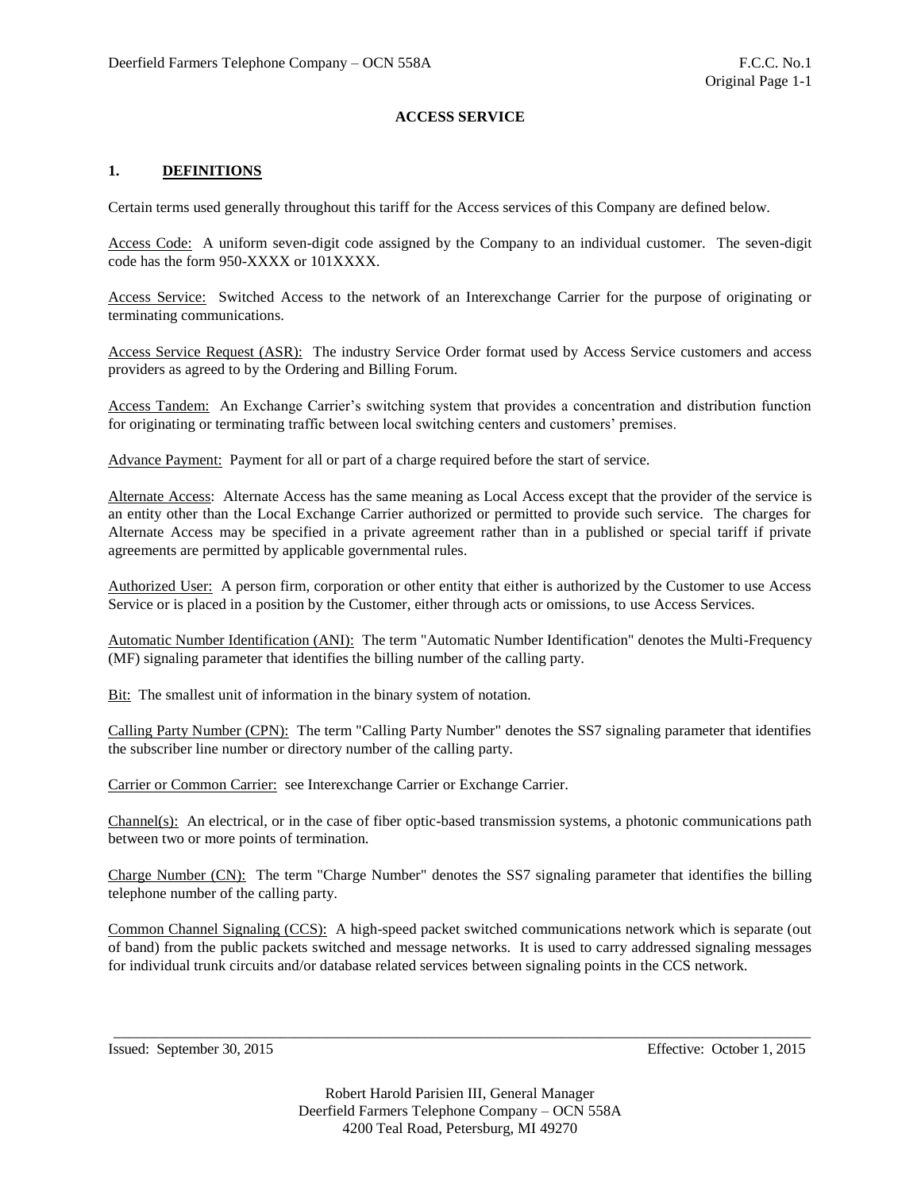## ACCESS SERVICE

### 1. DEFINITIONS

Certain terms used generally throughout this tariff for the Access services of this Company are defined below.

Access Code: A uniform seven-digit code assigned by the Company to an individual customer. The seven-digit code has the form 950-XXXX or 101XXXX.

Access Service: Switched Access to the network of an Interexchange Carrier for the purpose of originating or terminating communications.

Access Service Request (ASR): The industry Service Order format used by Access Service customers and access providers as agreed to by the Ordering and Billing Forum.

Access Tandem: An Exchange Carrier's switching system that provides a concentration and distribution function for originating or terminating traffic between local switching centers and customers' premises.

Advance Payment: Payment for all or part of a charge required before the start of service.

Alternate Access: Alternate Access has the same meaning as Local Access except that the provider of the service is an entity other than the Local Exchange Carrier authorized or permitted to provide such service. The charges for Alternate Access may be specified in a private agreement rather than in a published or special tariff if private agreements are permitted by applicable governmental rules.

Authorized User: A person firm, corporation or other entity that either is authorized by the Customer to use Access Service or is placed in a position by the Customer, either through acts or omissions, to use Access Services.

Automatic Number Identification (ANI): The term "Automatic Number Identification" denotes the Multi-Frequency (MF) signaling parameter that identifies the billing number of the calling party.

Bit: The smallest unit of information in the binary system of notation.

Calling Party Number (CPN): The term "Calling Party Number" denotes the SS7 signaling parameter that identifies the subscriber line number or directory number of the calling party.

Carrier or Common Carrier: see Interexchange Carrier or Exchange Carrier.

Channel(s): An electrical, or in the case of fiber optic-based transmission systems, a photonic communications path between two or more points of termination.

Charge Number (CN): The term "Charge Number" denotes the SS7 signaling parameter that identifies the billing telephone number of the calling party.

Common Channel Signaling (CCS): A high-speed packet switched communications network which is separate (out of band) from the public packets switched and message networks. It is used to carry addressed signaling messages for individual trunk circuits and/or database related services between signaling points in the CCS network.

Issued: September 30, 2015 Effective: October 1, 2015

Robert Harold Parisien III, General Manager
Deerfield Farmers Telephone Company – OCN 558A
4200 Teal Road, Petersburg, MI 49270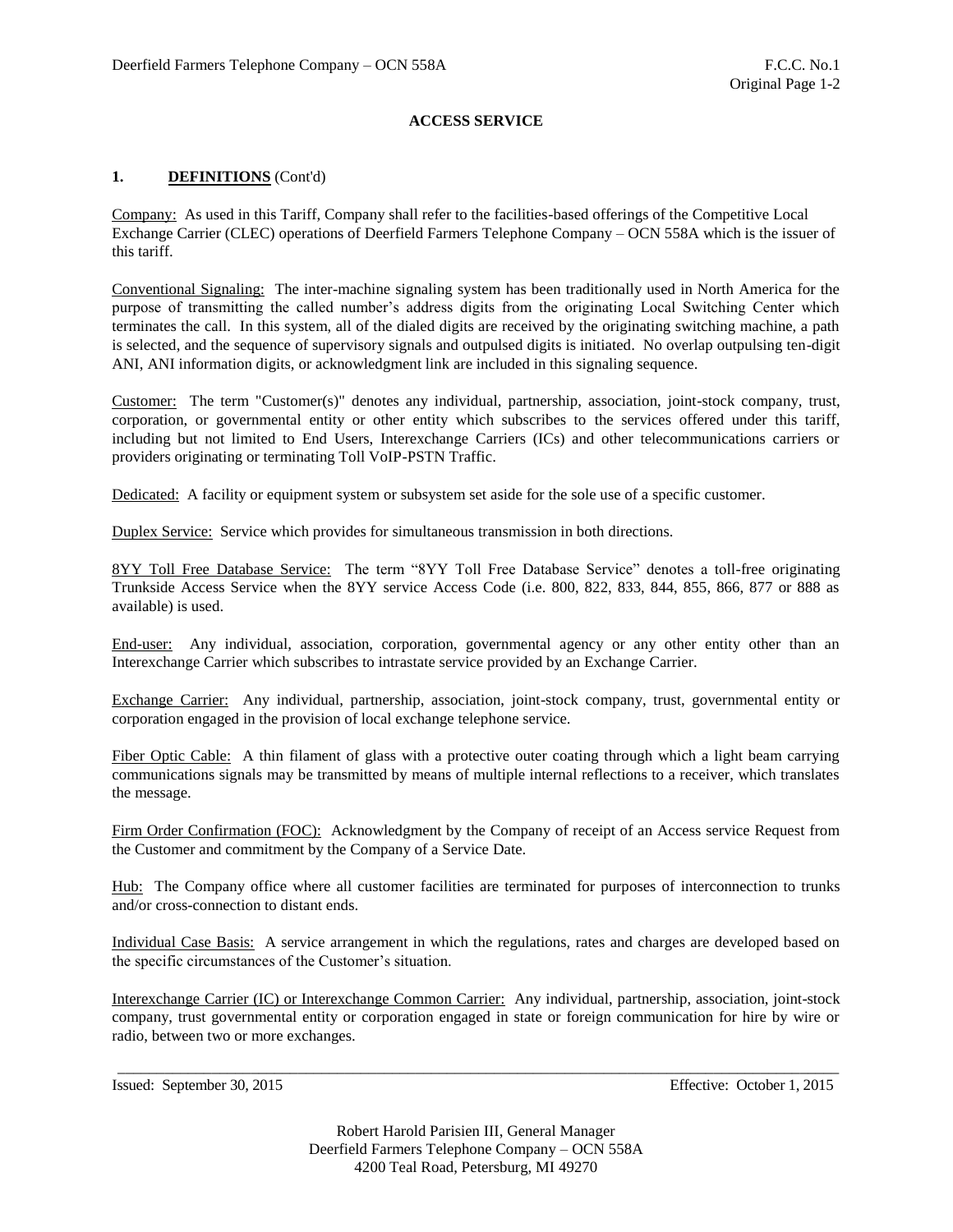## ACCESS SERVICE

### 1. **DEFINITIONS** (Cont'd)

Company: As used in this Tariff, Company shall refer to the facilities-based offerings of the Competitive Local Exchange Carrier (CLEC) operations of Deerfield Farmers Telephone Company – OCN 558A which is the issuer of this tariff.

Conventional Signaling: The inter-machine signaling system has been traditionally used in North America for the purpose of transmitting the called number's address digits from the originating Local Switching Center which terminates the call. In this system, all of the dialed digits are received by the originating switching machine, a path is selected, and the sequence of supervisory signals and outpulsed digits is initiated. No overlap outpulsing ten-digit ANI, ANI information digits, or acknowledgment link are included in this signaling sequence.

Customer: The term "Customer(s)" denotes any individual, partnership, association, joint-stock company, trust, corporation, or governmental entity or other entity which subscribes to the services offered under this tariff, including but not limited to End Users, Interexchange Carriers (ICs) and other telecommunications carriers or providers originating or terminating Toll VoIP-PSTN Traffic.

Dedicated: A facility or equipment system or subsystem set aside for the sole use of a specific customer.

Duplex Service: Service which provides for simultaneous transmission in both directions.

8YY Toll Free Database Service: The term "8YY Toll Free Database Service" denotes a toll-free originating Trunkside Access Service when the 8YY service Access Code (i.e. 800, 822, 833, 844, 855, 866, 877 or 888 as available) is used.

End-user: Any individual, association, corporation, governmental agency or any other entity other than an Interexchange Carrier which subscribes to intrastate service provided by an Exchange Carrier.

Exchange Carrier: Any individual, partnership, association, joint-stock company, trust, governmental entity or corporation engaged in the provision of local exchange telephone service.

Fiber Optic Cable: A thin filament of glass with a protective outer coating through which a light beam carrying communications signals may be transmitted by means of multiple internal reflections to a receiver, which translates the message.

Firm Order Confirmation (FOC): Acknowledgment by the Company of receipt of an Access service Request from the Customer and commitment by the Company of a Service Date.

Hub: The Company office where all customer facilities are terminated for purposes of interconnection to trunks and/or cross-connection to distant ends.

Individual Case Basis: A service arrangement in which the regulations, rates and charges are developed based on the specific circumstances of the Customer's situation.

Interexchange Carrier (IC) or Interexchange Common Carrier: Any individual, partnership, association, joint-stock company, trust governmental entity or corporation engaged in state or foreign communication for hire by wire or radio, between two or more exchanges.

Issued: September 30, 2015 Effective: October 1, 2015

Robert Harold Parisien III, General Manager
Deerfield Farmers Telephone Company – OCN 558A
4200 Teal Road, Petersburg, MI 49270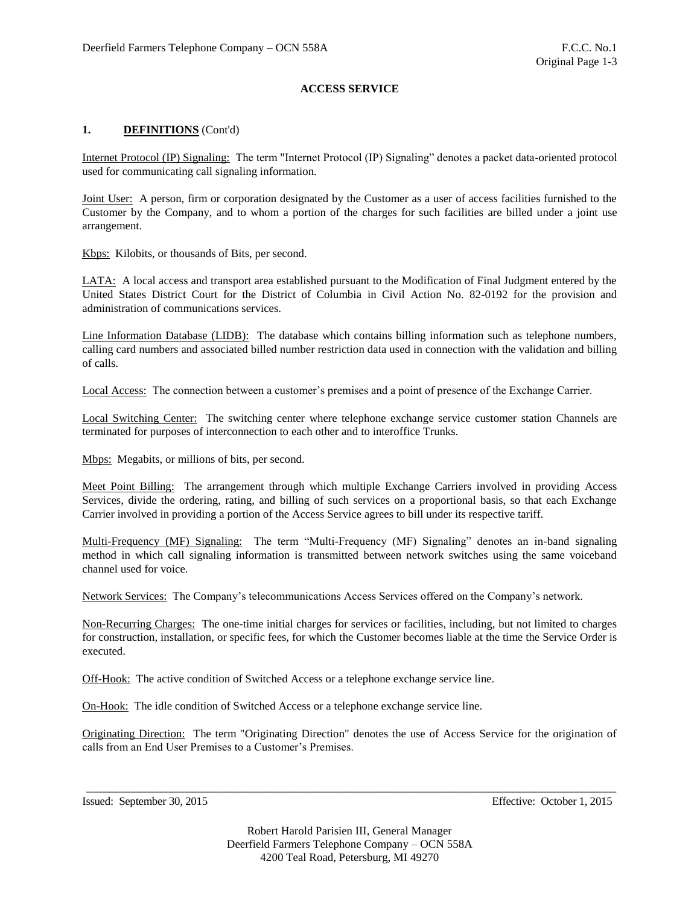## ACCESS SERVICE

### 1. **DEFINITIONS** (Cont'd)

Internet Protocol (IP) Signaling: The term "Internet Protocol (IP) Signaling" denotes a packet data-oriented protocol used for communicating call signaling information.

Joint User: A person, firm or corporation designated by the Customer as a user of access facilities furnished to the Customer by the Company, and to whom a portion of the charges for such facilities are billed under a joint use arrangement.

Kbps: Kilobits, or thousands of Bits, per second.

LATA: A local access and transport area established pursuant to the Modification of Final Judgment entered by the United States District Court for the District of Columbia in Civil Action No. 82-0192 for the provision and administration of communications services.

Line Information Database (LIDB): The database which contains billing information such as telephone numbers, calling card numbers and associated billed number restriction data used in connection with the validation and billing of calls.

Local Access: The connection between a customer's premises and a point of presence of the Exchange Carrier.

Local Switching Center: The switching center where telephone exchange service customer station Channels are terminated for purposes of interconnection to each other and to interoffice Trunks.

Mbps: Megabits, or millions of bits, per second.

Meet Point Billing: The arrangement through which multiple Exchange Carriers involved in providing Access Services, divide the ordering, rating, and billing of such services on a proportional basis, so that each Exchange Carrier involved in providing a portion of the Access Service agrees to bill under its respective tariff.

Multi-Frequency (MF) Signaling: The term "Multi-Frequency (MF) Signaling" denotes an in-band signaling method in which call signaling information is transmitted between network switches using the same voiceband channel used for voice.

Network Services: The Company's telecommunications Access Services offered on the Company's network.

Non-Recurring Charges: The one-time initial charges for services or facilities, including, but not limited to charges for construction, installation, or specific fees, for which the Customer becomes liable at the time the Service Order is executed.

Off-Hook: The active condition of Switched Access or a telephone exchange service line.

On-Hook: The idle condition of Switched Access or a telephone exchange service line.

Originating Direction: The term "Originating Direction" denotes the use of Access Service for the origination of calls from an End User Premises to a Customer's Premises.

Issued: September 30, 2015 Effective: October 1, 2015

Robert Harold Parisien III, General Manager
Deerfield Farmers Telephone Company – OCN 558A
4200 Teal Road, Petersburg, MI 49270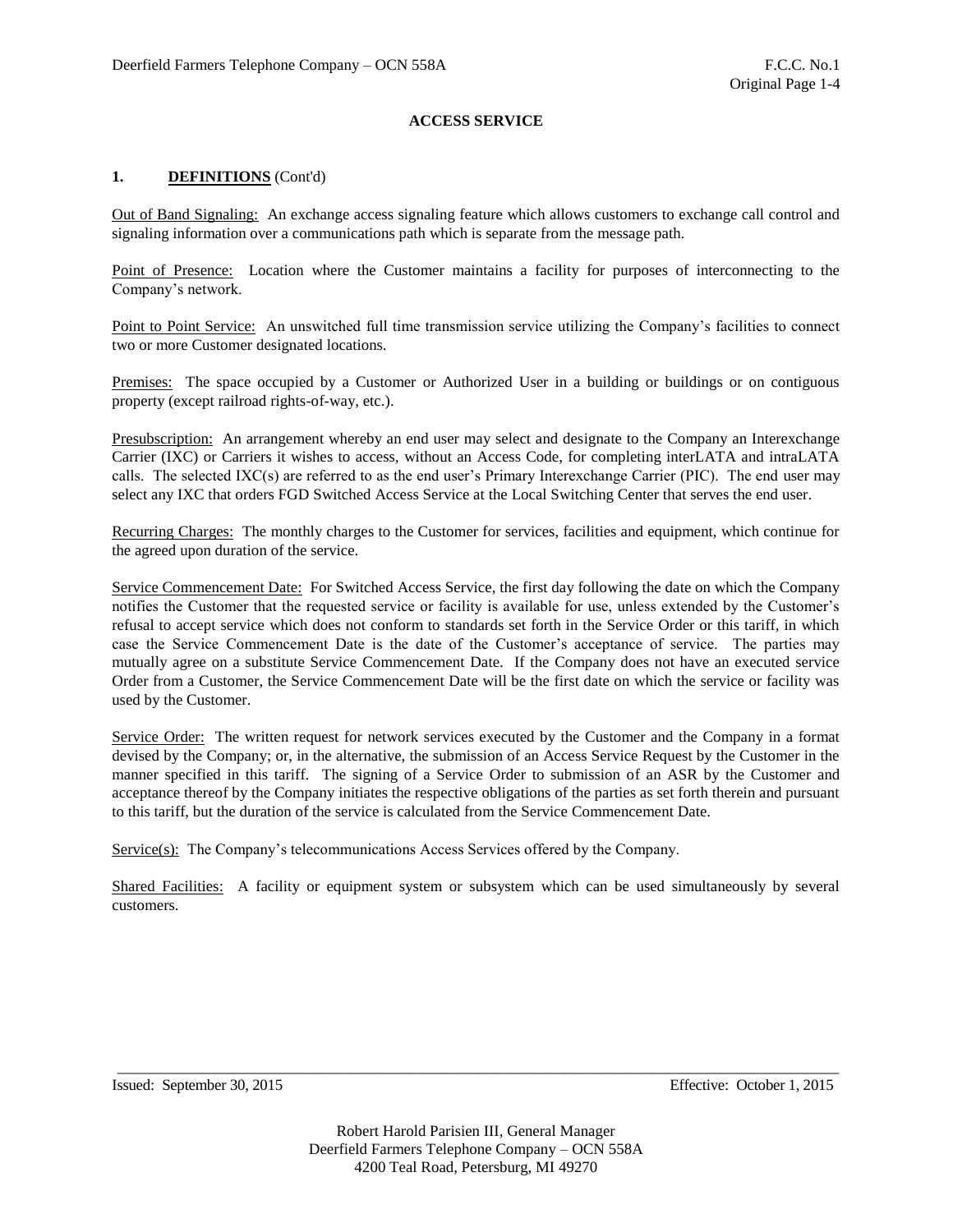**ACCESS SERVICE**

**1. DEFINITIONS** (Cont'd)

Out of Band Signaling: An exchange access signaling feature which allows customers to exchange call control and signaling information over a communications path which is separate from the message path.

Point of Presence: Location where the Customer maintains a facility for purposes of interconnecting to the Company's network.

Point to Point Service: An unswitched full time transmission service utilizing the Company's facilities to connect two or more Customer designated locations.

Premises: The space occupied by a Customer or Authorized User in a building or buildings or on contiguous property (except railroad rights-of-way, etc.).

Presubscription: An arrangement whereby an end user may select and designate to the Company an Interexchange Carrier (IXC) or Carriers it wishes to access, without an Access Code, for completing interLATA and intraLATA calls. The selected IXC(s) are referred to as the end user's Primary Interexchange Carrier (PIC). The end user may select any IXC that orders FGD Switched Access Service at the Local Switching Center that serves the end user.

Recurring Charges: The monthly charges to the Customer for services, facilities and equipment, which continue for the agreed upon duration of the service.

Service Commencement Date: For Switched Access Service, the first day following the date on which the Company notifies the Customer that the requested service or facility is available for use, unless extended by the Customer's refusal to accept service which does not conform to standards set forth in the Service Order or this tariff, in which case the Service Commencement Date is the date of the Customer's acceptance of service. The parties may mutually agree on a substitute Service Commencement Date. If the Company does not have an executed service Order from a Customer, the Service Commencement Date will be the first date on which the service or facility was used by the Customer.

Service Order: The written request for network services executed by the Customer and the Company in a format devised by the Company; or, in the alternative, the submission of an Access Service Request by the Customer in the manner specified in this tariff. The signing of a Service Order to submission of an ASR by the Customer and acceptance thereof by the Company initiates the respective obligations of the parties as set forth therein and pursuant to this tariff, but the duration of the service is calculated from the Service Commencement Date.

Service(s): The Company's telecommunications Access Services offered by the Company.

Shared Facilities: A facility or equipment system or subsystem which can be used simultaneously by several customers.

Issued: September 30, 2015 Effective: October 1, 2015

Robert Harold Parisien III, General Manager
Deerfield Farmers Telephone Company – OCN 558A
4200 Teal Road, Petersburg, MI 49270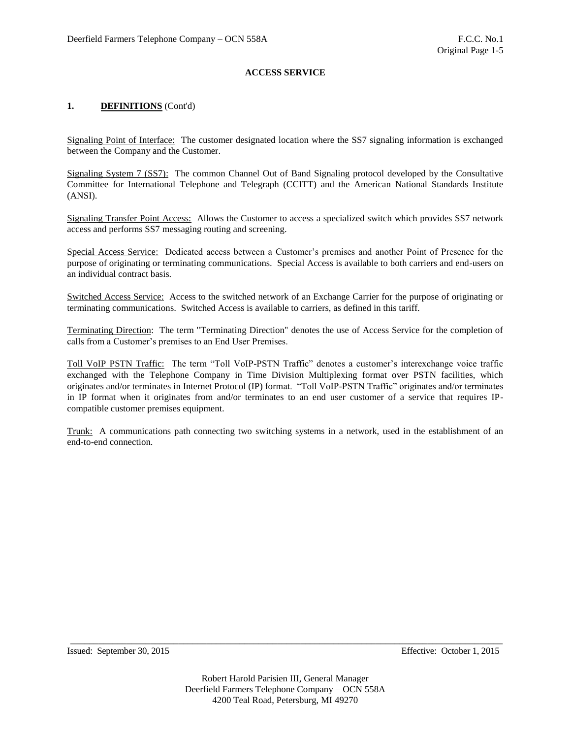**ACCESS SERVICE**

## 1. DEFINITIONS (Cont'd)

Signaling Point of Interface: The customer designated location where the SS7 signaling information is exchanged between the Company and the Customer.

Signaling System 7 (SS7): The common Channel Out of Band Signaling protocol developed by the Consultative Committee for International Telephone and Telegraph (CCITT) and the American National Standards Institute (ANSI).

Signaling Transfer Point Access: Allows the Customer to access a specialized switch which provides SS7 network access and performs SS7 messaging routing and screening.

Special Access Service: Dedicated access between a Customer's premises and another Point of Presence for the purpose of originating or terminating communications. Special Access is available to both carriers and end-users on an individual contract basis.

Switched Access Service: Access to the switched network of an Exchange Carrier for the purpose of originating or terminating communications. Switched Access is available to carriers, as defined in this tariff.

Terminating Direction: The term "Terminating Direction" denotes the use of Access Service for the completion of calls from a Customer's premises to an End User Premises.

Toll VoIP PSTN Traffic: The term "Toll VoIP-PSTN Traffic" denotes a customer's interexchange voice traffic exchanged with the Telephone Company in Time Division Multiplexing format over PSTN facilities, which originates and/or terminates in Internet Protocol (IP) format. "Toll VoIP-PSTN Traffic" originates and/or terminates in IP format when it originates from and/or terminates to an end user customer of a service that requires IP-compatible customer premises equipment.

Trunk: A communications path connecting two switching systems in a network, used in the establishment of an end-to-end connection.

Issued: September 30, 2015 Effective: October 1, 2015

Robert Harold Parisien III, General Manager
Deerfield Farmers Telephone Company – OCN 558A
4200 Teal Road, Petersburg, MI 49270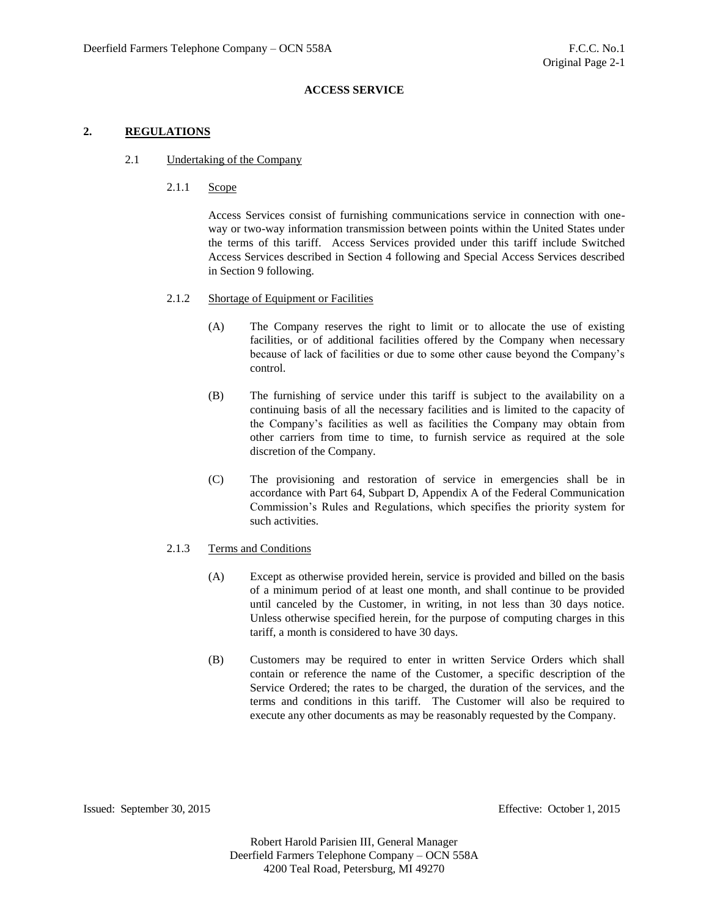**ACCESS SERVICE**

## 2. REGULATIONS

### 2.1 Undertaking of the Company

#### 2.1.1 Scope

Access Services consist of furnishing communications service in connection with one-way or two-way information transmission between points within the United States under the terms of this tariff. Access Services provided under this tariff include Switched Access Services described in Section 4 following and Special Access Services described in Section 9 following.

#### 2.1.2 Shortage of Equipment or Facilities

(A) The Company reserves the right to limit or to allocate the use of existing facilities, or of additional facilities offered by the Company when necessary because of lack of facilities or due to some other cause beyond the Company's control.

(B) The furnishing of service under this tariff is subject to the availability on a continuing basis of all the necessary facilities and is limited to the capacity of the Company's facilities as well as facilities the Company may obtain from other carriers from time to time, to furnish service as required at the sole discretion of the Company.

(C) The provisioning and restoration of service in emergencies shall be in accordance with Part 64, Subpart D, Appendix A of the Federal Communication Commission's Rules and Regulations, which specifies the priority system for such activities.

#### 2.1.3 Terms and Conditions

(A) Except as otherwise provided herein, service is provided and billed on the basis of a minimum period of at least one month, and shall continue to be provided until canceled by the Customer, in writing, in not less than 30 days notice. Unless otherwise specified herein, for the purpose of computing charges in this tariff, a month is considered to have 30 days.

(B) Customers may be required to enter in written Service Orders which shall contain or reference the name of the Customer, a specific description of the Service Ordered; the rates to be charged, the duration of the services, and the terms and conditions in this tariff. The Customer will also be required to execute any other documents as may be reasonably requested by the Company.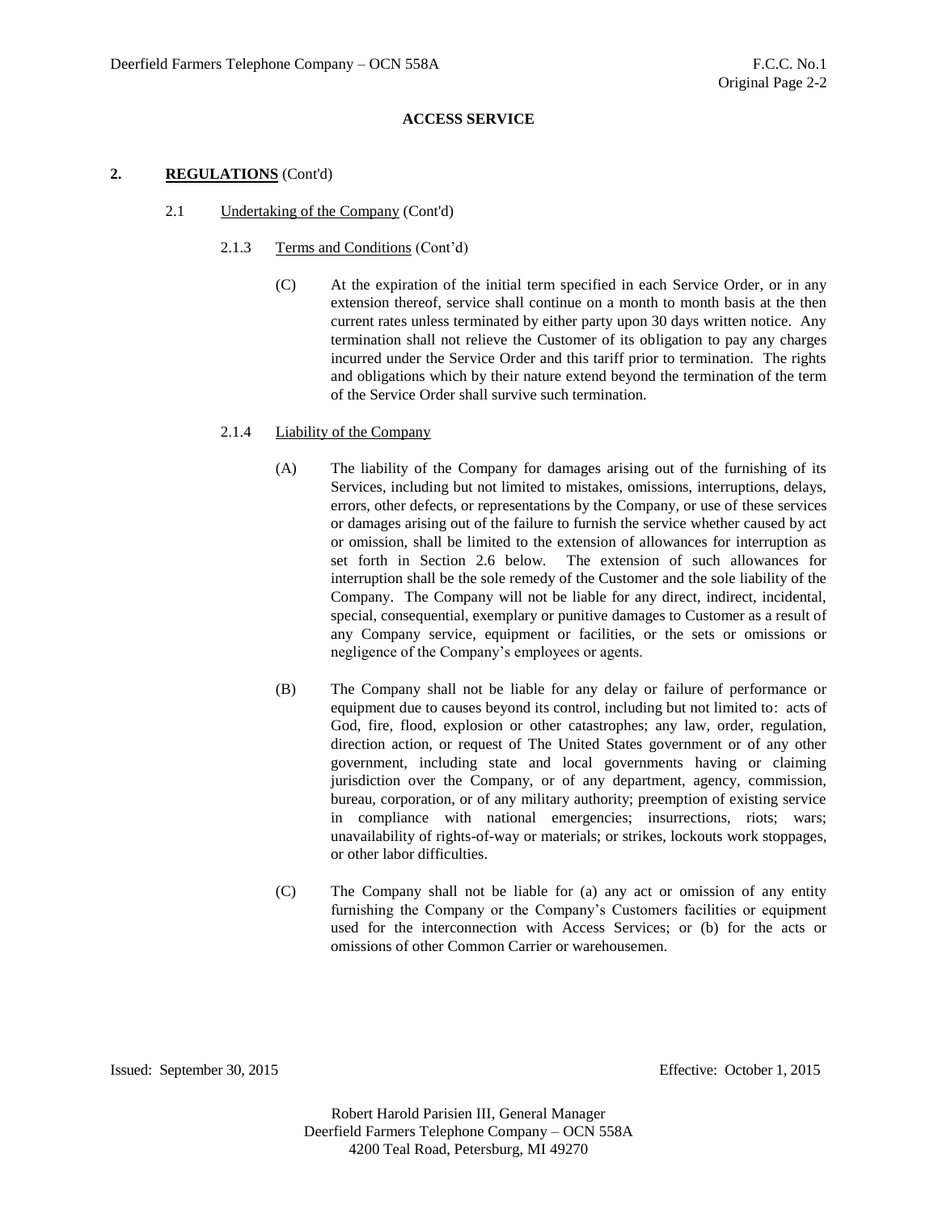**ACCESS SERVICE**

## 2. **REGULATIONS** (Cont'd)

### 2.1 Undertaking of the Company (Cont'd)

#### 2.1.3 Terms and Conditions (Cont'd)

(C) At the expiration of the initial term specified in each Service Order, or in any extension thereof, service shall continue on a month to month basis at the then current rates unless terminated by either party upon 30 days written notice. Any termination shall not relieve the Customer of its obligation to pay any charges incurred under the Service Order and this tariff prior to termination. The rights and obligations which by their nature extend beyond the termination of the term of the Service Order shall survive such termination.

#### 2.1.4 Liability of the Company

(A) The liability of the Company for damages arising out of the furnishing of its Services, including but not limited to mistakes, omissions, interruptions, delays, errors, other defects, or representations by the Company, or use of these services or damages arising out of the failure to furnish the service whether caused by act or omission, shall be limited to the extension of allowances for interruption as set forth in Section 2.6 below. The extension of such allowances for interruption shall be the sole remedy of the Customer and the sole liability of the Company. The Company will not be liable for any direct, indirect, incidental, special, consequential, exemplary or punitive damages to Customer as a result of any Company service, equipment or facilities, or the sets or omissions or negligence of the Company's employees or agents.

(B) The Company shall not be liable for any delay or failure of performance or equipment due to causes beyond its control, including but not limited to: acts of God, fire, flood, explosion or other catastrophes; any law, order, regulation, direction action, or request of The United States government or of any other government, including state and local governments having or claiming jurisdiction over the Company, or of any department, agency, commission, bureau, corporation, or of any military authority; preemption of existing service in compliance with national emergencies; insurrections, riots; wars; unavailability of rights-of-way or materials; or strikes, lockouts work stoppages, or other labor difficulties.

(C) The Company shall not be liable for (a) any act or omission of any entity furnishing the Company or the Company's Customers facilities or equipment used for the interconnection with Access Services; or (b) for the acts or omissions of other Common Carrier or warehousemen.

Issued: September 30, 2015 Effective: October 1, 2015

Robert Harold Parisien III, General Manager
Deerfield Farmers Telephone Company – OCN 558A
4200 Teal Road, Petersburg, MI 49270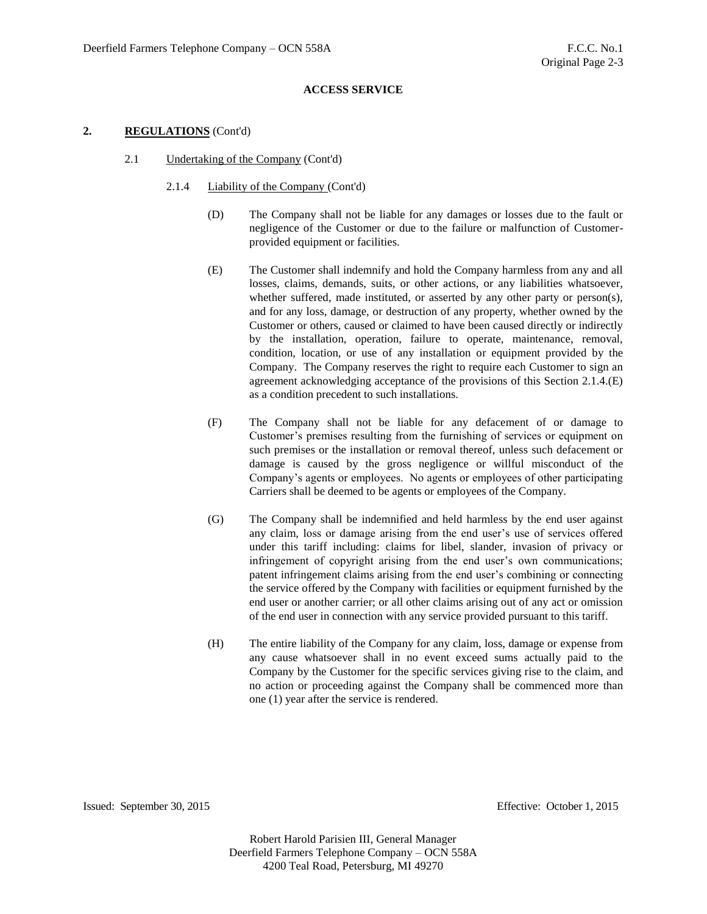# ACCESS SERVICE

## 2. REGULATIONS (Cont'd)

### 2.1 Undertaking of the Company (Cont'd)

#### 2.1.4 Liability of the Company (Cont'd)

(D) The Company shall not be liable for any damages or losses due to the fault or negligence of the Customer or due to the failure or malfunction of Customer-provided equipment or facilities.

(E) The Customer shall indemnify and hold the Company harmless from any and all losses, claims, demands, suits, or other actions, or any liabilities whatsoever, whether suffered, made instituted, or asserted by any other party or person(s), and for any loss, damage, or destruction of any property, whether owned by the Customer or others, caused or claimed to have been caused directly or indirectly by the installation, operation, failure to operate, maintenance, removal, condition, location, or use of any installation or equipment provided by the Company. The Company reserves the right to require each Customer to sign an agreement acknowledging acceptance of the provisions of this Section 2.1.4.(E) as a condition precedent to such installations.

(F) The Company shall not be liable for any defacement of or damage to Customer's premises resulting from the furnishing of services or equipment on such premises or the installation or removal thereof, unless such defacement or damage is caused by the gross negligence or willful misconduct of the Company's agents or employees. No agents or employees of other participating Carriers shall be deemed to be agents or employees of the Company.

(G) The Company shall be indemnified and held harmless by the end user against any claim, loss or damage arising from the end user's use of services offered under this tariff including: claims for libel, slander, invasion of privacy or infringement of copyright arising from the end user's own communications; patent infringement claims arising from the end user's combining or connecting the service offered by the Company with facilities or equipment furnished by the end user or another carrier; or all other claims arising out of any act or omission of the end user in connection with any service provided pursuant to this tariff.

(H) The entire liability of the Company for any claim, loss, damage or expense from any cause whatsoever shall in no event exceed sums actually paid to the Company by the Customer for the specific services giving rise to the claim, and no action or proceeding against the Company shall be commenced more than one (1) year after the service is rendered.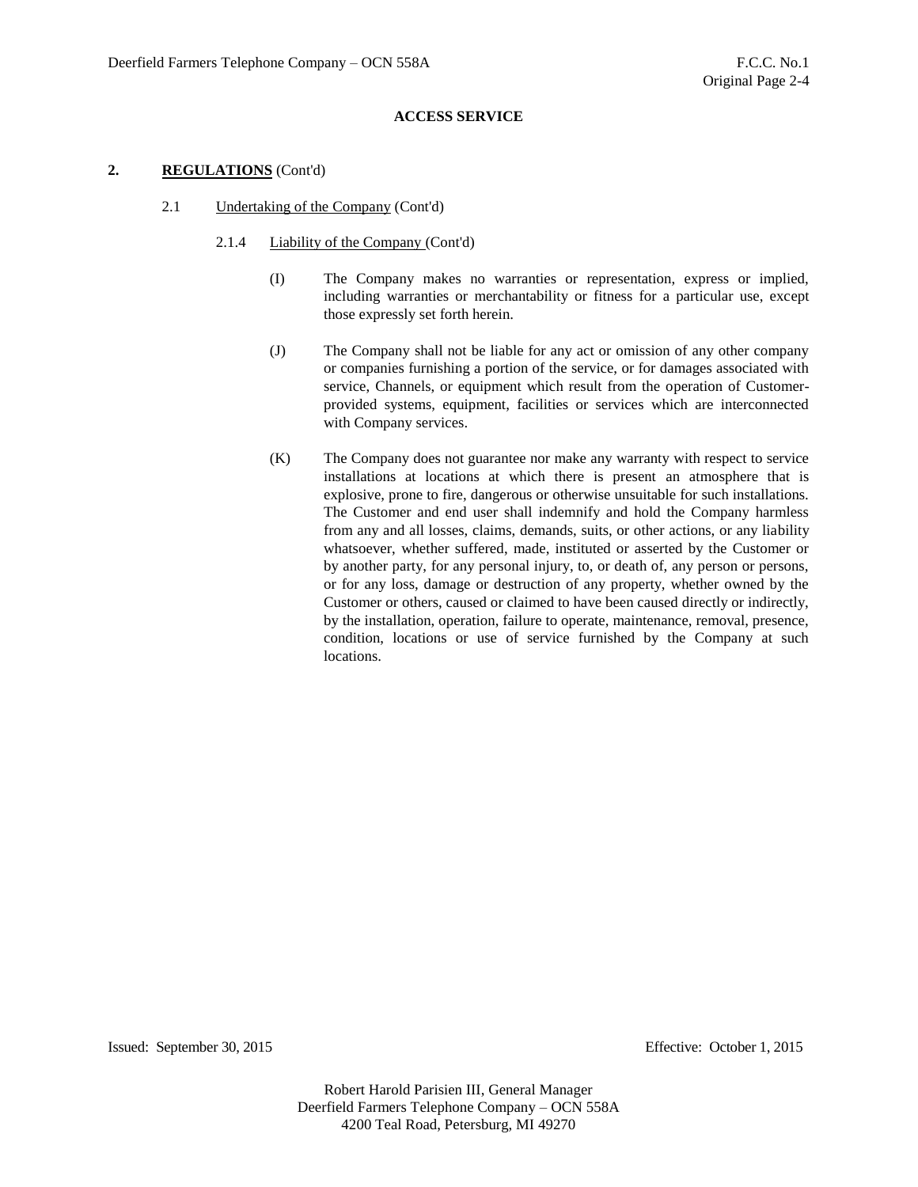**ACCESS SERVICE**

**2. REGULATIONS (Cont'd)**

2.1 Undertaking of the Company (Cont'd)

2.1.4 Liability of the Company (Cont'd)

(I) The Company makes no warranties or representation, express or implied, including warranties or merchantability or fitness for a particular use, except those expressly set forth herein.

(J) The Company shall not be liable for any act or omission of any other company or companies furnishing a portion of the service, or for damages associated with service, Channels, or equipment which result from the operation of Customer-provided systems, equipment, facilities or services which are interconnected with Company services.

(K) The Company does not guarantee nor make any warranty with respect to service installations at locations at which there is present an atmosphere that is explosive, prone to fire, dangerous or otherwise unsuitable for such installations. The Customer and end user shall indemnify and hold the Company harmless from any and all losses, claims, demands, suits, or other actions, or any liability whatsoever, whether suffered, made, instituted or asserted by the Customer or by another party, for any personal injury, to, or death of, any person or persons, or for any loss, damage or destruction of any property, whether owned by the Customer or others, caused or claimed to have been caused directly or indirectly, by the installation, operation, failure to operate, maintenance, removal, presence, condition, locations or use of service furnished by the Company at such locations.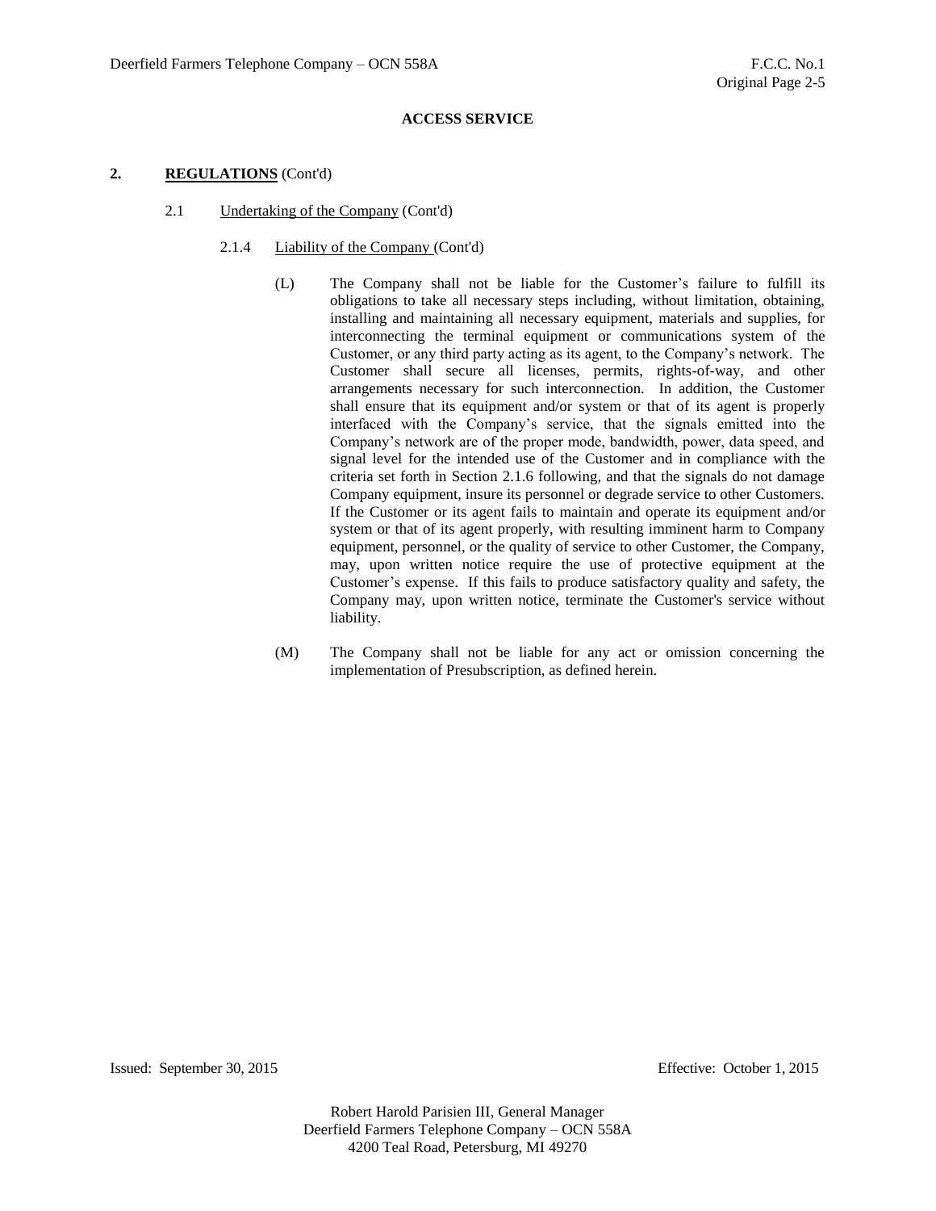**ACCESS SERVICE**

## 2. **REGULATIONS** (Cont'd)

### 2.1 Undertaking of the Company (Cont'd)

#### 2.1.4 Liability of the Company (Cont'd)

(L) The Company shall not be liable for the Customer's failure to fulfill its obligations to take all necessary steps including, without limitation, obtaining, installing and maintaining all necessary equipment, materials and supplies, for interconnecting the terminal equipment or communications system of the Customer, or any third party acting as its agent, to the Company's network. The Customer shall secure all licenses, permits, rights-of-way, and other arrangements necessary for such interconnection. In addition, the Customer shall ensure that its equipment and/or system or that of its agent is properly interfaced with the Company's service, that the signals emitted into the Company's network are of the proper mode, bandwidth, power, data speed, and signal level for the intended use of the Customer and in compliance with the criteria set forth in Section 2.1.6 following, and that the signals do not damage Company equipment, insure its personnel or degrade service to other Customers. If the Customer or its agent fails to maintain and operate its equipment and/or system or that of its agent properly, with resulting imminent harm to Company equipment, personnel, or the quality of service to other Customer, the Company, may, upon written notice require the use of protective equipment at the Customer's expense. If this fails to produce satisfactory quality and safety, the Company may, upon written notice, terminate the Customer's service without liability.

(M) The Company shall not be liable for any act or omission concerning the implementation of Presubscription, as defined herein.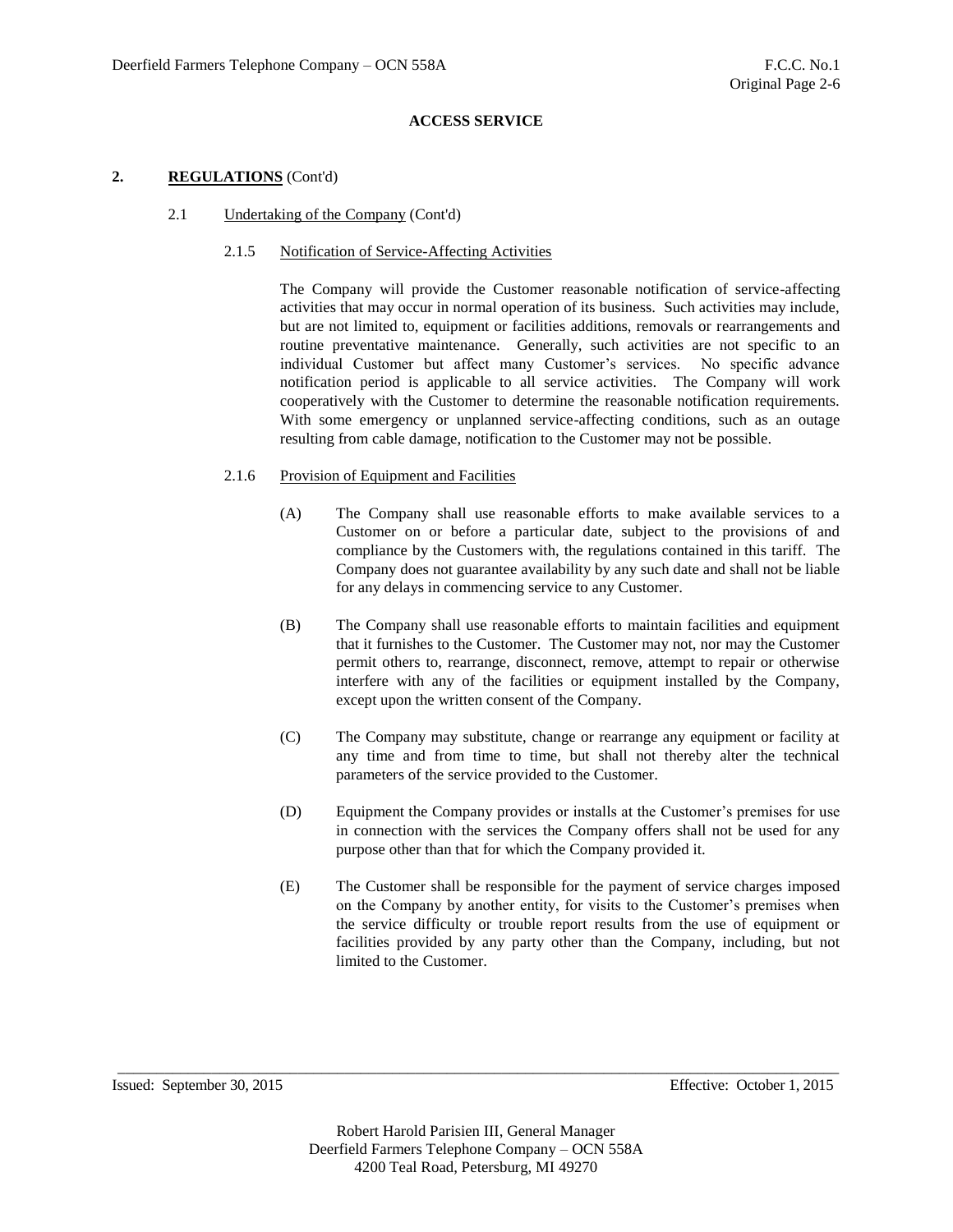**ACCESS SERVICE**

## 2. **REGULATIONS** (Cont'd)

### 2.1 Undertaking of the Company (Cont'd)

#### 2.1.5 Notification of Service-Affecting Activities

The Company will provide the Customer reasonable notification of service-affecting activities that may occur in normal operation of its business. Such activities may include, but are not limited to, equipment or facilities additions, removals or rearrangements and routine preventative maintenance. Generally, such activities are not specific to an individual Customer but affect many Customer's services. No specific advance notification period is applicable to all service activities. The Company will work cooperatively with the Customer to determine the reasonable notification requirements. With some emergency or unplanned service-affecting conditions, such as an outage resulting from cable damage, notification to the Customer may not be possible.

#### 2.1.6 Provision of Equipment and Facilities

(A) The Company shall use reasonable efforts to make available services to a Customer on or before a particular date, subject to the provisions of and compliance by the Customers with, the regulations contained in this tariff. The Company does not guarantee availability by any such date and shall not be liable for any delays in commencing service to any Customer.

(B) The Company shall use reasonable efforts to maintain facilities and equipment that it furnishes to the Customer. The Customer may not, nor may the Customer permit others to, rearrange, disconnect, remove, attempt to repair or otherwise interfere with any of the facilities or equipment installed by the Company, except upon the written consent of the Company.

(C) The Company may substitute, change or rearrange any equipment or facility at any time and from time to time, but shall not thereby alter the technical parameters of the service provided to the Customer.

(D) Equipment the Company provides or installs at the Customer's premises for use in connection with the services the Company offers shall not be used for any purpose other than that for which the Company provided it.

(E) The Customer shall be responsible for the payment of service charges imposed on the Company by another entity, for visits to the Customer's premises when the service difficulty or trouble report results from the use of equipment or facilities provided by any party other than the Company, including, but not limited to the Customer.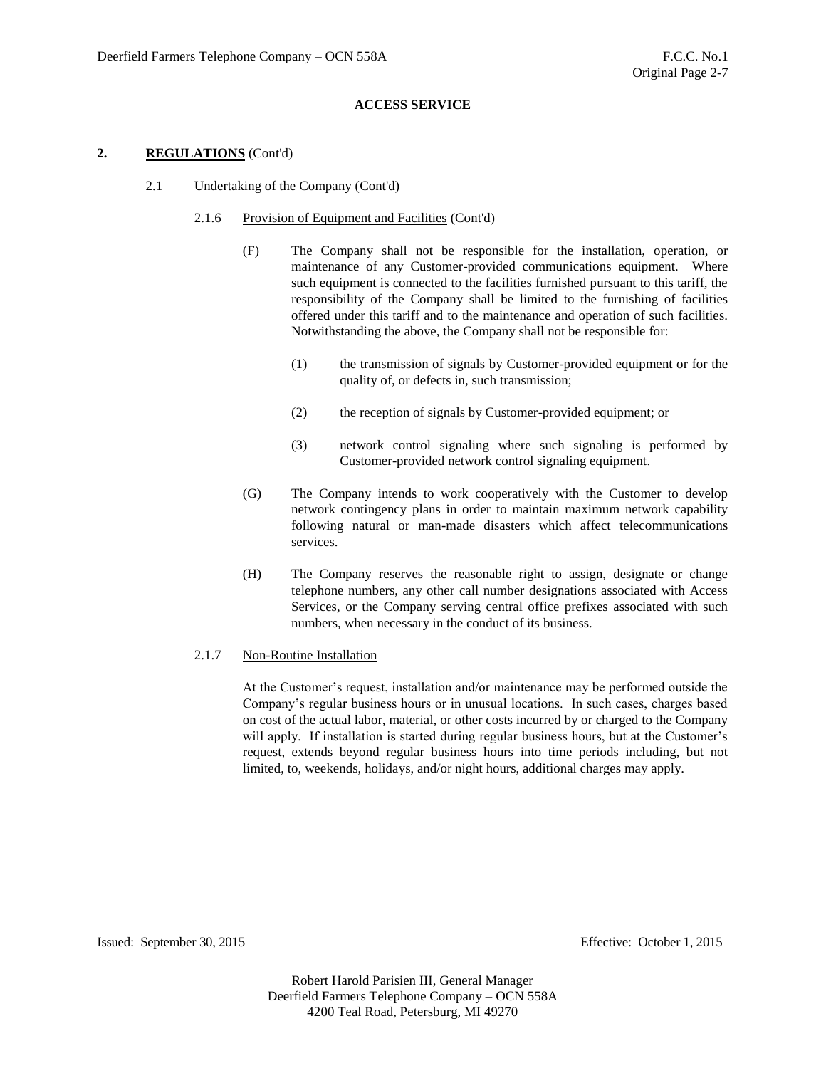**ACCESS SERVICE**

## 2. **REGULATIONS** (Cont'd)

### 2.1 Undertaking of the Company (Cont'd)

#### 2.1.6 Provision of Equipment and Facilities (Cont'd)

(F) The Company shall not be responsible for the installation, operation, or maintenance of any Customer-provided communications equipment. Where such equipment is connected to the facilities furnished pursuant to this tariff, the responsibility of the Company shall be limited to the furnishing of facilities offered under this tariff and to the maintenance and operation of such facilities. Notwithstanding the above, the Company shall not be responsible for:

(1) the transmission of signals by Customer-provided equipment or for the quality of, or defects in, such transmission;

(2) the reception of signals by Customer-provided equipment; or

(3) network control signaling where such signaling is performed by Customer-provided network control signaling equipment.

(G) The Company intends to work cooperatively with the Customer to develop network contingency plans in order to maintain maximum network capability following natural or man-made disasters which affect telecommunications services.

(H) The Company reserves the reasonable right to assign, designate or change telephone numbers, any other call number designations associated with Access Services, or the Company serving central office prefixes associated with such numbers, when necessary in the conduct of its business.

#### 2.1.7 Non-Routine Installation

At the Customer's request, installation and/or maintenance may be performed outside the Company's regular business hours or in unusual locations. In such cases, charges based on cost of the actual labor, material, or other costs incurred by or charged to the Company will apply. If installation is started during regular business hours, but at the Customer's request, extends beyond regular business hours into time periods including, but not limited, to, weekends, holidays, and/or night hours, additional charges may apply.

Issued: September 30, 2015 Effective: October 1, 2015

Robert Harold Parisien III, General Manager
Deerfield Farmers Telephone Company – OCN 558A
4200 Teal Road, Petersburg, MI 49270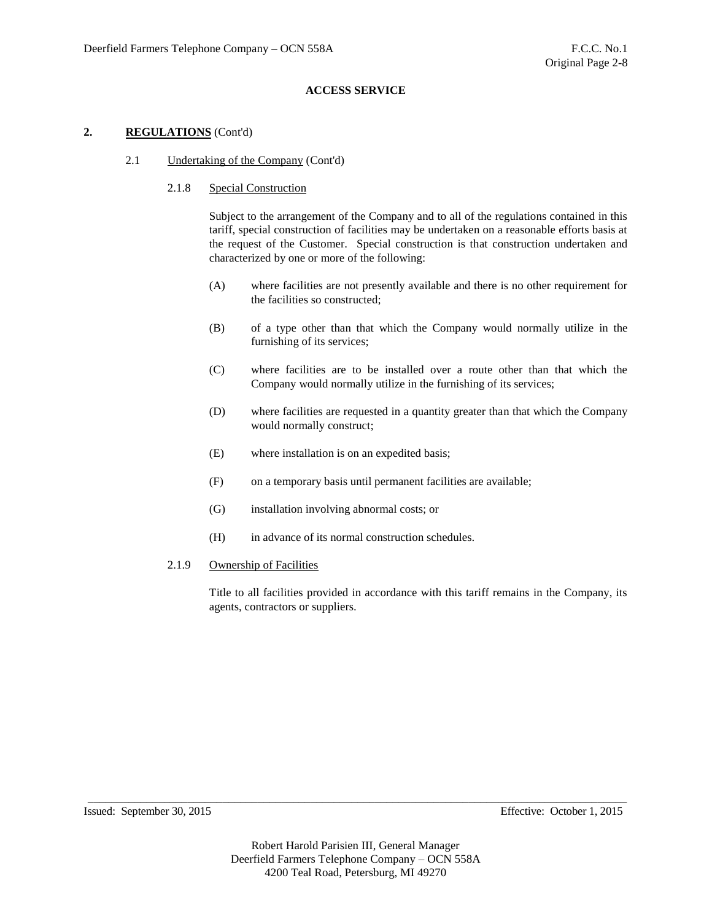**ACCESS SERVICE**

## 2. **REGULATIONS** (Cont'd)

### 2.1 Undertaking of the Company (Cont'd)

#### 2.1.8 Special Construction

Subject to the arrangement of the Company and to all of the regulations contained in this tariff, special construction of facilities may be undertaken on a reasonable efforts basis at the request of the Customer. Special construction is that construction undertaken and characterized by one or more of the following:

(A) where facilities are not presently available and there is no other requirement for the facilities so constructed;

(B) of a type other than that which the Company would normally utilize in the furnishing of its services;

(C) where facilities are to be installed over a route other than that which the Company would normally utilize in the furnishing of its services;

(D) where facilities are requested in a quantity greater than that which the Company would normally construct;

(E) where installation is on an expedited basis;

(F) on a temporary basis until permanent facilities are available;

(G) installation involving abnormal costs; or

(H) in advance of its normal construction schedules.

#### 2.1.9 Ownership of Facilities

Title to all facilities provided in accordance with this tariff remains in the Company, its agents, contractors or suppliers.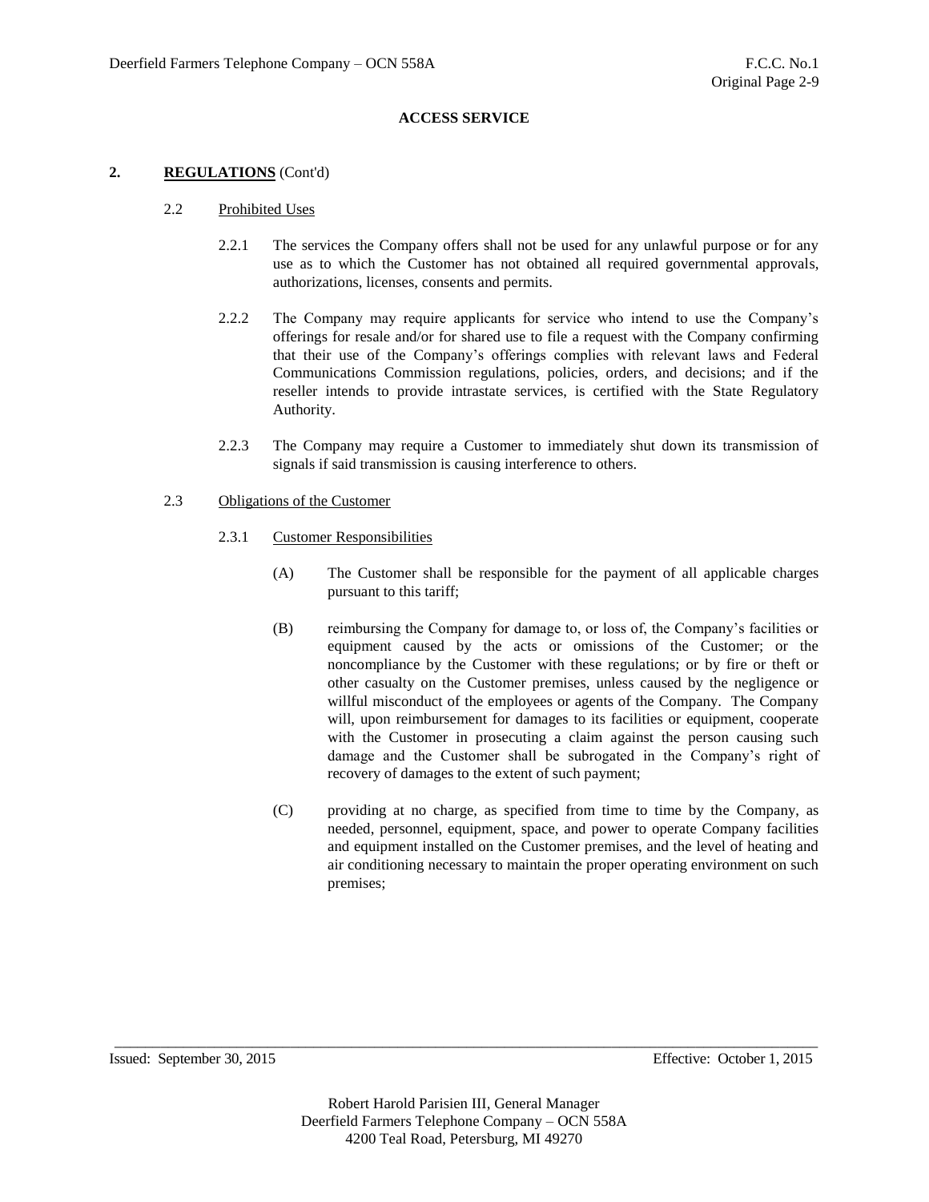## ACCESS SERVICE

### 2. REGULATIONS (Cont'd)

#### 2.2 Prohibited Uses

2.2.1 The services the Company offers shall not be used for any unlawful purpose or for any use as to which the Customer has not obtained all required governmental approvals, authorizations, licenses, consents and permits.

2.2.2 The Company may require applicants for service who intend to use the Company's offerings for resale and/or for shared use to file a request with the Company confirming that their use of the Company's offerings complies with relevant laws and Federal Communications Commission regulations, policies, orders, and decisions; and if the reseller intends to provide intrastate services, is certified with the State Regulatory Authority.

2.2.3 The Company may require a Customer to immediately shut down its transmission of signals if said transmission is causing interference to others.

#### 2.3 Obligations of the Customer

2.3.1 Customer Responsibilities

(A) The Customer shall be responsible for the payment of all applicable charges pursuant to this tariff;

(B) reimbursing the Company for damage to, or loss of, the Company's facilities or equipment caused by the acts or omissions of the Customer; or the noncompliance by the Customer with these regulations; or by fire or theft or other casualty on the Customer premises, unless caused by the negligence or willful misconduct of the employees or agents of the Company. The Company will, upon reimbursement for damages to its facilities or equipment, cooperate with the Customer in prosecuting a claim against the person causing such damage and the Customer shall be subrogated in the Company's right of recovery of damages to the extent of such payment;

(C) providing at no charge, as specified from time to time by the Company, as needed, personnel, equipment, space, and power to operate Company facilities and equipment installed on the Customer premises, and the level of heating and air conditioning necessary to maintain the proper operating environment on such premises;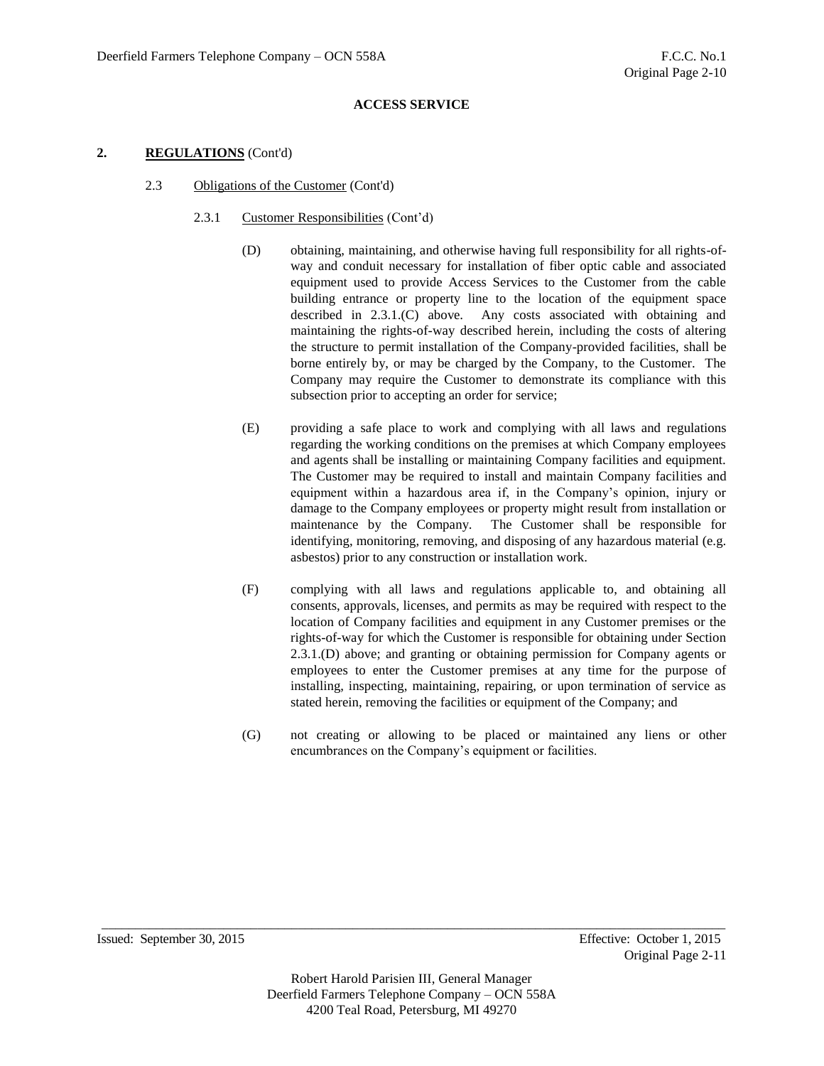**ACCESS SERVICE**

## 2. **REGULATIONS** (Cont'd)

### 2.3 Obligations of the Customer (Cont'd)

#### 2.3.1 Customer Responsibilities (Cont'd)

(D) obtaining, maintaining, and otherwise having full responsibility for all rights-of-way and conduit necessary for installation of fiber optic cable and associated equipment used to provide Access Services to the Customer from the cable building entrance or property line to the location of the equipment space described in 2.3.1.(C) above. Any costs associated with obtaining and maintaining the rights-of-way described herein, including the costs of altering the structure to permit installation of the Company-provided facilities, shall be borne entirely by, or may be charged by the Company, to the Customer. The Company may require the Customer to demonstrate its compliance with this subsection prior to accepting an order for service;

(E) providing a safe place to work and complying with all laws and regulations regarding the working conditions on the premises at which Company employees and agents shall be installing or maintaining Company facilities and equipment. The Customer may be required to install and maintain Company facilities and equipment within a hazardous area if, in the Company's opinion, injury or damage to the Company employees or property might result from installation or maintenance by the Company. The Customer shall be responsible for identifying, monitoring, removing, and disposing of any hazardous material (e.g. asbestos) prior to any construction or installation work.

(F) complying with all laws and regulations applicable to, and obtaining all consents, approvals, licenses, and permits as may be required with respect to the location of Company facilities and equipment in any Customer premises or the rights-of-way for which the Customer is responsible for obtaining under Section 2.3.1.(D) above; and granting or obtaining permission for Company agents or employees to enter the Customer premises at any time for the purpose of installing, inspecting, maintaining, repairing, or upon termination of service as stated herein, removing the facilities or equipment of the Company; and

(G) not creating or allowing to be placed or maintained any liens or other encumbrances on the Company's equipment or facilities.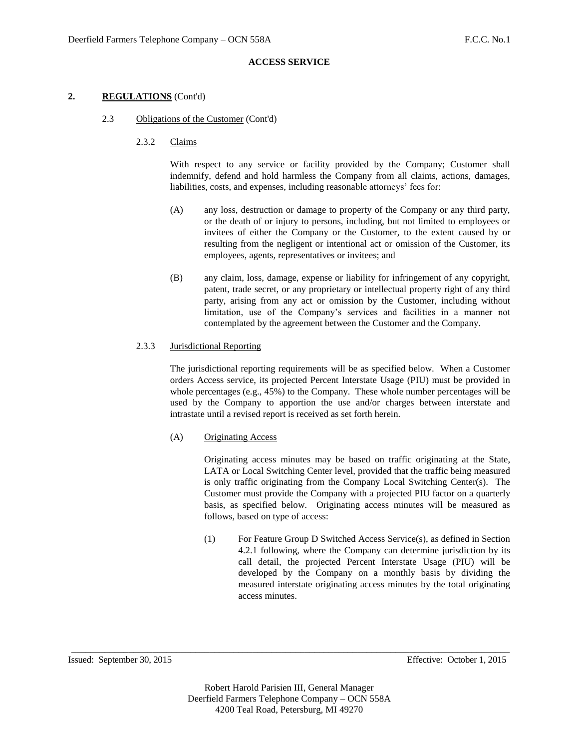**ACCESS SERVICE**

## 2. **REGULATIONS** (Cont'd)

### 2.3 Obligations of the Customer (Cont'd)

#### 2.3.2 Claims

With respect to any service or facility provided by the Company; Customer shall indemnify, defend and hold harmless the Company from all claims, actions, damages, liabilities, costs, and expenses, including reasonable attorneys' fees for:

(A) any loss, destruction or damage to property of the Company or any third party, or the death of or injury to persons, including, but not limited to employees or invitees of either the Company or the Customer, to the extent caused by or resulting from the negligent or intentional act or omission of the Customer, its employees, agents, representatives or invitees; and

(B) any claim, loss, damage, expense or liability for infringement of any copyright, patent, trade secret, or any proprietary or intellectual property right of any third party, arising from any act or omission by the Customer, including without limitation, use of the Company's services and facilities in a manner not contemplated by the agreement between the Customer and the Company.

#### 2.3.3 Jurisdictional Reporting

The jurisdictional reporting requirements will be as specified below. When a Customer orders Access service, its projected Percent Interstate Usage (PIU) must be provided in whole percentages (e.g., 45%) to the Company. These whole number percentages will be used by the Company to apportion the use and/or charges between interstate and intrastate until a revised report is received as set forth herein.

(A) Originating Access

Originating access minutes may be based on traffic originating at the State, LATA or Local Switching Center level, provided that the traffic being measured is only traffic originating from the Company Local Switching Center(s). The Customer must provide the Company with a projected PIU factor on a quarterly basis, as specified below. Originating access minutes will be measured as follows, based on type of access:

(1) For Feature Group D Switched Access Service(s), as defined in Section 4.2.1 following, where the Company can determine jurisdiction by its call detail, the projected Percent Interstate Usage (PIU) will be developed by the Company on a monthly basis by dividing the measured interstate originating access minutes by the total originating access minutes.

Issued: September 30, 2015 Effective: October 1, 2015

Robert Harold Parisien III, General Manager
Deerfield Farmers Telephone Company – OCN 558A
4200 Teal Road, Petersburg, MI 49270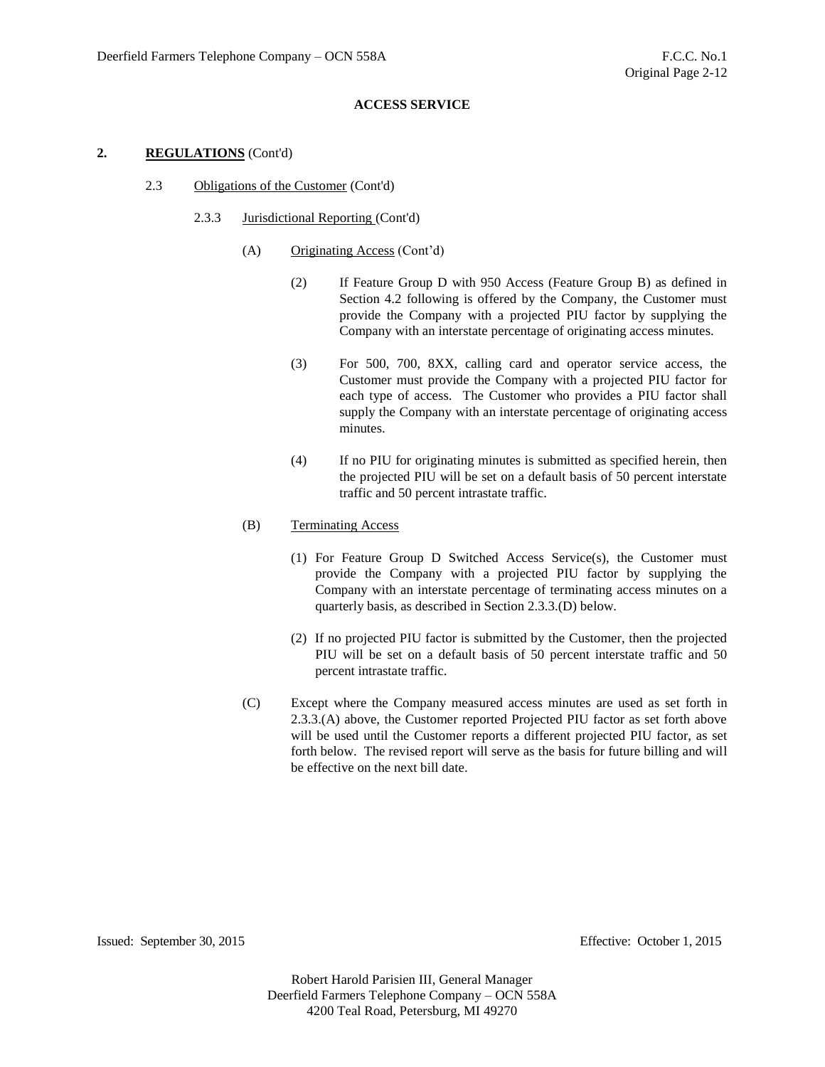**ACCESS SERVICE**

**2. REGULATIONS** (Cont'd)

2.3 Obligations of the Customer (Cont'd)

2.3.3 Jurisdictional Reporting (Cont'd)

(A) Originating Access (Cont'd)

(2) If Feature Group D with 950 Access (Feature Group B) as defined in Section 4.2 following is offered by the Company, the Customer must provide the Company with a projected PIU factor by supplying the Company with an interstate percentage of originating access minutes.

(3) For 500, 700, 8XX, calling card and operator service access, the Customer must provide the Company with a projected PIU factor for each type of access. The Customer who provides a PIU factor shall supply the Company with an interstate percentage of originating access minutes.

(4) If no PIU for originating minutes is submitted as specified herein, then the projected PIU will be set on a default basis of 50 percent interstate traffic and 50 percent intrastate traffic.

(B) Terminating Access

(1) For Feature Group D Switched Access Service(s), the Customer must provide the Company with a projected PIU factor by supplying the Company with an interstate percentage of terminating access minutes on a quarterly basis, as described in Section 2.3.3.(D) below.

(2) If no projected PIU factor is submitted by the Customer, then the projected PIU will be set on a default basis of 50 percent interstate traffic and 50 percent intrastate traffic.

(C) Except where the Company measured access minutes are used as set forth in 2.3.3.(A) above, the Customer reported Projected PIU factor as set forth above will be used until the Customer reports a different projected PIU factor, as set forth below. The revised report will serve as the basis for future billing and will be effective on the next bill date.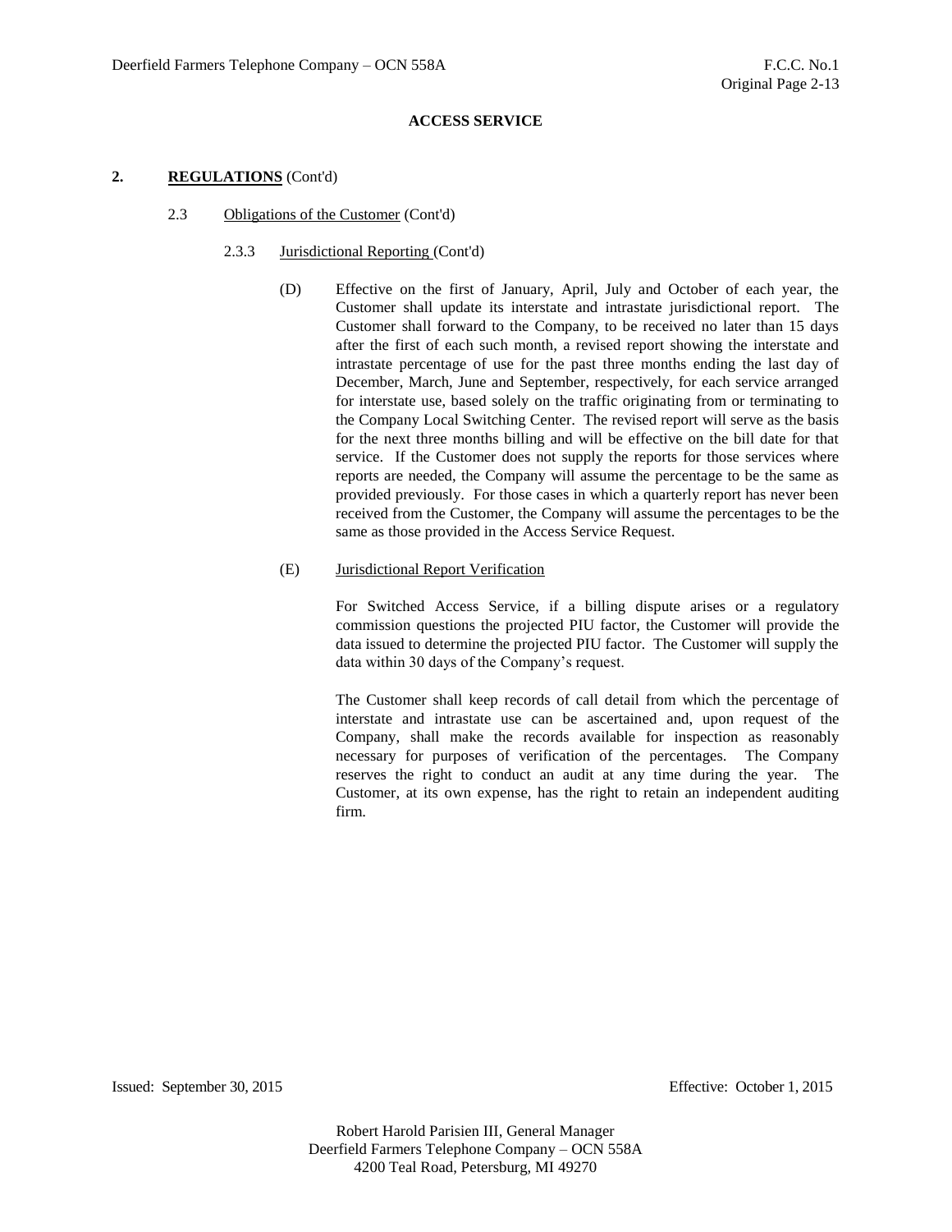**ACCESS SERVICE**

**2. REGULATIONS** (Cont'd)

2.3 Obligations of the Customer (Cont'd)

2.3.3 Jurisdictional Reporting (Cont'd)

(D) Effective on the first of January, April, July and October of each year, the Customer shall update its interstate and intrastate jurisdictional report. The Customer shall forward to the Company, to be received no later than 15 days after the first of each such month, a revised report showing the interstate and intrastate percentage of use for the past three months ending the last day of December, March, June and September, respectively, for each service arranged for interstate use, based solely on the traffic originating from or terminating to the Company Local Switching Center. The revised report will serve as the basis for the next three months billing and will be effective on the bill date for that service. If the Customer does not supply the reports for those services where reports are needed, the Company will assume the percentage to be the same as provided previously. For those cases in which a quarterly report has never been received from the Customer, the Company will assume the percentages to be the same as those provided in the Access Service Request.

(E) Jurisdictional Report Verification

For Switched Access Service, if a billing dispute arises or a regulatory commission questions the projected PIU factor, the Customer will provide the data issued to determine the projected PIU factor. The Customer will supply the data within 30 days of the Company's request.

The Customer shall keep records of call detail from which the percentage of interstate and intrastate use can be ascertained and, upon request of the Company, shall make the records available for inspection as reasonably necessary for purposes of verification of the percentages. The Company reserves the right to conduct an audit at any time during the year. The Customer, at its own expense, has the right to retain an independent auditing firm.

Issued: September 30, 2015 Effective: October 1, 2015

Robert Harold Parisien III, General Manager
Deerfield Farmers Telephone Company – OCN 558A
4200 Teal Road, Petersburg, MI 49270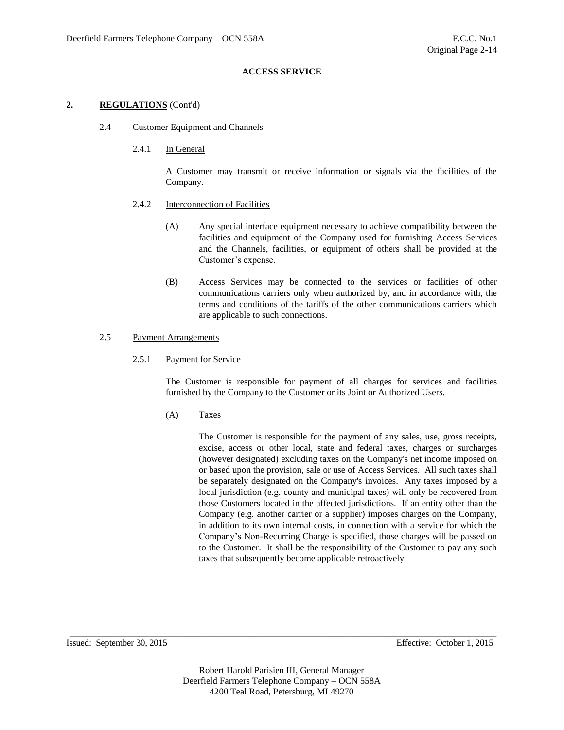**ACCESS SERVICE**

## 2. **REGULATIONS** (Cont'd)

### 2.4 Customer Equipment and Channels

#### 2.4.1 In General

A Customer may transmit or receive information or signals via the facilities of the Company.

#### 2.4.2 Interconnection of Facilities

(A) Any special interface equipment necessary to achieve compatibility between the facilities and equipment of the Company used for furnishing Access Services and the Channels, facilities, or equipment of others shall be provided at the Customer's expense.

(B) Access Services may be connected to the services or facilities of other communications carriers only when authorized by, and in accordance with, the terms and conditions of the tariffs of the other communications carriers which are applicable to such connections.

### 2.5 Payment Arrangements

#### 2.5.1 Payment for Service

The Customer is responsible for payment of all charges for services and facilities furnished by the Company to the Customer or its Joint or Authorized Users.

(A) Taxes

The Customer is responsible for the payment of any sales, use, gross receipts, excise, access or other local, state and federal taxes, charges or surcharges (however designated) excluding taxes on the Company's net income imposed on or based upon the provision, sale or use of Access Services. All such taxes shall be separately designated on the Company's invoices. Any taxes imposed by a local jurisdiction (e.g. county and municipal taxes) will only be recovered from those Customers located in the affected jurisdictions. If an entity other than the Company (e.g. another carrier or a supplier) imposes charges on the Company, in addition to its own internal costs, in connection with a service for which the Company's Non-Recurring Charge is specified, those charges will be passed on to the Customer. It shall be the responsibility of the Customer to pay any such taxes that subsequently become applicable retroactively.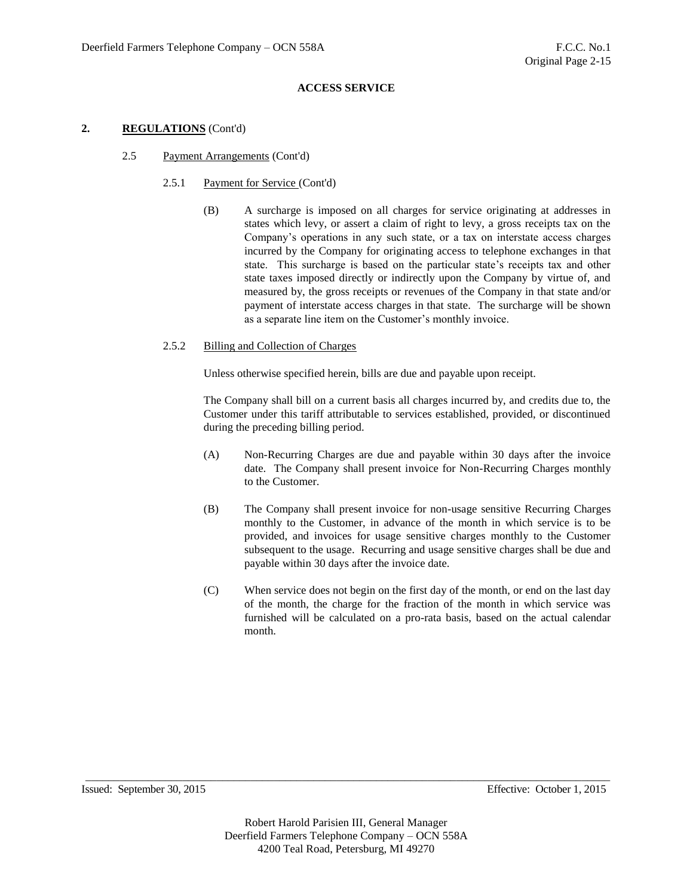**ACCESS SERVICE**

**2. REGULATIONS** (Cont'd)

2.5 Payment Arrangements (Cont'd)

2.5.1 Payment for Service (Cont'd)

(B) A surcharge is imposed on all charges for service originating at addresses in states which levy, or assert a claim of right to levy, a gross receipts tax on the Company's operations in any such state, or a tax on interstate access charges incurred by the Company for originating access to telephone exchanges in that state. This surcharge is based on the particular state's receipts tax and other state taxes imposed directly or indirectly upon the Company by virtue of, and measured by, the gross receipts or revenues of the Company in that state and/or payment of interstate access charges in that state. The surcharge will be shown as a separate line item on the Customer's monthly invoice.

2.5.2 Billing and Collection of Charges

Unless otherwise specified herein, bills are due and payable upon receipt.

The Company shall bill on a current basis all charges incurred by, and credits due to, the Customer under this tariff attributable to services established, provided, or discontinued during the preceding billing period.

(A) Non-Recurring Charges are due and payable within 30 days after the invoice date. The Company shall present invoice for Non-Recurring Charges monthly to the Customer.

(B) The Company shall present invoice for non-usage sensitive Recurring Charges monthly to the Customer, in advance of the month in which service is to be provided, and invoices for usage sensitive charges monthly to the Customer subsequent to the usage. Recurring and usage sensitive charges shall be due and payable within 30 days after the invoice date.

(C) When service does not begin on the first day of the month, or end on the last day of the month, the charge for the fraction of the month in which service was furnished will be calculated on a pro-rata basis, based on the actual calendar month.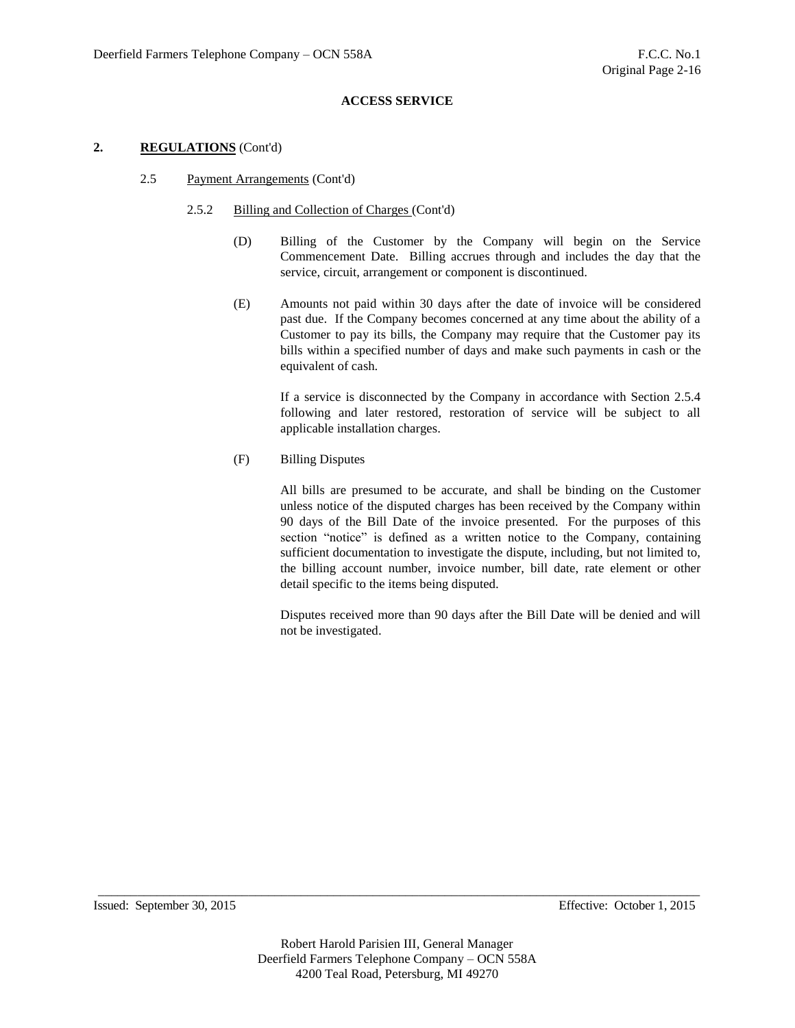**ACCESS SERVICE**

**2. REGULATIONS** (Cont'd)

2.5 Payment Arrangements (Cont'd)

2.5.2 Billing and Collection of Charges (Cont'd)

(D) Billing of the Customer by the Company will begin on the Service Commencement Date. Billing accrues through and includes the day that the service, circuit, arrangement or component is discontinued.

(E) Amounts not paid within 30 days after the date of invoice will be considered past due. If the Company becomes concerned at any time about the ability of a Customer to pay its bills, the Company may require that the Customer pay its bills within a specified number of days and make such payments in cash or the equivalent of cash.

If a service is disconnected by the Company in accordance with Section 2.5.4 following and later restored, restoration of service will be subject to all applicable installation charges.

(F) Billing Disputes

All bills are presumed to be accurate, and shall be binding on the Customer unless notice of the disputed charges has been received by the Company within 90 days of the Bill Date of the invoice presented. For the purposes of this section "notice" is defined as a written notice to the Company, containing sufficient documentation to investigate the dispute, including, but not limited to, the billing account number, invoice number, bill date, rate element or other detail specific to the items being disputed.

Disputes received more than 90 days after the Bill Date will be denied and will not be investigated.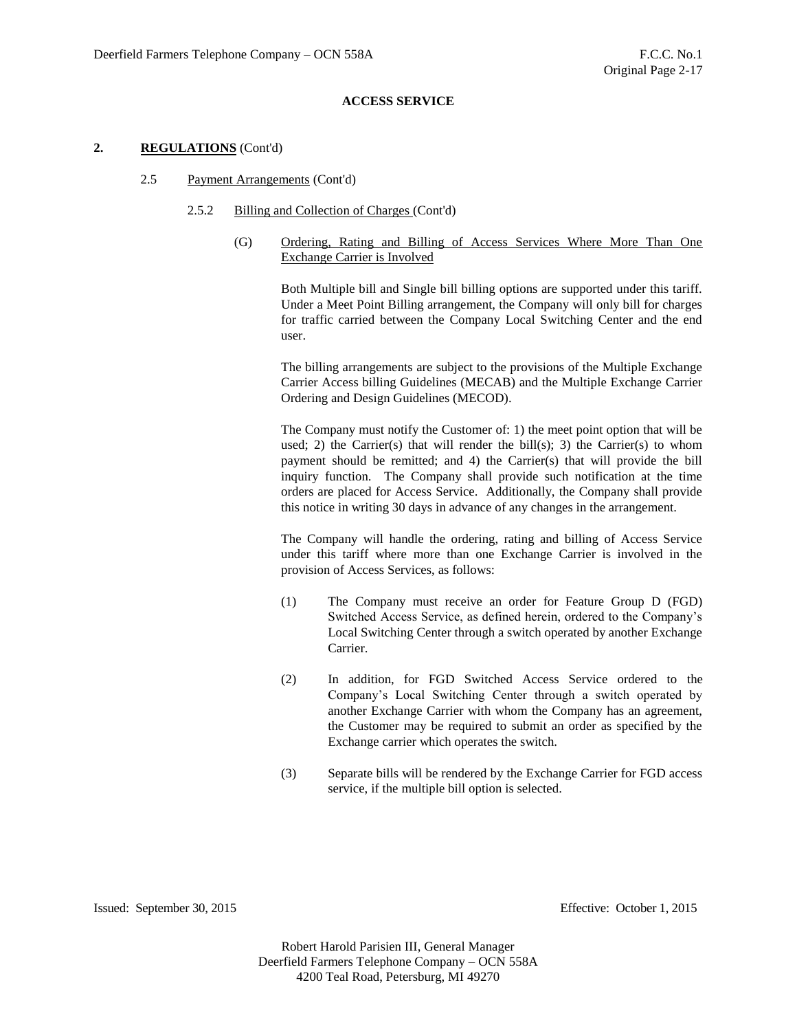## ACCESS SERVICE

### 2. REGULATIONS (Cont'd)

2.5 Payment Arrangements (Cont'd)

2.5.2 Billing and Collection of Charges (Cont'd)

(G) Ordering, Rating and Billing of Access Services Where More Than One Exchange Carrier is Involved

Both Multiple bill and Single bill billing options are supported under this tariff. Under a Meet Point Billing arrangement, the Company will only bill for charges for traffic carried between the Company Local Switching Center and the end user.

The billing arrangements are subject to the provisions of the Multiple Exchange Carrier Access billing Guidelines (MECAB) and the Multiple Exchange Carrier Ordering and Design Guidelines (MECOD).

The Company must notify the Customer of: 1) the meet point option that will be used; 2) the Carrier(s) that will render the bill(s); 3) the Carrier(s) to whom payment should be remitted; and 4) the Carrier(s) that will provide the bill inquiry function. The Company shall provide such notification at the time orders are placed for Access Service. Additionally, the Company shall provide this notice in writing 30 days in advance of any changes in the arrangement.

The Company will handle the ordering, rating and billing of Access Service under this tariff where more than one Exchange Carrier is involved in the provision of Access Services, as follows:

(1) The Company must receive an order for Feature Group D (FGD) Switched Access Service, as defined herein, ordered to the Company's Local Switching Center through a switch operated by another Exchange Carrier.

(2) In addition, for FGD Switched Access Service ordered to the Company's Local Switching Center through a switch operated by another Exchange Carrier with whom the Company has an agreement, the Customer may be required to submit an order as specified by the Exchange carrier which operates the switch.

(3) Separate bills will be rendered by the Exchange Carrier for FGD access service, if the multiple bill option is selected.

Issued: September 30, 2015 Effective: October 1, 2015

Robert Harold Parisien III, General Manager
Deerfield Farmers Telephone Company – OCN 558A
4200 Teal Road, Petersburg, MI 49270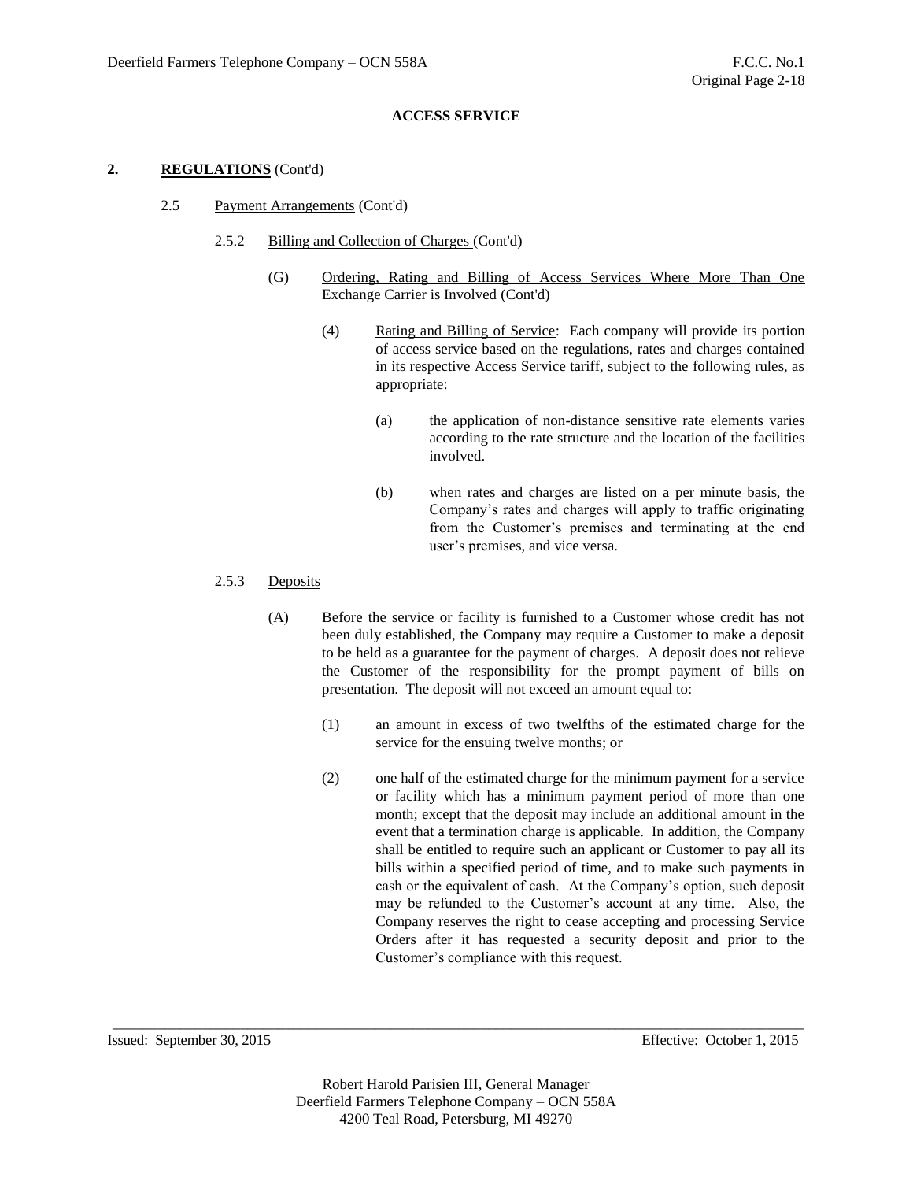**ACCESS SERVICE**

**2. REGULATIONS (Cont'd)**

2.5 Payment Arrangements (Cont'd)

2.5.2 Billing and Collection of Charges (Cont'd)

(G) Ordering, Rating and Billing of Access Services Where More Than One Exchange Carrier is Involved (Cont'd)

(4) Rating and Billing of Service: Each company will provide its portion of access service based on the regulations, rates and charges contained in its respective Access Service tariff, subject to the following rules, as appropriate:

(a) the application of non-distance sensitive rate elements varies according to the rate structure and the location of the facilities involved.

(b) when rates and charges are listed on a per minute basis, the Company's rates and charges will apply to traffic originating from the Customer's premises and terminating at the end user's premises, and vice versa.

2.5.3 Deposits

(A) Before the service or facility is furnished to a Customer whose credit has not been duly established, the Company may require a Customer to make a deposit to be held as a guarantee for the payment of charges. A deposit does not relieve the Customer of the responsibility for the prompt payment of bills on presentation. The deposit will not exceed an amount equal to:

(1) an amount in excess of two twelfths of the estimated charge for the service for the ensuing twelve months; or

(2) one half of the estimated charge for the minimum payment for a service or facility which has a minimum payment period of more than one month; except that the deposit may include an additional amount in the event that a termination charge is applicable. In addition, the Company shall be entitled to require such an applicant or Customer to pay all its bills within a specified period of time, and to make such payments in cash or the equivalent of cash. At the Company's option, such deposit may be refunded to the Customer's account at any time. Also, the Company reserves the right to cease accepting and processing Service Orders after it has requested a security deposit and prior to the Customer's compliance with this request.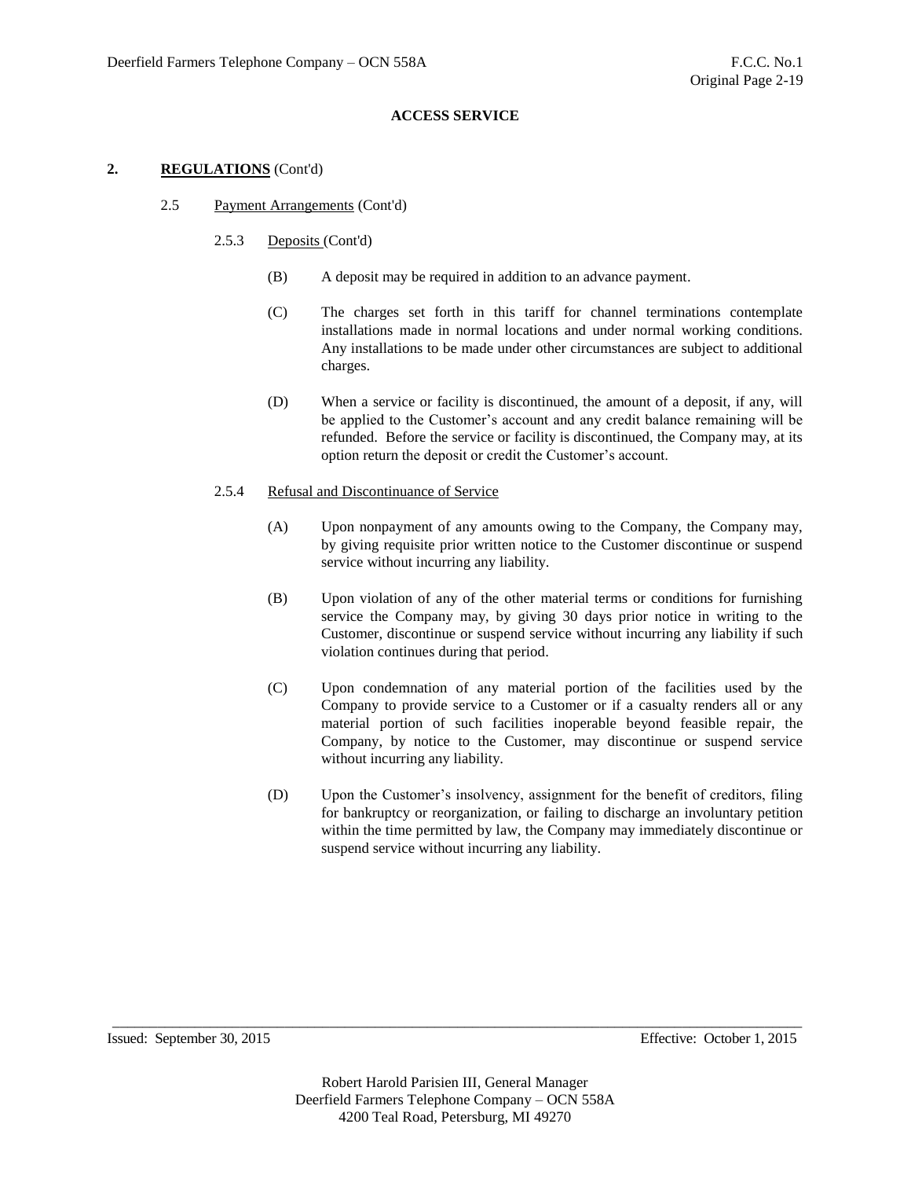**ACCESS SERVICE**

## 2. REGULATIONS (Cont'd)

### 2.5 Payment Arrangements (Cont'd)

#### 2.5.3 Deposits (Cont'd)

(B) A deposit may be required in addition to an advance payment.

(C) The charges set forth in this tariff for channel terminations contemplate installations made in normal locations and under normal working conditions. Any installations to be made under other circumstances are subject to additional charges.

(D) When a service or facility is discontinued, the amount of a deposit, if any, will be applied to the Customer's account and any credit balance remaining will be refunded. Before the service or facility is discontinued, the Company may, at its option return the deposit or credit the Customer's account.

#### 2.5.4 Refusal and Discontinuance of Service

(A) Upon nonpayment of any amounts owing to the Company, the Company may, by giving requisite prior written notice to the Customer discontinue or suspend service without incurring any liability.

(B) Upon violation of any of the other material terms or conditions for furnishing service the Company may, by giving 30 days prior notice in writing to the Customer, discontinue or suspend service without incurring any liability if such violation continues during that period.

(C) Upon condemnation of any material portion of the facilities used by the Company to provide service to a Customer or if a casualty renders all or any material portion of such facilities inoperable beyond feasible repair, the Company, by notice to the Customer, may discontinue or suspend service without incurring any liability.

(D) Upon the Customer's insolvency, assignment for the benefit of creditors, filing for bankruptcy or reorganization, or failing to discharge an involuntary petition within the time permitted by law, the Company may immediately discontinue or suspend service without incurring any liability.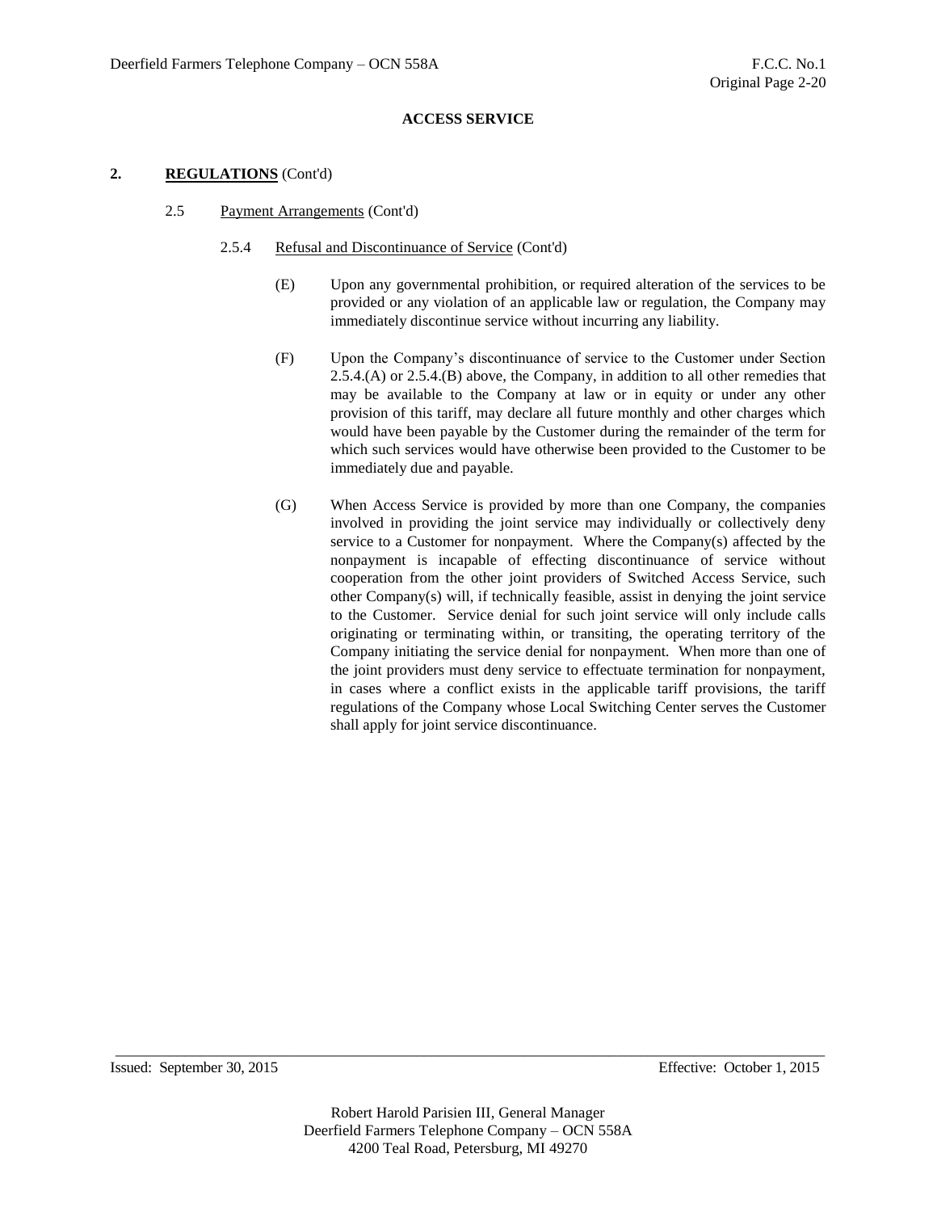**ACCESS SERVICE**

## 2. **REGULATIONS** (Cont'd)

### 2.5 Payment Arrangements (Cont'd)

#### 2.5.4 Refusal and Discontinuance of Service (Cont'd)

(E) Upon any governmental prohibition, or required alteration of the services to be provided or any violation of an applicable law or regulation, the Company may immediately discontinue service without incurring any liability.

(F) Upon the Company's discontinuance of service to the Customer under Section 2.5.4.(A) or 2.5.4.(B) above, the Company, in addition to all other remedies that may be available to the Company at law or in equity or under any other provision of this tariff, may declare all future monthly and other charges which would have been payable by the Customer during the remainder of the term for which such services would have otherwise been provided to the Customer to be immediately due and payable.

(G) When Access Service is provided by more than one Company, the companies involved in providing the joint service may individually or collectively deny service to a Customer for nonpayment. Where the Company(s) affected by the nonpayment is incapable of effecting discontinuance of service without cooperation from the other joint providers of Switched Access Service, such other Company(s) will, if technically feasible, assist in denying the joint service to the Customer. Service denial for such joint service will only include calls originating or terminating within, or transiting, the operating territory of the Company initiating the service denial for nonpayment. When more than one of the joint providers must deny service to effectuate termination for nonpayment, in cases where a conflict exists in the applicable tariff provisions, the tariff regulations of the Company whose Local Switching Center serves the Customer shall apply for joint service discontinuance.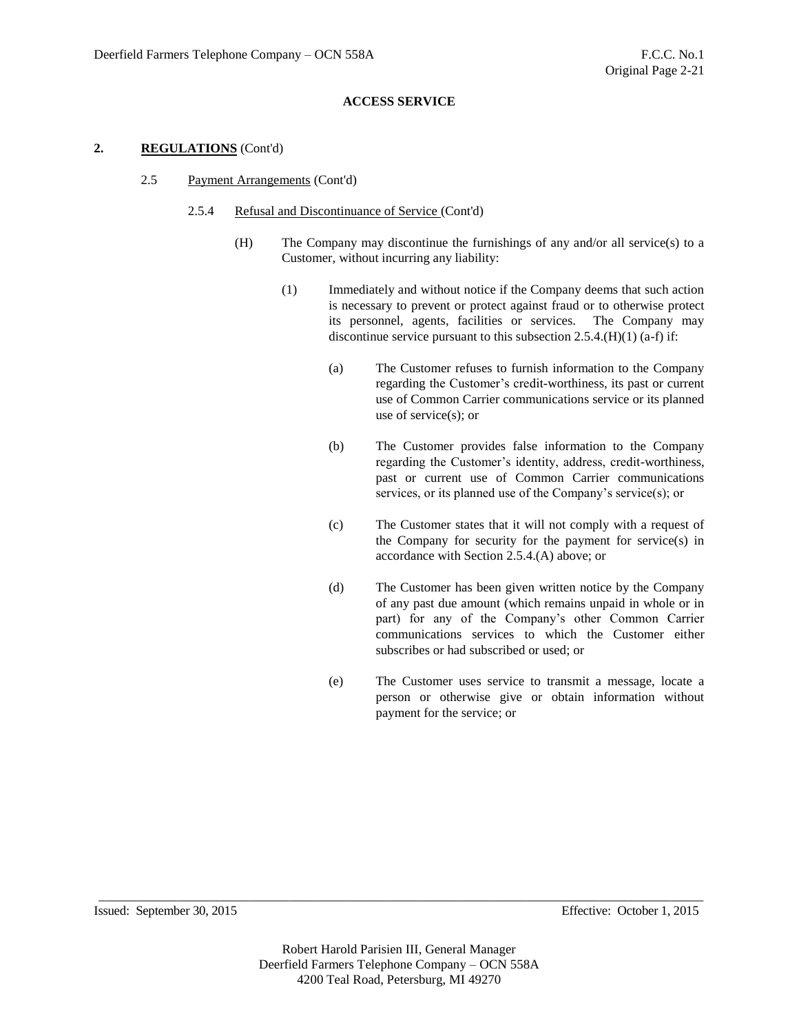**ACCESS SERVICE**

**2. REGULATIONS (Cont'd)**

2.5 Payment Arrangements (Cont'd)

2.5.4 Refusal and Discontinuance of Service (Cont'd)

(H) The Company may discontinue the furnishings of any and/or all service(s) to a Customer, without incurring any liability:

(1) Immediately and without notice if the Company deems that such action is necessary to prevent or protect against fraud or to otherwise protect its personnel, agents, facilities or services. The Company may discontinue service pursuant to this subsection 2.5.4.(H)(1) (a-f) if:

(a) The Customer refuses to furnish information to the Company regarding the Customer's credit-worthiness, its past or current use of Common Carrier communications service or its planned use of service(s); or

(b) The Customer provides false information to the Company regarding the Customer's identity, address, credit-worthiness, past or current use of Common Carrier communications services, or its planned use of the Company's service(s); or

(c) The Customer states that it will not comply with a request of the Company for security for the payment for service(s) in accordance with Section 2.5.4.(A) above; or

(d) The Customer has been given written notice by the Company of any past due amount (which remains unpaid in whole or in part) for any of the Company's other Common Carrier communications services to which the Customer either subscribes or had subscribed or used; or

(e) The Customer uses service to transmit a message, locate a person or otherwise give or obtain information without payment for the service; or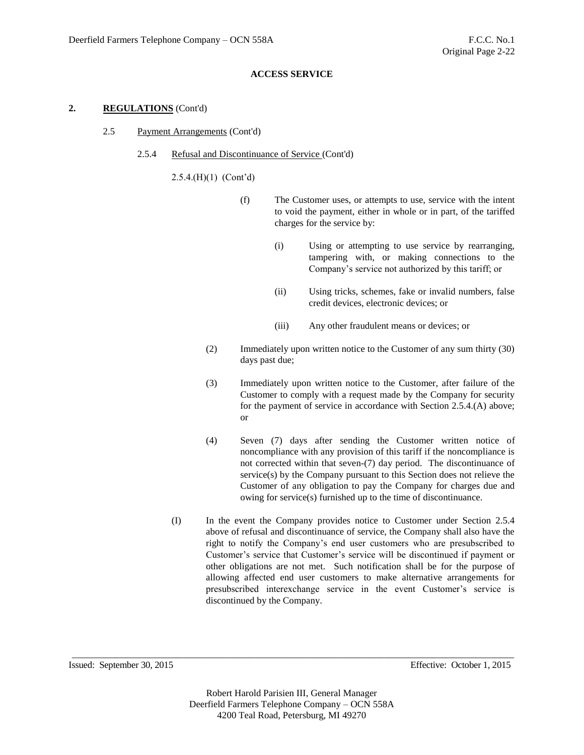## ACCESS SERVICE

**2. REGULATIONS** (Cont'd)

2.5 Payment Arrangements (Cont'd)

2.5.4 Refusal and Discontinuance of Service (Cont'd)

2.5.4.(H)(1) (Cont'd)

(f) The Customer uses, or attempts to use, service with the intent to void the payment, either in whole or in part, of the tariffed charges for the service by:

(i) Using or attempting to use service by rearranging, tampering with, or making connections to the Company's service not authorized by this tariff; or

(ii) Using tricks, schemes, fake or invalid numbers, false credit devices, electronic devices; or

(iii) Any other fraudulent means or devices; or

(2) Immediately upon written notice to the Customer of any sum thirty (30) days past due;

(3) Immediately upon written notice to the Customer, after failure of the Customer to comply with a request made by the Company for security for the payment of service in accordance with Section 2.5.4.(A) above; or

(4) Seven (7) days after sending the Customer written notice of noncompliance with any provision of this tariff if the noncompliance is not corrected within that seven-(7) day period. The discontinuance of service(s) by the Company pursuant to this Section does not relieve the Customer of any obligation to pay the Company for charges due and owing for service(s) furnished up to the time of discontinuance.

(I) In the event the Company provides notice to Customer under Section 2.5.4 above of refusal and discontinuance of service, the Company shall also have the right to notify the Company's end user customers who are presubscribed to Customer's service that Customer's service will be discontinued if payment or other obligations are not met. Such notification shall be for the purpose of allowing affected end user customers to make alternative arrangements for presubscribed interexchange service in the event Customer's service is discontinued by the Company.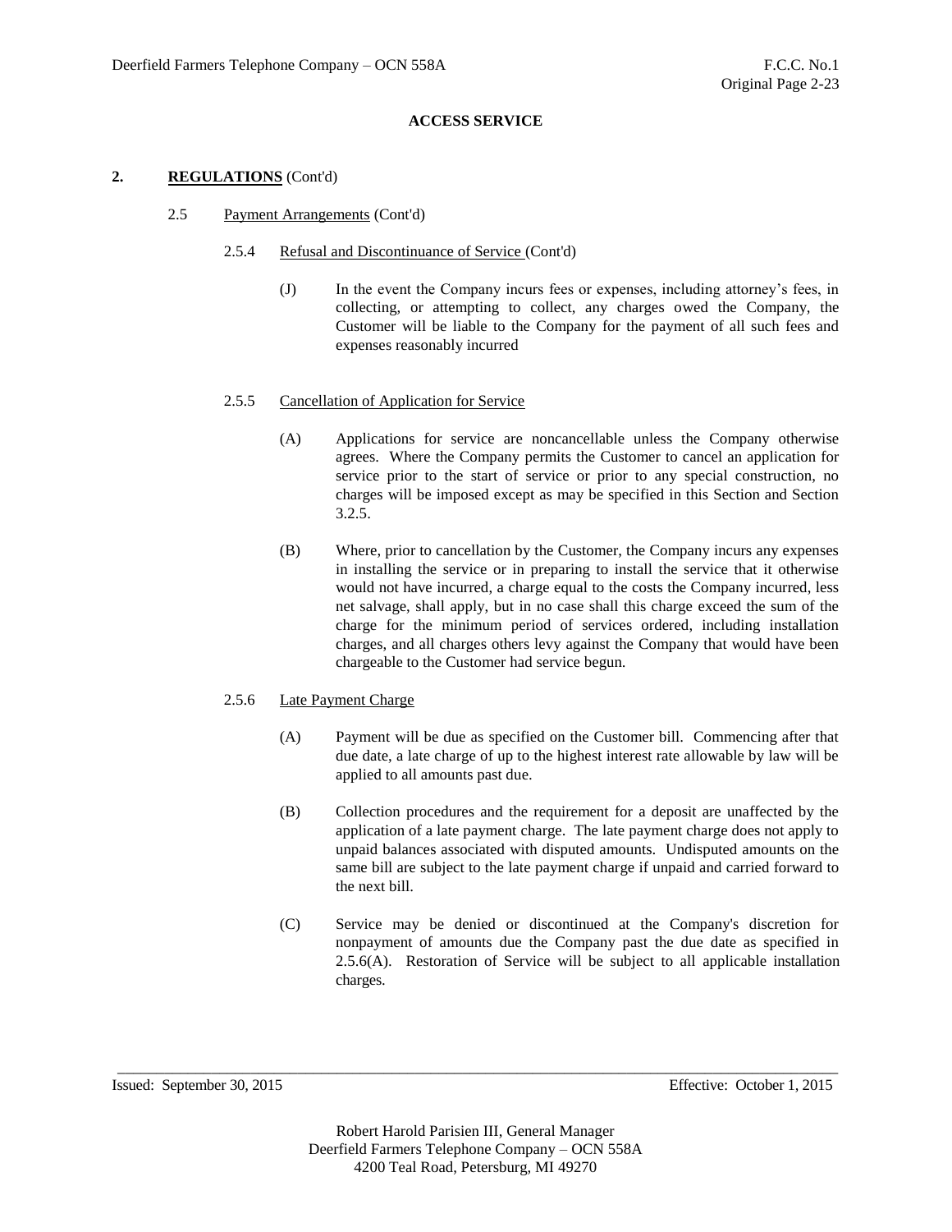**ACCESS SERVICE**

**2. REGULATIONS (Cont'd)**

2.5 Payment Arrangements (Cont'd)

2.5.4 Refusal and Discontinuance of Service (Cont'd)

(J) In the event the Company incurs fees or expenses, including attorney's fees, in collecting, or attempting to collect, any charges owed the Company, the Customer will be liable to the Company for the payment of all such fees and expenses reasonably incurred

2.5.5 Cancellation of Application for Service

(A) Applications for service are noncancellable unless the Company otherwise agrees. Where the Company permits the Customer to cancel an application for service prior to the start of service or prior to any special construction, no charges will be imposed except as may be specified in this Section and Section 3.2.5.

(B) Where, prior to cancellation by the Customer, the Company incurs any expenses in installing the service or in preparing to install the service that it otherwise would not have incurred, a charge equal to the costs the Company incurred, less net salvage, shall apply, but in no case shall this charge exceed the sum of the charge for the minimum period of services ordered, including installation charges, and all charges others levy against the Company that would have been chargeable to the Customer had service begun.

2.5.6 Late Payment Charge

(A) Payment will be due as specified on the Customer bill. Commencing after that due date, a late charge of up to the highest interest rate allowable by law will be applied to all amounts past due.

(B) Collection procedures and the requirement for a deposit are unaffected by the application of a late payment charge. The late payment charge does not apply to unpaid balances associated with disputed amounts. Undisputed amounts on the same bill are subject to the late payment charge if unpaid and carried forward to the next bill.

(C) Service may be denied or discontinued at the Company's discretion for nonpayment of amounts due the Company past the due date as specified in 2.5.6(A). Restoration of Service will be subject to all applicable installation charges.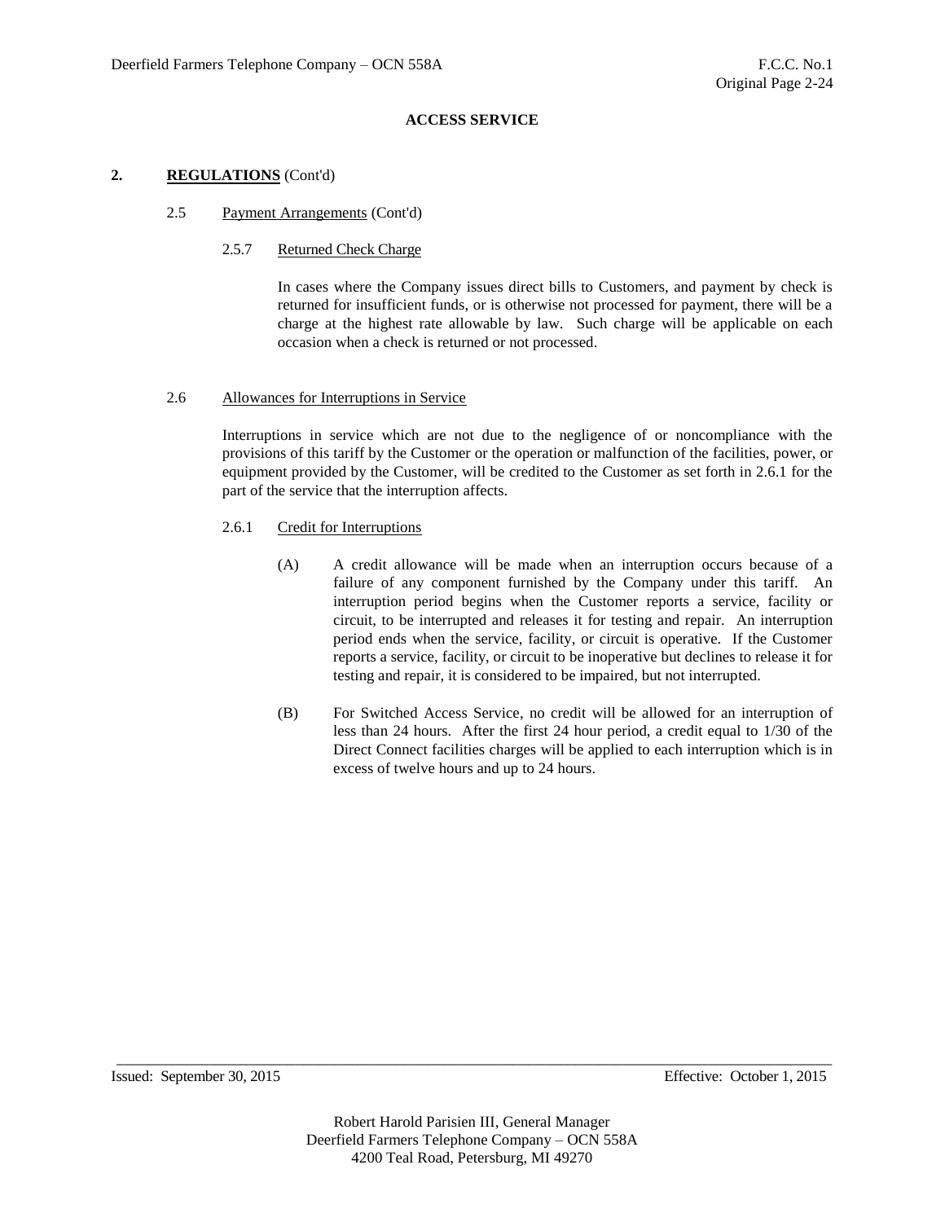**ACCESS SERVICE**

**2. REGULATIONS (Cont'd)**

2.5 Payment Arrangements (Cont'd)

2.5.7 Returned Check Charge

In cases where the Company issues direct bills to Customers, and payment by check is returned for insufficient funds, or is otherwise not processed for payment, there will be a charge at the highest rate allowable by law. Such charge will be applicable on each occasion when a check is returned or not processed.

2.6 Allowances for Interruptions in Service

Interruptions in service which are not due to the negligence of or noncompliance with the provisions of this tariff by the Customer or the operation or malfunction of the facilities, power, or equipment provided by the Customer, will be credited to the Customer as set forth in 2.6.1 for the part of the service that the interruption affects.

2.6.1 Credit for Interruptions

(A) A credit allowance will be made when an interruption occurs because of a failure of any component furnished by the Company under this tariff. An interruption period begins when the Customer reports a service, facility or circuit, to be interrupted and releases it for testing and repair. An interruption period ends when the service, facility, or circuit is operative. If the Customer reports a service, facility, or circuit to be inoperative but declines to release it for testing and repair, it is considered to be impaired, but not interrupted.

(B) For Switched Access Service, no credit will be allowed for an interruption of less than 24 hours. After the first 24 hour period, a credit equal to 1/30 of the Direct Connect facilities charges will be applied to each interruption which is in excess of twelve hours and up to 24 hours.

Issued: September 30, 2015 Effective: October 1, 2015

Robert Harold Parisien III, General Manager
Deerfield Farmers Telephone Company – OCN 558A
4200 Teal Road, Petersburg, MI 49270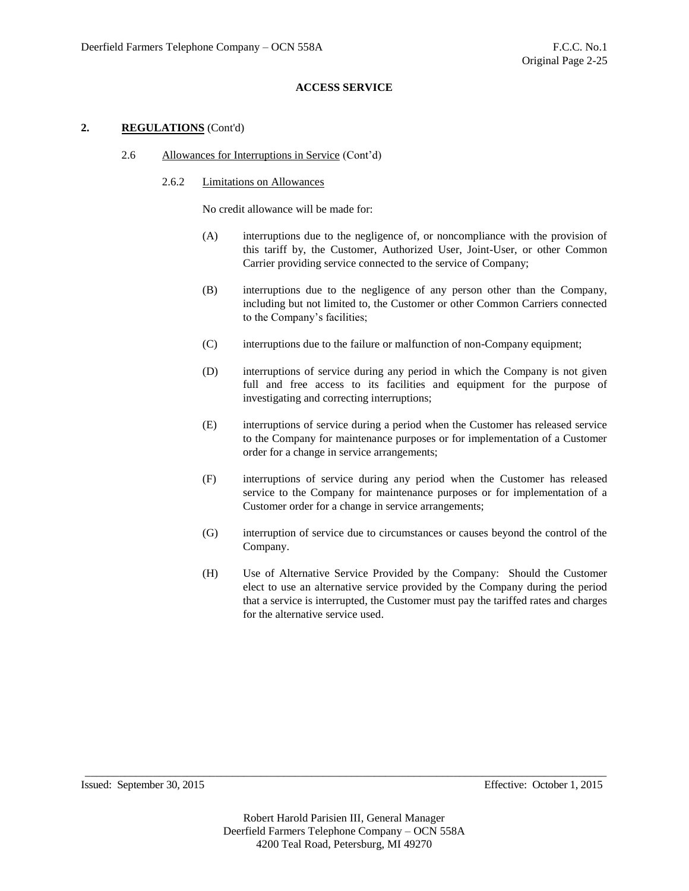## ACCESS SERVICE

### 2. REGULATIONS (Cont'd)

#### 2.6 Allowances for Interruptions in Service (Cont'd)

##### 2.6.2 Limitations on Allowances

No credit allowance will be made for:

(A) interruptions due to the negligence of, or noncompliance with the provision of this tariff by, the Customer, Authorized User, Joint-User, or other Common Carrier providing service connected to the service of Company;

(B) interruptions due to the negligence of any person other than the Company, including but not limited to, the Customer or other Common Carriers connected to the Company's facilities;

(C) interruptions due to the failure or malfunction of non-Company equipment;

(D) interruptions of service during any period in which the Company is not given full and free access to its facilities and equipment for the purpose of investigating and correcting interruptions;

(E) interruptions of service during a period when the Customer has released service to the Company for maintenance purposes or for implementation of a Customer order for a change in service arrangements;

(F) interruptions of service during any period when the Customer has released service to the Company for maintenance purposes or for implementation of a Customer order for a change in service arrangements;

(G) interruption of service due to circumstances or causes beyond the control of the Company.

(H) Use of Alternative Service Provided by the Company: Should the Customer elect to use an alternative service provided by the Company during the period that a service is interrupted, the Customer must pay the tariffed rates and charges for the alternative service used.

Issued: September 30, 2015 Effective: October 1, 2015

Robert Harold Parisien III, General Manager
Deerfield Farmers Telephone Company – OCN 558A
4200 Teal Road, Petersburg, MI 49270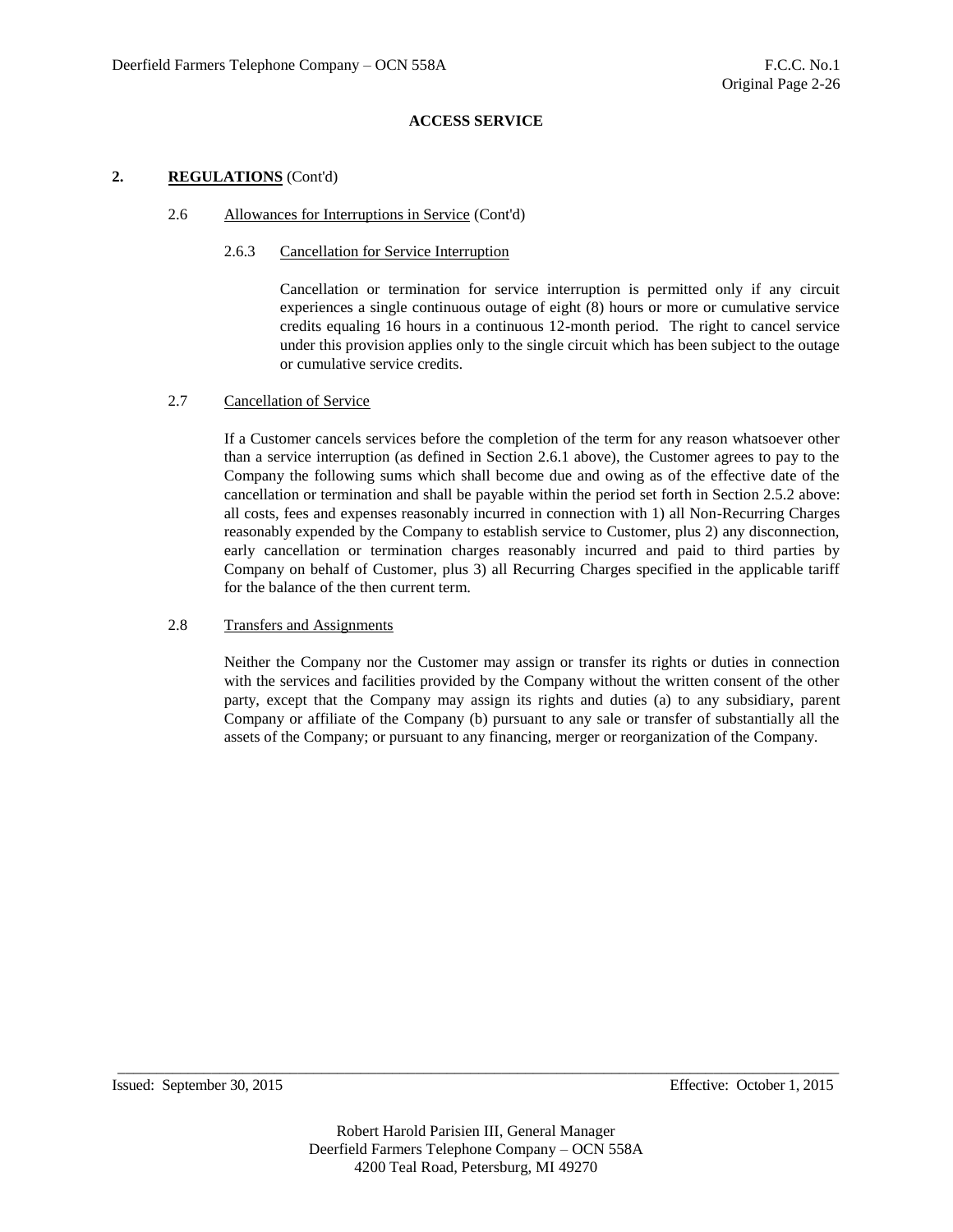**ACCESS SERVICE**

## 2. REGULATIONS (Cont'd)

### 2.6 Allowances for Interruptions in Service (Cont'd)

#### 2.6.3 Cancellation for Service Interruption

Cancellation or termination for service interruption is permitted only if any circuit experiences a single continuous outage of eight (8) hours or more or cumulative service credits equaling 16 hours in a continuous 12-month period. The right to cancel service under this provision applies only to the single circuit which has been subject to the outage or cumulative service credits.

### 2.7 Cancellation of Service

If a Customer cancels services before the completion of the term for any reason whatsoever other than a service interruption (as defined in Section 2.6.1 above), the Customer agrees to pay to the Company the following sums which shall become due and owing as of the effective date of the cancellation or termination and shall be payable within the period set forth in Section 2.5.2 above: all costs, fees and expenses reasonably incurred in connection with 1) all Non-Recurring Charges reasonably expended by the Company to establish service to Customer, plus 2) any disconnection, early cancellation or termination charges reasonably incurred and paid to third parties by Company on behalf of Customer, plus 3) all Recurring Charges specified in the applicable tariff for the balance of the then current term.

### 2.8 Transfers and Assignments

Neither the Company nor the Customer may assign or transfer its rights or duties in connection with the services and facilities provided by the Company without the written consent of the other party, except that the Company may assign its rights and duties (a) to any subsidiary, parent Company or affiliate of the Company (b) pursuant to any sale or transfer of substantially all the assets of the Company; or pursuant to any financing, merger or reorganization of the Company.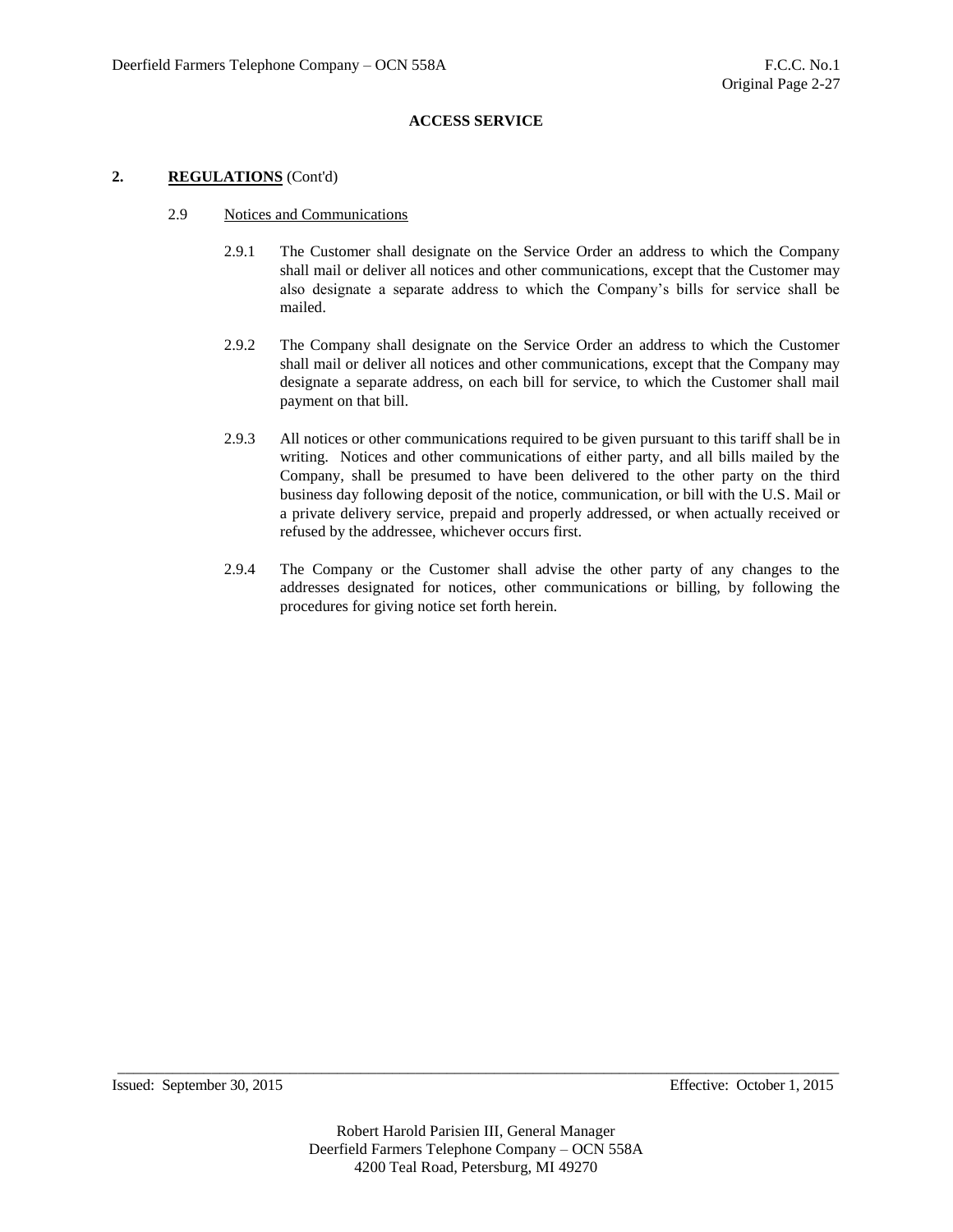**ACCESS SERVICE**

**2. REGULATIONS** (Cont'd)

2.9 Notices and Communications

2.9.1 The Customer shall designate on the Service Order an address to which the Company shall mail or deliver all notices and other communications, except that the Customer may also designate a separate address to which the Company's bills for service shall be mailed.

2.9.2 The Company shall designate on the Service Order an address to which the Customer shall mail or deliver all notices and other communications, except that the Company may designate a separate address, on each bill for service, to which the Customer shall mail payment on that bill.

2.9.3 All notices or other communications required to be given pursuant to this tariff shall be in writing. Notices and other communications of either party, and all bills mailed by the Company, shall be presumed to have been delivered to the other party on the third business day following deposit of the notice, communication, or bill with the U.S. Mail or a private delivery service, prepaid and properly addressed, or when actually received or refused by the addressee, whichever occurs first.

2.9.4 The Company or the Customer shall advise the other party of any changes to the addresses designated for notices, other communications or billing, by following the procedures for giving notice set forth herein.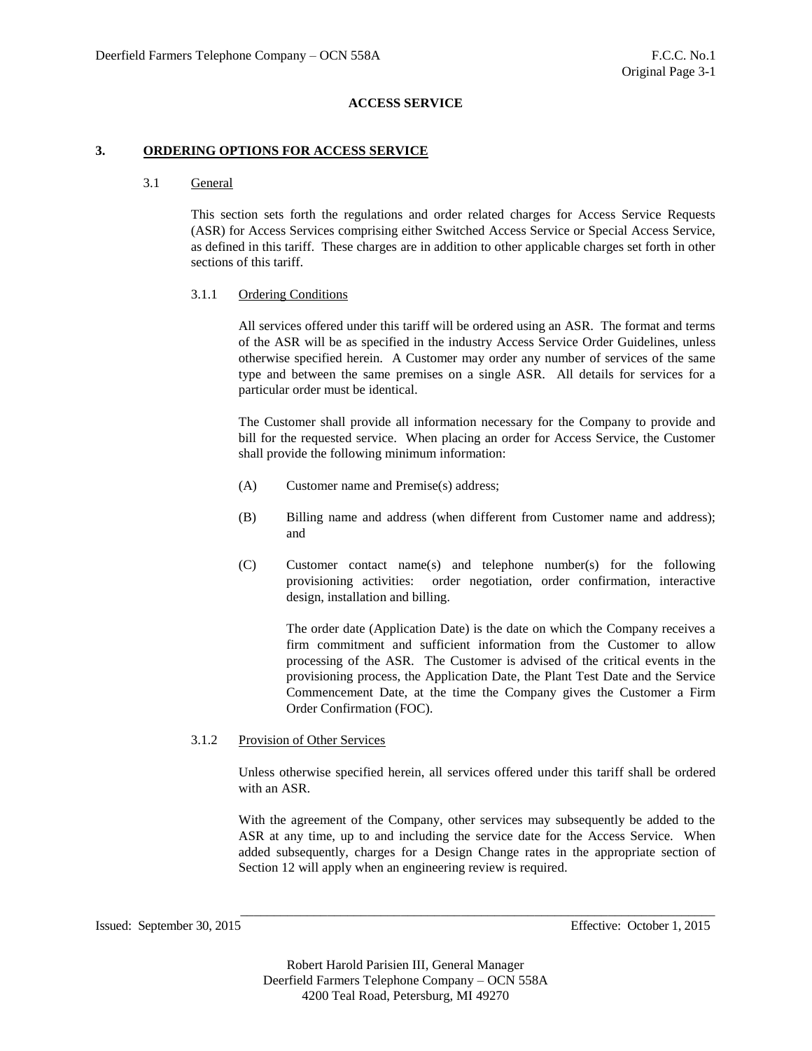**ACCESS SERVICE**

## 3. ORDERING OPTIONS FOR ACCESS SERVICE

### 3.1 General

This section sets forth the regulations and order related charges for Access Service Requests (ASR) for Access Services comprising either Switched Access Service or Special Access Service, as defined in this tariff. These charges are in addition to other applicable charges set forth in other sections of this tariff.

#### 3.1.1 Ordering Conditions

All services offered under this tariff will be ordered using an ASR. The format and terms of the ASR will be as specified in the industry Access Service Order Guidelines, unless otherwise specified herein. A Customer may order any number of services of the same type and between the same premises on a single ASR. All details for services for a particular order must be identical.

The Customer shall provide all information necessary for the Company to provide and bill for the requested service. When placing an order for Access Service, the Customer shall provide the following minimum information:

(A) Customer name and Premise(s) address;

(B) Billing name and address (when different from Customer name and address); and

(C) Customer contact name(s) and telephone number(s) for the following provisioning activities: order negotiation, order confirmation, interactive design, installation and billing.

The order date (Application Date) is the date on which the Company receives a firm commitment and sufficient information from the Customer to allow processing of the ASR. The Customer is advised of the critical events in the provisioning process, the Application Date, the Plant Test Date and the Service Commencement Date, at the time the Company gives the Customer a Firm Order Confirmation (FOC).

#### 3.1.2 Provision of Other Services

Unless otherwise specified herein, all services offered under this tariff shall be ordered with an ASR.

With the agreement of the Company, other services may subsequently be added to the ASR at any time, up to and including the service date for the Access Service. When added subsequently, charges for a Design Change rates in the appropriate section of Section 12 will apply when an engineering review is required.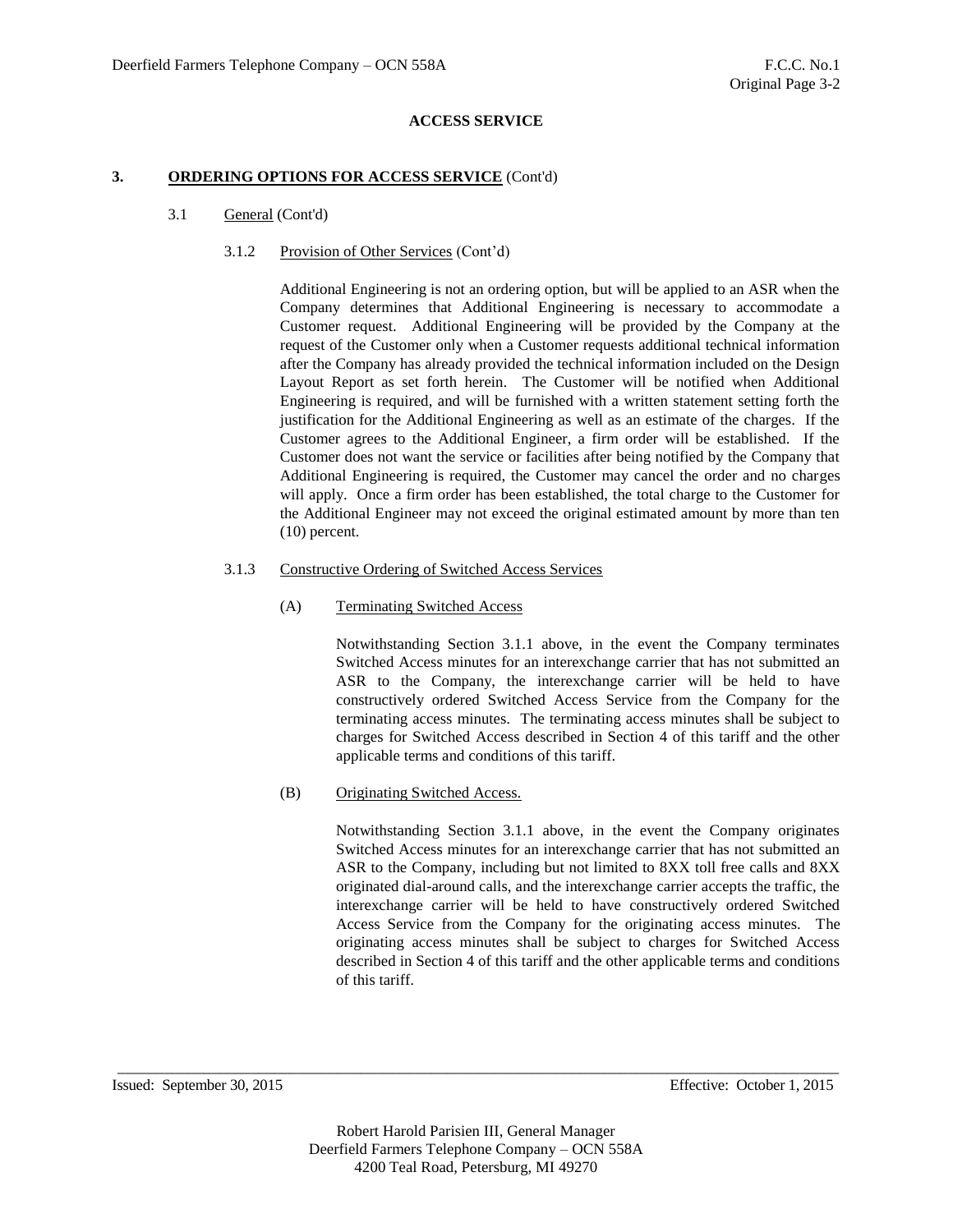**ACCESS SERVICE**

**3. ORDERING OPTIONS FOR ACCESS SERVICE** (Cont'd)

3.1 General (Cont'd)

3.1.2 Provision of Other Services (Cont'd)

Additional Engineering is not an ordering option, but will be applied to an ASR when the Company determines that Additional Engineering is necessary to accommodate a Customer request. Additional Engineering will be provided by the Company at the request of the Customer only when a Customer requests additional technical information after the Company has already provided the technical information included on the Design Layout Report as set forth herein. The Customer will be notified when Additional Engineering is required, and will be furnished with a written statement setting forth the justification for the Additional Engineering as well as an estimate of the charges. If the Customer agrees to the Additional Engineer, a firm order will be established. If the Customer does not want the service or facilities after being notified by the Company that Additional Engineering is required, the Customer may cancel the order and no charges will apply. Once a firm order has been established, the total charge to the Customer for the Additional Engineer may not exceed the original estimated amount by more than ten (10) percent.

3.1.3 Constructive Ordering of Switched Access Services

(A) Terminating Switched Access

Notwithstanding Section 3.1.1 above, in the event the Company terminates Switched Access minutes for an interexchange carrier that has not submitted an ASR to the Company, the interexchange carrier will be held to have constructively ordered Switched Access Service from the Company for the terminating access minutes. The terminating access minutes shall be subject to charges for Switched Access described in Section 4 of this tariff and the other applicable terms and conditions of this tariff.

(B) Originating Switched Access.

Notwithstanding Section 3.1.1 above, in the event the Company originates Switched Access minutes for an interexchange carrier that has not submitted an ASR to the Company, including but not limited to 8XX toll free calls and 8XX originated dial-around calls, and the interexchange carrier accepts the traffic, the interexchange carrier will be held to have constructively ordered Switched Access Service from the Company for the originating access minutes. The originating access minutes shall be subject to charges for Switched Access described in Section 4 of this tariff and the other applicable terms and conditions of this tariff.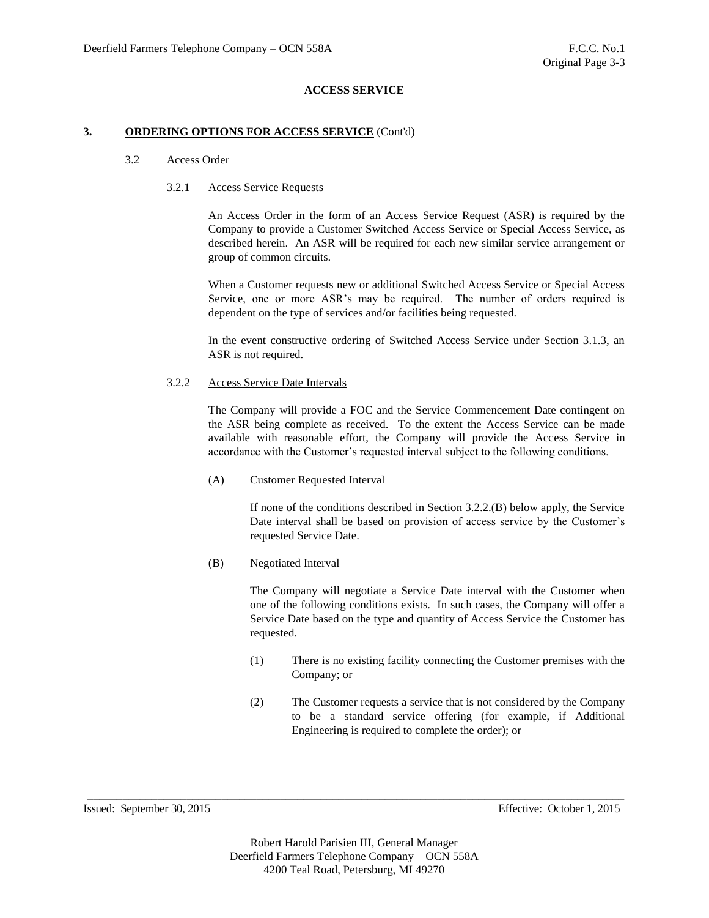## ACCESS SERVICE

### 3. ORDERING OPTIONS FOR ACCESS SERVICE (Cont'd)

#### 3.2 Access Order

##### 3.2.1 Access Service Requests

An Access Order in the form of an Access Service Request (ASR) is required by the Company to provide a Customer Switched Access Service or Special Access Service, as described herein. An ASR will be required for each new similar service arrangement or group of common circuits.

When a Customer requests new or additional Switched Access Service or Special Access Service, one or more ASR's may be required. The number of orders required is dependent on the type of services and/or facilities being requested.

In the event constructive ordering of Switched Access Service under Section 3.1.3, an ASR is not required.

##### 3.2.2 Access Service Date Intervals

The Company will provide a FOC and the Service Commencement Date contingent on the ASR being complete as received. To the extent the Access Service can be made available with reasonable effort, the Company will provide the Access Service in accordance with the Customer's requested interval subject to the following conditions.

(A) Customer Requested Interval

If none of the conditions described in Section 3.2.2.(B) below apply, the Service Date interval shall be based on provision of access service by the Customer's requested Service Date.

(B) Negotiated Interval

The Company will negotiate a Service Date interval with the Customer when one of the following conditions exists. In such cases, the Company will offer a Service Date based on the type and quantity of Access Service the Customer has requested.

(1) There is no existing facility connecting the Customer premises with the Company; or

(2) The Customer requests a service that is not considered by the Company to be a standard service offering (for example, if Additional Engineering is required to complete the order); or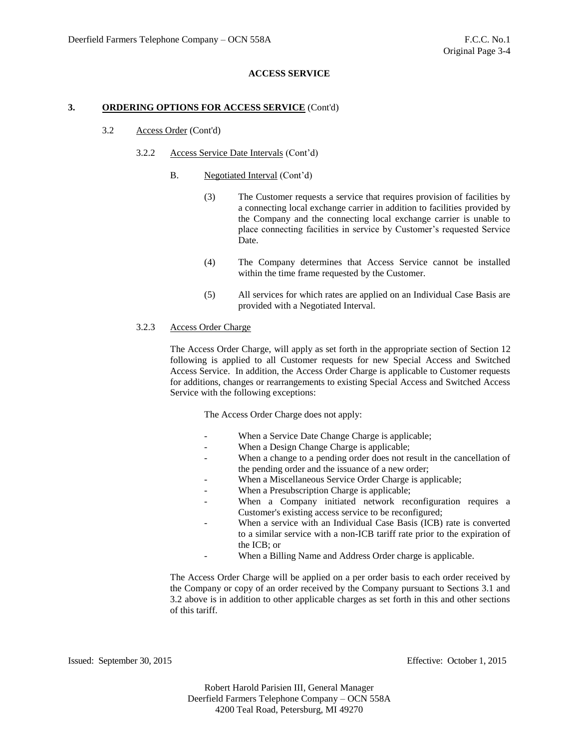**ACCESS SERVICE**

## 3. ORDERING OPTIONS FOR ACCESS SERVICE (Cont'd)

### 3.2 Access Order (Cont'd)

#### 3.2.2 Access Service Date Intervals (Cont'd)

B. Negotiated Interval (Cont'd)

(3) The Customer requests a service that requires provision of facilities by a connecting local exchange carrier in addition to facilities provided by the Company and the connecting local exchange carrier is unable to place connecting facilities in service by Customer's requested Service Date.

(4) The Company determines that Access Service cannot be installed within the time frame requested by the Customer.

(5) All services for which rates are applied on an Individual Case Basis are provided with a Negotiated Interval.

#### 3.2.3 Access Order Charge

The Access Order Charge, will apply as set forth in the appropriate section of Section 12 following is applied to all Customer requests for new Special Access and Switched Access Service. In addition, the Access Order Charge is applicable to Customer requests for additions, changes or rearrangements to existing Special Access and Switched Access Service with the following exceptions:

The Access Order Charge does not apply:

- When a Service Date Change Charge is applicable;
- When a Design Change Charge is applicable;
- When a change to a pending order does not result in the cancellation of the pending order and the issuance of a new order;
- When a Miscellaneous Service Order Charge is applicable;
- When a Presubscription Charge is applicable;
- When a Company initiated network reconfiguration requires a Customer's existing access service to be reconfigured;
- When a service with an Individual Case Basis (ICB) rate is converted to a similar service with a non-ICB tariff rate prior to the expiration of the ICB; or
- When a Billing Name and Address Order charge is applicable.

The Access Order Charge will be applied on a per order basis to each order received by the Company or copy of an order received by the Company pursuant to Sections 3.1 and 3.2 above is in addition to other applicable charges as set forth in this and other sections of this tariff.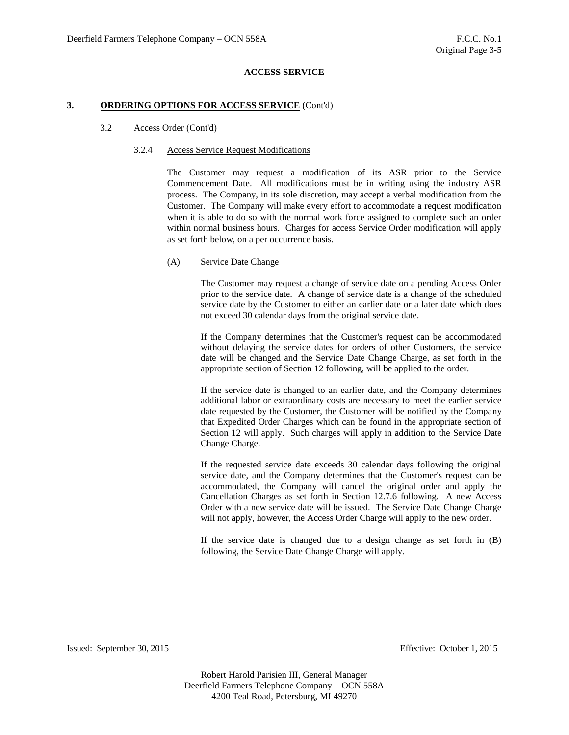**ACCESS SERVICE**

**3. ORDERING OPTIONS FOR ACCESS SERVICE** (Cont'd)

3.2 Access Order (Cont'd)

3.2.4 Access Service Request Modifications

The Customer may request a modification of its ASR prior to the Service Commencement Date. All modifications must be in writing using the industry ASR process. The Company, in its sole discretion, may accept a verbal modification from the Customer. The Company will make every effort to accommodate a request modification when it is able to do so with the normal work force assigned to complete such an order within normal business hours. Charges for access Service Order modification will apply as set forth below, on a per occurrence basis.

(A) Service Date Change

The Customer may request a change of service date on a pending Access Order prior to the service date. A change of service date is a change of the scheduled service date by the Customer to either an earlier date or a later date which does not exceed 30 calendar days from the original service date.

If the Company determines that the Customer's request can be accommodated without delaying the service dates for orders of other Customers, the service date will be changed and the Service Date Change Charge, as set forth in the appropriate section of Section 12 following, will be applied to the order.

If the service date is changed to an earlier date, and the Company determines additional labor or extraordinary costs are necessary to meet the earlier service date requested by the Customer, the Customer will be notified by the Company that Expedited Order Charges which can be found in the appropriate section of Section 12 will apply. Such charges will apply in addition to the Service Date Change Charge.

If the requested service date exceeds 30 calendar days following the original service date, and the Company determines that the Customer's request can be accommodated, the Company will cancel the original order and apply the Cancellation Charges as set forth in Section 12.7.6 following. A new Access Order with a new service date will be issued. The Service Date Change Charge will not apply, however, the Access Order Charge will apply to the new order.

If the service date is changed due to a design change as set forth in (B) following, the Service Date Change Charge will apply.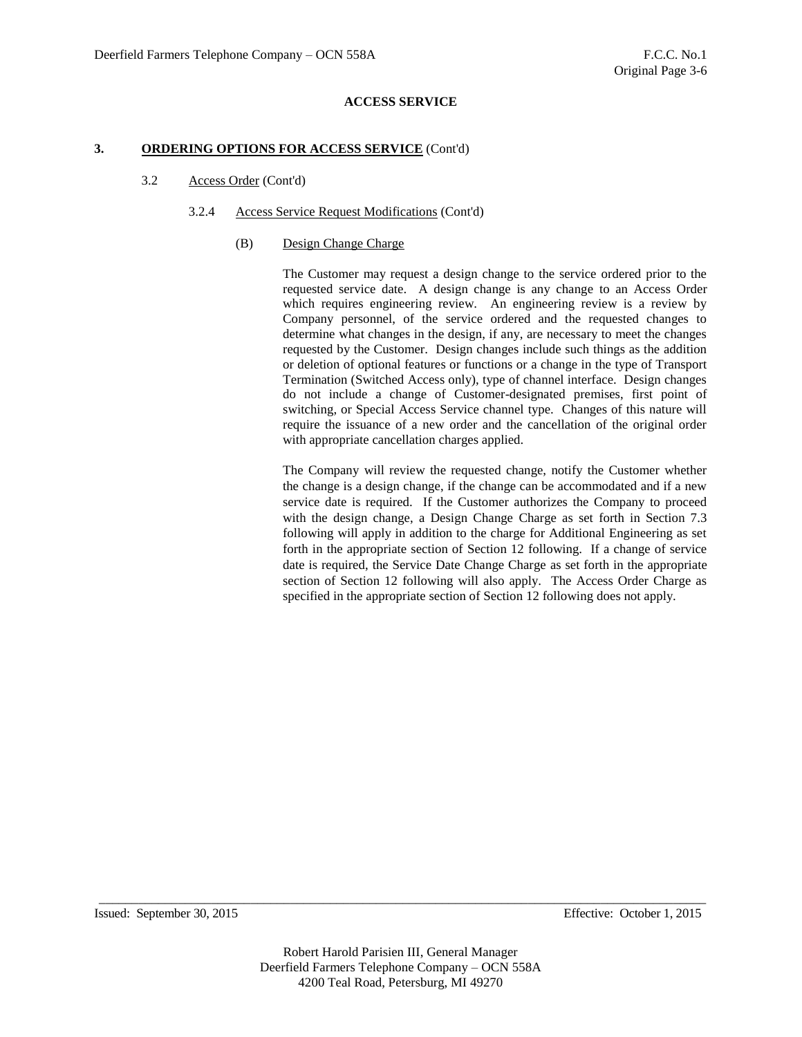**ACCESS SERVICE**

## 3. ORDERING OPTIONS FOR ACCESS SERVICE (Cont'd)

### 3.2 Access Order (Cont'd)

#### 3.2.4 Access Service Request Modifications (Cont'd)

(B) Design Change Charge

The Customer may request a design change to the service ordered prior to the requested service date. A design change is any change to an Access Order which requires engineering review. An engineering review is a review by Company personnel, of the service ordered and the requested changes to determine what changes in the design, if any, are necessary to meet the changes requested by the Customer. Design changes include such things as the addition or deletion of optional features or functions or a change in the type of Transport Termination (Switched Access only), type of channel interface. Design changes do not include a change of Customer-designated premises, first point of switching, or Special Access Service channel type. Changes of this nature will require the issuance of a new order and the cancellation of the original order with appropriate cancellation charges applied.

The Company will review the requested change, notify the Customer whether the change is a design change, if the change can be accommodated and if a new service date is required. If the Customer authorizes the Company to proceed with the design change, a Design Change Charge as set forth in Section 7.3 following will apply in addition to the charge for Additional Engineering as set forth in the appropriate section of Section 12 following. If a change of service date is required, the Service Date Change Charge as set forth in the appropriate section of Section 12 following will also apply. The Access Order Charge as specified in the appropriate section of Section 12 following does not apply.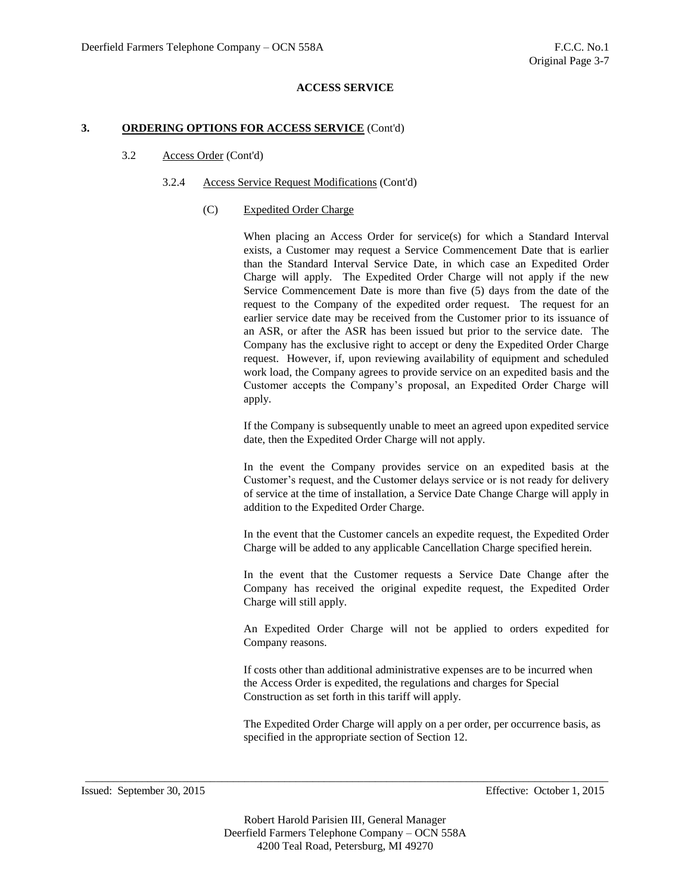## ACCESS SERVICE

### 3. ORDERING OPTIONS FOR ACCESS SERVICE (Cont'd)

#### 3.2 Access Order (Cont'd)

##### 3.2.4 Access Service Request Modifications (Cont'd)

(C) Expedited Order Charge

When placing an Access Order for service(s) for which a Standard Interval exists, a Customer may request a Service Commencement Date that is earlier than the Standard Interval Service Date, in which case an Expedited Order Charge will apply. The Expedited Order Charge will not apply if the new Service Commencement Date is more than five (5) days from the date of the request to the Company of the expedited order request. The request for an earlier service date may be received from the Customer prior to its issuance of an ASR, or after the ASR has been issued but prior to the service date. The Company has the exclusive right to accept or deny the Expedited Order Charge request. However, if, upon reviewing availability of equipment and scheduled work load, the Company agrees to provide service on an expedited basis and the Customer accepts the Company's proposal, an Expedited Order Charge will apply.

If the Company is subsequently unable to meet an agreed upon expedited service date, then the Expedited Order Charge will not apply.

In the event the Company provides service on an expedited basis at the Customer's request, and the Customer delays service or is not ready for delivery of service at the time of installation, a Service Date Change Charge will apply in addition to the Expedited Order Charge.

In the event that the Customer cancels an expedite request, the Expedited Order Charge will be added to any applicable Cancellation Charge specified herein.

In the event that the Customer requests a Service Date Change after the Company has received the original expedite request, the Expedited Order Charge will still apply.

An Expedited Order Charge will not be applied to orders expedited for Company reasons.

If costs other than additional administrative expenses are to be incurred when the Access Order is expedited, the regulations and charges for Special Construction as set forth in this tariff will apply.

The Expedited Order Charge will apply on a per order, per occurrence basis, as specified in the appropriate section of Section 12.

Issued: September 30, 2015 Effective: October 1, 2015

Robert Harold Parisien III, General Manager
Deerfield Farmers Telephone Company – OCN 558A
4200 Teal Road, Petersburg, MI 49270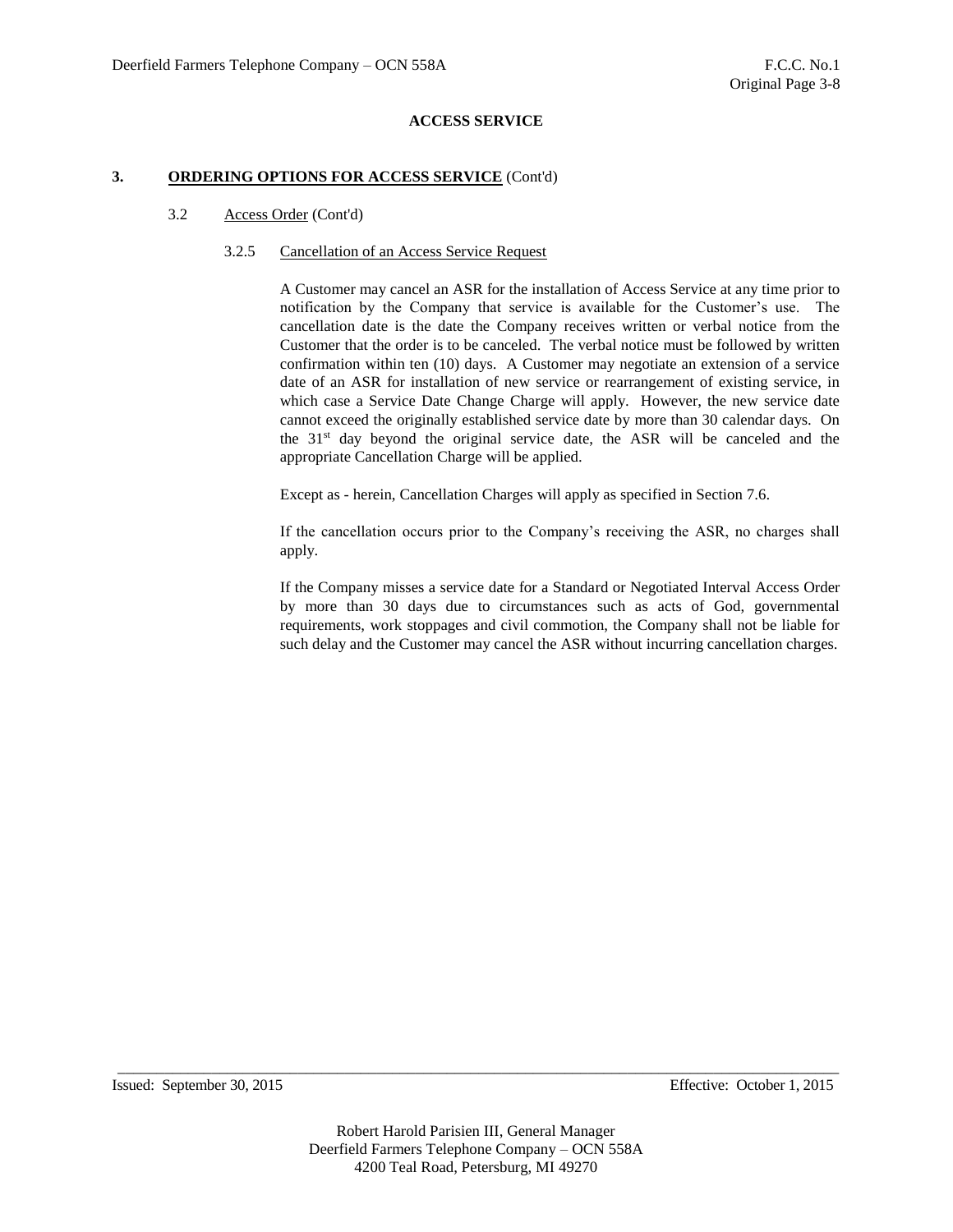**ACCESS SERVICE**

**3. ORDERING OPTIONS FOR ACCESS SERVICE (Cont'd)**

3.2 Access Order (Cont'd)

3.2.5 Cancellation of an Access Service Request

A Customer may cancel an ASR for the installation of Access Service at any time prior to notification by the Company that service is available for the Customer's use. The cancellation date is the date the Company receives written or verbal notice from the Customer that the order is to be canceled. The verbal notice must be followed by written confirmation within ten (10) days. A Customer may negotiate an extension of a service date of an ASR for installation of new service or rearrangement of existing service, in which case a Service Date Change Charge will apply. However, the new service date cannot exceed the originally established service date by more than 30 calendar days. On the 31st day beyond the original service date, the ASR will be canceled and the appropriate Cancellation Charge will be applied.

Except as - herein, Cancellation Charges will apply as specified in Section 7.6.

If the cancellation occurs prior to the Company's receiving the ASR, no charges shall apply.

If the Company misses a service date for a Standard or Negotiated Interval Access Order by more than 30 days due to circumstances such as acts of God, governmental requirements, work stoppages and civil commotion, the Company shall not be liable for such delay and the Customer may cancel the ASR without incurring cancellation charges.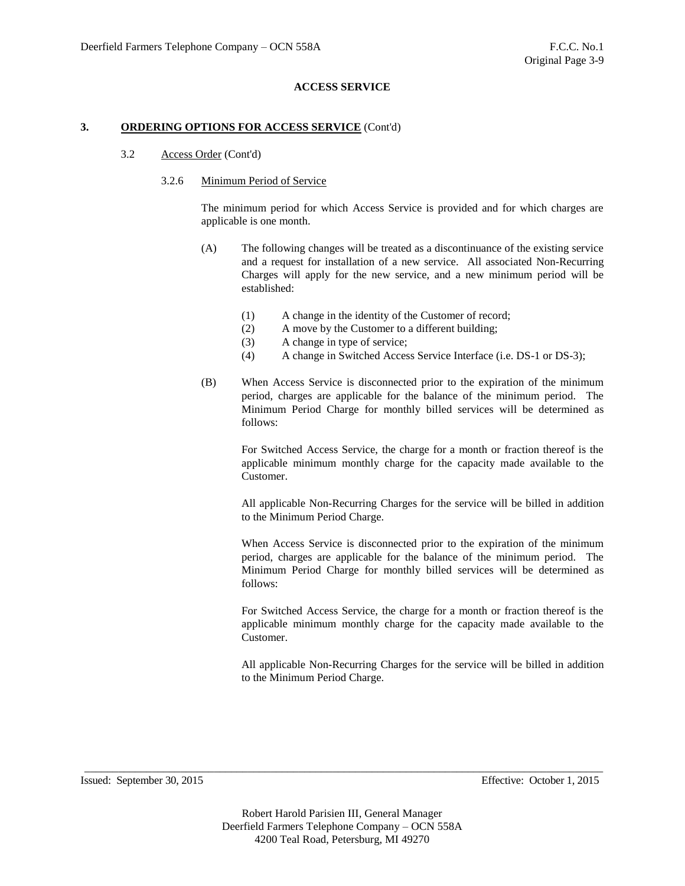**ACCESS SERVICE**

**3. ORDERING OPTIONS FOR ACCESS SERVICE** (Cont'd)

3.2 Access Order (Cont'd)

3.2.6 Minimum Period of Service

The minimum period for which Access Service is provided and for which charges are applicable is one month.

(A) The following changes will be treated as a discontinuance of the existing service and a request for installation of a new service. All associated Non-Recurring Charges will apply for the new service, and a new minimum period will be established:

(1) A change in the identity of the Customer of record;
(2) A move by the Customer to a different building;
(3) A change in type of service;
(4) A change in Switched Access Service Interface (i.e. DS-1 or DS-3);

(B) When Access Service is disconnected prior to the expiration of the minimum period, charges are applicable for the balance of the minimum period. The Minimum Period Charge for monthly billed services will be determined as follows:

For Switched Access Service, the charge for a month or fraction thereof is the applicable minimum monthly charge for the capacity made available to the Customer.

All applicable Non-Recurring Charges for the service will be billed in addition to the Minimum Period Charge.

When Access Service is disconnected prior to the expiration of the minimum period, charges are applicable for the balance of the minimum period. The Minimum Period Charge for monthly billed services will be determined as follows:

For Switched Access Service, the charge for a month or fraction thereof is the applicable minimum monthly charge for the capacity made available to the Customer.

All applicable Non-Recurring Charges for the service will be billed in addition to the Minimum Period Charge.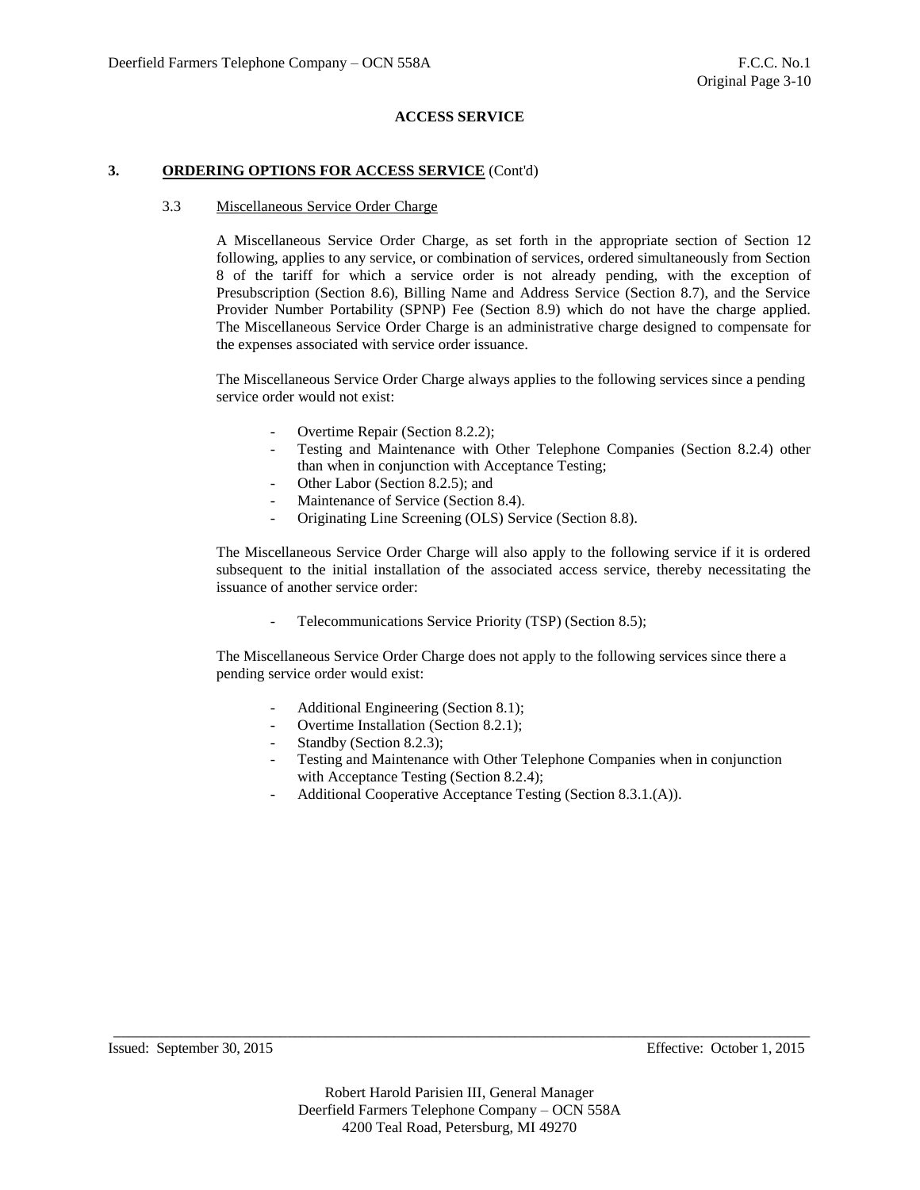**ACCESS SERVICE**

**3. ORDERING OPTIONS FOR ACCESS SERVICE** (Cont'd)

3.3 Miscellaneous Service Order Charge

A Miscellaneous Service Order Charge, as set forth in the appropriate section of Section 12 following, applies to any service, or combination of services, ordered simultaneously from Section 8 of the tariff for which a service order is not already pending, with the exception of Presubscription (Section 8.6), Billing Name and Address Service (Section 8.7), and the Service Provider Number Portability (SPNP) Fee (Section 8.9) which do not have the charge applied. The Miscellaneous Service Order Charge is an administrative charge designed to compensate for the expenses associated with service order issuance.

The Miscellaneous Service Order Charge always applies to the following services since a pending service order would not exist:

- Overtime Repair (Section 8.2.2);
- Testing and Maintenance with Other Telephone Companies (Section 8.2.4) other than when in conjunction with Acceptance Testing;
- Other Labor (Section 8.2.5); and
- Maintenance of Service (Section 8.4).
- Originating Line Screening (OLS) Service (Section 8.8).

The Miscellaneous Service Order Charge will also apply to the following service if it is ordered subsequent to the initial installation of the associated access service, thereby necessitating the issuance of another service order:

- Telecommunications Service Priority (TSP) (Section 8.5);

The Miscellaneous Service Order Charge does not apply to the following services since there a pending service order would exist:

- Additional Engineering (Section 8.1);
- Overtime Installation (Section 8.2.1);
- Standby (Section 8.2.3);
- Testing and Maintenance with Other Telephone Companies when in conjunction with Acceptance Testing (Section 8.2.4);
- Additional Cooperative Acceptance Testing (Section 8.3.1.(A)).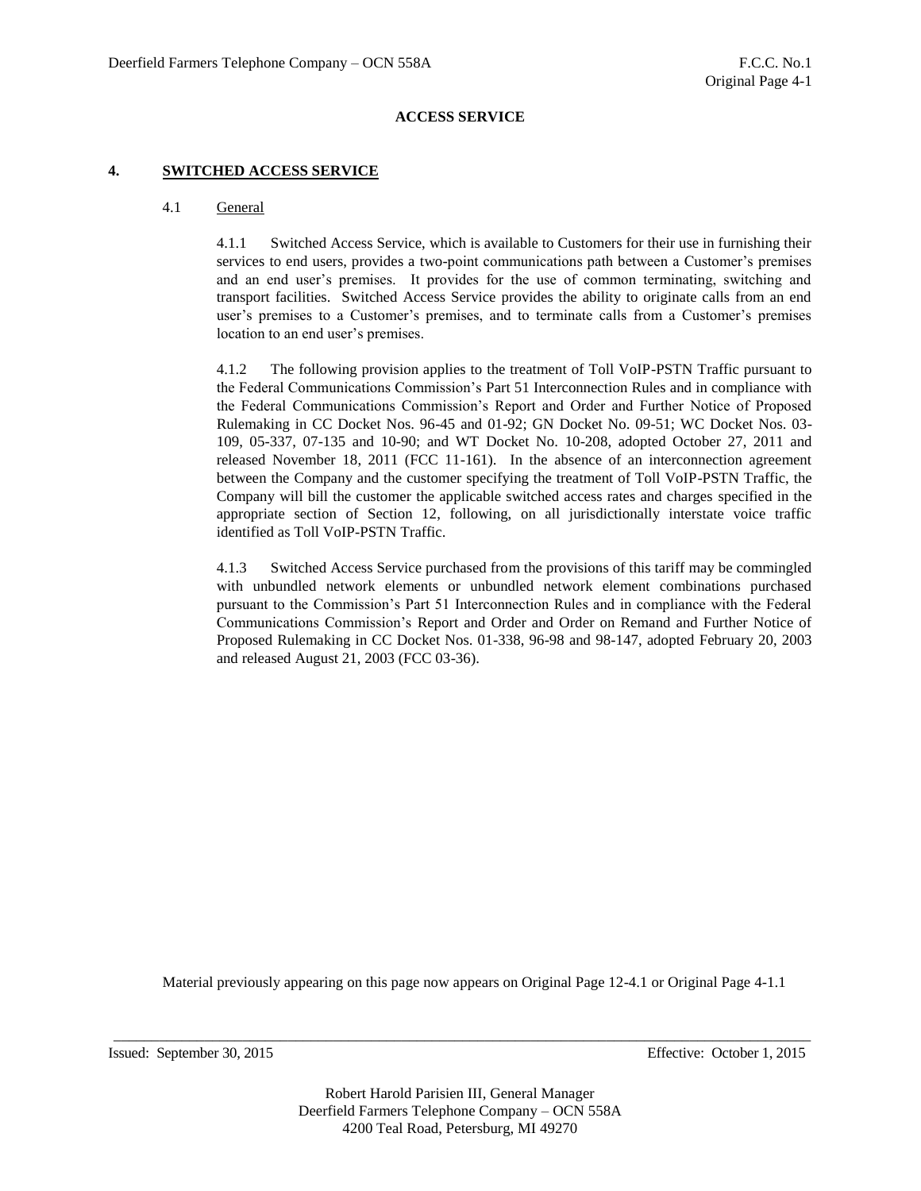## ACCESS SERVICE

### 4. SWITCHED ACCESS SERVICE

#### 4.1 General

4.1.1 Switched Access Service, which is available to Customers for their use in furnishing their services to end users, provides a two-point communications path between a Customer's premises and an end user's premises. It provides for the use of common terminating, switching and transport facilities. Switched Access Service provides the ability to originate calls from an end user's premises to a Customer's premises, and to terminate calls from a Customer's premises location to an end user's premises.

4.1.2 The following provision applies to the treatment of Toll VoIP-PSTN Traffic pursuant to the Federal Communications Commission's Part 51 Interconnection Rules and in compliance with the Federal Communications Commission's Report and Order and Further Notice of Proposed Rulemaking in CC Docket Nos. 96-45 and 01-92; GN Docket No. 09-51; WC Docket Nos. 03-109, 05-337, 07-135 and 10-90; and WT Docket No. 10-208, adopted October 27, 2011 and released November 18, 2011 (FCC 11-161). In the absence of an interconnection agreement between the Company and the customer specifying the treatment of Toll VoIP-PSTN Traffic, the Company will bill the customer the applicable switched access rates and charges specified in the appropriate section of Section 12, following, on all jurisdictionally interstate voice traffic identified as Toll VoIP-PSTN Traffic.

4.1.3 Switched Access Service purchased from the provisions of this tariff may be commingled with unbundled network elements or unbundled network element combinations purchased pursuant to the Commission's Part 51 Interconnection Rules and in compliance with the Federal Communications Commission's Report and Order and Order on Remand and Further Notice of Proposed Rulemaking in CC Docket Nos. 01-338, 96-98 and 98-147, adopted February 20, 2003 and released August 21, 2003 (FCC 03-36).

Material previously appearing on this page now appears on Original Page 12-4.1 or Original Page 4-1.1

Issued: September 30, 2015 Effective: October 1, 2015

Robert Harold Parisien III, General Manager
Deerfield Farmers Telephone Company – OCN 558A
4200 Teal Road, Petersburg, MI 49270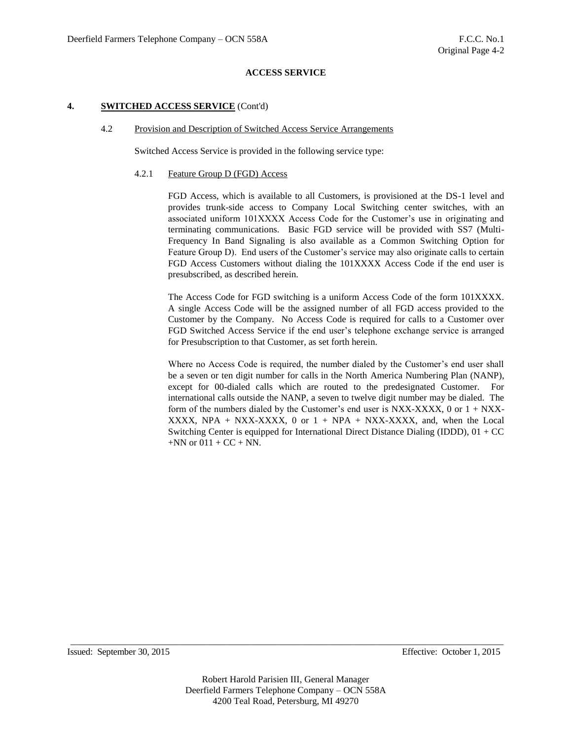## ACCESS SERVICE

### 4. **SWITCHED ACCESS SERVICE** (Cont'd)

#### 4.2 Provision and Description of Switched Access Service Arrangements

Switched Access Service is provided in the following service type:

##### 4.2.1 Feature Group D (FGD) Access

FGD Access, which is available to all Customers, is provisioned at the DS-1 level and provides trunk-side access to Company Local Switching center switches, with an associated uniform 101XXXX Access Code for the Customer's use in originating and terminating communications. Basic FGD service will be provided with SS7 (Multi-Frequency In Band Signaling is also available as a Common Switching Option for Feature Group D). End users of the Customer's service may also originate calls to certain FGD Access Customers without dialing the 101XXXX Access Code if the end user is presubscribed, as described herein.

The Access Code for FGD switching is a uniform Access Code of the form 101XXXX. A single Access Code will be the assigned number of all FGD access provided to the Customer by the Company. No Access Code is required for calls to a Customer over FGD Switched Access Service if the end user's telephone exchange service is arranged for Presubscription to that Customer, as set forth herein.

Where no Access Code is required, the number dialed by the Customer's end user shall be a seven or ten digit number for calls in the North America Numbering Plan (NANP), except for 00-dialed calls which are routed to the predesignated Customer. For international calls outside the NANP, a seven to twelve digit number may be dialed. The form of the numbers dialed by the Customer's end user is NXX-XXXX, 0 or 1 + NXX-XXXX, NPA + NXX-XXXX, 0 or 1 + NPA + NXX-XXXX, and, when the Local Switching Center is equipped for International Direct Distance Dialing (IDDD), 01 + CC +NN or 011 + CC + NN.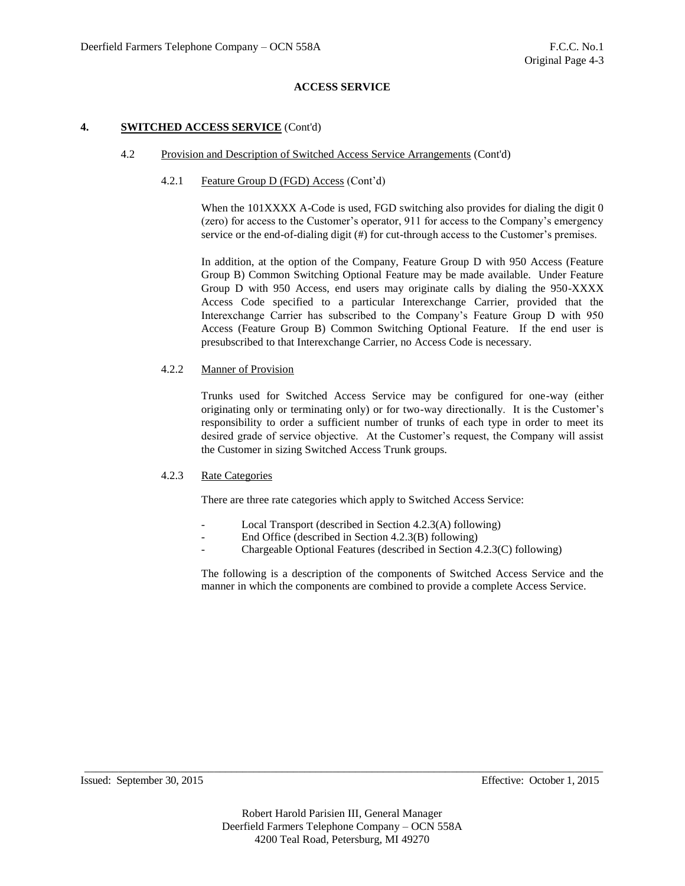## ACCESS SERVICE

### 4. SWITCHED ACCESS SERVICE (Cont'd)

4.2 Provision and Description of Switched Access Service Arrangements (Cont'd)

4.2.1 Feature Group D (FGD) Access (Cont'd)

When the 101XXXX A-Code is used, FGD switching also provides for dialing the digit 0 (zero) for access to the Customer's operator, 911 for access to the Company's emergency service or the end-of-dialing digit (#) for cut-through access to the Customer's premises.

In addition, at the option of the Company, Feature Group D with 950 Access (Feature Group B) Common Switching Optional Feature may be made available. Under Feature Group D with 950 Access, end users may originate calls by dialing the 950-XXXX Access Code specified to a particular Interexchange Carrier, provided that the Interexchange Carrier has subscribed to the Company's Feature Group D with 950 Access (Feature Group B) Common Switching Optional Feature. If the end user is presubscribed to that Interexchange Carrier, no Access Code is necessary.

4.2.2 Manner of Provision

Trunks used for Switched Access Service may be configured for one-way (either originating only or terminating only) or for two-way directionally. It is the Customer's responsibility to order a sufficient number of trunks of each type in order to meet its desired grade of service objective. At the Customer's request, the Company will assist the Customer in sizing Switched Access Trunk groups.

4.2.3 Rate Categories

There are three rate categories which apply to Switched Access Service:

- Local Transport (described in Section 4.2.3(A) following)
- End Office (described in Section 4.2.3(B) following)
- Chargeable Optional Features (described in Section 4.2.3(C) following)

The following is a description of the components of Switched Access Service and the manner in which the components are combined to provide a complete Access Service.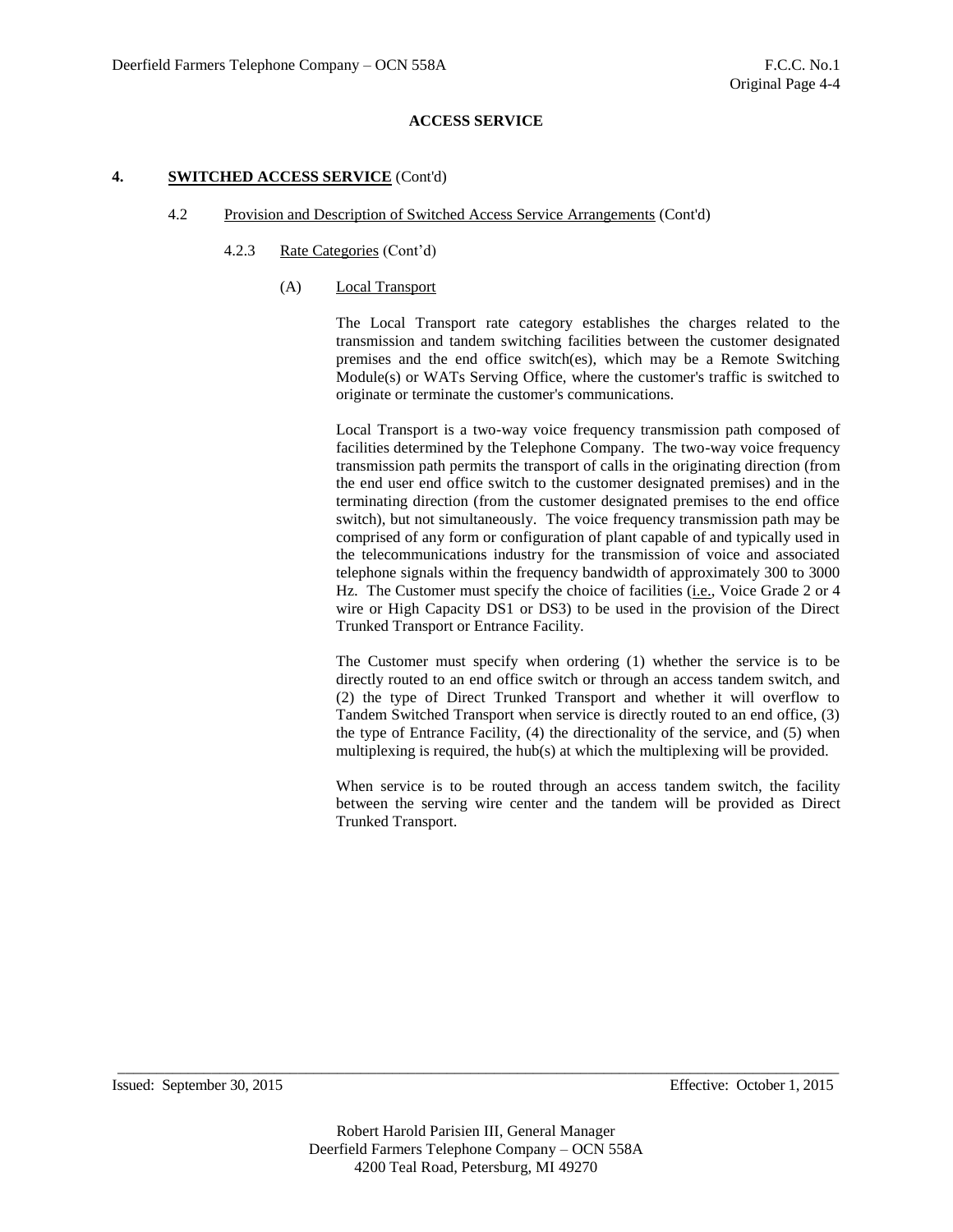**ACCESS SERVICE**

**4. SWITCHED ACCESS SERVICE (Cont'd)**

4.2 Provision and Description of Switched Access Service Arrangements (Cont'd)

4.2.3 Rate Categories (Cont'd)

(A) Local Transport

The Local Transport rate category establishes the charges related to the transmission and tandem switching facilities between the customer designated premises and the end office switch(es), which may be a Remote Switching Module(s) or WATs Serving Office, where the customer's traffic is switched to originate or terminate the customer's communications.

Local Transport is a two-way voice frequency transmission path composed of facilities determined by the Telephone Company. The two-way voice frequency transmission path permits the transport of calls in the originating direction (from the end user end office switch to the customer designated premises) and in the terminating direction (from the customer designated premises to the end office switch), but not simultaneously. The voice frequency transmission path may be comprised of any form or configuration of plant capable of and typically used in the telecommunications industry for the transmission of voice and associated telephone signals within the frequency bandwidth of approximately 300 to 3000 Hz. The Customer must specify the choice of facilities (i.e., Voice Grade 2 or 4 wire or High Capacity DS1 or DS3) to be used in the provision of the Direct Trunked Transport or Entrance Facility.

The Customer must specify when ordering (1) whether the service is to be directly routed to an end office switch or through an access tandem switch, and (2) the type of Direct Trunked Transport and whether it will overflow to Tandem Switched Transport when service is directly routed to an end office, (3) the type of Entrance Facility, (4) the directionality of the service, and (5) when multiplexing is required, the hub(s) at which the multiplexing will be provided.

When service is to be routed through an access tandem switch, the facility between the serving wire center and the tandem will be provided as Direct Trunked Transport.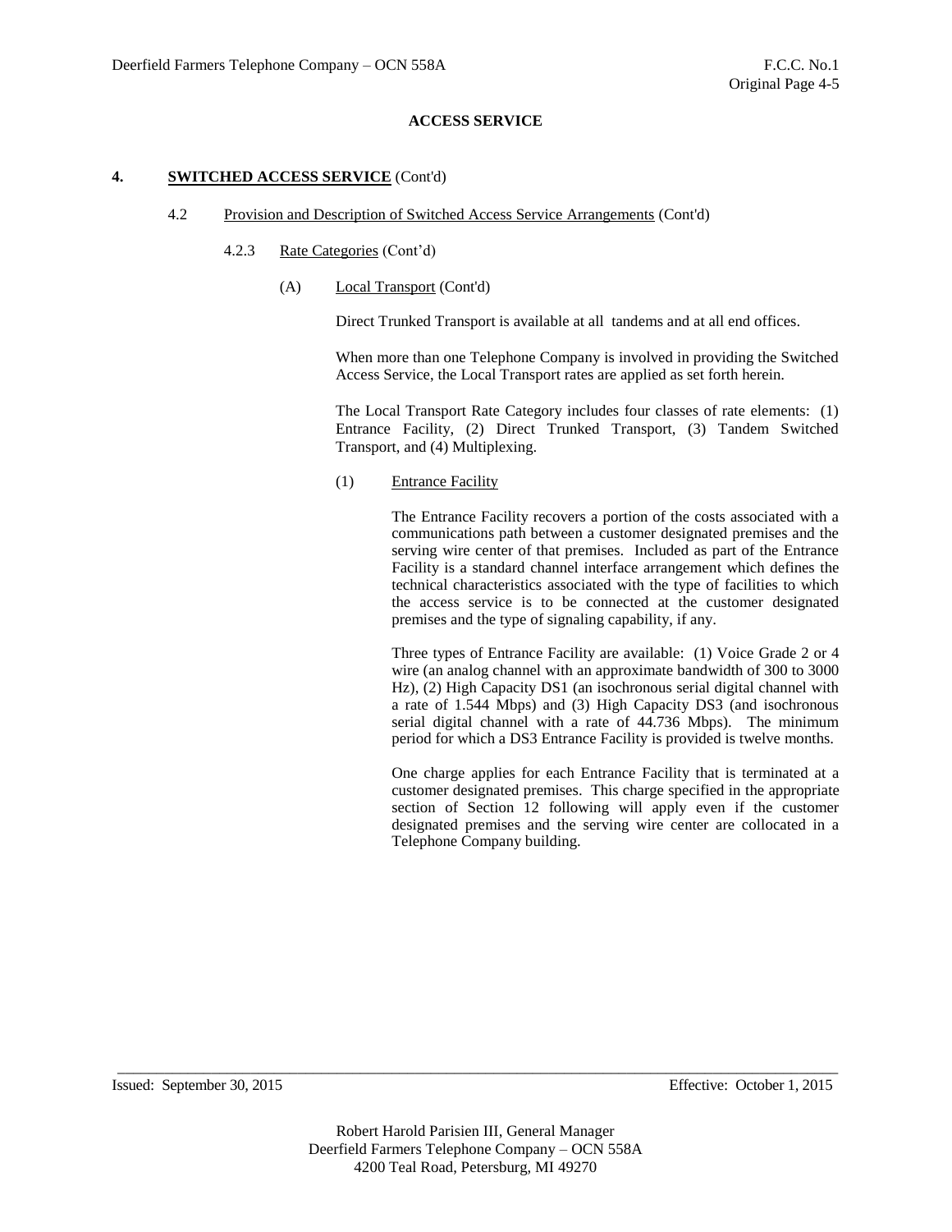# ACCESS SERVICE

## 4. SWITCHED ACCESS SERVICE (Cont'd)

### 4.2 Provision and Description of Switched Access Service Arrangements (Cont'd)

#### 4.2.3 Rate Categories (Cont'd)

(A) Local Transport (Cont'd)

Direct Trunked Transport is available at all tandems and at all end offices.

When more than one Telephone Company is involved in providing the Switched Access Service, the Local Transport rates are applied as set forth herein.

The Local Transport Rate Category includes four classes of rate elements: (1) Entrance Facility, (2) Direct Trunked Transport, (3) Tandem Switched Transport, and (4) Multiplexing.

(1) Entrance Facility

The Entrance Facility recovers a portion of the costs associated with a communications path between a customer designated premises and the serving wire center of that premises. Included as part of the Entrance Facility is a standard channel interface arrangement which defines the technical characteristics associated with the type of facilities to which the access service is to be connected at the customer designated premises and the type of signaling capability, if any.

Three types of Entrance Facility are available: (1) Voice Grade 2 or 4 wire (an analog channel with an approximate bandwidth of 300 to 3000 Hz), (2) High Capacity DS1 (an isochronous serial digital channel with a rate of 1.544 Mbps) and (3) High Capacity DS3 (and isochronous serial digital channel with a rate of 44.736 Mbps). The minimum period for which a DS3 Entrance Facility is provided is twelve months.

One charge applies for each Entrance Facility that is terminated at a customer designated premises. This charge specified in the appropriate section of Section 12 following will apply even if the customer designated premises and the serving wire center are collocated in a Telephone Company building.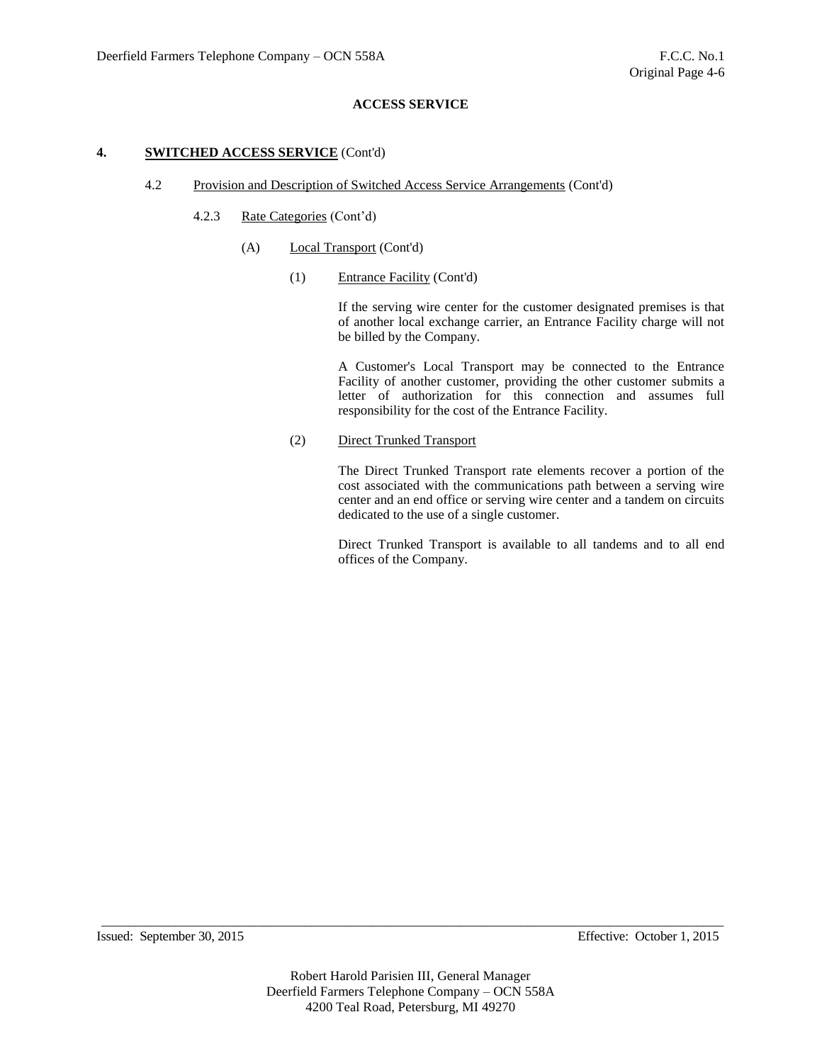**ACCESS SERVICE**

**4. SWITCHED ACCESS SERVICE (Cont'd)**

4.2 Provision and Description of Switched Access Service Arrangements (Cont'd)

4.2.3 Rate Categories (Cont'd)

(A) Local Transport (Cont'd)

(1) Entrance Facility (Cont'd)

If the serving wire center for the customer designated premises is that of another local exchange carrier, an Entrance Facility charge will not be billed by the Company.

A Customer's Local Transport may be connected to the Entrance Facility of another customer, providing the other customer submits a letter of authorization for this connection and assumes full responsibility for the cost of the Entrance Facility.

(2) Direct Trunked Transport

The Direct Trunked Transport rate elements recover a portion of the cost associated with the communications path between a serving wire center and an end office or serving wire center and a tandem on circuits dedicated to the use of a single customer.

Direct Trunked Transport is available to all tandems and to all end offices of the Company.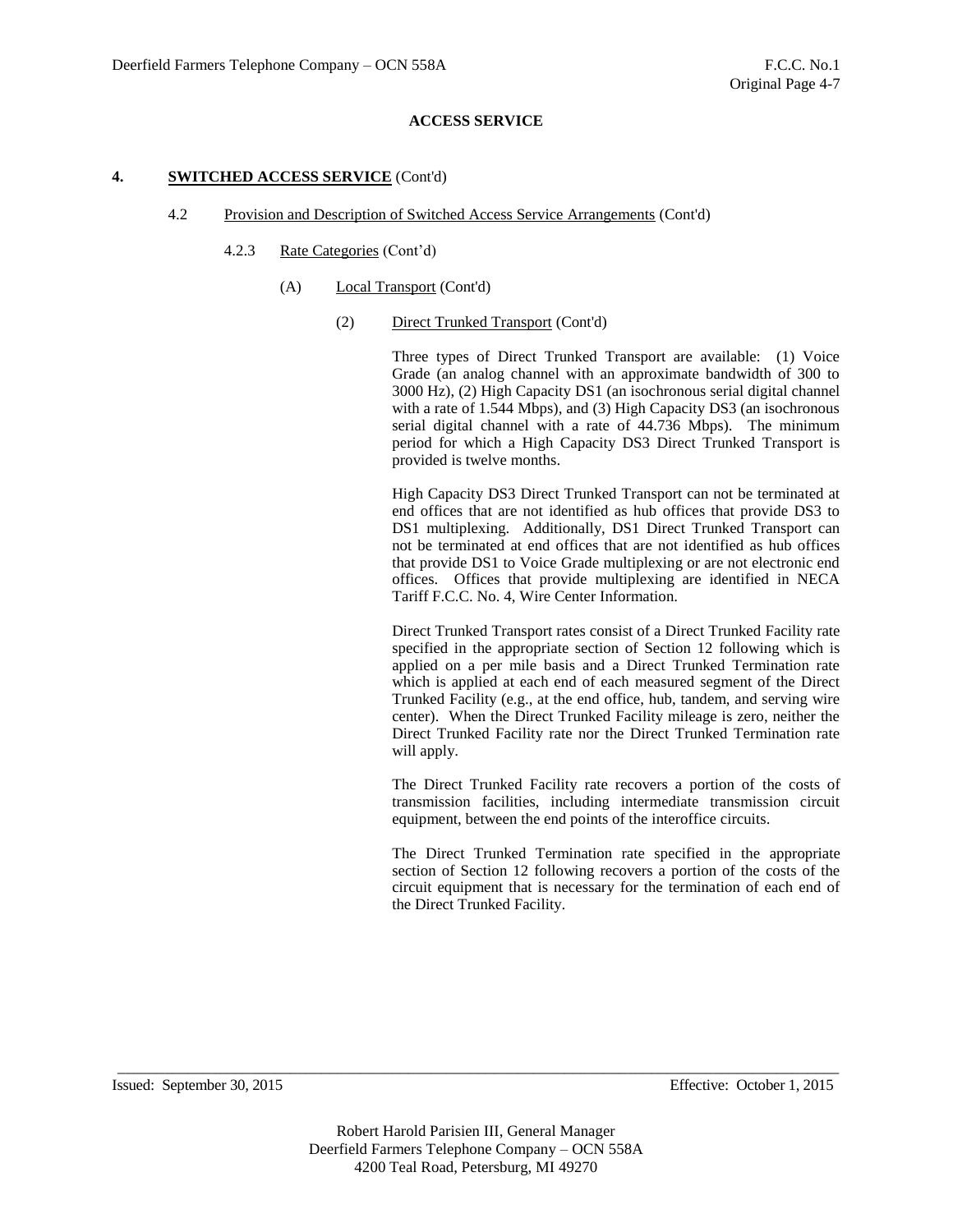**ACCESS SERVICE**

**4. SWITCHED ACCESS SERVICE** (Cont'd)

4.2 Provision and Description of Switched Access Service Arrangements (Cont'd)

4.2.3 Rate Categories (Cont'd)

(A) Local Transport (Cont'd)

(2) Direct Trunked Transport (Cont'd)

Three types of Direct Trunked Transport are available: (1) Voice Grade (an analog channel with an approximate bandwidth of 300 to 3000 Hz), (2) High Capacity DS1 (an isochronous serial digital channel with a rate of 1.544 Mbps), and (3) High Capacity DS3 (an isochronous serial digital channel with a rate of 44.736 Mbps). The minimum period for which a High Capacity DS3 Direct Trunked Transport is provided is twelve months.

High Capacity DS3 Direct Trunked Transport can not be terminated at end offices that are not identified as hub offices that provide DS3 to DS1 multiplexing. Additionally, DS1 Direct Trunked Transport can not be terminated at end offices that are not identified as hub offices that provide DS1 to Voice Grade multiplexing or are not electronic end offices. Offices that provide multiplexing are identified in NECA Tariff F.C.C. No. 4, Wire Center Information.

Direct Trunked Transport rates consist of a Direct Trunked Facility rate specified in the appropriate section of Section 12 following which is applied on a per mile basis and a Direct Trunked Termination rate which is applied at each end of each measured segment of the Direct Trunked Facility (e.g., at the end office, hub, tandem, and serving wire center). When the Direct Trunked Facility mileage is zero, neither the Direct Trunked Facility rate nor the Direct Trunked Termination rate will apply.

The Direct Trunked Facility rate recovers a portion of the costs of transmission facilities, including intermediate transmission circuit equipment, between the end points of the interoffice circuits.

The Direct Trunked Termination rate specified in the appropriate section of Section 12 following recovers a portion of the costs of the circuit equipment that is necessary for the termination of each end of the Direct Trunked Facility.

Issued: September 30, 2015 Effective: October 1, 2015

Robert Harold Parisien III, General Manager
Deerfield Farmers Telephone Company – OCN 558A
4200 Teal Road, Petersburg, MI 49270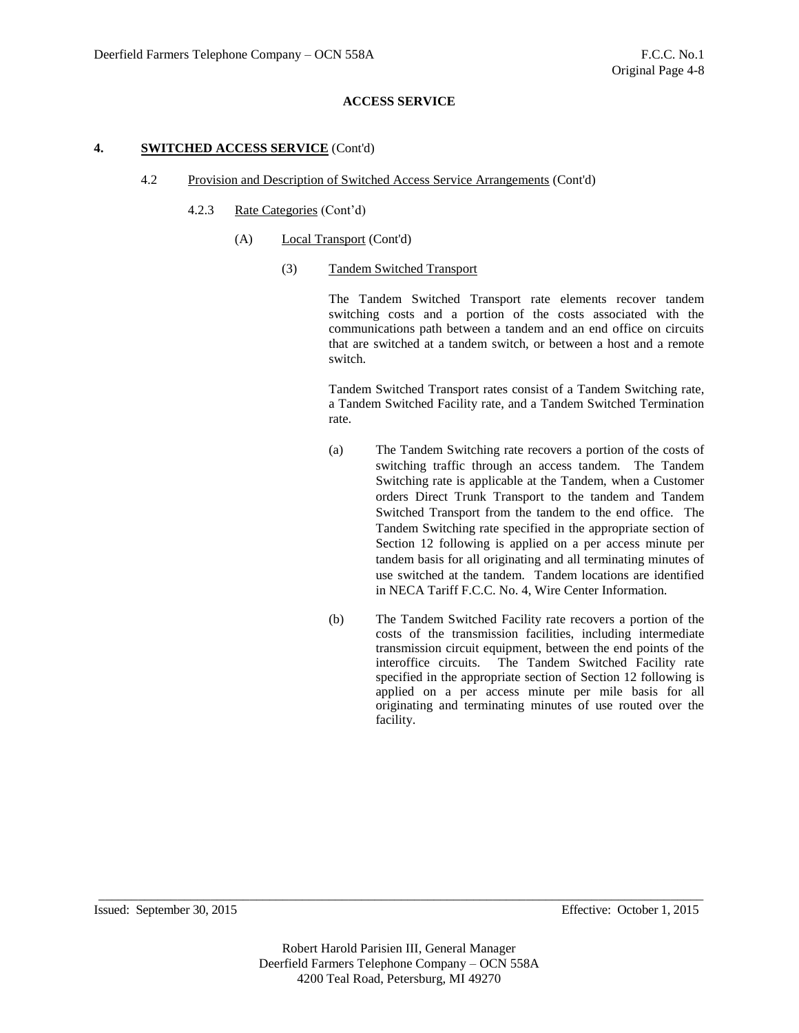**ACCESS SERVICE**

**4. SWITCHED ACCESS SERVICE** (Cont'd)

4.2 Provision and Description of Switched Access Service Arrangements (Cont'd)

4.2.3 Rate Categories (Cont'd)

(A) Local Transport (Cont'd)

(3) Tandem Switched Transport

The Tandem Switched Transport rate elements recover tandem switching costs and a portion of the costs associated with the communications path between a tandem and an end office on circuits that are switched at a tandem switch, or between a host and a remote switch.

Tandem Switched Transport rates consist of a Tandem Switching rate, a Tandem Switched Facility rate, and a Tandem Switched Termination rate.

(a) The Tandem Switching rate recovers a portion of the costs of switching traffic through an access tandem. The Tandem Switching rate is applicable at the Tandem, when a Customer orders Direct Trunk Transport to the tandem and Tandem Switched Transport from the tandem to the end office. The Tandem Switching rate specified in the appropriate section of Section 12 following is applied on a per access minute per tandem basis for all originating and all terminating minutes of use switched at the tandem. Tandem locations are identified in NECA Tariff F.C.C. No. 4, Wire Center Information.

(b) The Tandem Switched Facility rate recovers a portion of the costs of the transmission facilities, including intermediate transmission circuit equipment, between the end points of the interoffice circuits. The Tandem Switched Facility rate specified in the appropriate section of Section 12 following is applied on a per access minute per mile basis for all originating and terminating minutes of use routed over the facility.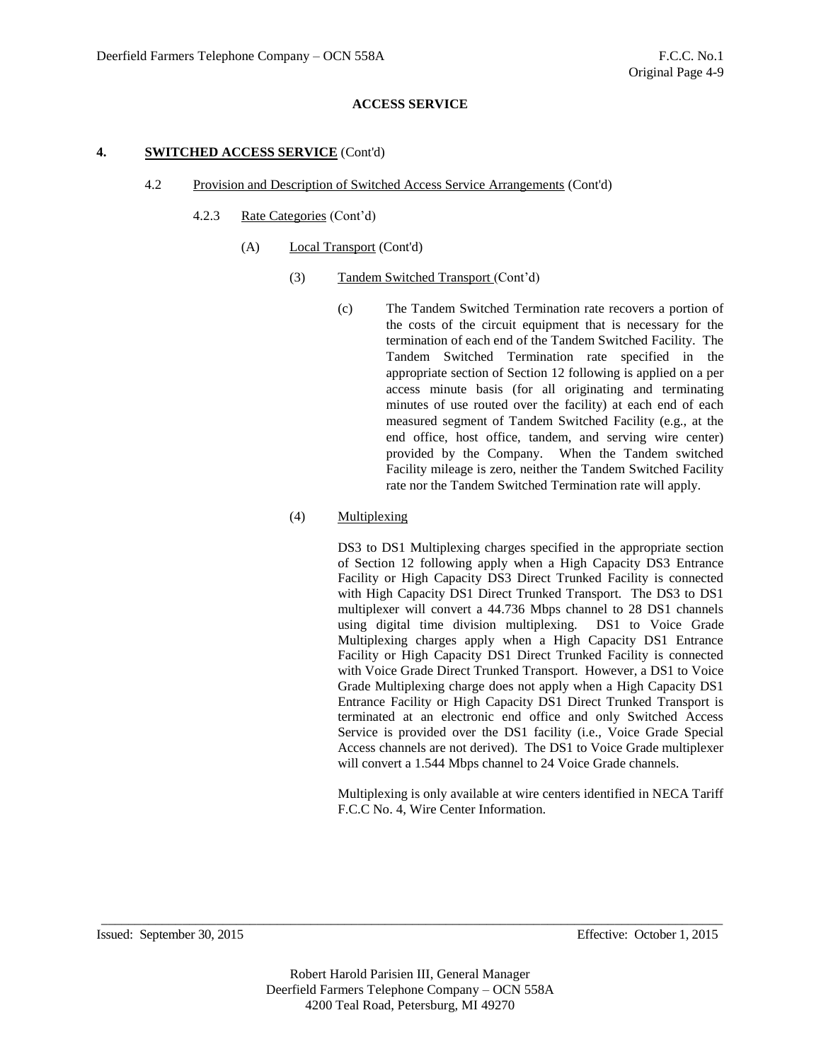**ACCESS SERVICE**

**4. SWITCHED ACCESS SERVICE** (Cont'd)

4.2 Provision and Description of Switched Access Service Arrangements (Cont'd)

4.2.3 Rate Categories (Cont'd)

(A) Local Transport (Cont'd)

(3) Tandem Switched Transport (Cont'd)

(c) The Tandem Switched Termination rate recovers a portion of the costs of the circuit equipment that is necessary for the termination of each end of the Tandem Switched Facility. The Tandem Switched Termination rate specified in the appropriate section of Section 12 following is applied on a per access minute basis (for all originating and terminating minutes of use routed over the facility) at each end of each measured segment of Tandem Switched Facility (e.g., at the end office, host office, tandem, and serving wire center) provided by the Company. When the Tandem switched Facility mileage is zero, neither the Tandem Switched Facility rate nor the Tandem Switched Termination rate will apply.

(4) Multiplexing

DS3 to DS1 Multiplexing charges specified in the appropriate section of Section 12 following apply when a High Capacity DS3 Entrance Facility or High Capacity DS3 Direct Trunked Facility is connected with High Capacity DS1 Direct Trunked Transport. The DS3 to DS1 multiplexer will convert a 44.736 Mbps channel to 28 DS1 channels using digital time division multiplexing. DS1 to Voice Grade Multiplexing charges apply when a High Capacity DS1 Entrance Facility or High Capacity DS1 Direct Trunked Facility is connected with Voice Grade Direct Trunked Transport. However, a DS1 to Voice Grade Multiplexing charge does not apply when a High Capacity DS1 Entrance Facility or High Capacity DS1 Direct Trunked Transport is terminated at an electronic end office and only Switched Access Service is provided over the DS1 facility (i.e., Voice Grade Special Access channels are not derived). The DS1 to Voice Grade multiplexer will convert a 1.544 Mbps channel to 24 Voice Grade channels.

Multiplexing is only available at wire centers identified in NECA Tariff F.C.C No. 4, Wire Center Information.

Issued: September 30, 2015 Effective: October 1, 2015

Robert Harold Parisien III, General Manager
Deerfield Farmers Telephone Company – OCN 558A
4200 Teal Road, Petersburg, MI 49270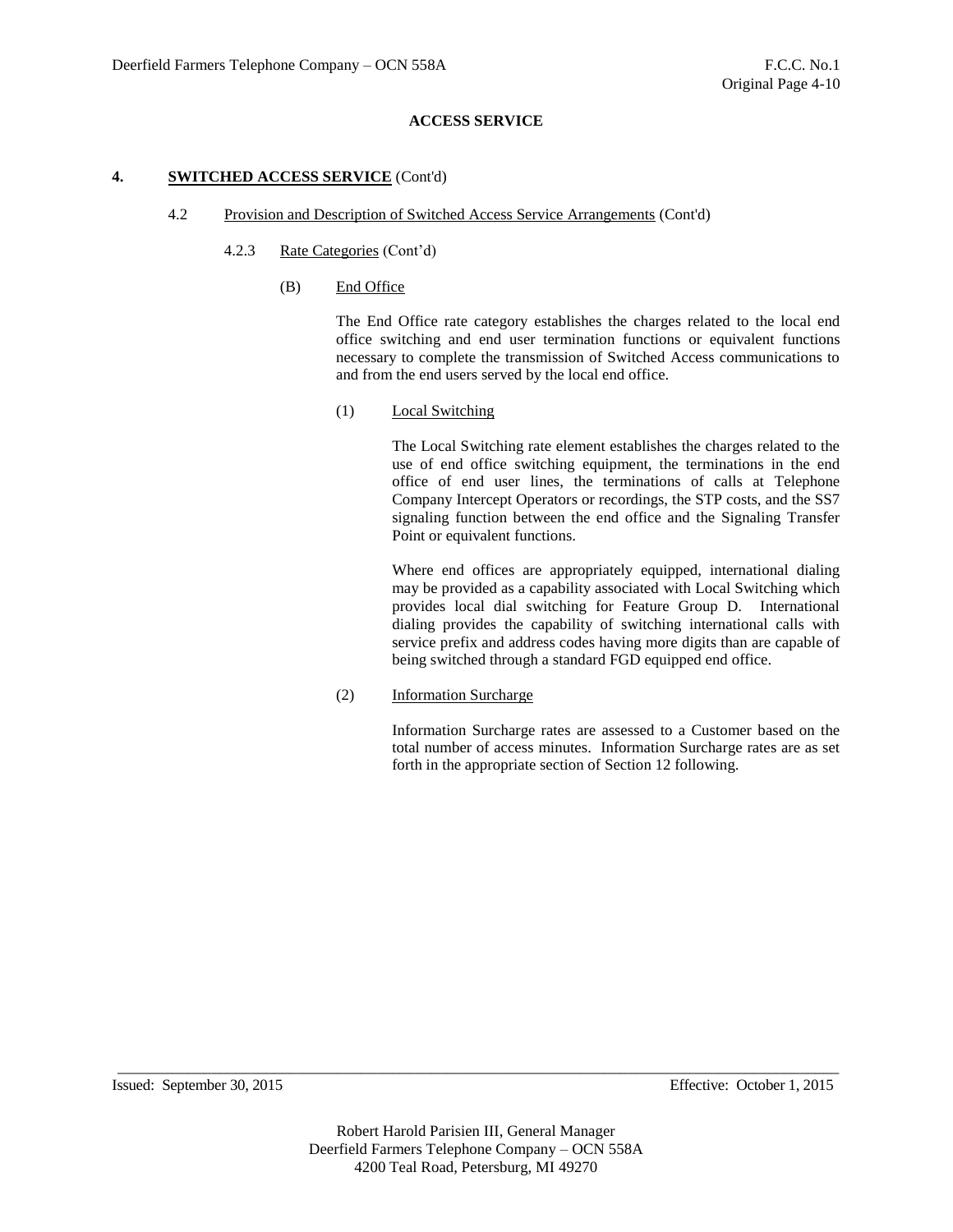**ACCESS SERVICE**

**4. SWITCHED ACCESS SERVICE** (Cont'd)

4.2 Provision and Description of Switched Access Service Arrangements (Cont'd)

4.2.3 Rate Categories (Cont'd)

(B) End Office

The End Office rate category establishes the charges related to the local end office switching and end user termination functions or equivalent functions necessary to complete the transmission of Switched Access communications to and from the end users served by the local end office.

(1) Local Switching

The Local Switching rate element establishes the charges related to the use of end office switching equipment, the terminations in the end office of end user lines, the terminations of calls at Telephone Company Intercept Operators or recordings, the STP costs, and the SS7 signaling function between the end office and the Signaling Transfer Point or equivalent functions.

Where end offices are appropriately equipped, international dialing may be provided as a capability associated with Local Switching which provides local dial switching for Feature Group D. International dialing provides the capability of switching international calls with service prefix and address codes having more digits than are capable of being switched through a standard FGD equipped end office.

(2) Information Surcharge

Information Surcharge rates are assessed to a Customer based on the total number of access minutes. Information Surcharge rates are as set forth in the appropriate section of Section 12 following.

Issued: September 30, 2015 Effective: October 1, 2015

Robert Harold Parisien III, General Manager
Deerfield Farmers Telephone Company – OCN 558A
4200 Teal Road, Petersburg, MI 49270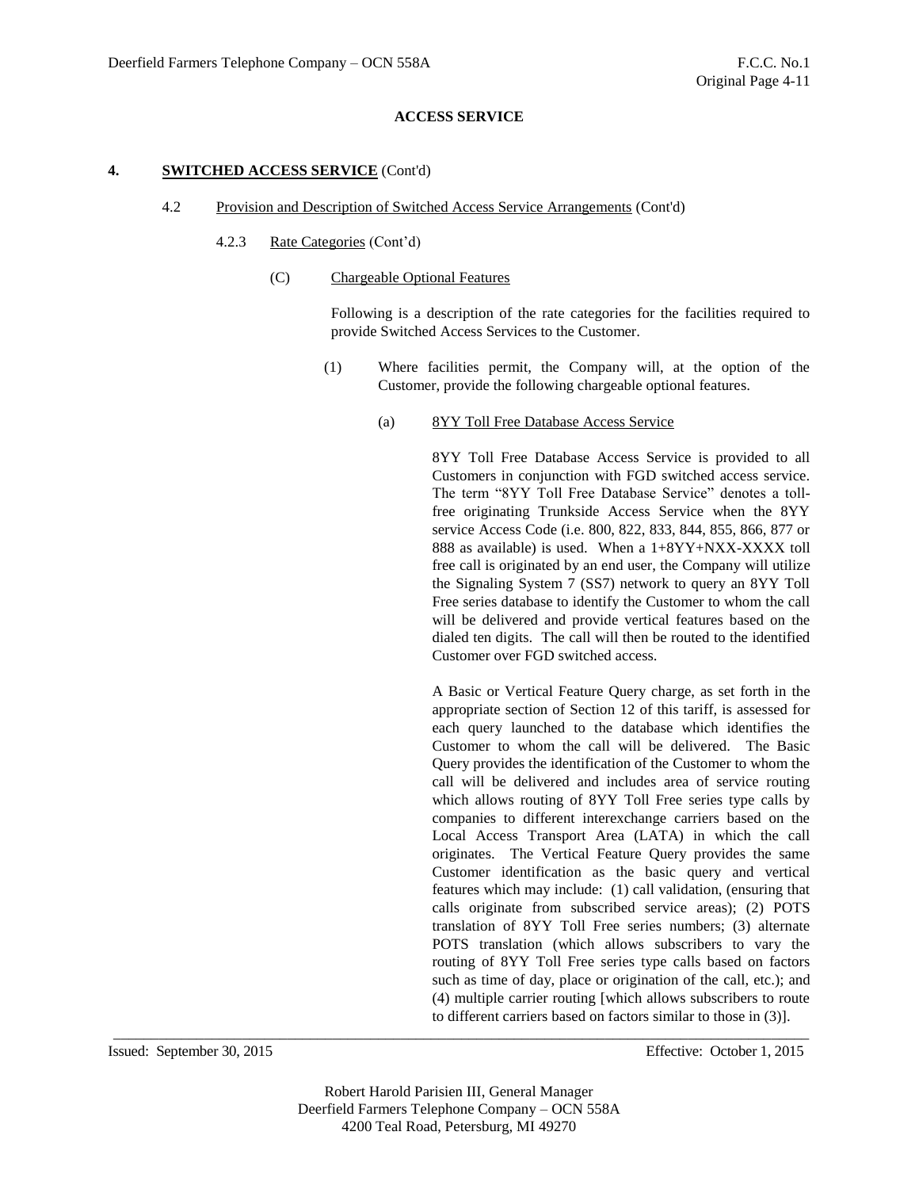**ACCESS SERVICE**

**4. SWITCHED ACCESS SERVICE** (Cont'd)

4.2 Provision and Description of Switched Access Service Arrangements (Cont'd)

4.2.3 Rate Categories (Cont'd)

(C) Chargeable Optional Features

Following is a description of the rate categories for the facilities required to provide Switched Access Services to the Customer.

(1) Where facilities permit, the Company will, at the option of the Customer, provide the following chargeable optional features.

(a) 8YY Toll Free Database Access Service

8YY Toll Free Database Access Service is provided to all Customers in conjunction with FGD switched access service. The term "8YY Toll Free Database Service" denotes a toll-free originating Trunkside Access Service when the 8YY service Access Code (i.e. 800, 822, 833, 844, 855, 866, 877 or 888 as available) is used. When a 1+8YY+NXX-XXXX toll free call is originated by an end user, the Company will utilize the Signaling System 7 (SS7) network to query an 8YY Toll Free series database to identify the Customer to whom the call will be delivered and provide vertical features based on the dialed ten digits. The call will then be routed to the identified Customer over FGD switched access.

A Basic or Vertical Feature Query charge, as set forth in the appropriate section of Section 12 of this tariff, is assessed for each query launched to the database which identifies the Customer to whom the call will be delivered. The Basic Query provides the identification of the Customer to whom the call will be delivered and includes area of service routing which allows routing of 8YY Toll Free series type calls by companies to different interexchange carriers based on the Local Access Transport Area (LATA) in which the call originates. The Vertical Feature Query provides the same Customer identification as the basic query and vertical features which may include: (1) call validation, (ensuring that calls originate from subscribed service areas); (2) POTS translation of 8YY Toll Free series numbers; (3) alternate POTS translation (which allows subscribers to vary the routing of 8YY Toll Free series type calls based on factors such as time of day, place or origination of the call, etc.); and (4) multiple carrier routing [which allows subscribers to route to different carriers based on factors similar to those in (3)].

Issued: September 30, 2015 Effective: October 1, 2015

Robert Harold Parisien III, General Manager
Deerfield Farmers Telephone Company – OCN 558A
4200 Teal Road, Petersburg, MI 49270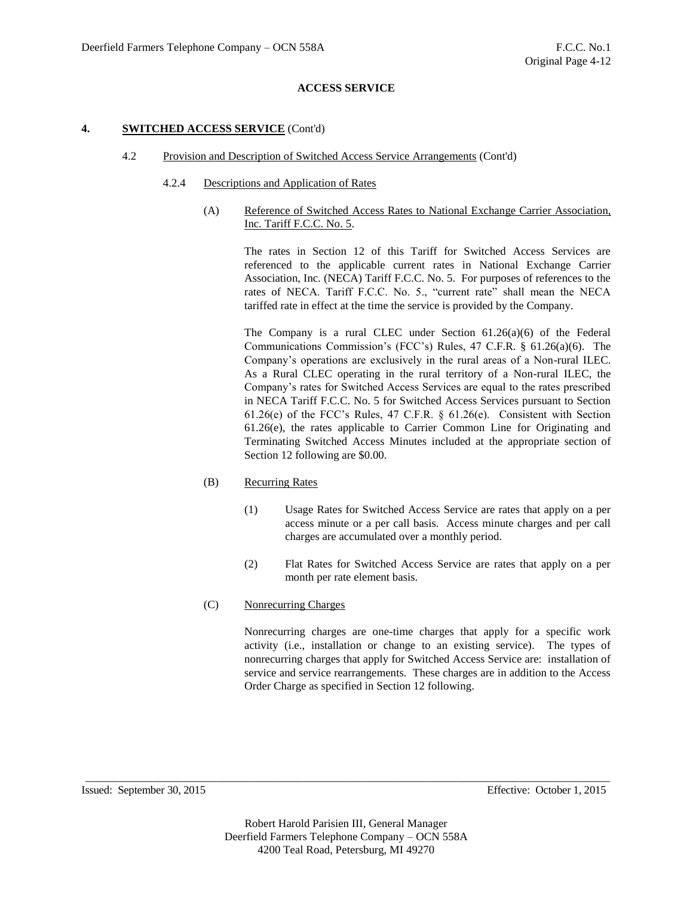**ACCESS SERVICE**

**4. SWITCHED ACCESS SERVICE (Cont'd)**

4.2 Provision and Description of Switched Access Service Arrangements (Cont'd)

4.2.4 Descriptions and Application of Rates

(A) Reference of Switched Access Rates to National Exchange Carrier Association, Inc. Tariff F.C.C. No. 5.

The rates in Section 12 of this Tariff for Switched Access Services are referenced to the applicable current rates in National Exchange Carrier Association, Inc. (NECA) Tariff F.C.C. No. 5. For purposes of references to the rates of NECA. Tariff F.C.C. No. 5., "current rate" shall mean the NECA tariffed rate in effect at the time the service is provided by the Company.

The Company is a rural CLEC under Section 61.26(a)(6) of the Federal Communications Commission's (FCC's) Rules, 47 C.F.R. § 61.26(a)(6). The Company's operations are exclusively in the rural areas of a Non-rural ILEC. As a Rural CLEC operating in the rural territory of a Non-rural ILEC, the Company's rates for Switched Access Services are equal to the rates prescribed in NECA Tariff F.C.C. No. 5 for Switched Access Services pursuant to Section 61.26(e) of the FCC's Rules, 47 C.F.R. § 61.26(e). Consistent with Section 61.26(e), the rates applicable to Carrier Common Line for Originating and Terminating Switched Access Minutes included at the appropriate section of Section 12 following are $0.00.

(B) Recurring Rates

(1) Usage Rates for Switched Access Service are rates that apply on a per access minute or a per call basis. Access minute charges and per call charges are accumulated over a monthly period.

(2) Flat Rates for Switched Access Service are rates that apply on a per month per rate element basis.

(C) Nonrecurring Charges

Nonrecurring charges are one-time charges that apply for a specific work activity (i.e., installation or change to an existing service). The types of nonrecurring charges that apply for Switched Access Service are: installation of service and service rearrangements. These charges are in addition to the Access Order Charge as specified in Section 12 following.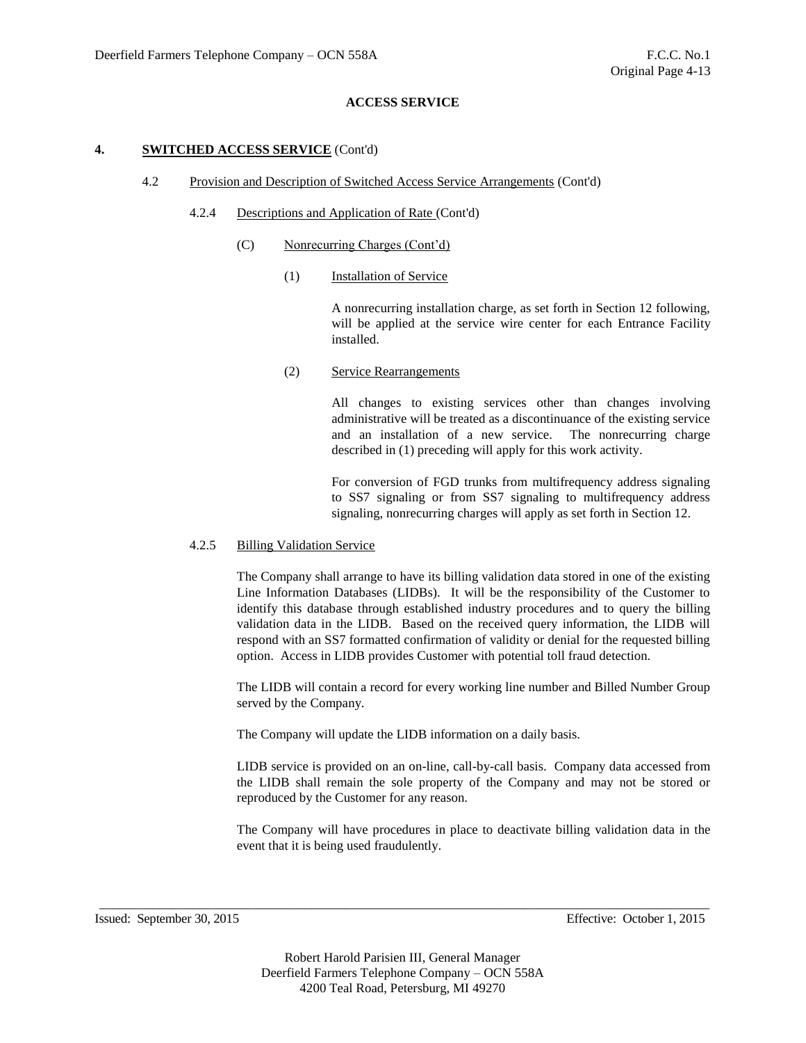**ACCESS SERVICE**

**4. SWITCHED ACCESS SERVICE** (Cont'd)

4.2 Provision and Description of Switched Access Service Arrangements (Cont'd)

4.2.4 Descriptions and Application of Rate (Cont'd)

(C) Nonrecurring Charges (Cont'd)

(1) Installation of Service

A nonrecurring installation charge, as set forth in Section 12 following, will be applied at the service wire center for each Entrance Facility installed.

(2) Service Rearrangements

All changes to existing services other than changes involving administrative will be treated as a discontinuance of the existing service and an installation of a new service. The nonrecurring charge described in (1) preceding will apply for this work activity.

For conversion of FGD trunks from multifrequency address signaling to SS7 signaling or from SS7 signaling to multifrequency address signaling, nonrecurring charges will apply as set forth in Section 12.

4.2.5 Billing Validation Service

The Company shall arrange to have its billing validation data stored in one of the existing Line Information Databases (LIDBs). It will be the responsibility of the Customer to identify this database through established industry procedures and to query the billing validation data in the LIDB. Based on the received query information, the LIDB will respond with an SS7 formatted confirmation of validity or denial for the requested billing option. Access in LIDB provides Customer with potential toll fraud detection.

The LIDB will contain a record for every working line number and Billed Number Group served by the Company.

The Company will update the LIDB information on a daily basis.

LIDB service is provided on an on-line, call-by-call basis. Company data accessed from the LIDB shall remain the sole property of the Company and may not be stored or reproduced by the Customer for any reason.

The Company will have procedures in place to deactivate billing validation data in the event that it is being used fraudulently.

Issued: September 30, 2015 Effective: October 1, 2015

Robert Harold Parisien III, General Manager
Deerfield Farmers Telephone Company – OCN 558A
4200 Teal Road, Petersburg, MI 49270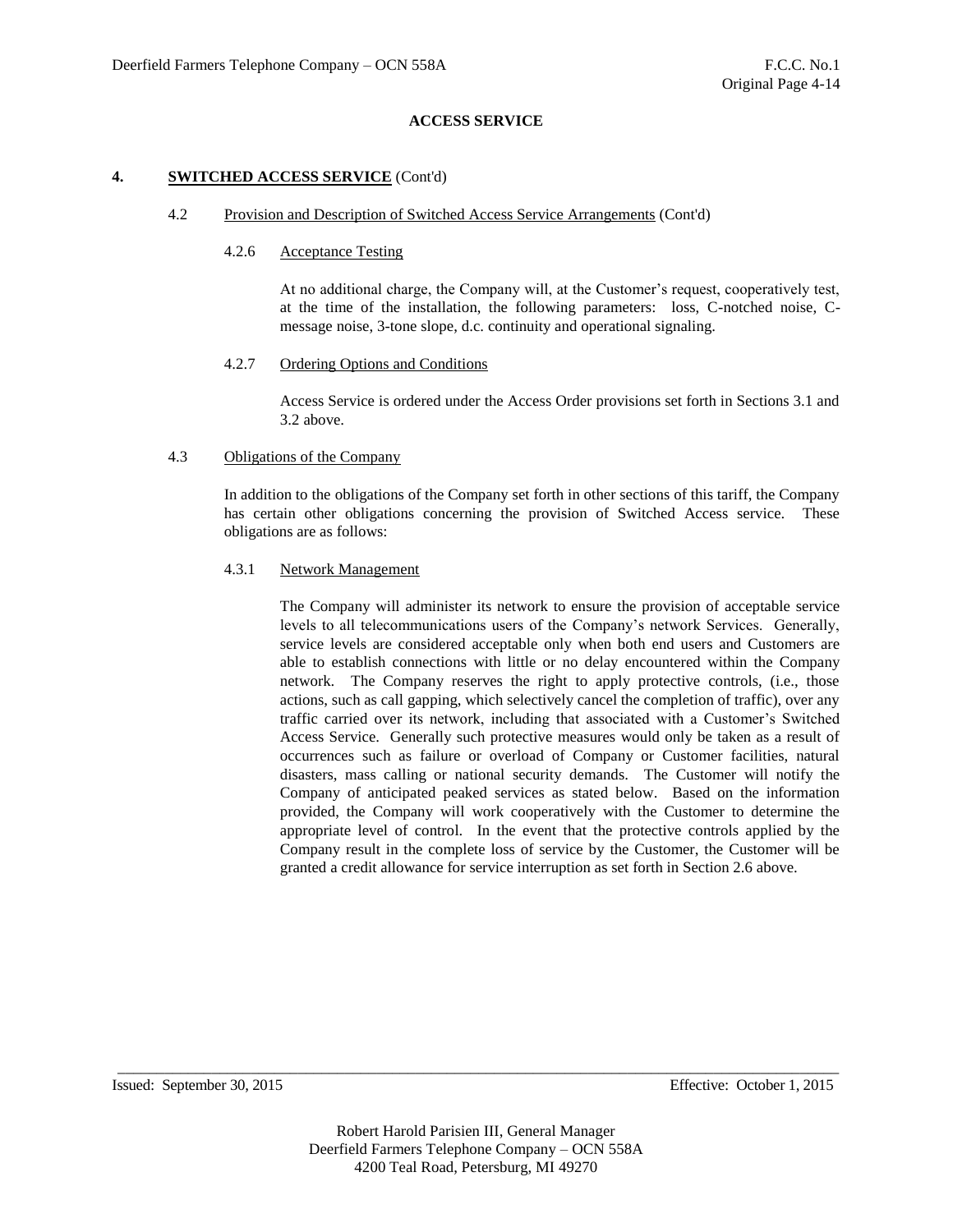## ACCESS SERVICE

### 4. SWITCHED ACCESS SERVICE (Cont'd)

#### 4.2 Provision and Description of Switched Access Service Arrangements (Cont'd)

##### 4.2.6 Acceptance Testing

At no additional charge, the Company will, at the Customer's request, cooperatively test, at the time of the installation, the following parameters: loss, C-notched noise, C-message noise, 3-tone slope, d.c. continuity and operational signaling.

##### 4.2.7 Ordering Options and Conditions

Access Service is ordered under the Access Order provisions set forth in Sections 3.1 and 3.2 above.

#### 4.3 Obligations of the Company

In addition to the obligations of the Company set forth in other sections of this tariff, the Company has certain other obligations concerning the provision of Switched Access service. These obligations are as follows:

##### 4.3.1 Network Management

The Company will administer its network to ensure the provision of acceptable service levels to all telecommunications users of the Company's network Services. Generally, service levels are considered acceptable only when both end users and Customers are able to establish connections with little or no delay encountered within the Company network. The Company reserves the right to apply protective controls, (i.e., those actions, such as call gapping, which selectively cancel the completion of traffic), over any traffic carried over its network, including that associated with a Customer's Switched Access Service. Generally such protective measures would only be taken as a result of occurrences such as failure or overload of Company or Customer facilities, natural disasters, mass calling or national security demands. The Customer will notify the Company of anticipated peaked services as stated below. Based on the information provided, the Company will work cooperatively with the Customer to determine the appropriate level of control. In the event that the protective controls applied by the Company result in the complete loss of service by the Customer, the Customer will be granted a credit allowance for service interruption as set forth in Section 2.6 above.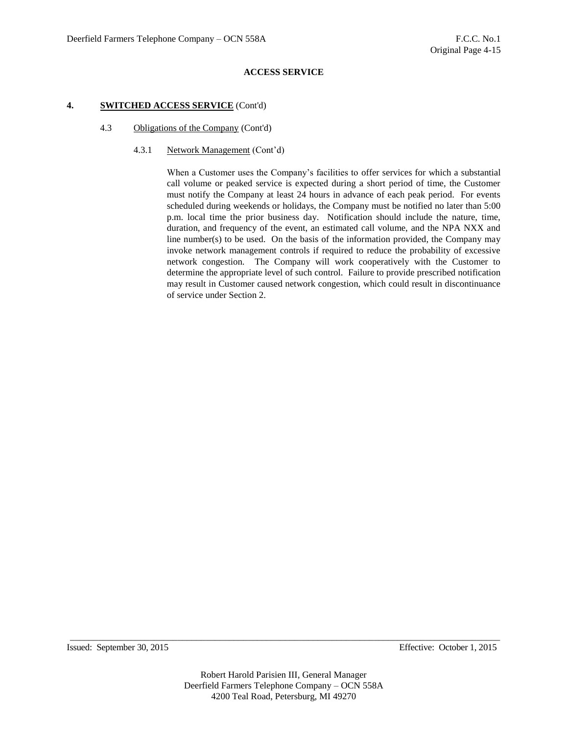**ACCESS SERVICE**

**4. SWITCHED ACCESS SERVICE (Cont'd)**

4.3 Obligations of the Company (Cont'd)

4.3.1 Network Management (Cont'd)

When a Customer uses the Company's facilities to offer services for which a substantial call volume or peaked service is expected during a short period of time, the Customer must notify the Company at least 24 hours in advance of each peak period. For events scheduled during weekends or holidays, the Company must be notified no later than 5:00 p.m. local time the prior business day. Notification should include the nature, time, duration, and frequency of the event, an estimated call volume, and the NPA NXX and line number(s) to be used. On the basis of the information provided, the Company may invoke network management controls if required to reduce the probability of excessive network congestion. The Company will work cooperatively with the Customer to determine the appropriate level of such control. Failure to provide prescribed notification may result in Customer caused network congestion, which could result in discontinuance of service under Section 2.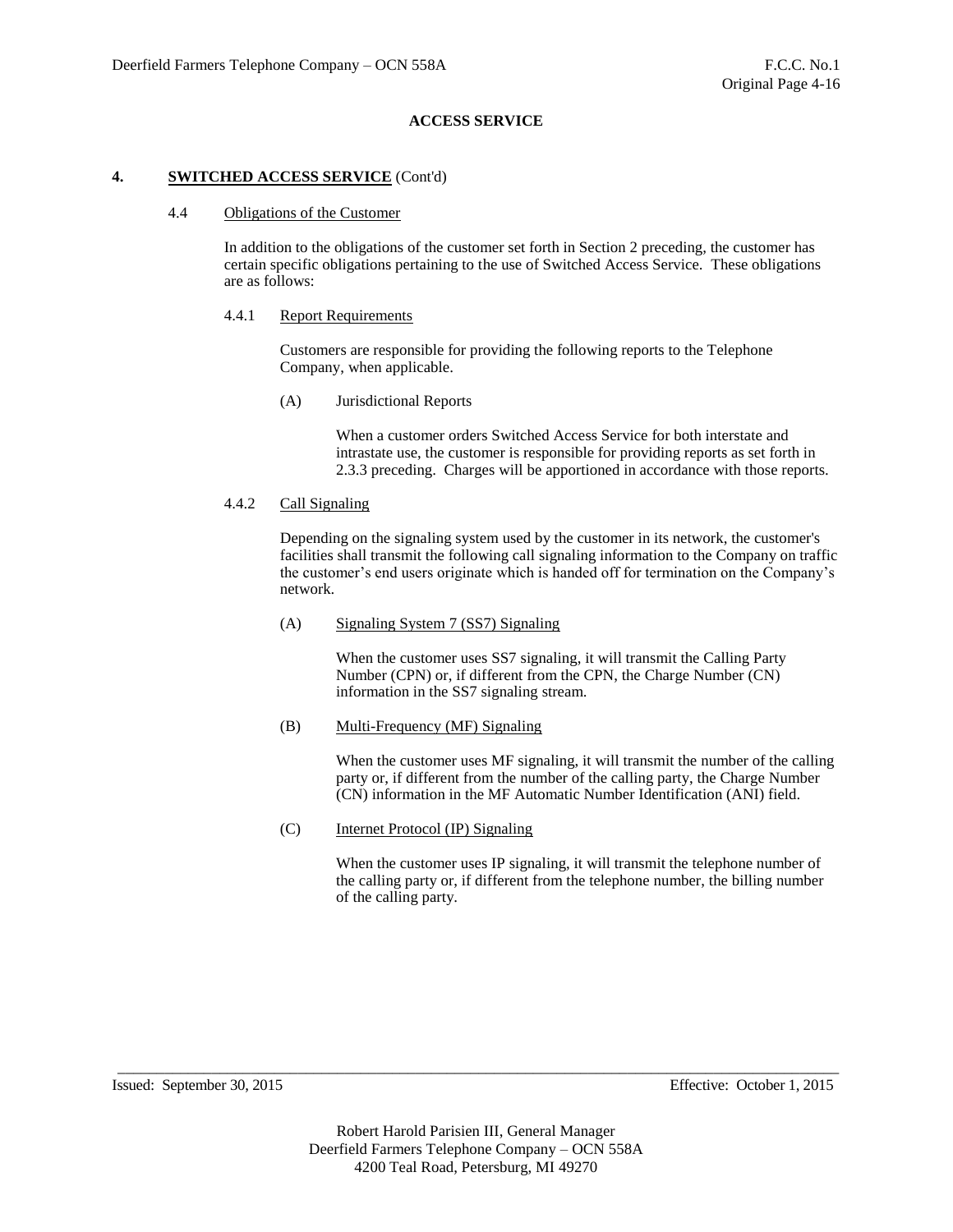**ACCESS SERVICE**

## 4. SWITCHED ACCESS SERVICE (Cont'd)

### 4.4 Obligations of the Customer

In addition to the obligations of the customer set forth in Section 2 preceding, the customer has certain specific obligations pertaining to the use of Switched Access Service. These obligations are as follows:

#### 4.4.1 Report Requirements

Customers are responsible for providing the following reports to the Telephone Company, when applicable.

(A) Jurisdictional Reports

When a customer orders Switched Access Service for both interstate and intrastate use, the customer is responsible for providing reports as set forth in 2.3.3 preceding. Charges will be apportioned in accordance with those reports.

#### 4.4.2 Call Signaling

Depending on the signaling system used by the customer in its network, the customer's facilities shall transmit the following call signaling information to the Company on traffic the customer's end users originate which is handed off for termination on the Company's network.

(A) Signaling System 7 (SS7) Signaling

When the customer uses SS7 signaling, it will transmit the Calling Party Number (CPN) or, if different from the CPN, the Charge Number (CN) information in the SS7 signaling stream.

(B) Multi-Frequency (MF) Signaling

When the customer uses MF signaling, it will transmit the number of the calling party or, if different from the number of the calling party, the Charge Number (CN) information in the MF Automatic Number Identification (ANI) field.

(C) Internet Protocol (IP) Signaling

When the customer uses IP signaling, it will transmit the telephone number of the calling party or, if different from the telephone number, the billing number of the calling party.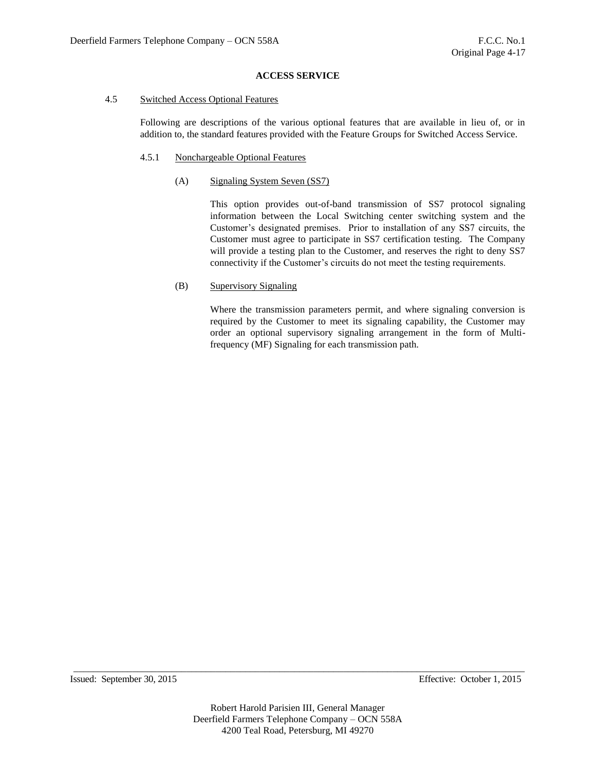**ACCESS SERVICE**

4.5 Switched Access Optional Features

Following are descriptions of the various optional features that are available in lieu of, or in addition to, the standard features provided with the Feature Groups for Switched Access Service.

4.5.1 Nonchargeable Optional Features

(A) Signaling System Seven (SS7)

This option provides out-of-band transmission of SS7 protocol signaling information between the Local Switching center switching system and the Customer's designated premises. Prior to installation of any SS7 circuits, the Customer must agree to participate in SS7 certification testing. The Company will provide a testing plan to the Customer, and reserves the right to deny SS7 connectivity if the Customer's circuits do not meet the testing requirements.

(B) Supervisory Signaling

Where the transmission parameters permit, and where signaling conversion is required by the Customer to meet its signaling capability, the Customer may order an optional supervisory signaling arrangement in the form of Multi-frequency (MF) Signaling for each transmission path.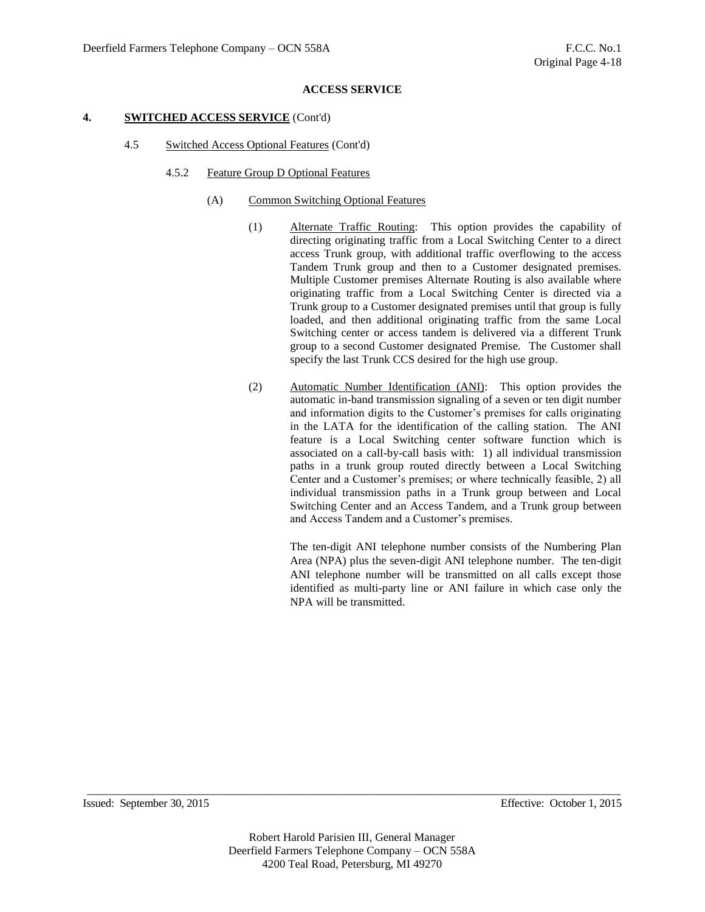**ACCESS SERVICE**

**4. SWITCHED ACCESS SERVICE (Cont'd)**

4.5 Switched Access Optional Features (Cont'd)

4.5.2 Feature Group D Optional Features

(A) Common Switching Optional Features

(1) Alternate Traffic Routing: This option provides the capability of directing originating traffic from a Local Switching Center to a direct access Trunk group, with additional traffic overflowing to the access Tandem Trunk group and then to a Customer designated premises. Multiple Customer premises Alternate Routing is also available where originating traffic from a Local Switching Center is directed via a Trunk group to a Customer designated premises until that group is fully loaded, and then additional originating traffic from the same Local Switching center or access tandem is delivered via a different Trunk group to a second Customer designated Premise. The Customer shall specify the last Trunk CCS desired for the high use group.

(2) Automatic Number Identification (ANI): This option provides the automatic in-band transmission signaling of a seven or ten digit number and information digits to the Customer's premises for calls originating in the LATA for the identification of the calling station. The ANI feature is a Local Switching center software function which is associated on a call-by-call basis with: 1) all individual transmission paths in a trunk group routed directly between a Local Switching Center and a Customer's premises; or where technically feasible, 2) all individual transmission paths in a Trunk group between and Local Switching Center and an Access Tandem, and a Trunk group between and Access Tandem and a Customer's premises.

The ten-digit ANI telephone number consists of the Numbering Plan Area (NPA) plus the seven-digit ANI telephone number. The ten-digit ANI telephone number will be transmitted on all calls except those identified as multi-party line or ANI failure in which case only the NPA will be transmitted.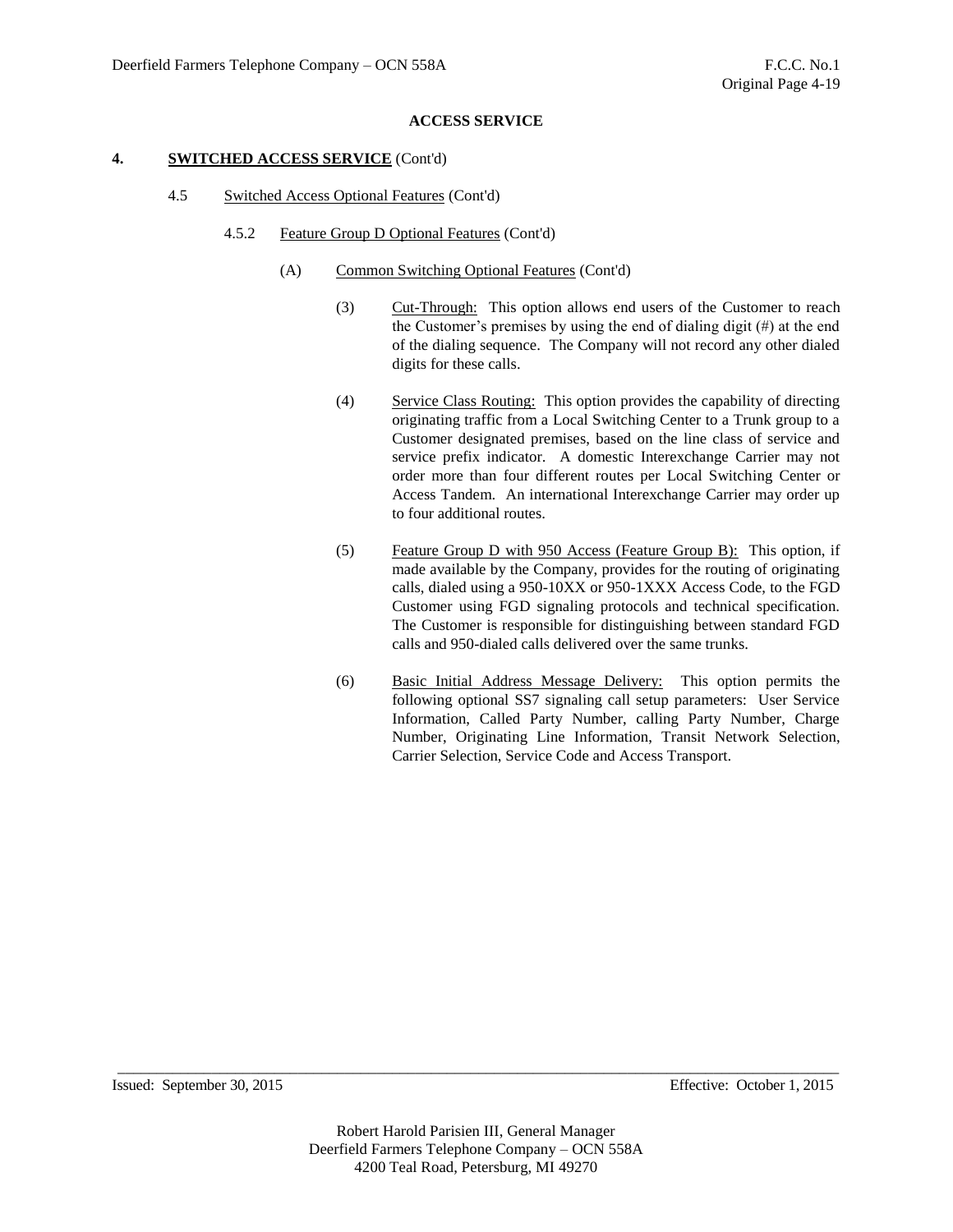## ACCESS SERVICE

### 4. <u>SWITCHED ACCESS SERVICE</u> (Cont'd)

4.5 <u>Switched Access Optional Features</u> (Cont'd)

4.5.2 <u>Feature Group D Optional Features</u> (Cont'd)

(A) <u>Common Switching Optional Features</u> (Cont'd)

(3) <u>Cut-Through:</u> This option allows end users of the Customer to reach the Customer's premises by using the end of dialing digit (#) at the end of the dialing sequence. The Company will not record any other dialed digits for these calls.

(4) <u>Service Class Routing:</u> This option provides the capability of directing originating traffic from a Local Switching Center to a Trunk group to a Customer designated premises, based on the line class of service and service prefix indicator. A domestic Interexchange Carrier may not order more than four different routes per Local Switching Center or Access Tandem. An international Interexchange Carrier may order up to four additional routes.

(5) <u>Feature Group D with 950 Access (Feature Group B):</u> This option, if made available by the Company, provides for the routing of originating calls, dialed using a 950-10XX or 950-1XXX Access Code, to the FGD Customer using FGD signaling protocols and technical specification. The Customer is responsible for distinguishing between standard FGD calls and 950-dialed calls delivered over the same trunks.

(6) <u>Basic Initial Address Message Delivery:</u> This option permits the following optional SS7 signaling call setup parameters: User Service Information, Called Party Number, calling Party Number, Charge Number, Originating Line Information, Transit Network Selection, Carrier Selection, Service Code and Access Transport.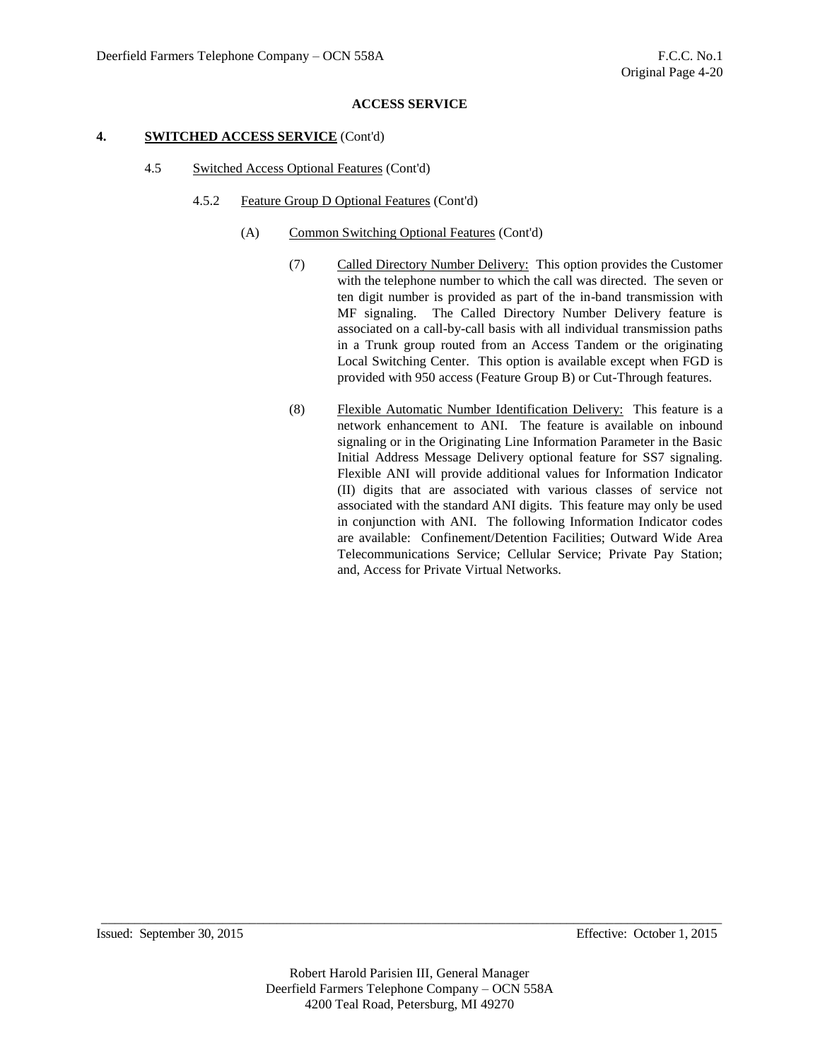**ACCESS SERVICE**

**4. SWITCHED ACCESS SERVICE** (Cont'd)

4.5 Switched Access Optional Features (Cont'd)

4.5.2 Feature Group D Optional Features (Cont'd)

(A) Common Switching Optional Features (Cont'd)

(7) Called Directory Number Delivery: This option provides the Customer with the telephone number to which the call was directed. The seven or ten digit number is provided as part of the in-band transmission with MF signaling. The Called Directory Number Delivery feature is associated on a call-by-call basis with all individual transmission paths in a Trunk group routed from an Access Tandem or the originating Local Switching Center. This option is available except when FGD is provided with 950 access (Feature Group B) or Cut-Through features.

(8) Flexible Automatic Number Identification Delivery: This feature is a network enhancement to ANI. The feature is available on inbound signaling or in the Originating Line Information Parameter in the Basic Initial Address Message Delivery optional feature for SS7 signaling. Flexible ANI will provide additional values for Information Indicator (II) digits that are associated with various classes of service not associated with the standard ANI digits. This feature may only be used in conjunction with ANI. The following Information Indicator codes are available: Confinement/Detention Facilities; Outward Wide Area Telecommunications Service; Cellular Service; Private Pay Station; and, Access for Private Virtual Networks.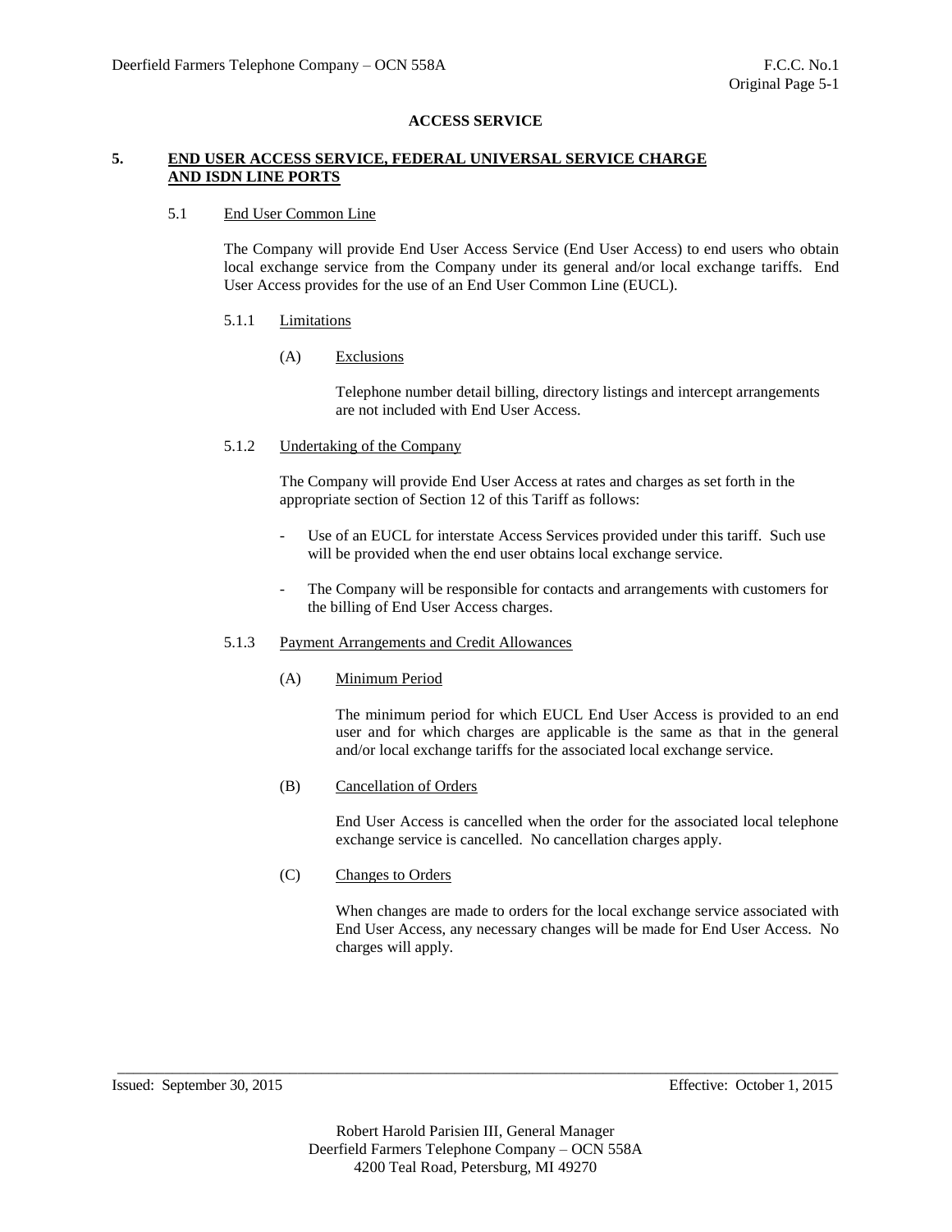# ACCESS SERVICE

## 5. END USER ACCESS SERVICE, FEDERAL UNIVERSAL SERVICE CHARGE AND ISDN LINE PORTS

### 5.1 End User Common Line

The Company will provide End User Access Service (End User Access) to end users who obtain local exchange service from the Company under its general and/or local exchange tariffs. End User Access provides for the use of an End User Common Line (EUCL).

#### 5.1.1 Limitations

(A) Exclusions

Telephone number detail billing, directory listings and intercept arrangements are not included with End User Access.

#### 5.1.2 Undertaking of the Company

The Company will provide End User Access at rates and charges as set forth in the appropriate section of Section 12 of this Tariff as follows:

- Use of an EUCL for interstate Access Services provided under this tariff. Such use will be provided when the end user obtains local exchange service.
- The Company will be responsible for contacts and arrangements with customers for the billing of End User Access charges.

#### 5.1.3 Payment Arrangements and Credit Allowances

(A) Minimum Period

The minimum period for which EUCL End User Access is provided to an end user and for which charges are applicable is the same as that in the general and/or local exchange tariffs for the associated local exchange service.

(B) Cancellation of Orders

End User Access is cancelled when the order for the associated local telephone exchange service is cancelled. No cancellation charges apply.

(C) Changes to Orders

When changes are made to orders for the local exchange service associated with End User Access, any necessary changes will be made for End User Access. No charges will apply.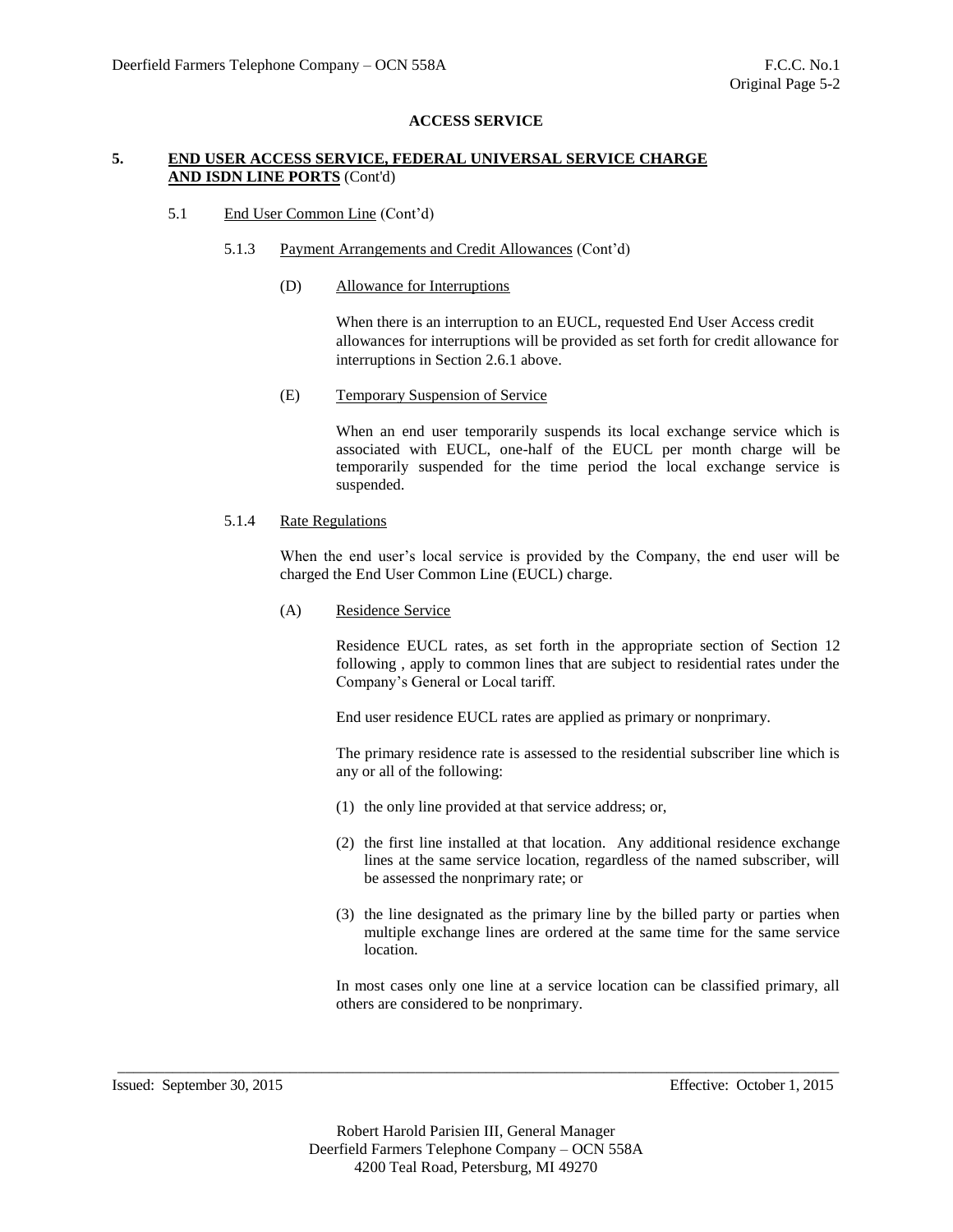**ACCESS SERVICE**

**5. END USER ACCESS SERVICE, FEDERAL UNIVERSAL SERVICE CHARGE AND ISDN LINE PORTS** (Cont'd)

5.1 End User Common Line (Cont'd)

5.1.3 Payment Arrangements and Credit Allowances (Cont'd)

(D) Allowance for Interruptions

When there is an interruption to an EUCL, requested End User Access credit allowances for interruptions will be provided as set forth for credit allowance for interruptions in Section 2.6.1 above.

(E) Temporary Suspension of Service

When an end user temporarily suspends its local exchange service which is associated with EUCL, one-half of the EUCL per month charge will be temporarily suspended for the time period the local exchange service is suspended.

5.1.4 Rate Regulations

When the end user's local service is provided by the Company, the end user will be charged the End User Common Line (EUCL) charge.

(A) Residence Service

Residence EUCL rates, as set forth in the appropriate section of Section 12 following , apply to common lines that are subject to residential rates under the Company's General or Local tariff.

End user residence EUCL rates are applied as primary or nonprimary.

The primary residence rate is assessed to the residential subscriber line which is any or all of the following:

(1) the only line provided at that service address; or,

(2) the first line installed at that location. Any additional residence exchange lines at the same service location, regardless of the named subscriber, will be assessed the nonprimary rate; or

(3) the line designated as the primary line by the billed party or parties when multiple exchange lines are ordered at the same time for the same service location.

In most cases only one line at a service location can be classified primary, all others are considered to be nonprimary.

Issued: September 30, 2015 Effective: October 1, 2015

Robert Harold Parisien III, General Manager
Deerfield Farmers Telephone Company – OCN 558A
4200 Teal Road, Petersburg, MI 49270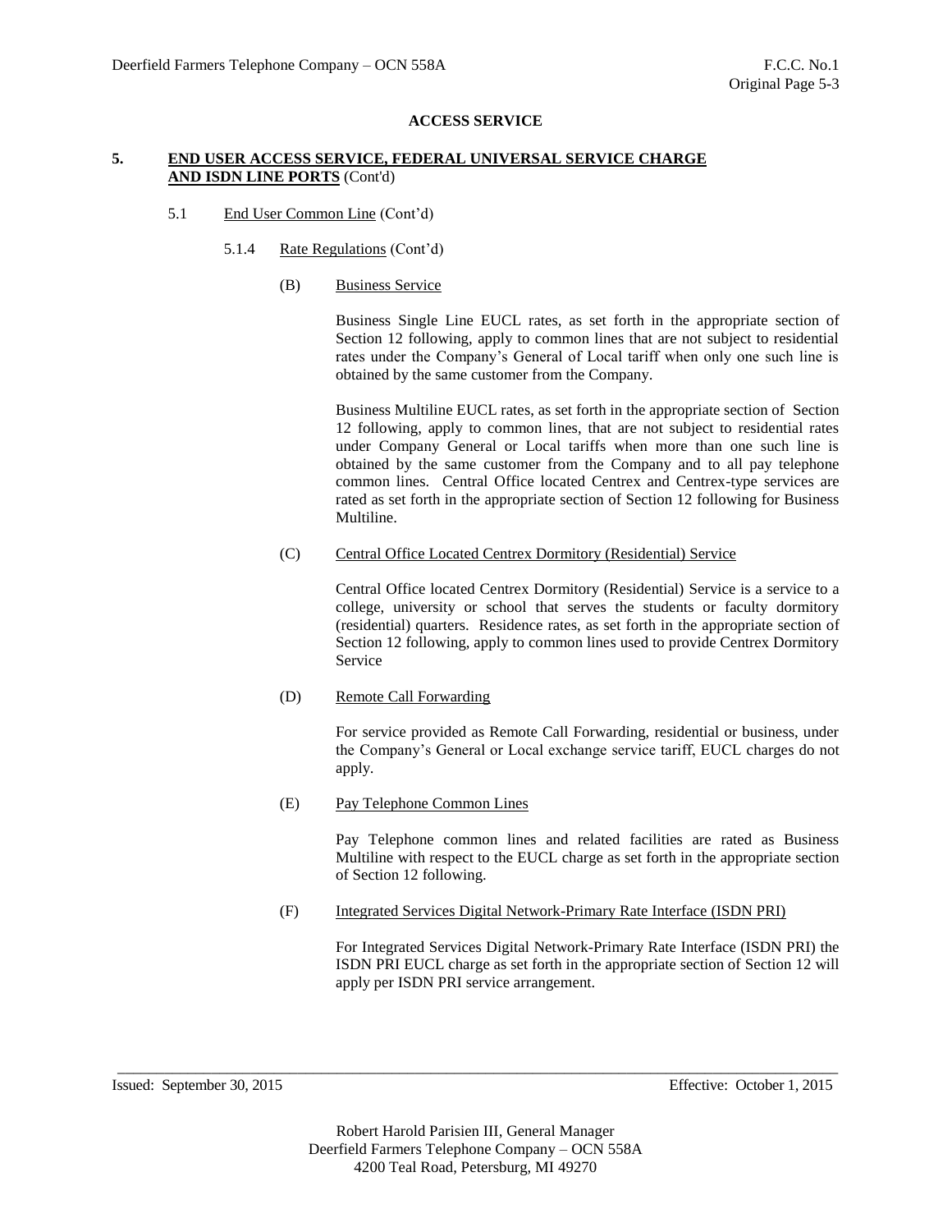**ACCESS SERVICE**

**5. END USER ACCESS SERVICE, FEDERAL UNIVERSAL SERVICE CHARGE AND ISDN LINE PORTS** (Cont'd)

5.1 End User Common Line (Cont'd)

5.1.4 Rate Regulations (Cont'd)

(B) Business Service

Business Single Line EUCL rates, as set forth in the appropriate section of Section 12 following, apply to common lines that are not subject to residential rates under the Company's General of Local tariff when only one such line is obtained by the same customer from the Company.

Business Multiline EUCL rates, as set forth in the appropriate section of Section 12 following, apply to common lines, that are not subject to residential rates under Company General or Local tariffs when more than one such line is obtained by the same customer from the Company and to all pay telephone common lines. Central Office located Centrex and Centrex-type services are rated as set forth in the appropriate section of Section 12 following for Business Multiline.

(C) Central Office Located Centrex Dormitory (Residential) Service

Central Office located Centrex Dormitory (Residential) Service is a service to a college, university or school that serves the students or faculty dormitory (residential) quarters. Residence rates, as set forth in the appropriate section of Section 12 following, apply to common lines used to provide Centrex Dormitory Service

(D) Remote Call Forwarding

For service provided as Remote Call Forwarding, residential or business, under the Company's General or Local exchange service tariff, EUCL charges do not apply.

(E) Pay Telephone Common Lines

Pay Telephone common lines and related facilities are rated as Business Multiline with respect to the EUCL charge as set forth in the appropriate section of Section 12 following.

(F) Integrated Services Digital Network-Primary Rate Interface (ISDN PRI)

For Integrated Services Digital Network-Primary Rate Interface (ISDN PRI) the ISDN PRI EUCL charge as set forth in the appropriate section of Section 12 will apply per ISDN PRI service arrangement.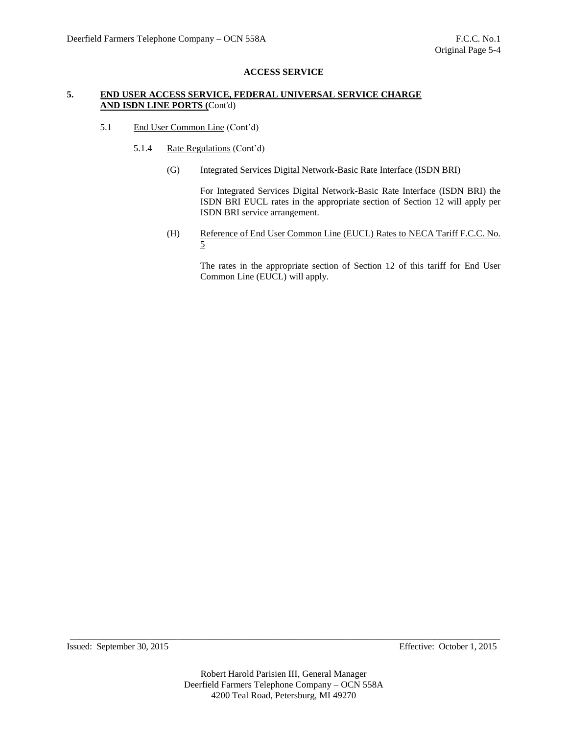**ACCESS SERVICE**

**5. END USER ACCESS SERVICE, FEDERAL UNIVERSAL SERVICE CHARGE AND ISDN LINE PORTS (**Cont'd)

5.1 End User Common Line (Cont'd)

5.1.4 Rate Regulations (Cont'd)

(G) Integrated Services Digital Network-Basic Rate Interface (ISDN BRI)

For Integrated Services Digital Network-Basic Rate Interface (ISDN BRI) the ISDN BRI EUCL rates in the appropriate section of Section 12 will apply per ISDN BRI service arrangement.

(H) Reference of End User Common Line (EUCL) Rates to NECA Tariff F.C.C. No. 5

The rates in the appropriate section of Section 12 of this tariff for End User Common Line (EUCL) will apply.

Issued: September 30, 2015 Effective: October 1, 2015

Robert Harold Parisien III, General Manager
Deerfield Farmers Telephone Company – OCN 558A
4200 Teal Road, Petersburg, MI 49270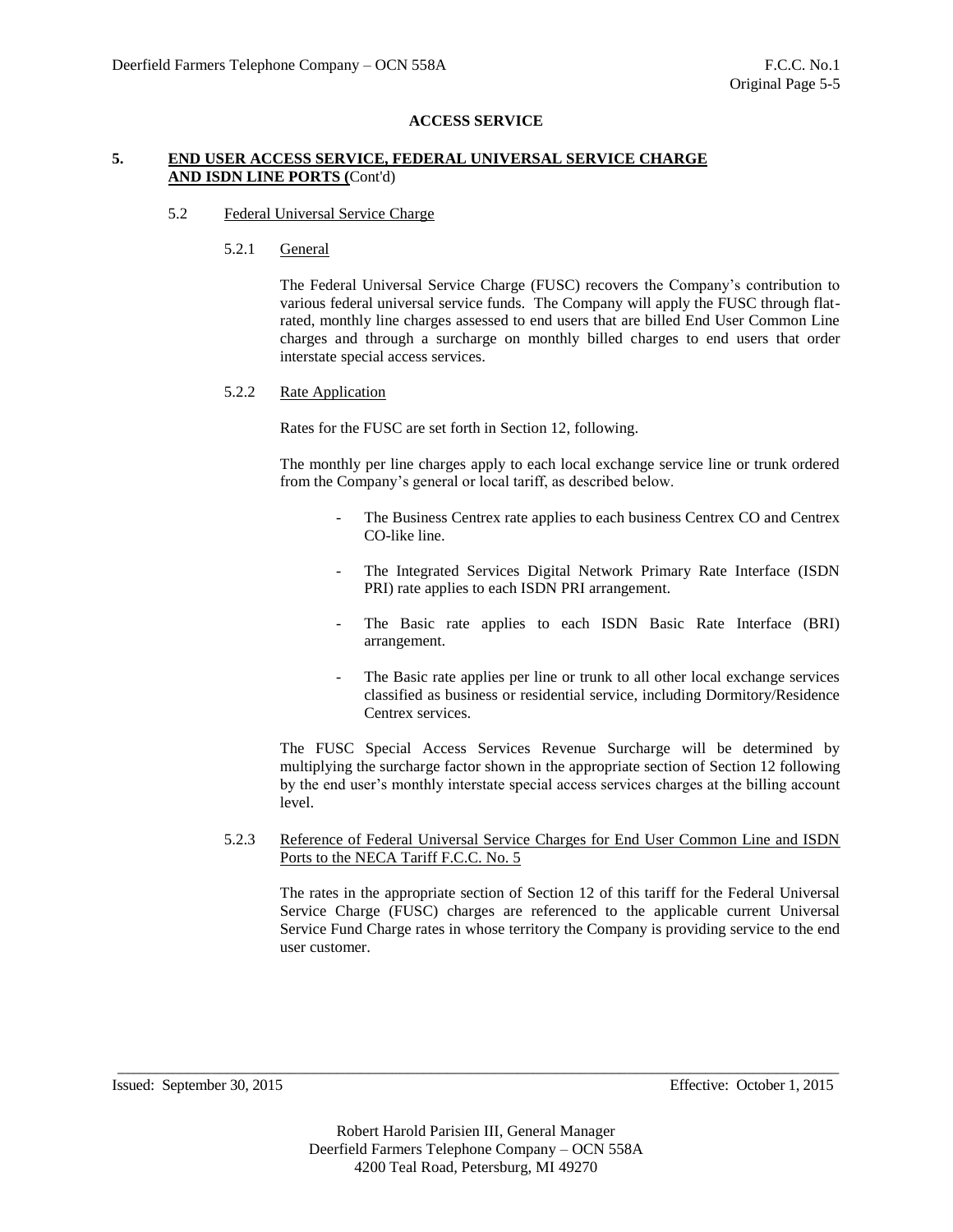**ACCESS SERVICE**

## 5. END USER ACCESS SERVICE, FEDERAL UNIVERSAL SERVICE CHARGE AND ISDN LINE PORTS (Cont'd)

### 5.2 Federal Universal Service Charge

#### 5.2.1 General

The Federal Universal Service Charge (FUSC) recovers the Company's contribution to various federal universal service funds. The Company will apply the FUSC through flat-rated, monthly line charges assessed to end users that are billed End User Common Line charges and through a surcharge on monthly billed charges to end users that order interstate special access services.

#### 5.2.2 Rate Application

Rates for the FUSC are set forth in Section 12, following.

The monthly per line charges apply to each local exchange service line or trunk ordered from the Company's general or local tariff, as described below.

- The Business Centrex rate applies to each business Centrex CO and Centrex CO-like line.
- The Integrated Services Digital Network Primary Rate Interface (ISDN PRI) rate applies to each ISDN PRI arrangement.
- The Basic rate applies to each ISDN Basic Rate Interface (BRI) arrangement.
- The Basic rate applies per line or trunk to all other local exchange services classified as business or residential service, including Dormitory/Residence Centrex services.

The FUSC Special Access Services Revenue Surcharge will be determined by multiplying the surcharge factor shown in the appropriate section of Section 12 following by the end user's monthly interstate special access services charges at the billing account level.

#### 5.2.3 Reference of Federal Universal Service Charges for End User Common Line and ISDN Ports to the NECA Tariff F.C.C. No. 5

The rates in the appropriate section of Section 12 of this tariff for the Federal Universal Service Charge (FUSC) charges are referenced to the applicable current Universal Service Fund Charge rates in whose territory the Company is providing service to the end user customer.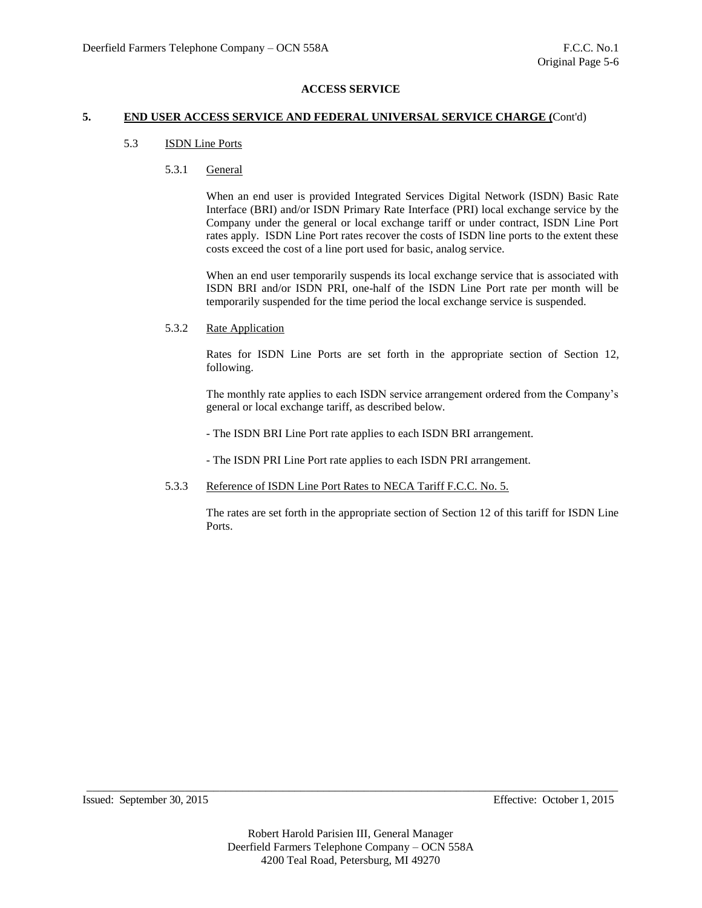**ACCESS SERVICE**

**5. END USER ACCESS SERVICE AND FEDERAL UNIVERSAL SERVICE CHARGE (**Cont'd)

5.3 ISDN Line Ports

5.3.1 General

When an end user is provided Integrated Services Digital Network (ISDN) Basic Rate Interface (BRI) and/or ISDN Primary Rate Interface (PRI) local exchange service by the Company under the general or local exchange tariff or under contract, ISDN Line Port rates apply. ISDN Line Port rates recover the costs of ISDN line ports to the extent these costs exceed the cost of a line port used for basic, analog service.

When an end user temporarily suspends its local exchange service that is associated with ISDN BRI and/or ISDN PRI, one-half of the ISDN Line Port rate per month will be temporarily suspended for the time period the local exchange service is suspended.

5.3.2 Rate Application

Rates for ISDN Line Ports are set forth in the appropriate section of Section 12, following.

The monthly rate applies to each ISDN service arrangement ordered from the Company's general or local exchange tariff, as described below.

- The ISDN BRI Line Port rate applies to each ISDN BRI arrangement.

- The ISDN PRI Line Port rate applies to each ISDN PRI arrangement.

5.3.3 Reference of ISDN Line Port Rates to NECA Tariff F.C.C. No. 5.

The rates are set forth in the appropriate section of Section 12 of this tariff for ISDN Line Ports.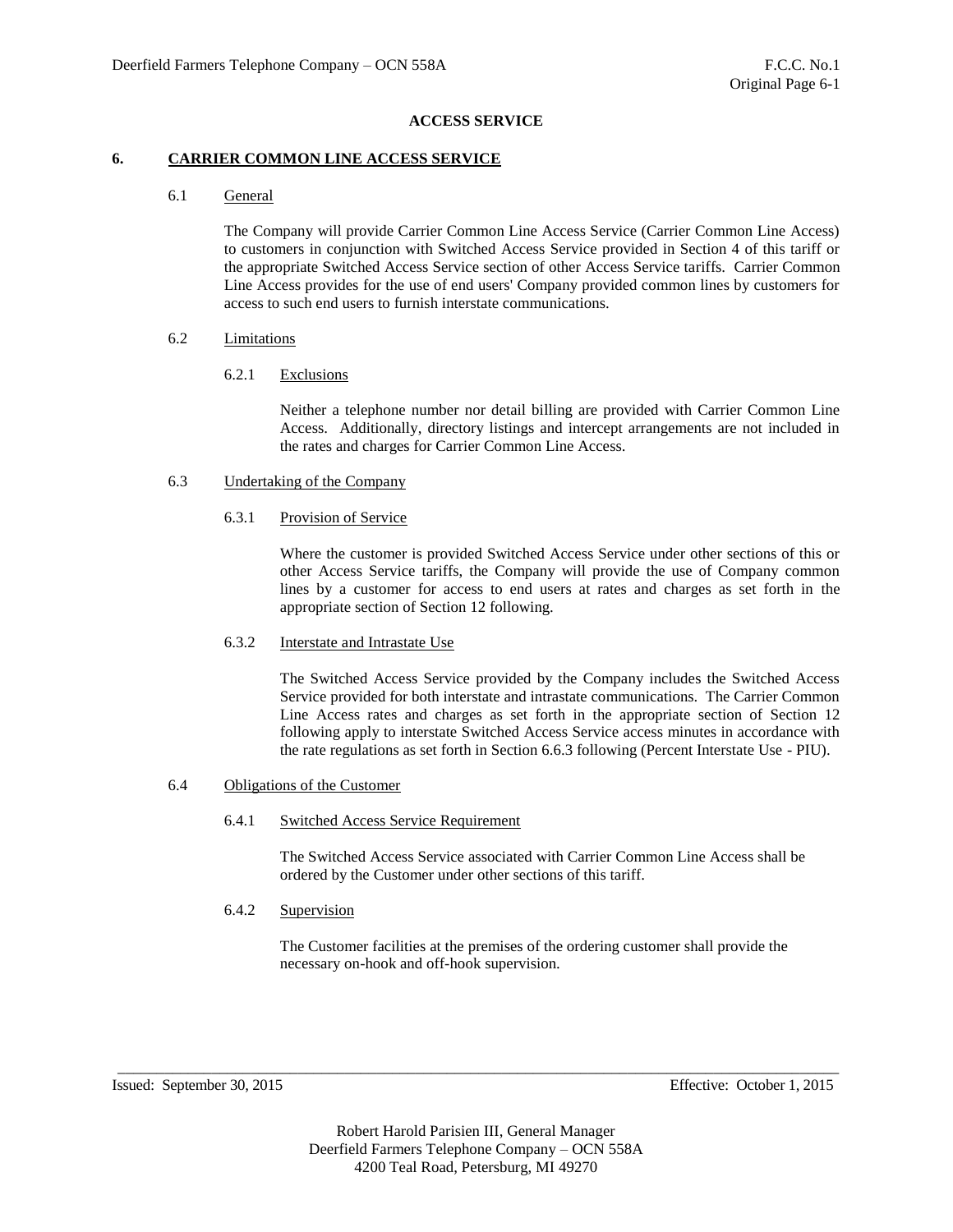## ACCESS SERVICE

### 6. CARRIER COMMON LINE ACCESS SERVICE

#### 6.1 General

The Company will provide Carrier Common Line Access Service (Carrier Common Line Access) to customers in conjunction with Switched Access Service provided in Section 4 of this tariff or the appropriate Switched Access Service section of other Access Service tariffs. Carrier Common Line Access provides for the use of end users' Company provided common lines by customers for access to such end users to furnish interstate communications.

#### 6.2 Limitations

##### 6.2.1 Exclusions

Neither a telephone number nor detail billing are provided with Carrier Common Line Access. Additionally, directory listings and intercept arrangements are not included in the rates and charges for Carrier Common Line Access.

#### 6.3 Undertaking of the Company

##### 6.3.1 Provision of Service

Where the customer is provided Switched Access Service under other sections of this or other Access Service tariffs, the Company will provide the use of Company common lines by a customer for access to end users at rates and charges as set forth in the appropriate section of Section 12 following.

##### 6.3.2 Interstate and Intrastate Use

The Switched Access Service provided by the Company includes the Switched Access Service provided for both interstate and intrastate communications. The Carrier Common Line Access rates and charges as set forth in the appropriate section of Section 12 following apply to interstate Switched Access Service access minutes in accordance with the rate regulations as set forth in Section 6.6.3 following (Percent Interstate Use - PIU).

#### 6.4 Obligations of the Customer

##### 6.4.1 Switched Access Service Requirement

The Switched Access Service associated with Carrier Common Line Access shall be ordered by the Customer under other sections of this tariff.

##### 6.4.2 Supervision

The Customer facilities at the premises of the ordering customer shall provide the necessary on-hook and off-hook supervision.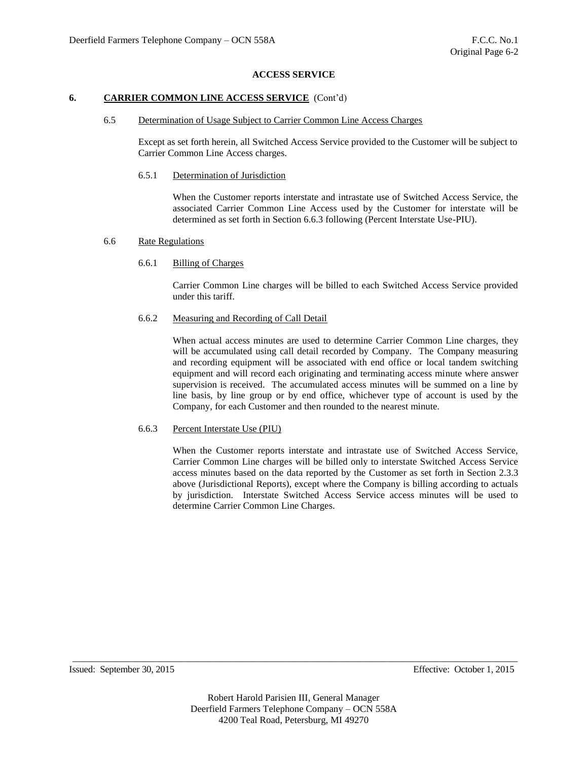**ACCESS SERVICE**

## 6. <u>CARRIER COMMON LINE ACCESS SERVICE</u> (Cont'd)

### 6.5 <u>Determination of Usage Subject to Carrier Common Line Access Charges</u>

Except as set forth herein, all Switched Access Service provided to the Customer will be subject to Carrier Common Line Access charges.

#### 6.5.1 <u>Determination of Jurisdiction</u>

When the Customer reports interstate and intrastate use of Switched Access Service, the associated Carrier Common Line Access used by the Customer for interstate will be determined as set forth in Section 6.6.3 following (Percent Interstate Use-PIU).

### 6.6 <u>Rate Regulations</u>

#### 6.6.1 <u>Billing of Charges</u>

Carrier Common Line charges will be billed to each Switched Access Service provided under this tariff.

#### 6.6.2 <u>Measuring and Recording of Call Detail</u>

When actual access minutes are used to determine Carrier Common Line charges, they will be accumulated using call detail recorded by Company. The Company measuring and recording equipment will be associated with end office or local tandem switching equipment and will record each originating and terminating access minute where answer supervision is received. The accumulated access minutes will be summed on a line by line basis, by line group or by end office, whichever type of account is used by the Company, for each Customer and then rounded to the nearest minute.

#### 6.6.3 <u>Percent Interstate Use (PIU)</u>

When the Customer reports interstate and intrastate use of Switched Access Service, Carrier Common Line charges will be billed only to interstate Switched Access Service access minutes based on the data reported by the Customer as set forth in Section 2.3.3 above (Jurisdictional Reports), except where the Company is billing according to actuals by jurisdiction. Interstate Switched Access Service access minutes will be used to determine Carrier Common Line Charges.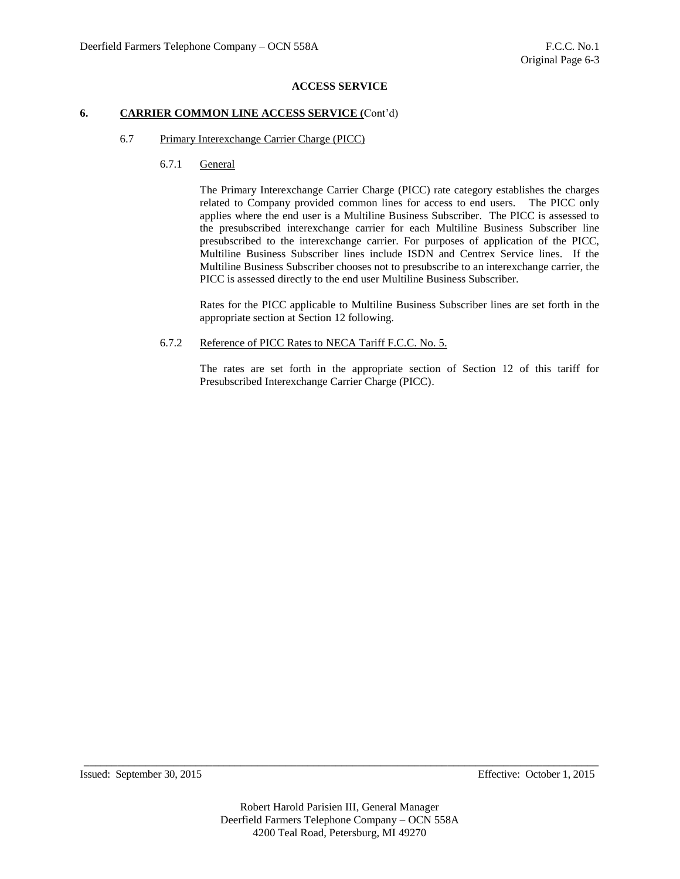**ACCESS SERVICE**

## 6. CARRIER COMMON LINE ACCESS SERVICE (Cont'd)

### 6.7 Primary Interexchange Carrier Charge (PICC)

#### 6.7.1 General

The Primary Interexchange Carrier Charge (PICC) rate category establishes the charges related to Company provided common lines for access to end users. The PICC only applies where the end user is a Multiline Business Subscriber. The PICC is assessed to the presubscribed interexchange carrier for each Multiline Business Subscriber line presubscribed to the interexchange carrier. For purposes of application of the PICC, Multiline Business Subscriber lines include ISDN and Centrex Service lines. If the Multiline Business Subscriber chooses not to presubscribe to an interexchange carrier, the PICC is assessed directly to the end user Multiline Business Subscriber.

Rates for the PICC applicable to Multiline Business Subscriber lines are set forth in the appropriate section at Section 12 following.

#### 6.7.2 Reference of PICC Rates to NECA Tariff F.C.C. No. 5.

The rates are set forth in the appropriate section of Section 12 of this tariff for Presubscribed Interexchange Carrier Charge (PICC).

Issued: September 30, 2015 Effective: October 1, 2015

Robert Harold Parisien III, General Manager
Deerfield Farmers Telephone Company – OCN 558A
4200 Teal Road, Petersburg, MI 49270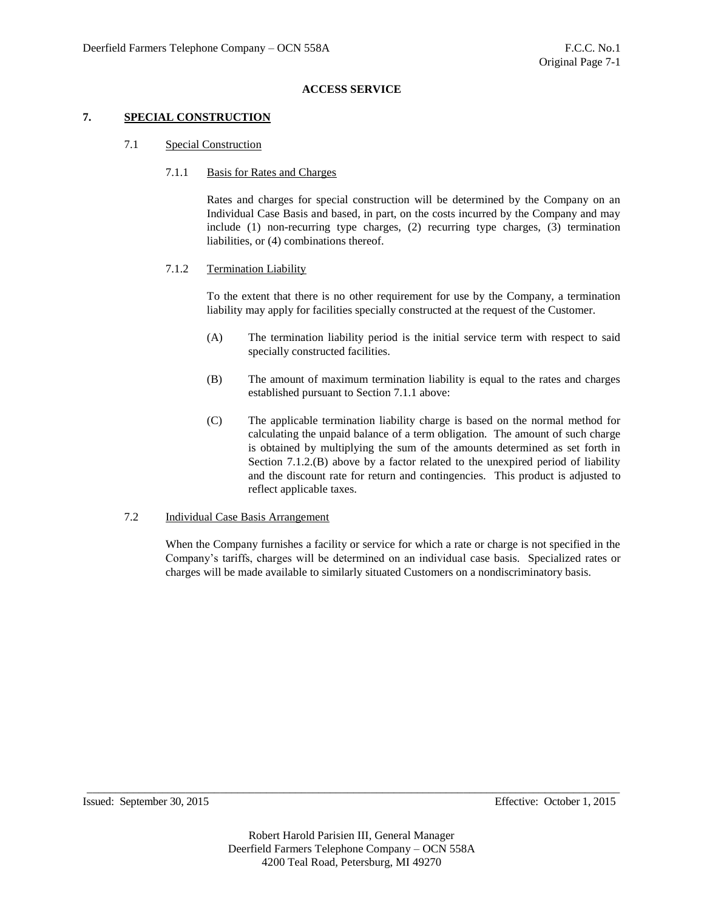## ACCESS SERVICE

# 7. SPECIAL CONSTRUCTION

## 7.1 Special Construction

### 7.1.1 Basis for Rates and Charges

Rates and charges for special construction will be determined by the Company on an Individual Case Basis and based, in part, on the costs incurred by the Company and may include (1) non-recurring type charges, (2) recurring type charges, (3) termination liabilities, or (4) combinations thereof.

### 7.1.2 Termination Liability

To the extent that there is no other requirement for use by the Company, a termination liability may apply for facilities specially constructed at the request of the Customer.

(A) The termination liability period is the initial service term with respect to said specially constructed facilities.

(B) The amount of maximum termination liability is equal to the rates and charges established pursuant to Section 7.1.1 above:

(C) The applicable termination liability charge is based on the normal method for calculating the unpaid balance of a term obligation. The amount of such charge is obtained by multiplying the sum of the amounts determined as set forth in Section 7.1.2.(B) above by a factor related to the unexpired period of liability and the discount rate for return and contingencies. This product is adjusted to reflect applicable taxes.

## 7.2 Individual Case Basis Arrangement

When the Company furnishes a facility or service for which a rate or charge is not specified in the Company's tariffs, charges will be determined on an individual case basis. Specialized rates or charges will be made available to similarly situated Customers on a nondiscriminatory basis.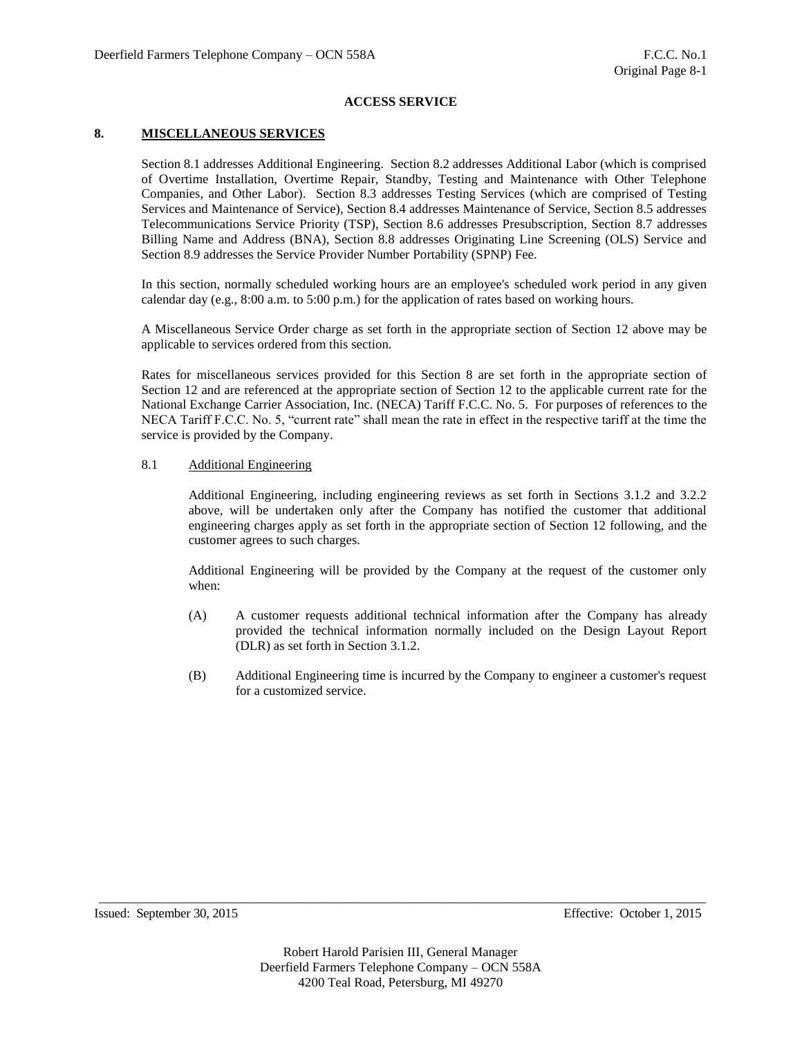# ACCESS SERVICE

## 8. MISCELLANEOUS SERVICES

Section 8.1 addresses Additional Engineering. Section 8.2 addresses Additional Labor (which is comprised of Overtime Installation, Overtime Repair, Standby, Testing and Maintenance with Other Telephone Companies, and Other Labor). Section 8.3 addresses Testing Services (which are comprised of Testing Services and Maintenance of Service), Section 8.4 addresses Maintenance of Service, Section 8.5 addresses Telecommunications Service Priority (TSP), Section 8.6 addresses Presubscription, Section 8.7 addresses Billing Name and Address (BNA), Section 8.8 addresses Originating Line Screening (OLS) Service and Section 8.9 addresses the Service Provider Number Portability (SPNP) Fee.

In this section, normally scheduled working hours are an employee's scheduled work period in any given calendar day (e.g., 8:00 a.m. to 5:00 p.m.) for the application of rates based on working hours.

A Miscellaneous Service Order charge as set forth in the appropriate section of Section 12 above may be applicable to services ordered from this section.

Rates for miscellaneous services provided for this Section 8 are set forth in the appropriate section of Section 12 and are referenced at the appropriate section of Section 12 to the applicable current rate for the National Exchange Carrier Association, Inc. (NECA) Tariff F.C.C. No. 5. For purposes of references to the NECA Tariff F.C.C. No. 5, "current rate" shall mean the rate in effect in the respective tariff at the time the service is provided by the Company.

### 8.1 Additional Engineering

Additional Engineering, including engineering reviews as set forth in Sections 3.1.2 and 3.2.2 above, will be undertaken only after the Company has notified the customer that additional engineering charges apply as set forth in the appropriate section of Section 12 following, and the customer agrees to such charges.

Additional Engineering will be provided by the Company at the request of the customer only when:

(A) A customer requests additional technical information after the Company has already provided the technical information normally included on the Design Layout Report (DLR) as set forth in Section 3.1.2.

(B) Additional Engineering time is incurred by the Company to engineer a customer's request for a customized service.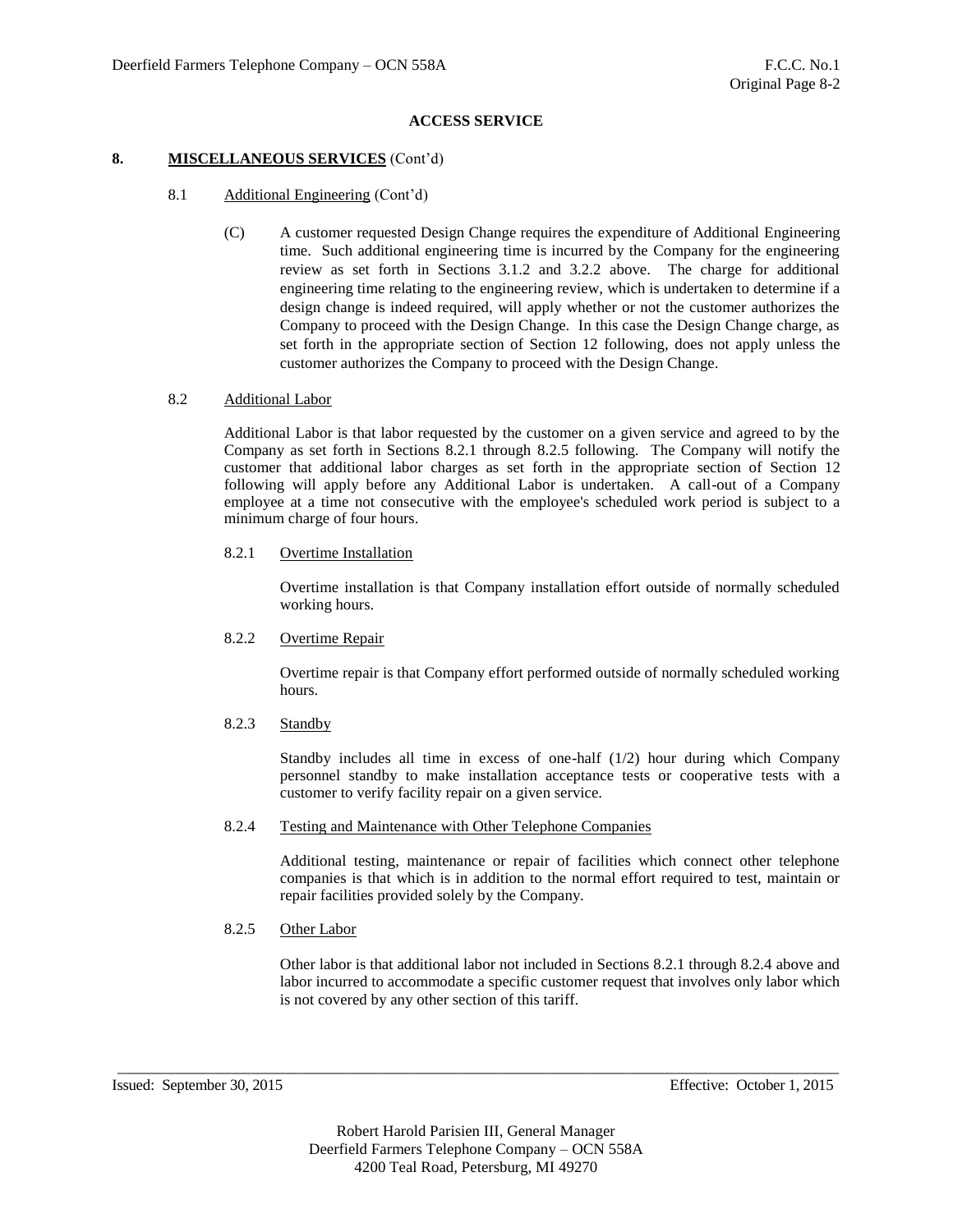## ACCESS SERVICE

### 8. MISCELLANEOUS SERVICES (Cont'd)

#### 8.1 Additional Engineering (Cont'd)

(C) A customer requested Design Change requires the expenditure of Additional Engineering time. Such additional engineering time is incurred by the Company for the engineering review as set forth in Sections 3.1.2 and 3.2.2 above. The charge for additional engineering time relating to the engineering review, which is undertaken to determine if a design change is indeed required, will apply whether or not the customer authorizes the Company to proceed with the Design Change. In this case the Design Change charge, as set forth in the appropriate section of Section 12 following, does not apply unless the customer authorizes the Company to proceed with the Design Change.

#### 8.2 Additional Labor

Additional Labor is that labor requested by the customer on a given service and agreed to by the Company as set forth in Sections 8.2.1 through 8.2.5 following. The Company will notify the customer that additional labor charges as set forth in the appropriate section of Section 12 following will apply before any Additional Labor is undertaken. A call-out of a Company employee at a time not consecutive with the employee's scheduled work period is subject to a minimum charge of four hours.

##### 8.2.1 Overtime Installation

Overtime installation is that Company installation effort outside of normally scheduled working hours.

##### 8.2.2 Overtime Repair

Overtime repair is that Company effort performed outside of normally scheduled working hours.

##### 8.2.3 Standby

Standby includes all time in excess of one-half (1/2) hour during which Company personnel standby to make installation acceptance tests or cooperative tests with a customer to verify facility repair on a given service.

##### 8.2.4 Testing and Maintenance with Other Telephone Companies

Additional testing, maintenance or repair of facilities which connect other telephone companies is that which is in addition to the normal effort required to test, maintain or repair facilities provided solely by the Company.

##### 8.2.5 Other Labor

Other labor is that additional labor not included in Sections 8.2.1 through 8.2.4 above and labor incurred to accommodate a specific customer request that involves only labor which is not covered by any other section of this tariff.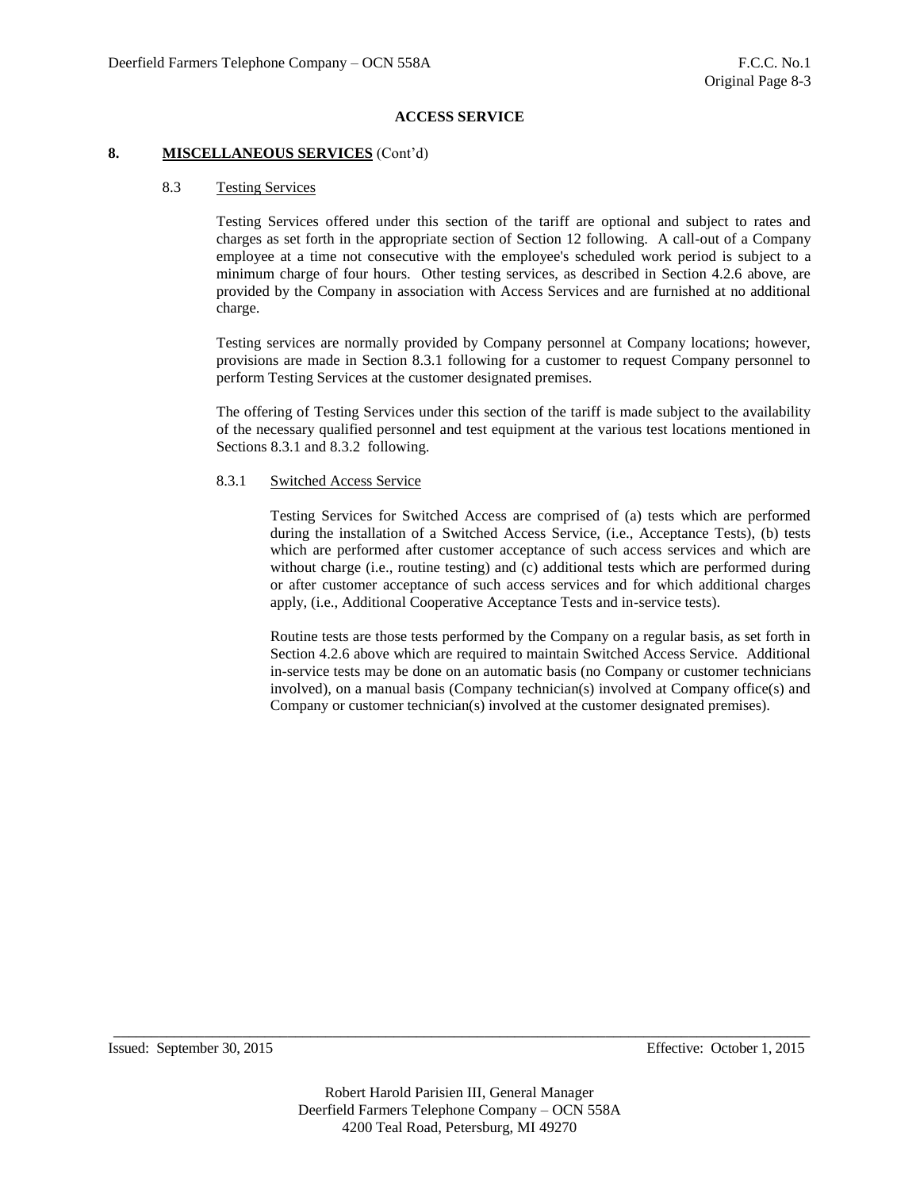**ACCESS SERVICE**

## 8. **MISCELLANEOUS SERVICES** (Cont'd)

### 8.3 Testing Services

Testing Services offered under this section of the tariff are optional and subject to rates and charges as set forth in the appropriate section of Section 12 following. A call-out of a Company employee at a time not consecutive with the employee's scheduled work period is subject to a minimum charge of four hours. Other testing services, as described in Section 4.2.6 above, are provided by the Company in association with Access Services and are furnished at no additional charge.

Testing services are normally provided by Company personnel at Company locations; however, provisions are made in Section 8.3.1 following for a customer to request Company personnel to perform Testing Services at the customer designated premises.

The offering of Testing Services under this section of the tariff is made subject to the availability of the necessary qualified personnel and test equipment at the various test locations mentioned in Sections 8.3.1 and 8.3.2 following.

#### 8.3.1 Switched Access Service

Testing Services for Switched Access are comprised of (a) tests which are performed during the installation of a Switched Access Service, (i.e., Acceptance Tests), (b) tests which are performed after customer acceptance of such access services and which are without charge (i.e., routine testing) and (c) additional tests which are performed during or after customer acceptance of such access services and for which additional charges apply, (i.e., Additional Cooperative Acceptance Tests and in-service tests).

Routine tests are those tests performed by the Company on a regular basis, as set forth in Section 4.2.6 above which are required to maintain Switched Access Service. Additional in-service tests may be done on an automatic basis (no Company or customer technicians involved), on a manual basis (Company technician(s) involved at Company office(s) and Company or customer technician(s) involved at the customer designated premises).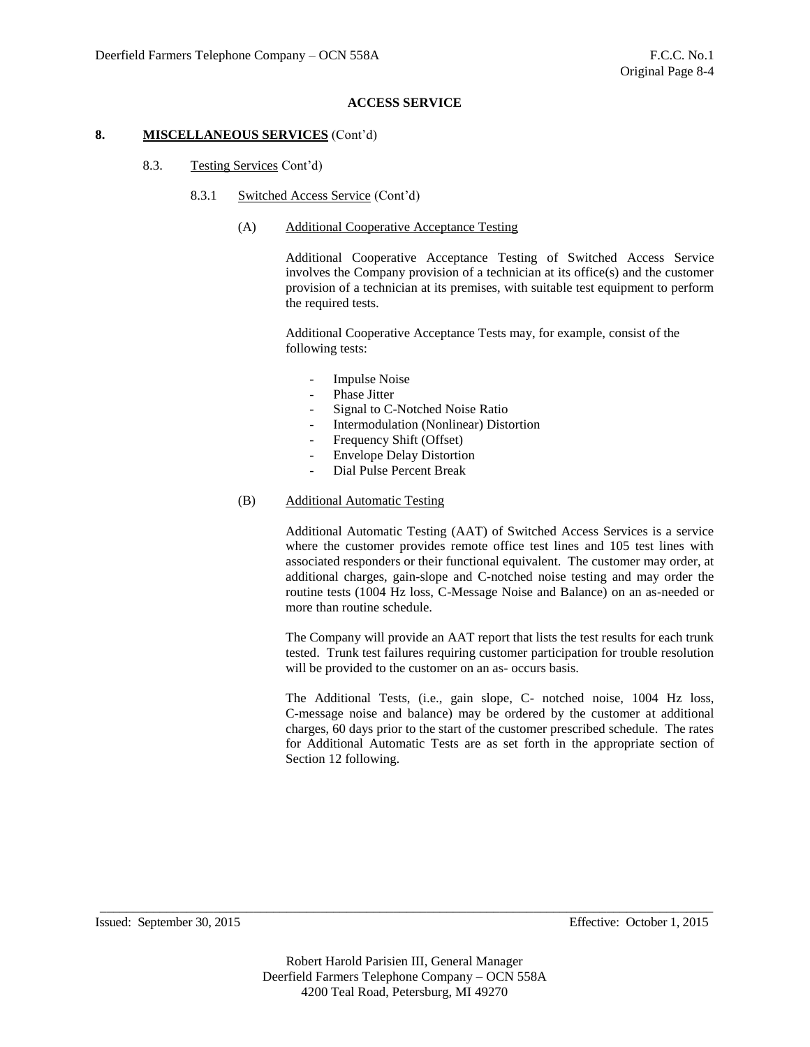**ACCESS SERVICE**

## 8. MISCELLANEOUS SERVICES (Cont'd)

### 8.3. Testing Services Cont'd)

#### 8.3.1 Switched Access Service (Cont'd)

**(A) Additional Cooperative Acceptance Testing**

Additional Cooperative Acceptance Testing of Switched Access Service involves the Company provision of a technician at its office(s) and the customer provision of a technician at its premises, with suitable test equipment to perform the required tests.

Additional Cooperative Acceptance Tests may, for example, consist of the following tests:

- Impulse Noise
- Phase Jitter
- Signal to C-Notched Noise Ratio
- Intermodulation (Nonlinear) Distortion
- Frequency Shift (Offset)
- Envelope Delay Distortion
- Dial Pulse Percent Break

**(B) Additional Automatic Testing**

Additional Automatic Testing (AAT) of Switched Access Services is a service where the customer provides remote office test lines and 105 test lines with associated responders or their functional equivalent. The customer may order, at additional charges, gain-slope and C-notched noise testing and may order the routine tests (1004 Hz loss, C-Message Noise and Balance) on an as-needed or more than routine schedule.

The Company will provide an AAT report that lists the test results for each trunk tested. Trunk test failures requiring customer participation for trouble resolution will be provided to the customer on an as- occurs basis.

The Additional Tests, (i.e., gain slope, C- notched noise, 1004 Hz loss, C-message noise and balance) may be ordered by the customer at additional charges, 60 days prior to the start of the customer prescribed schedule. The rates for Additional Automatic Tests are as set forth in the appropriate section of Section 12 following.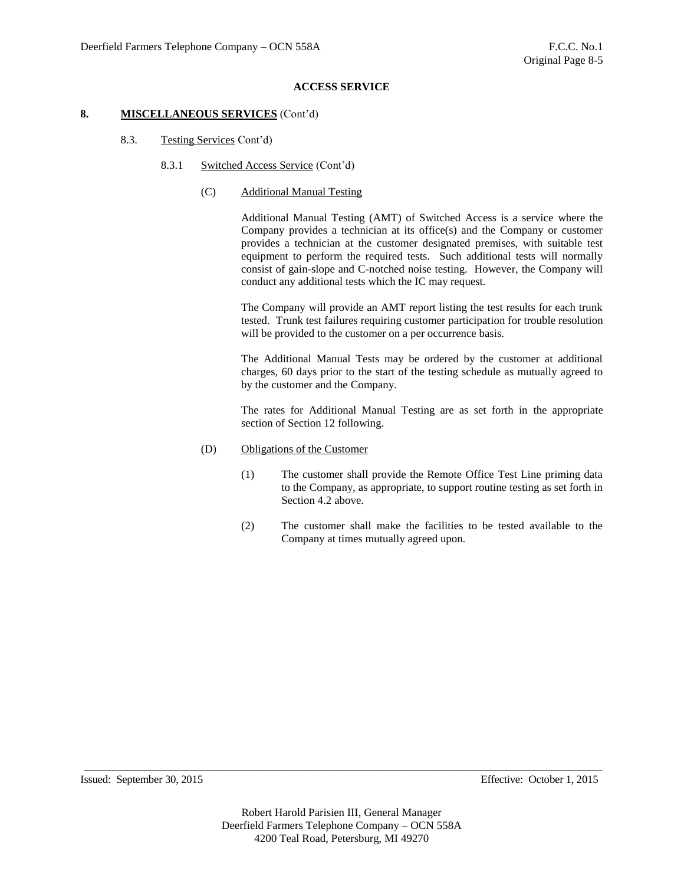**ACCESS SERVICE**

## 8. MISCELLANEOUS SERVICES (Cont'd)

### 8.3. Testing Services Cont'd)

#### 8.3.1 Switched Access Service (Cont'd)

(C) Additional Manual Testing

Additional Manual Testing (AMT) of Switched Access is a service where the Company provides a technician at its office(s) and the Company or customer provides a technician at the customer designated premises, with suitable test equipment to perform the required tests. Such additional tests will normally consist of gain-slope and C-notched noise testing. However, the Company will conduct any additional tests which the IC may request.

The Company will provide an AMT report listing the test results for each trunk tested. Trunk test failures requiring customer participation for trouble resolution will be provided to the customer on a per occurrence basis.

The Additional Manual Tests may be ordered by the customer at additional charges, 60 days prior to the start of the testing schedule as mutually agreed to by the customer and the Company.

The rates for Additional Manual Testing are as set forth in the appropriate section of Section 12 following.

(D) Obligations of the Customer

(1) The customer shall provide the Remote Office Test Line priming data to the Company, as appropriate, to support routine testing as set forth in Section 4.2 above.

(2) The customer shall make the facilities to be tested available to the Company at times mutually agreed upon.

Issued: September 30, 2015 Effective: October 1, 2015

Robert Harold Parisien III, General Manager
Deerfield Farmers Telephone Company – OCN 558A
4200 Teal Road, Petersburg, MI 49270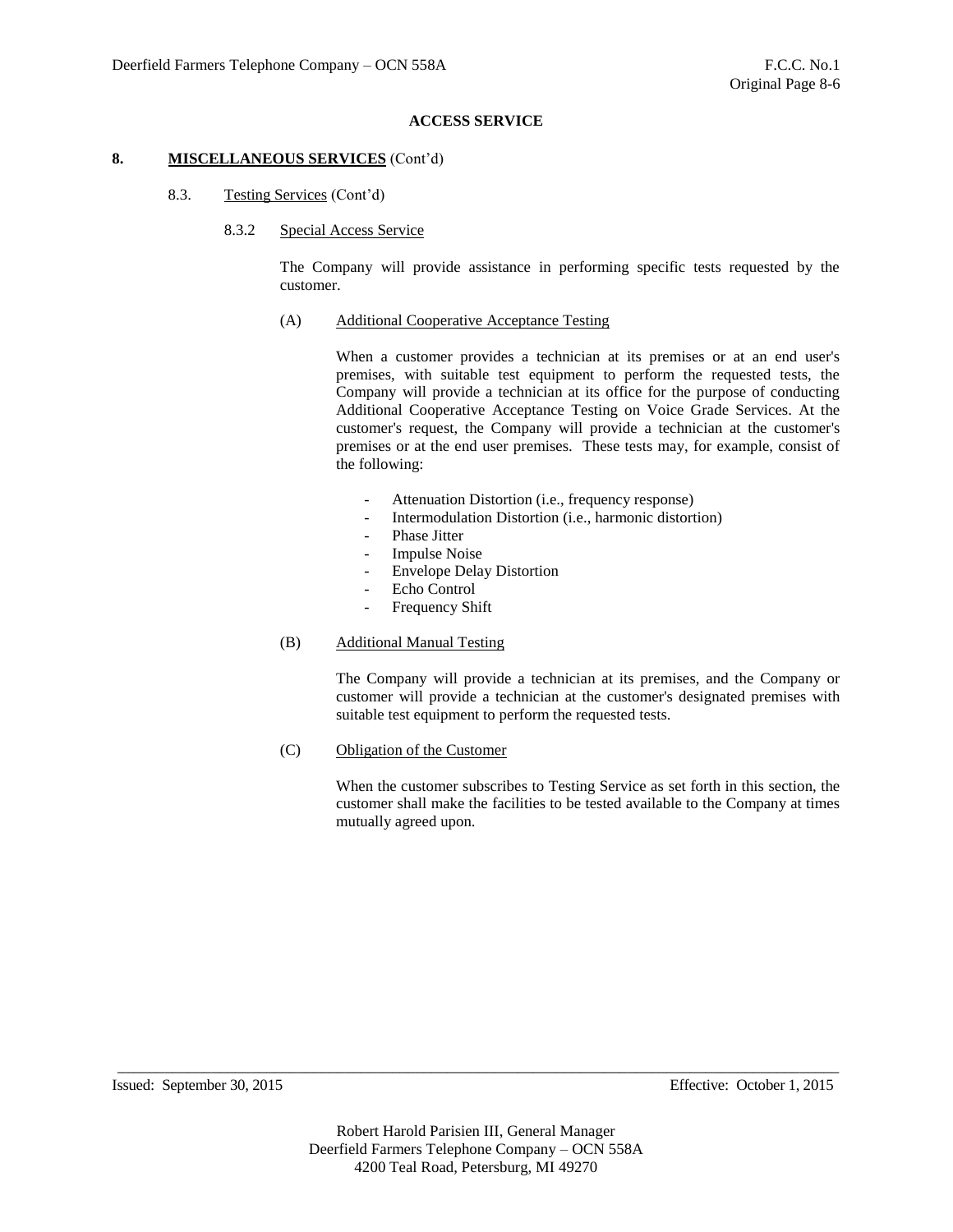**ACCESS SERVICE**

## 8. MISCELLANEOUS SERVICES (Cont'd)

### 8.3. Testing Services (Cont'd)

#### 8.3.2 Special Access Service

The Company will provide assistance in performing specific tests requested by the customer.

(A) Additional Cooperative Acceptance Testing

When a customer provides a technician at its premises or at an end user's premises, with suitable test equipment to perform the requested tests, the Company will provide a technician at its office for the purpose of conducting Additional Cooperative Acceptance Testing on Voice Grade Services. At the customer's request, the Company will provide a technician at the customer's premises or at the end user premises. These tests may, for example, consist of the following:

- Attenuation Distortion (i.e., frequency response)
- Intermodulation Distortion (i.e., harmonic distortion)
- Phase Jitter
- Impulse Noise
- Envelope Delay Distortion
- Echo Control
- Frequency Shift

(B) Additional Manual Testing

The Company will provide a technician at its premises, and the Company or customer will provide a technician at the customer's designated premises with suitable test equipment to perform the requested tests.

(C) Obligation of the Customer

When the customer subscribes to Testing Service as set forth in this section, the customer shall make the facilities to be tested available to the Company at times mutually agreed upon.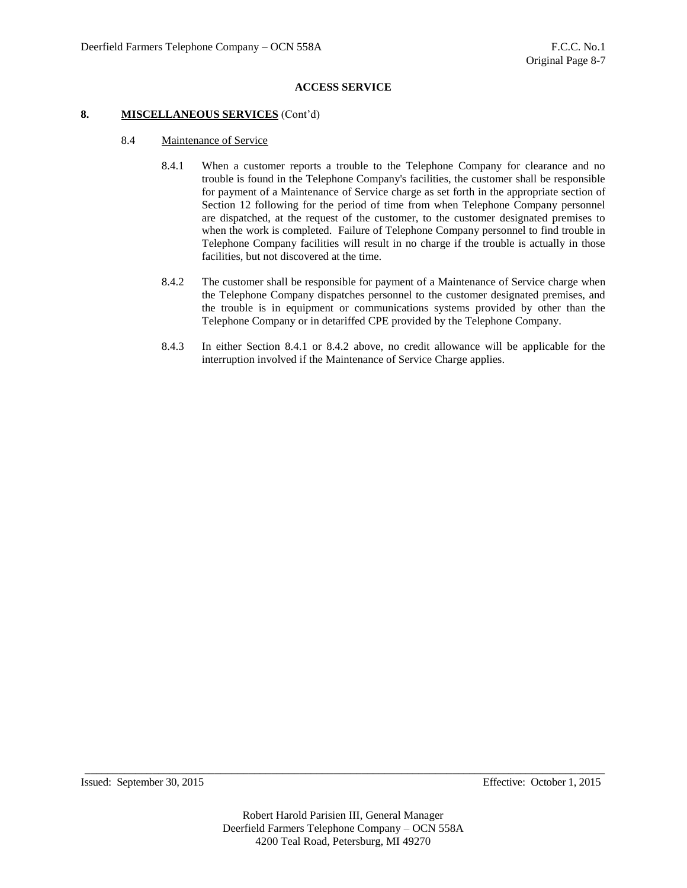**ACCESS SERVICE**

## 8. **MISCELLANEOUS SERVICES** (Cont'd)

### 8.4 Maintenance of Service

8.4.1 When a customer reports a trouble to the Telephone Company for clearance and no trouble is found in the Telephone Company's facilities, the customer shall be responsible for payment of a Maintenance of Service charge as set forth in the appropriate section of Section 12 following for the period of time from when Telephone Company personnel are dispatched, at the request of the customer, to the customer designated premises to when the work is completed. Failure of Telephone Company personnel to find trouble in Telephone Company facilities will result in no charge if the trouble is actually in those facilities, but not discovered at the time.

8.4.2 The customer shall be responsible for payment of a Maintenance of Service charge when the Telephone Company dispatches personnel to the customer designated premises, and the trouble is in equipment or communications systems provided by other than the Telephone Company or in detariffed CPE provided by the Telephone Company.

8.4.3 In either Section 8.4.1 or 8.4.2 above, no credit allowance will be applicable for the interruption involved if the Maintenance of Service Charge applies.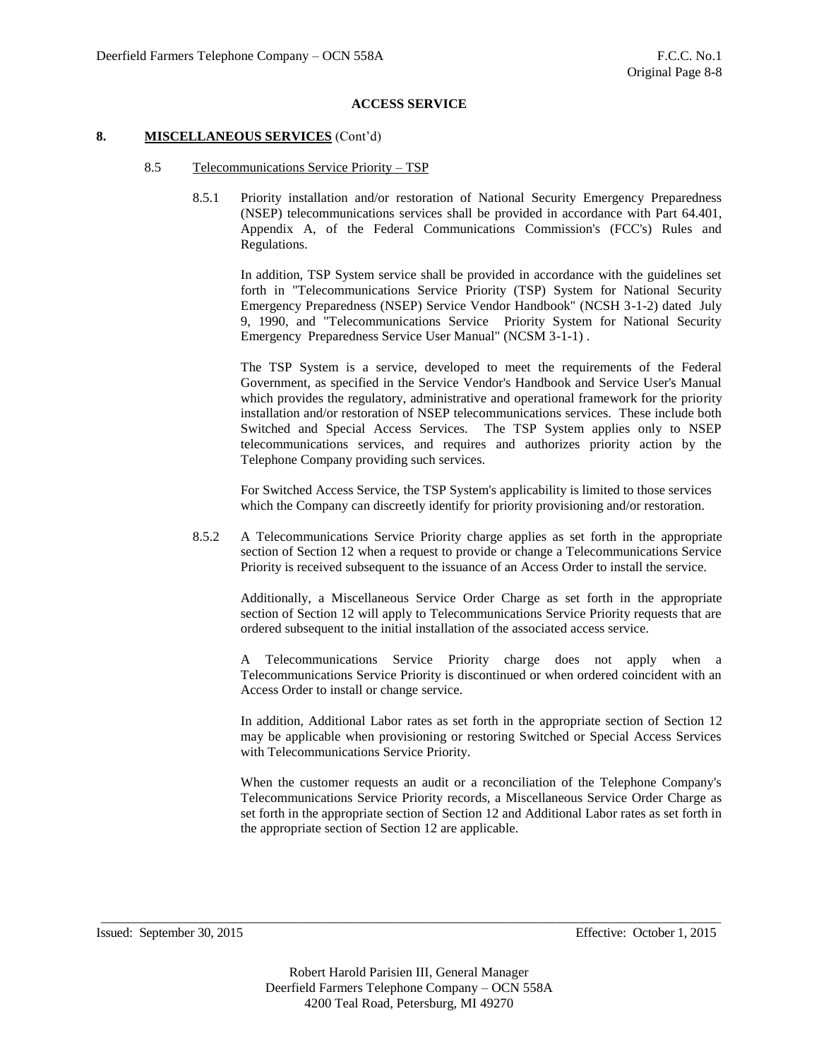**ACCESS SERVICE**

**8. MISCELLANEOUS SERVICES** (Cont'd)

8.5 Telecommunications Service Priority – TSP

8.5.1 Priority installation and/or restoration of National Security Emergency Preparedness (NSEP) telecommunications services shall be provided in accordance with Part 64.401, Appendix A, of the Federal Communications Commission's (FCC's) Rules and Regulations.

In addition, TSP System service shall be provided in accordance with the guidelines set forth in "Telecommunications Service Priority (TSP) System for National Security Emergency Preparedness (NSEP) Service Vendor Handbook" (NCSH 3-1-2) dated July 9, 1990, and "Telecommunications Service Priority System for National Security Emergency Preparedness Service User Manual" (NCSM 3-1-1) .

The TSP System is a service, developed to meet the requirements of the Federal Government, as specified in the Service Vendor's Handbook and Service User's Manual which provides the regulatory, administrative and operational framework for the priority installation and/or restoration of NSEP telecommunications services. These include both Switched and Special Access Services. The TSP System applies only to NSEP telecommunications services, and requires and authorizes priority action by the Telephone Company providing such services.

For Switched Access Service, the TSP System's applicability is limited to those services which the Company can discreetly identify for priority provisioning and/or restoration.

8.5.2 A Telecommunications Service Priority charge applies as set forth in the appropriate section of Section 12 when a request to provide or change a Telecommunications Service Priority is received subsequent to the issuance of an Access Order to install the service.

Additionally, a Miscellaneous Service Order Charge as set forth in the appropriate section of Section 12 will apply to Telecommunications Service Priority requests that are ordered subsequent to the initial installation of the associated access service.

A Telecommunications Service Priority charge does not apply when a Telecommunications Service Priority is discontinued or when ordered coincident with an Access Order to install or change service.

In addition, Additional Labor rates as set forth in the appropriate section of Section 12 may be applicable when provisioning or restoring Switched or Special Access Services with Telecommunications Service Priority.

When the customer requests an audit or a reconciliation of the Telephone Company's Telecommunications Service Priority records, a Miscellaneous Service Order Charge as set forth in the appropriate section of Section 12 and Additional Labor rates as set forth in the appropriate section of Section 12 are applicable.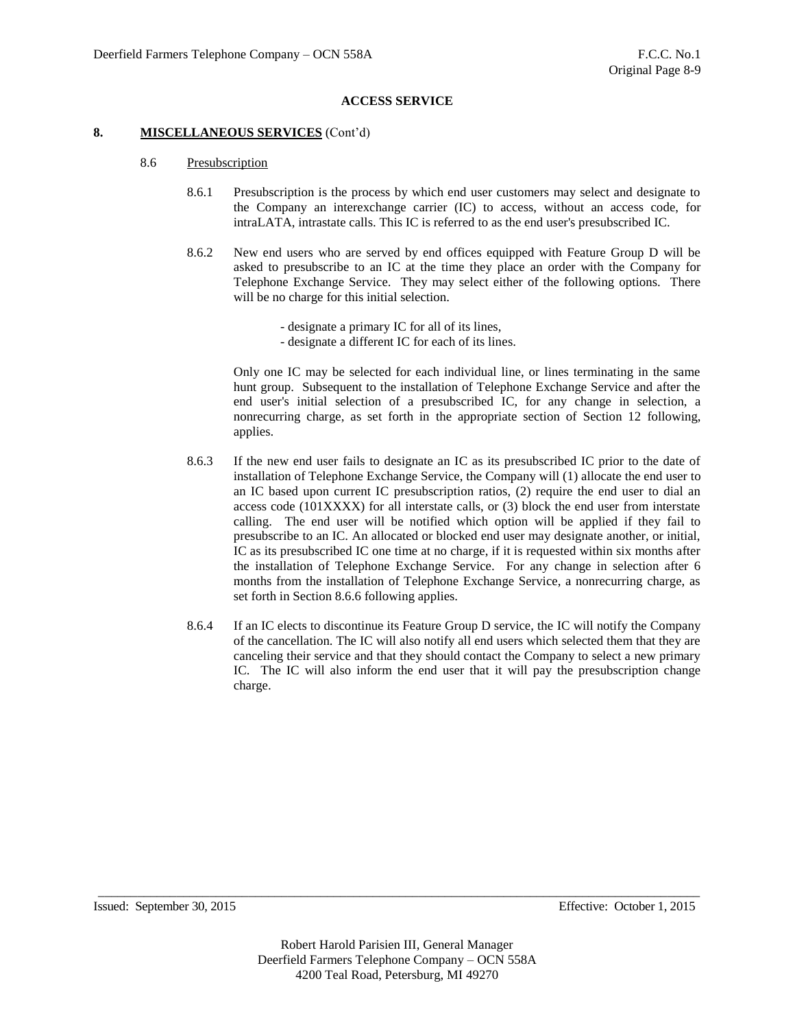**ACCESS SERVICE**

## 8. MISCELLANEOUS SERVICES (Cont'd)

### 8.6 Presubscription

8.6.1 Presubscription is the process by which end user customers may select and designate to the Company an interexchange carrier (IC) to access, without an access code, for intraLATA, intrastate calls. This IC is referred to as the end user's presubscribed IC.

8.6.2 New end users who are served by end offices equipped with Feature Group D will be asked to presubscribe to an IC at the time they place an order with the Company for Telephone Exchange Service. They may select either of the following options. There will be no charge for this initial selection.

- designate a primary IC for all of its lines,
- designate a different IC for each of its lines.

Only one IC may be selected for each individual line, or lines terminating in the same hunt group. Subsequent to the installation of Telephone Exchange Service and after the end user's initial selection of a presubscribed IC, for any change in selection, a nonrecurring charge, as set forth in the appropriate section of Section 12 following, applies.

8.6.3 If the new end user fails to designate an IC as its presubscribed IC prior to the date of installation of Telephone Exchange Service, the Company will (1) allocate the end user to an IC based upon current IC presubscription ratios, (2) require the end user to dial an access code (101XXXX) for all interstate calls, or (3) block the end user from interstate calling. The end user will be notified which option will be applied if they fail to presubscribe to an IC. An allocated or blocked end user may designate another, or initial, IC as its presubscribed IC one time at no charge, if it is requested within six months after the installation of Telephone Exchange Service. For any change in selection after 6 months from the installation of Telephone Exchange Service, a nonrecurring charge, as set forth in Section 8.6.6 following applies.

8.6.4 If an IC elects to discontinue its Feature Group D service, the IC will notify the Company of the cancellation. The IC will also notify all end users which selected them that they are canceling their service and that they should contact the Company to select a new primary IC. The IC will also inform the end user that it will pay the presubscription change charge.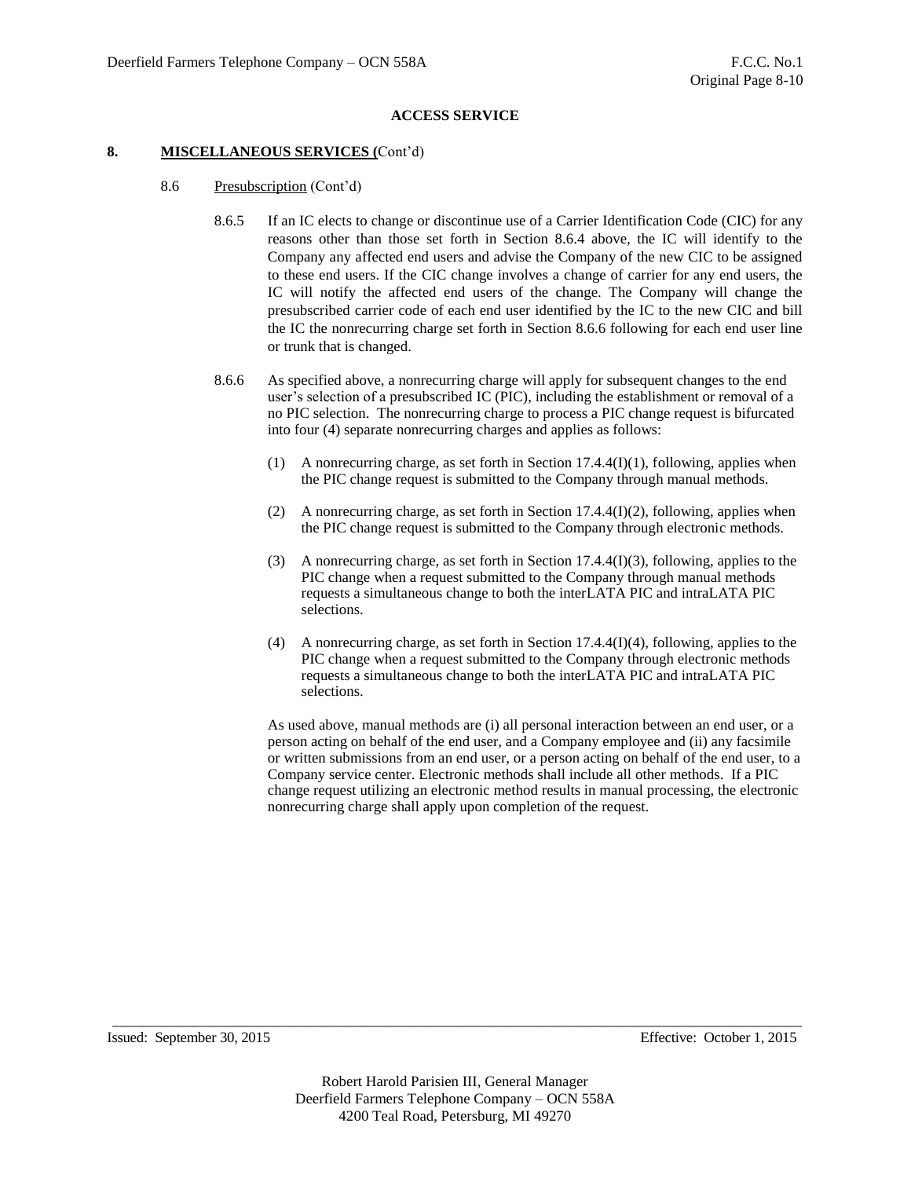## ACCESS SERVICE

## 8. MISCELLANEOUS SERVICES (Cont'd)

### 8.6 Presubscription (Cont'd)

8.6.5 If an IC elects to change or discontinue use of a Carrier Identification Code (CIC) for any reasons other than those set forth in Section 8.6.4 above, the IC will identify to the Company any affected end users and advise the Company of the new CIC to be assigned to these end users. If the CIC change involves a change of carrier for any end users, the IC will notify the affected end users of the change. The Company will change the presubscribed carrier code of each end user identified by the IC to the new CIC and bill the IC the nonrecurring charge set forth in Section 8.6.6 following for each end user line or trunk that is changed.

8.6.6 As specified above, a nonrecurring charge will apply for subsequent changes to the end user's selection of a presubscribed IC (PIC), including the establishment or removal of a no PIC selection. The nonrecurring charge to process a PIC change request is bifurcated into four (4) separate nonrecurring charges and applies as follows:

(1) A nonrecurring charge, as set forth in Section 17.4.4(I)(1), following, applies when the PIC change request is submitted to the Company through manual methods.

(2) A nonrecurring charge, as set forth in Section 17.4.4(I)(2), following, applies when the PIC change request is submitted to the Company through electronic methods.

(3) A nonrecurring charge, as set forth in Section 17.4.4(I)(3), following, applies to the PIC change when a request submitted to the Company through manual methods requests a simultaneous change to both the interLATA PIC and intraLATA PIC selections.

(4) A nonrecurring charge, as set forth in Section 17.4.4(I)(4), following, applies to the PIC change when a request submitted to the Company through electronic methods requests a simultaneous change to both the interLATA PIC and intraLATA PIC selections.

As used above, manual methods are (i) all personal interaction between an end user, or a person acting on behalf of the end user, and a Company employee and (ii) any facsimile or written submissions from an end user, or a person acting on behalf of the end user, to a Company service center. Electronic methods shall include all other methods. If a PIC change request utilizing an electronic method results in manual processing, the electronic nonrecurring charge shall apply upon completion of the request.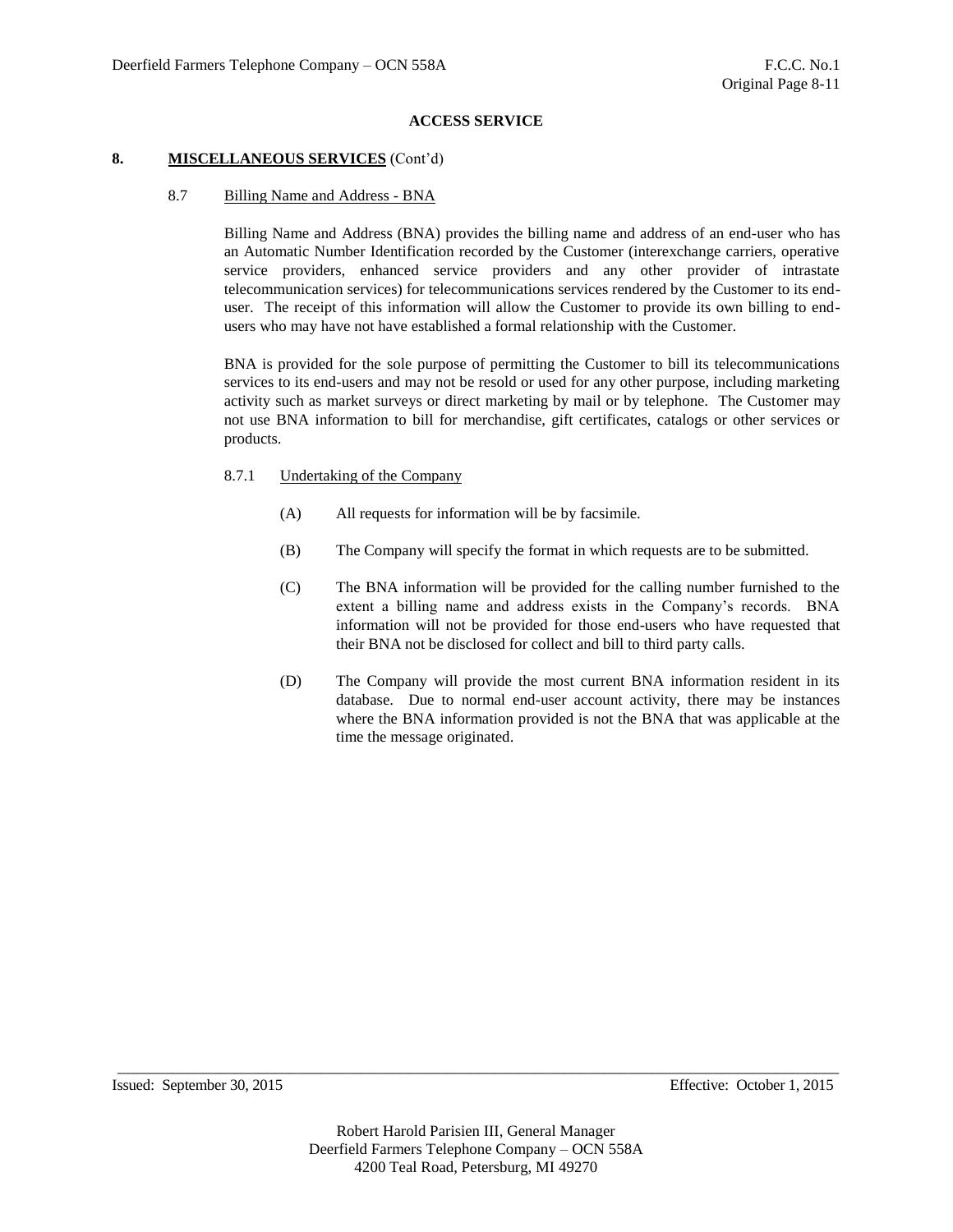## ACCESS SERVICE

## 8. **MISCELLANEOUS SERVICES** (Cont'd)

### 8.7 Billing Name and Address - BNA

Billing Name and Address (BNA) provides the billing name and address of an end-user who has an Automatic Number Identification recorded by the Customer (interexchange carriers, operative service providers, enhanced service providers and any other provider of intrastate telecommunication services) for telecommunications services rendered by the Customer to its end-user. The receipt of this information will allow the Customer to provide its own billing to end-users who may have not have established a formal relationship with the Customer.

BNA is provided for the sole purpose of permitting the Customer to bill its telecommunications services to its end-users and may not be resold or used for any other purpose, including marketing activity such as market surveys or direct marketing by mail or by telephone. The Customer may not use BNA information to bill for merchandise, gift certificates, catalogs or other services or products.

#### 8.7.1 Undertaking of the Company

(A) All requests for information will be by facsimile.

(B) The Company will specify the format in which requests are to be submitted.

(C) The BNA information will be provided for the calling number furnished to the extent a billing name and address exists in the Company's records. BNA information will not be provided for those end-users who have requested that their BNA not be disclosed for collect and bill to third party calls.

(D) The Company will provide the most current BNA information resident in its database. Due to normal end-user account activity, there may be instances where the BNA information provided is not the BNA that was applicable at the time the message originated.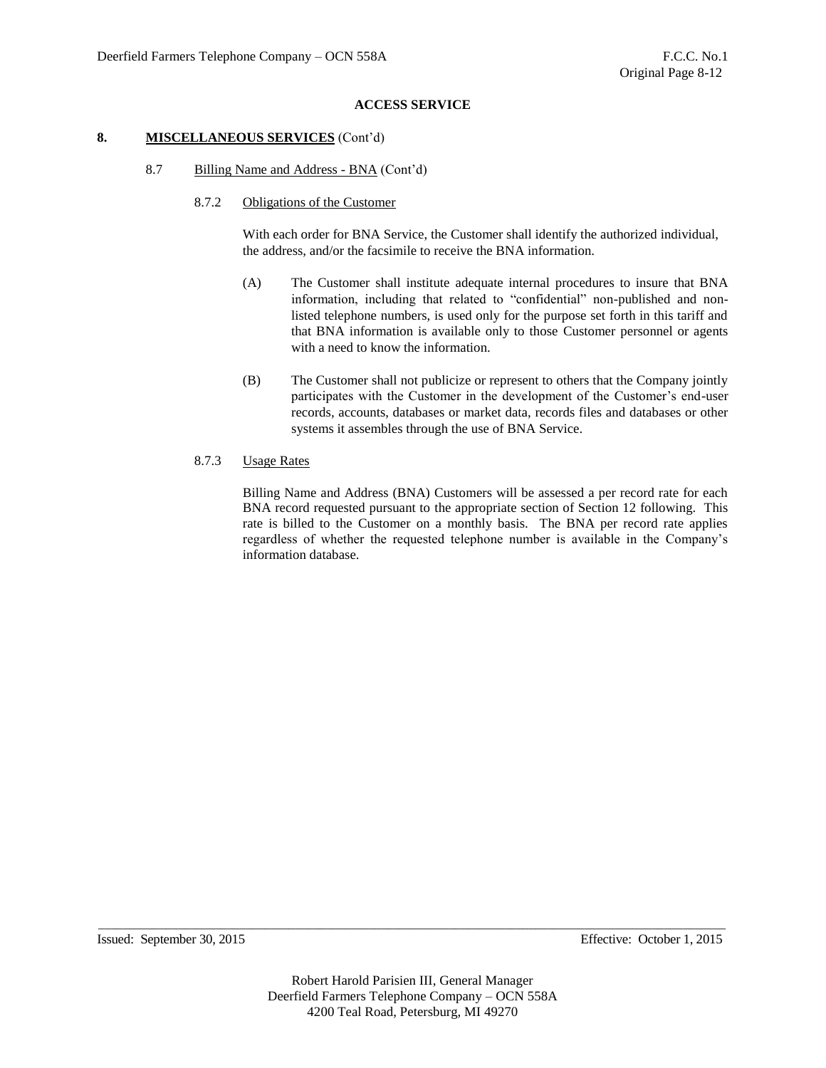**ACCESS SERVICE**

## 8. **MISCELLANEOUS SERVICES** (Cont'd)

### 8.7 Billing Name and Address - BNA (Cont'd)

#### 8.7.2 Obligations of the Customer

With each order for BNA Service, the Customer shall identify the authorized individual, the address, and/or the facsimile to receive the BNA information.

(A) The Customer shall institute adequate internal procedures to insure that BNA information, including that related to "confidential" non-published and non-listed telephone numbers, is used only for the purpose set forth in this tariff and that BNA information is available only to those Customer personnel or agents with a need to know the information.

(B) The Customer shall not publicize or represent to others that the Company jointly participates with the Customer in the development of the Customer's end-user records, accounts, databases or market data, records files and databases or other systems it assembles through the use of BNA Service.

#### 8.7.3 Usage Rates

Billing Name and Address (BNA) Customers will be assessed a per record rate for each BNA record requested pursuant to the appropriate section of Section 12 following. This rate is billed to the Customer on a monthly basis. The BNA per record rate applies regardless of whether the requested telephone number is available in the Company's information database.

Issued: September 30, 2015 Effective: October 1, 2015

Robert Harold Parisien III, General Manager
Deerfield Farmers Telephone Company – OCN 558A
4200 Teal Road, Petersburg, MI 49270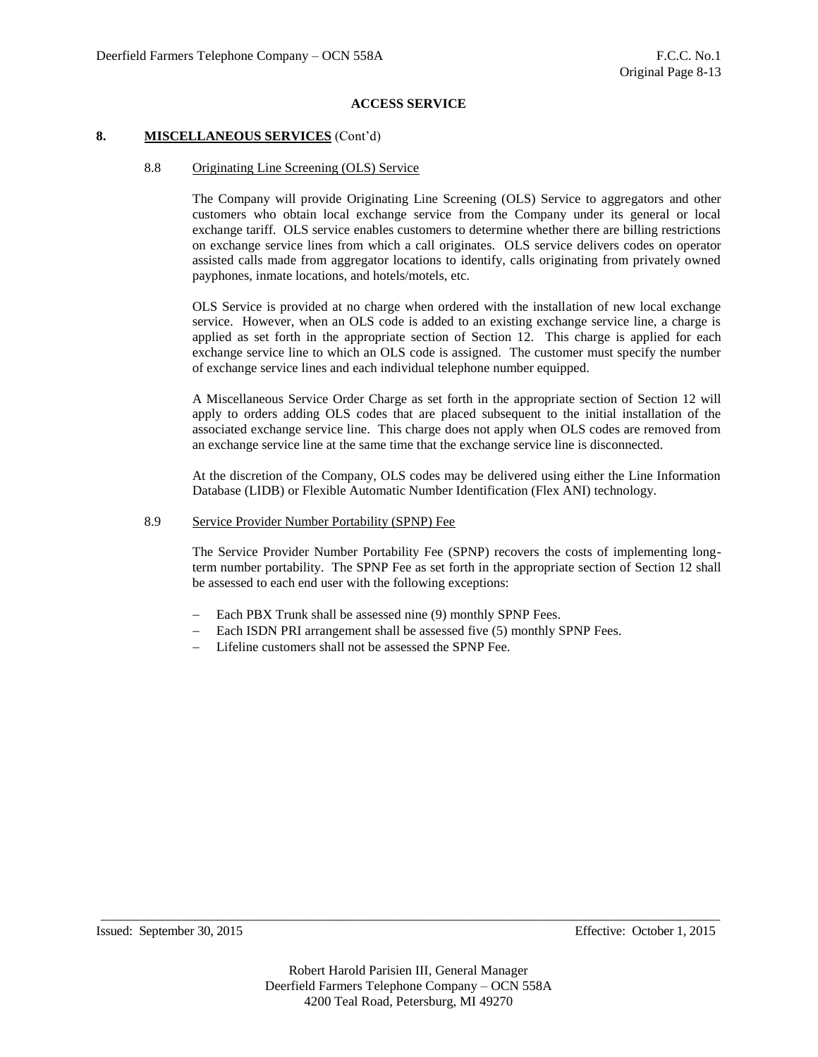## ACCESS SERVICE

### 8. MISCELLANEOUS SERVICES (Cont'd)

#### 8.8 Originating Line Screening (OLS) Service

The Company will provide Originating Line Screening (OLS) Service to aggregators and other customers who obtain local exchange service from the Company under its general or local exchange tariff. OLS service enables customers to determine whether there are billing restrictions on exchange service lines from which a call originates. OLS service delivers codes on operator assisted calls made from aggregator locations to identify, calls originating from privately owned payphones, inmate locations, and hotels/motels, etc.

OLS Service is provided at no charge when ordered with the installation of new local exchange service. However, when an OLS code is added to an existing exchange service line, a charge is applied as set forth in the appropriate section of Section 12. This charge is applied for each exchange service line to which an OLS code is assigned. The customer must specify the number of exchange service lines and each individual telephone number equipped.

A Miscellaneous Service Order Charge as set forth in the appropriate section of Section 12 will apply to orders adding OLS codes that are placed subsequent to the initial installation of the associated exchange service line. This charge does not apply when OLS codes are removed from an exchange service line at the same time that the exchange service line is disconnected.

At the discretion of the Company, OLS codes may be delivered using either the Line Information Database (LIDB) or Flexible Automatic Number Identification (Flex ANI) technology.

#### 8.9 Service Provider Number Portability (SPNP) Fee

The Service Provider Number Portability Fee (SPNP) recovers the costs of implementing long-term number portability. The SPNP Fee as set forth in the appropriate section of Section 12 shall be assessed to each end user with the following exceptions:

- Each PBX Trunk shall be assessed nine (9) monthly SPNP Fees.
- Each ISDN PRI arrangement shall be assessed five (5) monthly SPNP Fees.
- Lifeline customers shall not be assessed the SPNP Fee.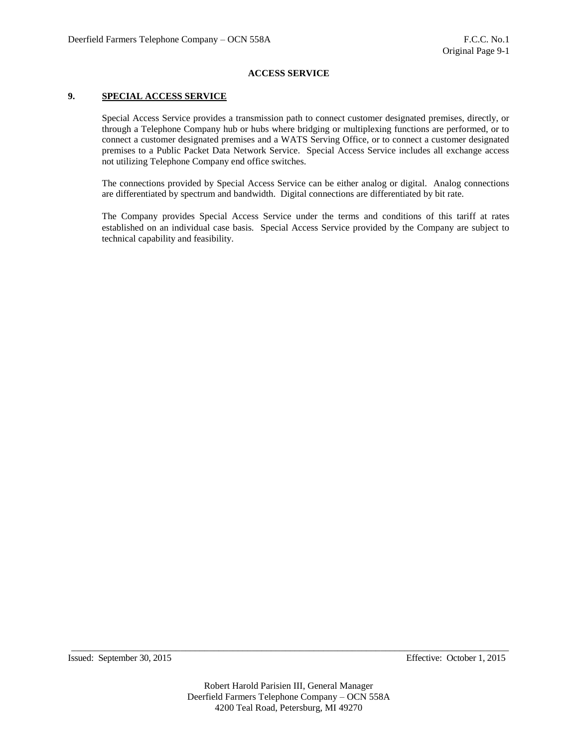## ACCESS SERVICE

### 9. SPECIAL ACCESS SERVICE

Special Access Service provides a transmission path to connect customer designated premises, directly, or through a Telephone Company hub or hubs where bridging or multiplexing functions are performed, or to connect a customer designated premises and a WATS Serving Office, or to connect a customer designated premises to a Public Packet Data Network Service. Special Access Service includes all exchange access not utilizing Telephone Company end office switches.

The connections provided by Special Access Service can be either analog or digital. Analog connections are differentiated by spectrum and bandwidth. Digital connections are differentiated by bit rate.

The Company provides Special Access Service under the terms and conditions of this tariff at rates established on an individual case basis. Special Access Service provided by the Company are subject to technical capability and feasibility.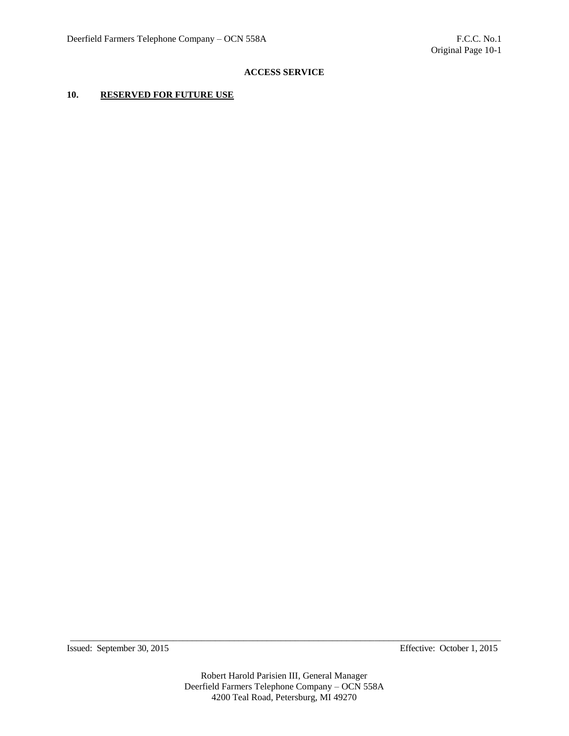**ACCESS SERVICE**

## 10. RESERVED FOR FUTURE USE

Issued: September 30, 2015 Effective: October 1, 2015

Robert Harold Parisien III, General Manager
Deerfield Farmers Telephone Company – OCN 558A
4200 Teal Road, Petersburg, MI 49270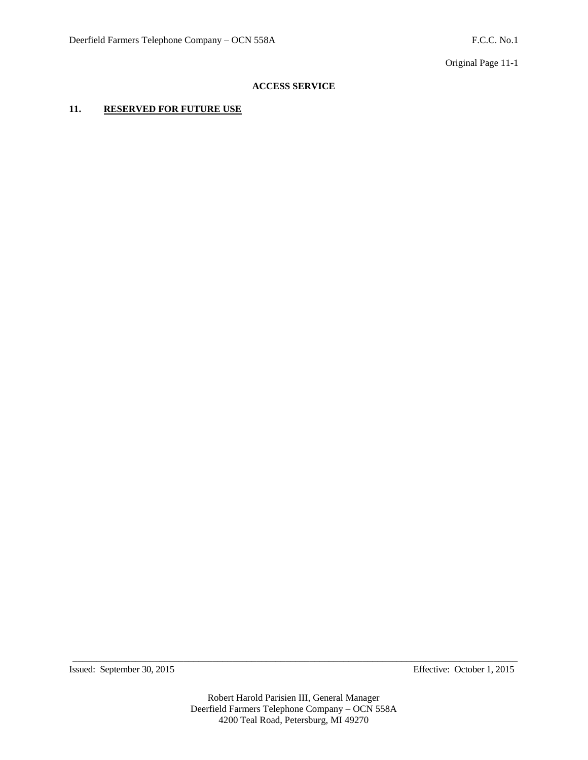**ACCESS SERVICE**

## 11. RESERVED FOR FUTURE USE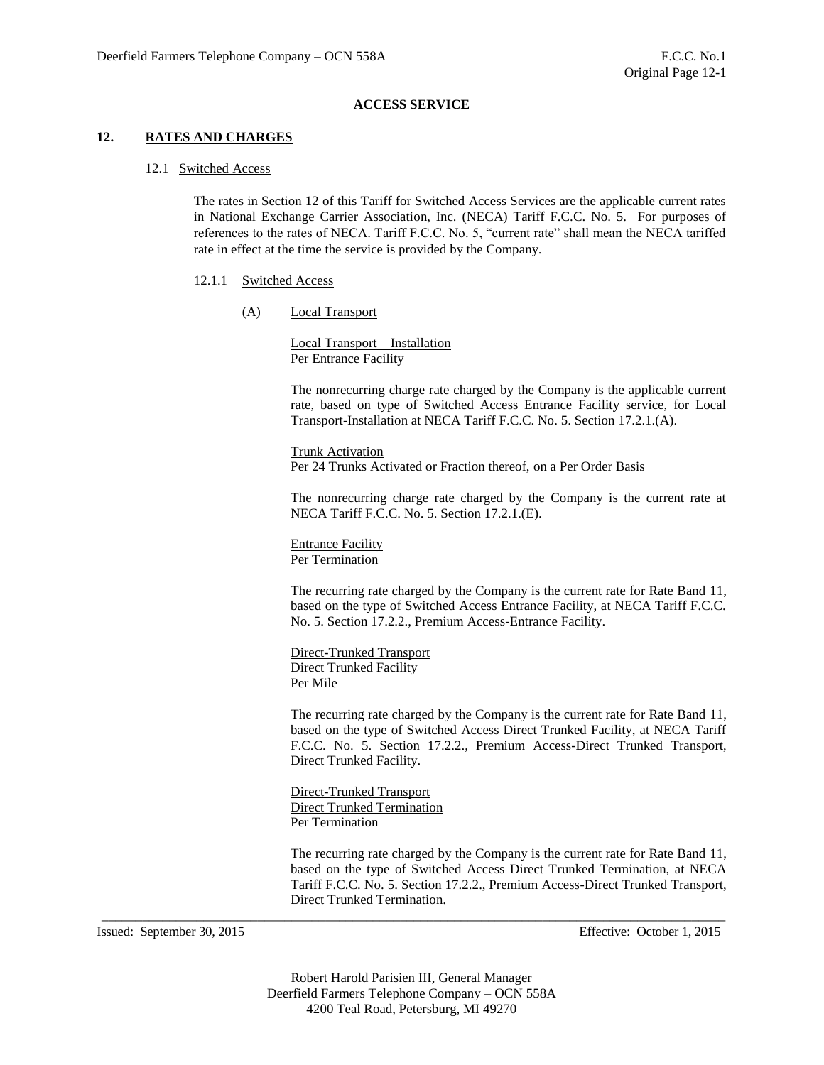**ACCESS SERVICE**

## 12. RATES AND CHARGES

### 12.1 Switched Access

The rates in Section 12 of this Tariff for Switched Access Services are the applicable current rates in National Exchange Carrier Association, Inc. (NECA) Tariff F.C.C. No. 5. For purposes of references to the rates of NECA. Tariff F.C.C. No. 5, "current rate" shall mean the NECA tariffed rate in effect at the time the service is provided by the Company.

#### 12.1.1 Switched Access

(A) Local Transport

Local Transport – Installation
Per Entrance Facility

The nonrecurring charge rate charged by the Company is the applicable current rate, based on type of Switched Access Entrance Facility service, for Local Transport-Installation at NECA Tariff F.C.C. No. 5. Section 17.2.1.(A).

Trunk Activation
Per 24 Trunks Activated or Fraction thereof, on a Per Order Basis

The nonrecurring charge rate charged by the Company is the current rate at NECA Tariff F.C.C. No. 5. Section 17.2.1.(E).

Entrance Facility
Per Termination

The recurring rate charged by the Company is the current rate for Rate Band 11, based on the type of Switched Access Entrance Facility, at NECA Tariff F.C.C. No. 5. Section 17.2.2., Premium Access-Entrance Facility.

Direct-Trunked Transport
Direct Trunked Facility
Per Mile

The recurring rate charged by the Company is the current rate for Rate Band 11, based on the type of Switched Access Direct Trunked Facility, at NECA Tariff F.C.C. No. 5. Section 17.2.2., Premium Access-Direct Trunked Transport, Direct Trunked Facility.

Direct-Trunked Transport
Direct Trunked Termination
Per Termination

The recurring rate charged by the Company is the current rate for Rate Band 11, based on the type of Switched Access Direct Trunked Termination, at NECA Tariff F.C.C. No. 5. Section 17.2.2., Premium Access-Direct Trunked Transport, Direct Trunked Termination.

Issued: September 30, 2015 Effective: October 1, 2015

Robert Harold Parisien III, General Manager
Deerfield Farmers Telephone Company – OCN 558A
4200 Teal Road, Petersburg, MI 49270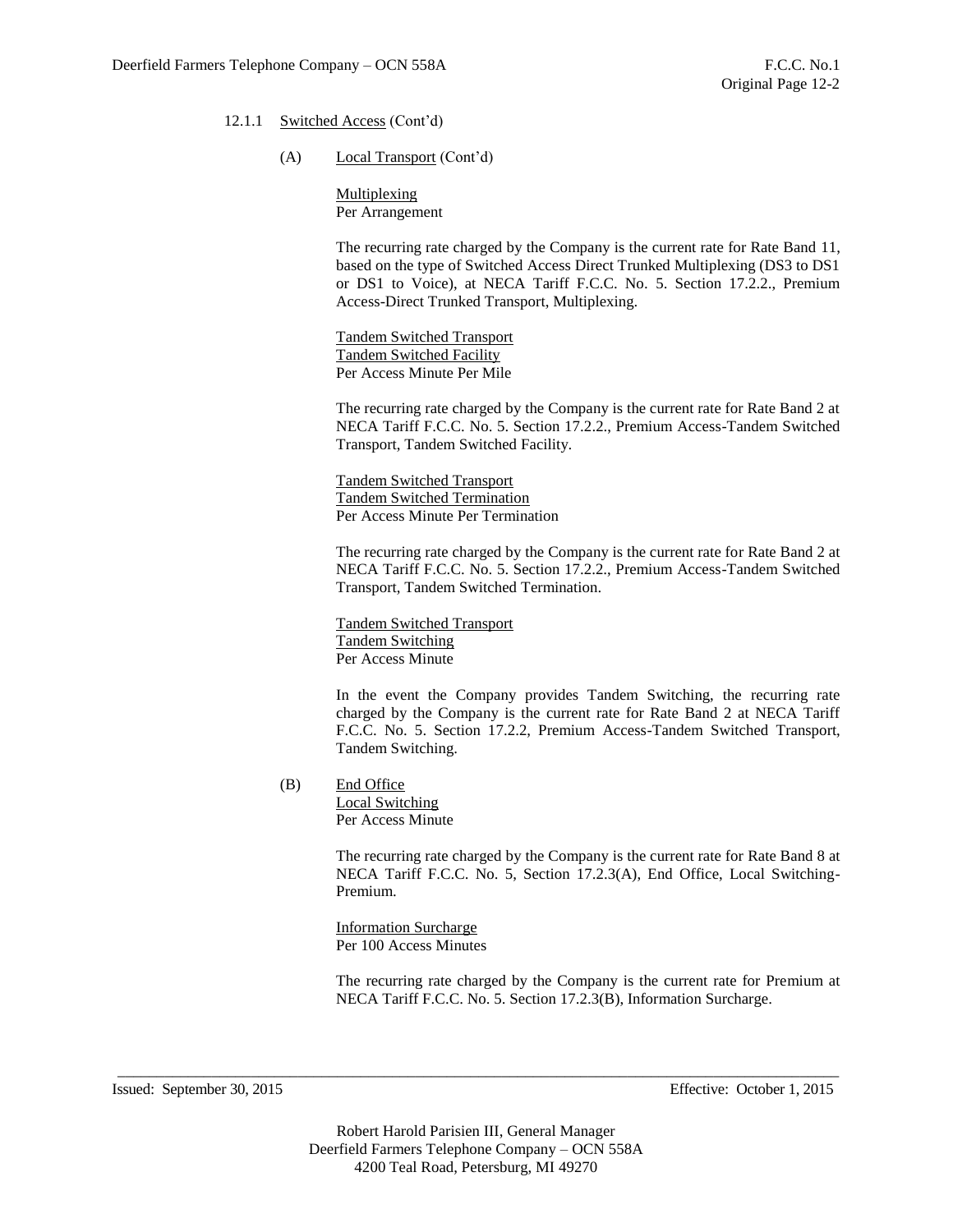12.1.1 Switched Access (Cont'd)

(A) Local Transport (Cont'd)

Multiplexing
Per Arrangement

The recurring rate charged by the Company is the current rate for Rate Band 11, based on the type of Switched Access Direct Trunked Multiplexing (DS3 to DS1 or DS1 to Voice), at NECA Tariff F.C.C. No. 5. Section 17.2.2., Premium Access-Direct Trunked Transport, Multiplexing.

Tandem Switched Transport
Tandem Switched Facility
Per Access Minute Per Mile

The recurring rate charged by the Company is the current rate for Rate Band 2 at NECA Tariff F.C.C. No. 5. Section 17.2.2., Premium Access-Tandem Switched Transport, Tandem Switched Facility.

Tandem Switched Transport
Tandem Switched Termination
Per Access Minute Per Termination

The recurring rate charged by the Company is the current rate for Rate Band 2 at NECA Tariff F.C.C. No. 5. Section 17.2.2., Premium Access-Tandem Switched Transport, Tandem Switched Termination.

Tandem Switched Transport
Tandem Switching
Per Access Minute

In the event the Company provides Tandem Switching, the recurring rate charged by the Company is the current rate for Rate Band 2 at NECA Tariff F.C.C. No. 5. Section 17.2.2, Premium Access-Tandem Switched Transport, Tandem Switching.

(B) End Office
Local Switching
Per Access Minute

The recurring rate charged by the Company is the current rate for Rate Band 8 at NECA Tariff F.C.C. No. 5, Section 17.2.3(A), End Office, Local Switching-Premium.

Information Surcharge
Per 100 Access Minutes

The recurring rate charged by the Company is the current rate for Premium at NECA Tariff F.C.C. No. 5. Section 17.2.3(B), Information Surcharge.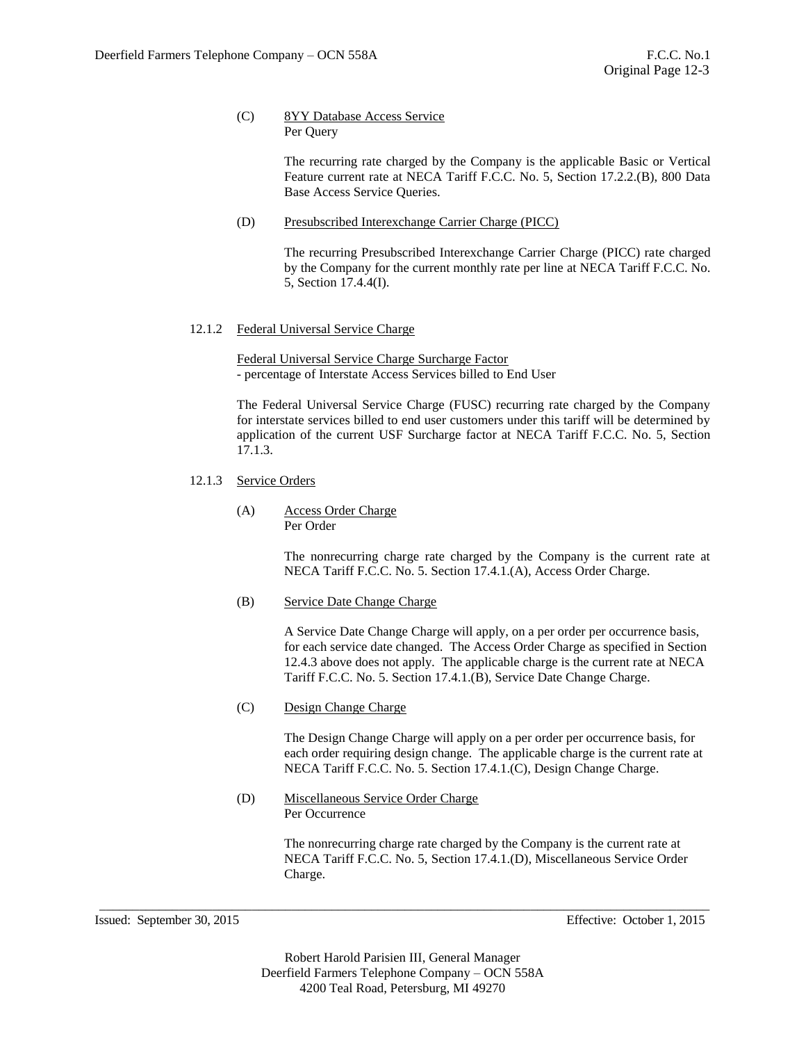(C) <u>8YY Database Access Service</u>
Per Query

The recurring rate charged by the Company is the applicable Basic or Vertical Feature current rate at NECA Tariff F.C.C. No. 5, Section 17.2.2.(B), 800 Data Base Access Service Queries.

(D) <u>Presubscribed Interexchange Carrier Charge (PICC)</u>

The recurring Presubscribed Interexchange Carrier Charge (PICC) rate charged by the Company for the current monthly rate per line at NECA Tariff F.C.C. No. 5, Section 17.4.4(I).

12.1.2 <u>Federal Universal Service Charge</u>

<u>Federal Universal Service Charge Surcharge Factor</u>
- percentage of Interstate Access Services billed to End User

The Federal Universal Service Charge (FUSC) recurring rate charged by the Company for interstate services billed to end user customers under this tariff will be determined by application of the current USF Surcharge factor at NECA Tariff F.C.C. No. 5, Section 17.1.3.

12.1.3 <u>Service Orders</u>

(A) <u>Access Order Charge</u>
Per Order

The nonrecurring charge rate charged by the Company is the current rate at NECA Tariff F.C.C. No. 5. Section 17.4.1.(A), Access Order Charge.

(B) <u>Service Date Change Charge</u>

A Service Date Change Charge will apply, on a per order per occurrence basis, for each service date changed. The Access Order Charge as specified in Section 12.4.3 above does not apply. The applicable charge is the current rate at NECA Tariff F.C.C. No. 5. Section 17.4.1.(B), Service Date Change Charge.

(C) <u>Design Change Charge</u>

The Design Change Charge will apply on a per order per occurrence basis, for each order requiring design change. The applicable charge is the current rate at NECA Tariff F.C.C. No. 5. Section 17.4.1.(C), Design Change Charge.

(D) <u>Miscellaneous Service Order Charge</u>
Per Occurrence

The nonrecurring charge rate charged by the Company is the current rate at NECA Tariff F.C.C. No. 5, Section 17.4.1.(D), Miscellaneous Service Order Charge.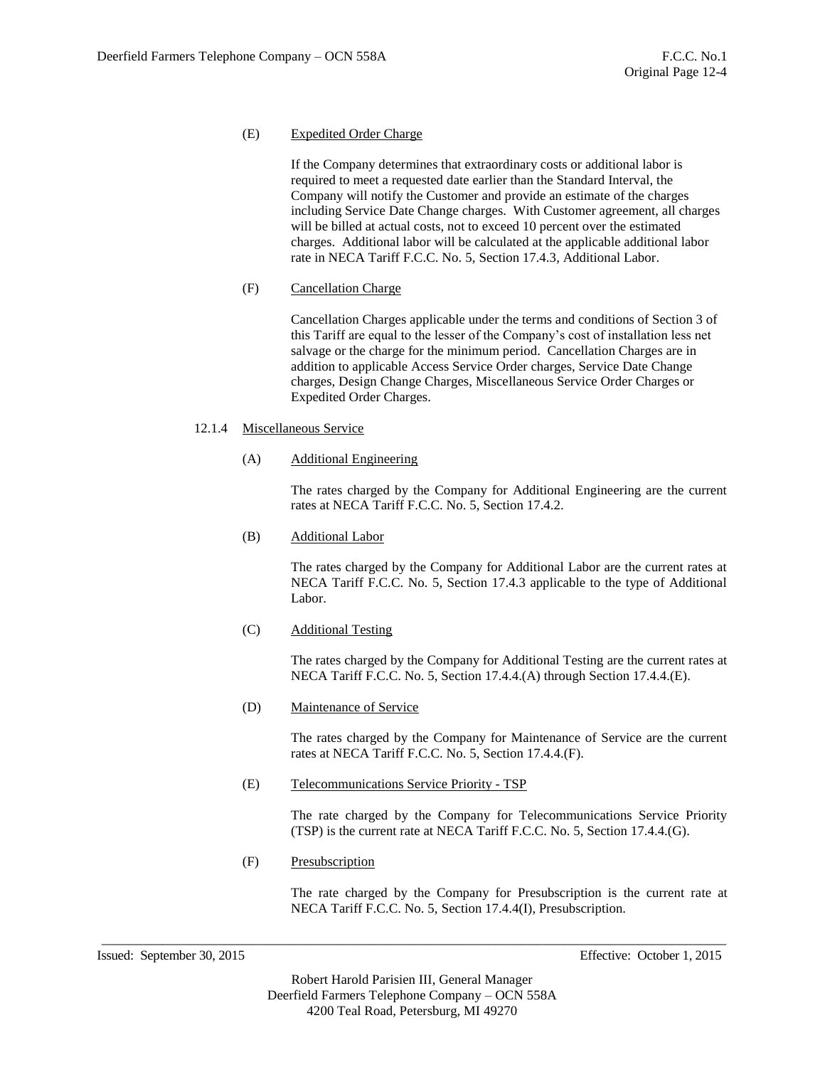(E) Expedited Order Charge

If the Company determines that extraordinary costs or additional labor is required to meet a requested date earlier than the Standard Interval, the Company will notify the Customer and provide an estimate of the charges including Service Date Change charges. With Customer agreement, all charges will be billed at actual costs, not to exceed 10 percent over the estimated charges. Additional labor will be calculated at the applicable additional labor rate in NECA Tariff F.C.C. No. 5, Section 17.4.3, Additional Labor.

(F) Cancellation Charge

Cancellation Charges applicable under the terms and conditions of Section 3 of this Tariff are equal to the lesser of the Company's cost of installation less net salvage or the charge for the minimum period. Cancellation Charges are in addition to applicable Access Service Order charges, Service Date Change charges, Design Change Charges, Miscellaneous Service Order Charges or Expedited Order Charges.

12.1.4 Miscellaneous Service

(A) Additional Engineering

The rates charged by the Company for Additional Engineering are the current rates at NECA Tariff F.C.C. No. 5, Section 17.4.2.

(B) Additional Labor

The rates charged by the Company for Additional Labor are the current rates at NECA Tariff F.C.C. No. 5, Section 17.4.3 applicable to the type of Additional Labor.

(C) Additional Testing

The rates charged by the Company for Additional Testing are the current rates at NECA Tariff F.C.C. No. 5, Section 17.4.4.(A) through Section 17.4.4.(E).

(D) Maintenance of Service

The rates charged by the Company for Maintenance of Service are the current rates at NECA Tariff F.C.C. No. 5, Section 17.4.4.(F).

(E) Telecommunications Service Priority - TSP

The rate charged by the Company for Telecommunications Service Priority (TSP) is the current rate at NECA Tariff F.C.C. No. 5, Section 17.4.4.(G).

(F) Presubscription

The rate charged by the Company for Presubscription is the current rate at NECA Tariff F.C.C. No. 5, Section 17.4.4(I), Presubscription.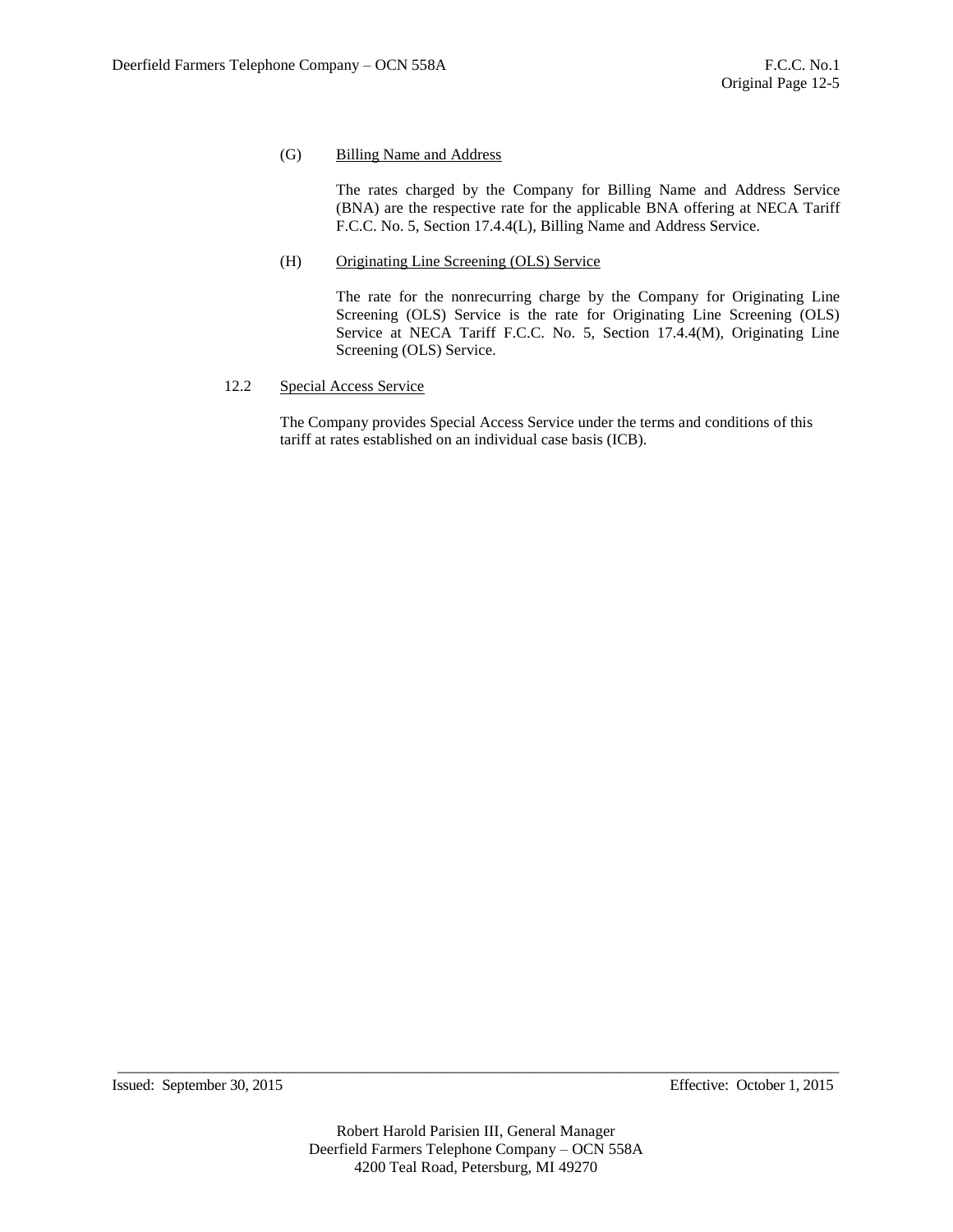(G) Billing Name and Address

The rates charged by the Company for Billing Name and Address Service (BNA) are the respective rate for the applicable BNA offering at NECA Tariff F.C.C. No. 5, Section 17.4.4(L), Billing Name and Address Service.

(H) Originating Line Screening (OLS) Service

The rate for the nonrecurring charge by the Company for Originating Line Screening (OLS) Service is the rate for Originating Line Screening (OLS) Service at NECA Tariff F.C.C. No. 5, Section 17.4.4(M), Originating Line Screening (OLS) Service.

12.2 Special Access Service

The Company provides Special Access Service under the terms and conditions of this tariff at rates established on an individual case basis (ICB).

Issued: September 30, 2015 Effective: October 1, 2015

Robert Harold Parisien III, General Manager
Deerfield Farmers Telephone Company – OCN 558A
4200 Teal Road, Petersburg, MI 49270